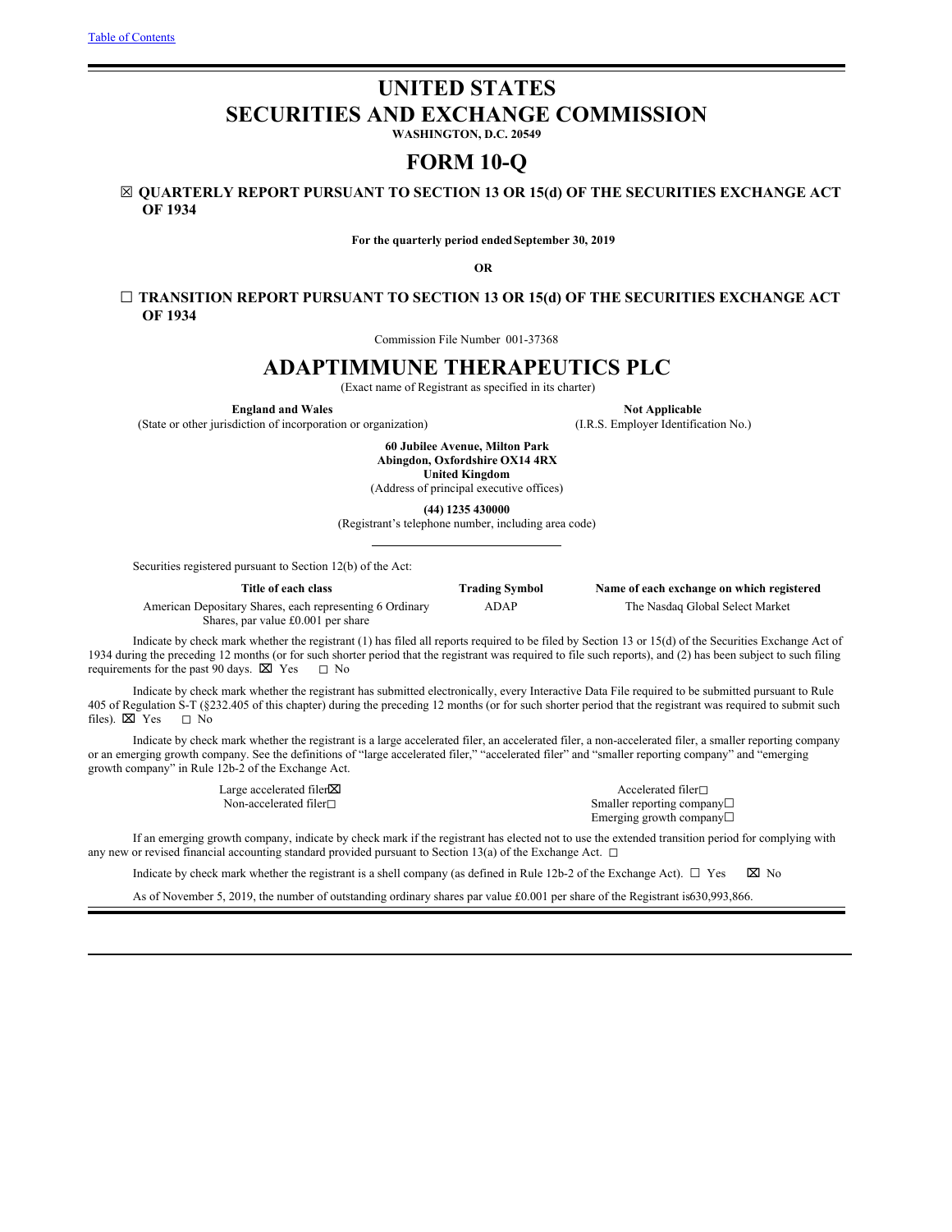Table of Contents

# UNITED STATES
# SECURITIES AND EXCHANGE COMMISSION

**WASHINGTON, D.C. 20549**

# FORM 10-Q

☒ **QUARTERLY REPORT PURSUANT TO SECTION 13 OR 15(d) OF THE SECURITIES EXCHANGE ACT OF 1934**

**For the quarterly period ended September 30, 2019**

**OR**

☐ **TRANSITION REPORT PURSUANT TO SECTION 13 OR 15(d) OF THE SECURITIES EXCHANGE ACT OF 1934**

Commission File Number 001-37368

# ADAPTIMMUNE THERAPEUTICS PLC

(Exact name of Registrant as specified in its charter)

| **England and Wales** | **Not Applicable** |
|---|---|
| (State or other jurisdiction of incorporation or organization) | (I.R.S. Employer Identification No.) |

**60 Jubilee Avenue, Milton Park**
**Abingdon, Oxfordshire OX14 4RX**
**United Kingdom**
(Address of principal executive offices)

**(44) 1235 430000**
(Registrant's telephone number, including area code)

Securities registered pursuant to Section 12(b) of the Act:

| Title of each class | Trading Symbol | Name of each exchange on which registered |
|---|---|---|
| American Depositary Shares, each representing 6 Ordinary Shares, par value £0.001 per share | ADAP | The Nasdaq Global Select Market |

Indicate by check mark whether the registrant (1) has filed all reports required to be filed by Section 13 or 15(d) of the Securities Exchange Act of 1934 during the preceding 12 months (or for such shorter period that the registrant was required to file such reports), and (2) has been subject to such filing requirements for the past 90 days. ☒ Yes ☐ No

Indicate by check mark whether the registrant has submitted electronically, every Interactive Data File required to be submitted pursuant to Rule 405 of Regulation S-T (§232.405 of this chapter) during the preceding 12 months (or for such shorter period that the registrant was required to submit such files). ☒ Yes ☐ No

Indicate by check mark whether the registrant is a large accelerated filer, an accelerated filer, a non-accelerated filer, a smaller reporting company or an emerging growth company. See the definitions of "large accelerated filer," "accelerated filer" and "smaller reporting company" and "emerging growth company" in Rule 12b-2 of the Exchange Act.

| | |
|---|---|
| Large accelerated filer☒ | Accelerated filer☐ |
| Non-accelerated filer☐ | Smaller reporting company☐ |
| | Emerging growth company☐ |

If an emerging growth company, indicate by check mark if the registrant has elected not to use the extended transition period for complying with any new or revised financial accounting standard provided pursuant to Section 13(a) of the Exchange Act. ☐

Indicate by check mark whether the registrant is a shell company (as defined in Rule 12b-2 of the Exchange Act). ☐ Yes ☒ No

As of November 5, 2019, the number of outstanding ordinary shares par value £0.001 per share of the Registrant is630,993,866.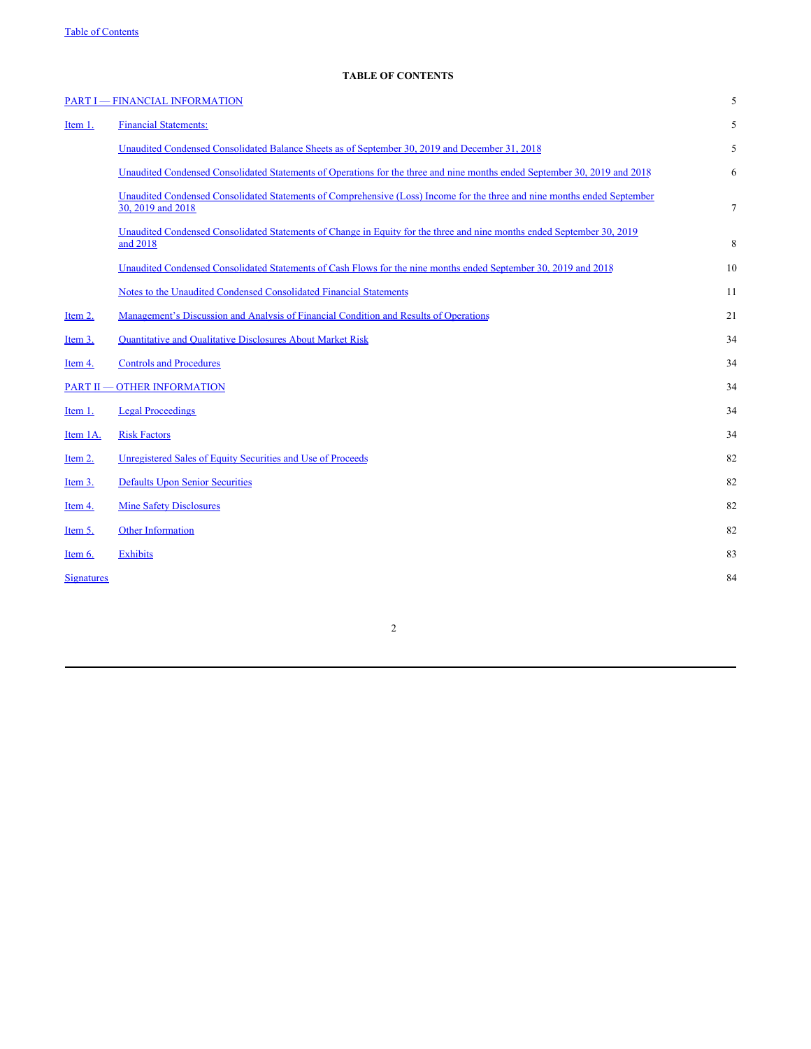## TABLE OF CONTENTS

| | | |
|---|---|---|
| PART I — FINANCIAL INFORMATION | | 5 |
| Item 1. | Financial Statements: | 5 |
| | Unaudited Condensed Consolidated Balance Sheets as of September 30, 2019 and December 31, 2018 | 5 |
| | Unaudited Condensed Consolidated Statements of Operations for the three and nine months ended September 30, 2019 and 2018 | 6 |
| | Unaudited Condensed Consolidated Statements of Comprehensive (Loss) Income for the three and nine months ended September 30, 2019 and 2018 | 7 |
| | Unaudited Condensed Consolidated Statements of Change in Equity for the three and nine months ended September 30, 2019 and 2018 | 8 |
| | Unaudited Condensed Consolidated Statements of Cash Flows for the nine months ended September 30, 2019 and 2018 | 10 |
| | Notes to the Unaudited Condensed Consolidated Financial Statements | 11 |
| Item 2. | Management's Discussion and Analysis of Financial Condition and Results of Operations | 21 |
| Item 3. | Quantitative and Qualitative Disclosures About Market Risk | 34 |
| Item 4. | Controls and Procedures | 34 |
| PART II — OTHER INFORMATION | | 34 |
| Item 1. | Legal Proceedings | 34 |
| Item 1A. | Risk Factors | 34 |
| Item 2. | Unregistered Sales of Equity Securities and Use of Proceeds | 82 |
| Item 3. | Defaults Upon Senior Securities | 82 |
| Item 4. | Mine Safety Disclosures | 82 |
| Item 5. | Other Information | 82 |
| Item 6. | Exhibits | 83 |
| Signatures | | 84 |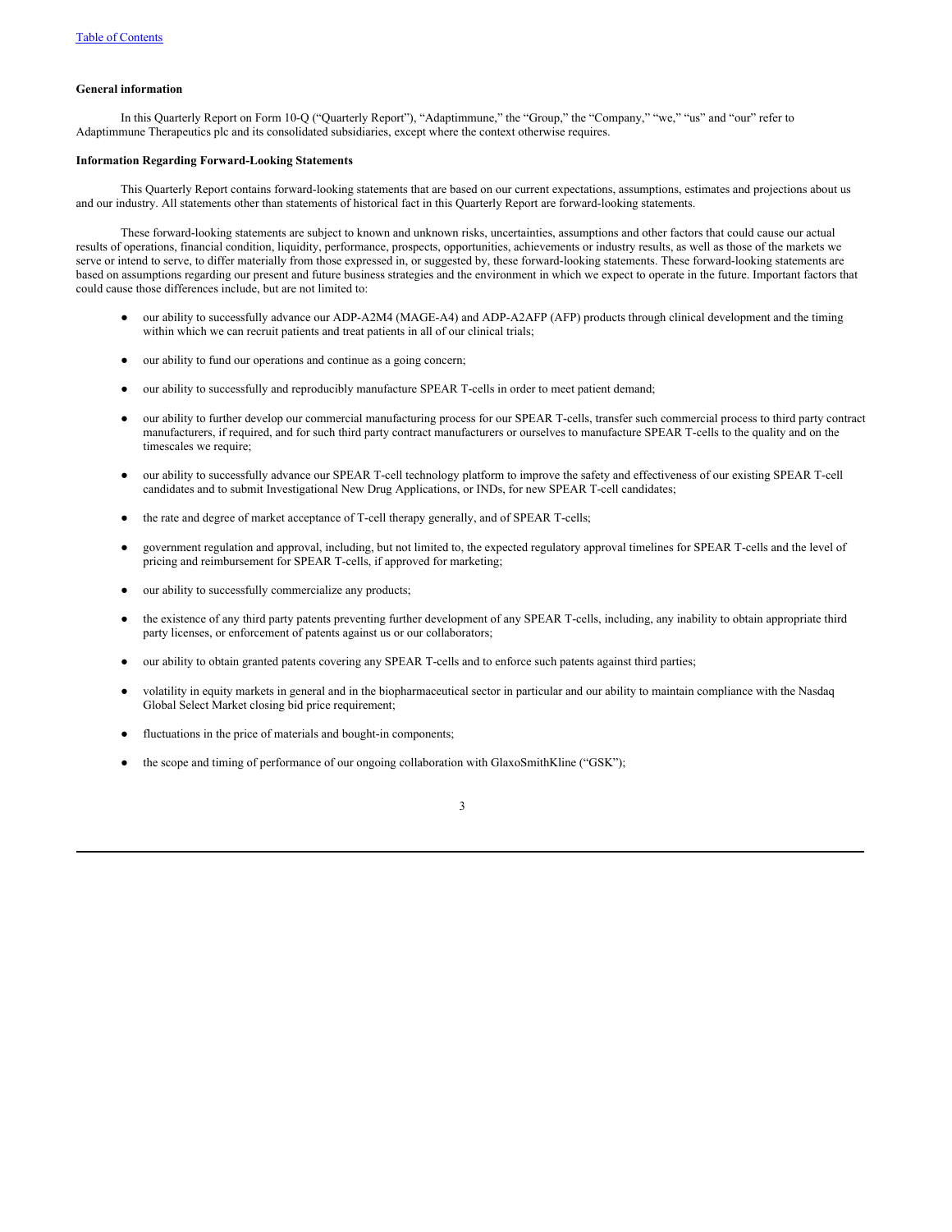**General information**

In this Quarterly Report on Form 10-Q ("Quarterly Report"), "Adaptimmune," the "Group," the "Company," "we," "us" and "our" refer to Adaptimmune Therapeutics plc and its consolidated subsidiaries, except where the context otherwise requires.

**Information Regarding Forward-Looking Statements**

This Quarterly Report contains forward-looking statements that are based on our current expectations, assumptions, estimates and projections about us and our industry. All statements other than statements of historical fact in this Quarterly Report are forward-looking statements.

These forward-looking statements are subject to known and unknown risks, uncertainties, assumptions and other factors that could cause our actual results of operations, financial condition, liquidity, performance, prospects, opportunities, achievements or industry results, as well as those of the markets we serve or intend to serve, to differ materially from those expressed in, or suggested by, these forward-looking statements. These forward-looking statements are based on assumptions regarding our present and future business strategies and the environment in which we expect to operate in the future. Important factors that could cause those differences include, but are not limited to:

- our ability to successfully advance our ADP-A2M4 (MAGE-A4) and ADP-A2AFP (AFP) products through clinical development and the timing within which we can recruit patients and treat patients in all of our clinical trials;
- our ability to fund our operations and continue as a going concern;
- our ability to successfully and reproducibly manufacture SPEAR T-cells in order to meet patient demand;
- our ability to further develop our commercial manufacturing process for our SPEAR T-cells, transfer such commercial process to third party contract manufacturers, if required, and for such third party contract manufacturers or ourselves to manufacture SPEAR T-cells to the quality and on the timescales we require;
- our ability to successfully advance our SPEAR T-cell technology platform to improve the safety and effectiveness of our existing SPEAR T-cell candidates and to submit Investigational New Drug Applications, or INDs, for new SPEAR T-cell candidates;
- the rate and degree of market acceptance of T-cell therapy generally, and of SPEAR T-cells;
- government regulation and approval, including, but not limited to, the expected regulatory approval timelines for SPEAR T-cells and the level of pricing and reimbursement for SPEAR T-cells, if approved for marketing;
- our ability to successfully commercialize any products;
- the existence of any third party patents preventing further development of any SPEAR T-cells, including, any inability to obtain appropriate third party licenses, or enforcement of patents against us or our collaborators;
- our ability to obtain granted patents covering any SPEAR T-cells and to enforce such patents against third parties;
- volatility in equity markets in general and in the biopharmaceutical sector in particular and our ability to maintain compliance with the Nasdaq Global Select Market closing bid price requirement;
- fluctuations in the price of materials and bought-in components;
- the scope and timing of performance of our ongoing collaboration with GlaxoSmithKline ("GSK");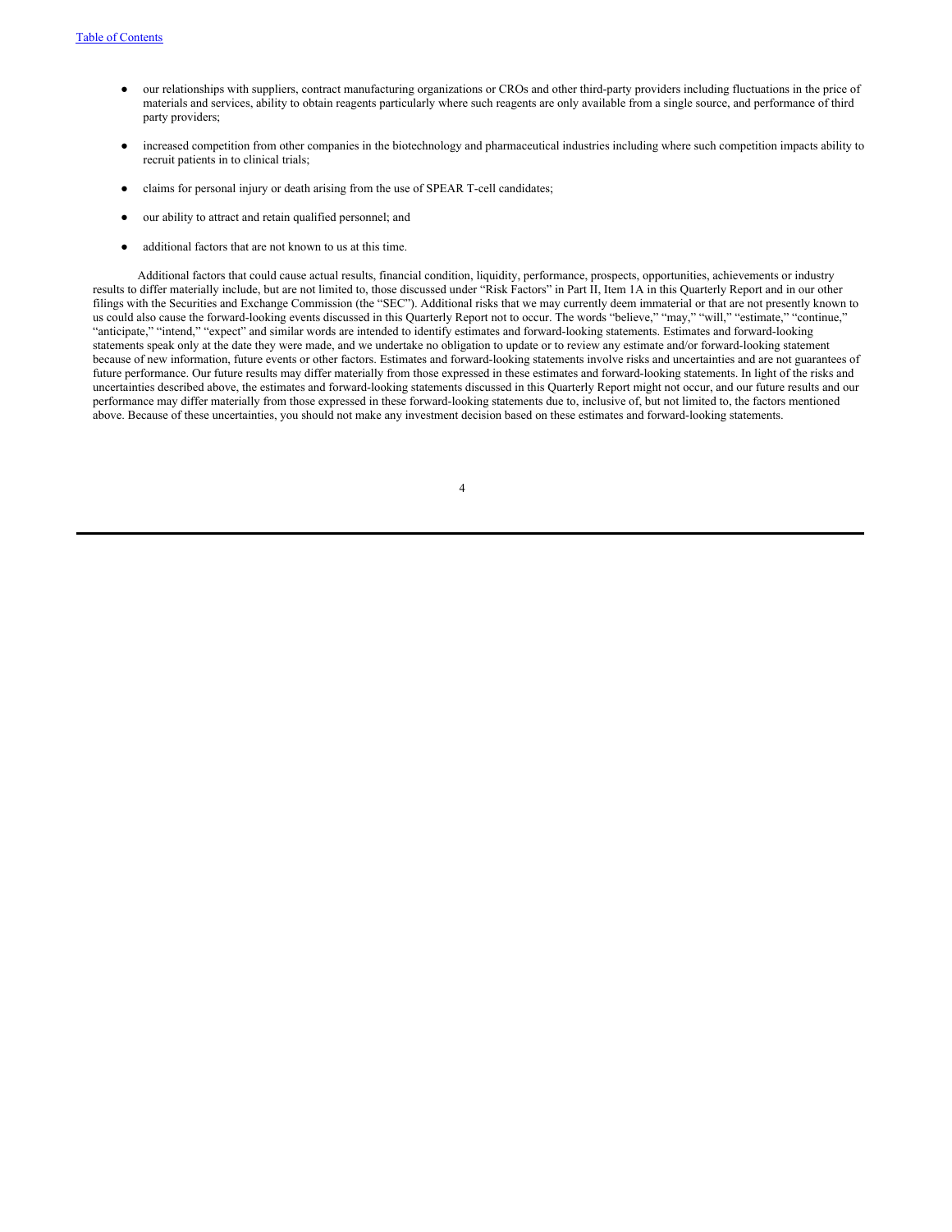- our relationships with suppliers, contract manufacturing organizations or CROs and other third-party providers including fluctuations in the price of materials and services, ability to obtain reagents particularly where such reagents are only available from a single source, and performance of third party providers;
- increased competition from other companies in the biotechnology and pharmaceutical industries including where such competition impacts ability to recruit patients in to clinical trials;
- claims for personal injury or death arising from the use of SPEAR T-cell candidates;
- our ability to attract and retain qualified personnel; and
- additional factors that are not known to us at this time.

Additional factors that could cause actual results, financial condition, liquidity, performance, prospects, opportunities, achievements or industry results to differ materially include, but are not limited to, those discussed under "Risk Factors" in Part II, Item 1A in this Quarterly Report and in our other filings with the Securities and Exchange Commission (the "SEC"). Additional risks that we may currently deem immaterial or that are not presently known to us could also cause the forward-looking events discussed in this Quarterly Report not to occur. The words "believe," "may," "will," "estimate," "continue," "anticipate," "intend," "expect" and similar words are intended to identify estimates and forward-looking statements. Estimates and forward-looking statements speak only at the date they were made, and we undertake no obligation to update or to review any estimate and/or forward-looking statement because of new information, future events or other factors. Estimates and forward-looking statements involve risks and uncertainties and are not guarantees of future performance. Our future results may differ materially from those expressed in these estimates and forward-looking statements. In light of the risks and uncertainties described above, the estimates and forward-looking statements discussed in this Quarterly Report might not occur, and our future results and our performance may differ materially from those expressed in these forward-looking statements due to, inclusive of, but not limited to, the factors mentioned above. Because of these uncertainties, you should not make any investment decision based on these estimates and forward-looking statements.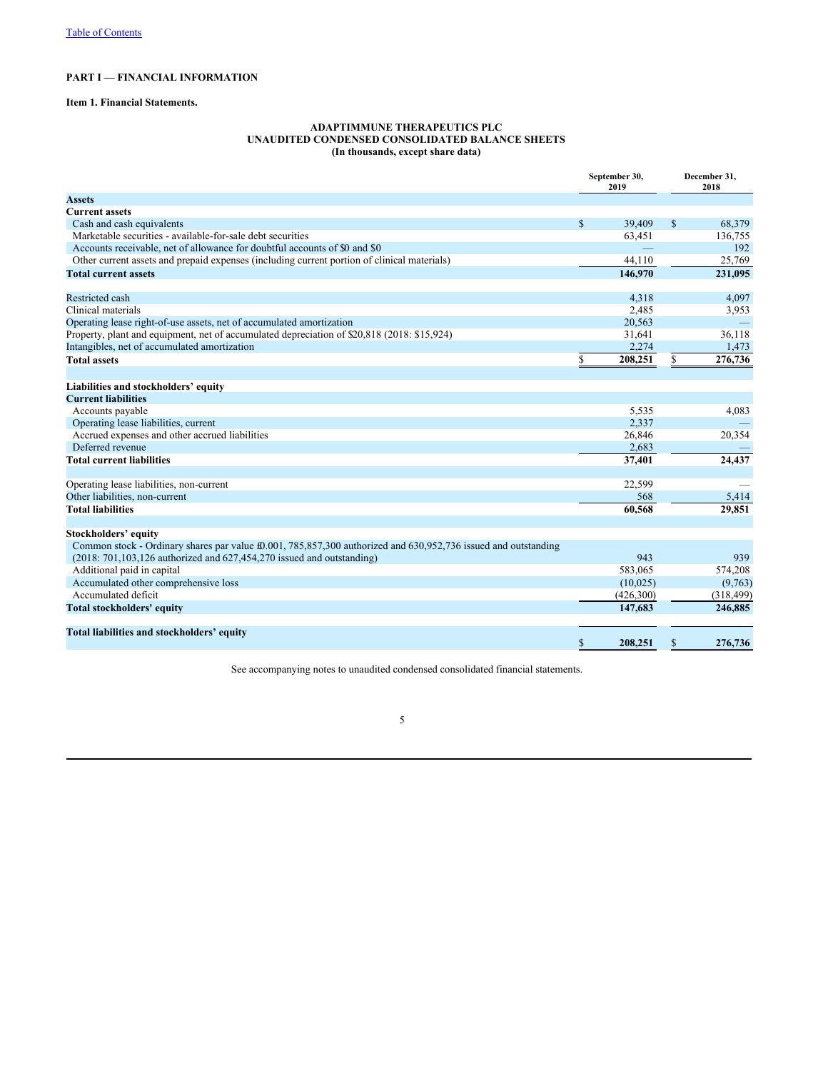[Table of Contents](#)

**PART I — FINANCIAL INFORMATION**

**Item 1. Financial Statements.**

**ADAPTIMMUNE THERAPEUTICS PLC**
**UNAUDITED CONDENSED CONSOLIDATED BALANCE SHEETS**
**(In thousands, except share data)**

| | September 30, 2019 | December 31, 2018 |
|---|---|---|
| **Assets** | | |
| **Current assets** | | |
| Cash and cash equivalents | $ 39,409 | $ 68,379 |
| Marketable securities - available-for-sale debt securities | 63,451 | 136,755 |
| Accounts receivable, net of allowance for doubtful accounts of $0 and $0 | — | 192 |
| Other current assets and prepaid expenses (including current portion of clinical materials) | 44,110 | 25,769 |
| **Total current assets** | **146,970** | **231,095** |
| Restricted cash | 4,318 | 4,097 |
| Clinical materials | 2,485 | 3,953 |
| Operating lease right-of-use assets, net of accumulated amortization | 20,563 | — |
| Property, plant and equipment, net of accumulated depreciation of $20,818 (2018: $15,924) | 31,641 | 36,118 |
| Intangibles, net of accumulated amortization | 2,274 | 1,473 |
| **Total assets** | **$ 208,251** | **$ 276,736** |
| **Liabilities and stockholders' equity** | | |
| **Current liabilities** | | |
| Accounts payable | 5,535 | 4,083 |
| Operating lease liabilities, current | 2,337 | — |
| Accrued expenses and other accrued liabilities | 26,846 | 20,354 |
| Deferred revenue | 2,683 | — |
| **Total current liabilities** | **37,401** | **24,437** |
| Operating lease liabilities, non-current | 22,599 | — |
| Other liabilities, non-current | 568 | 5,414 |
| **Total liabilities** | **60,568** | **29,851** |
| **Stockholders' equity** | | |
| Common stock - Ordinary shares par value £0.001, 785,857,300 authorized and 630,952,736 issued and outstanding (2018: 701,103,126 authorized and 627,454,270 issued and outstanding) | 943 | 939 |
| Additional paid in capital | 583,065 | 574,208 |
| Accumulated other comprehensive loss | (10,025) | (9,763) |
| Accumulated deficit | (426,300) | (318,499) |
| **Total stockholders' equity** | **147,683** | **246,885** |
| **Total liabilities and stockholders' equity** | **$ 208,251** | **$ 276,736** |

See accompanying notes to unaudited condensed consolidated financial statements.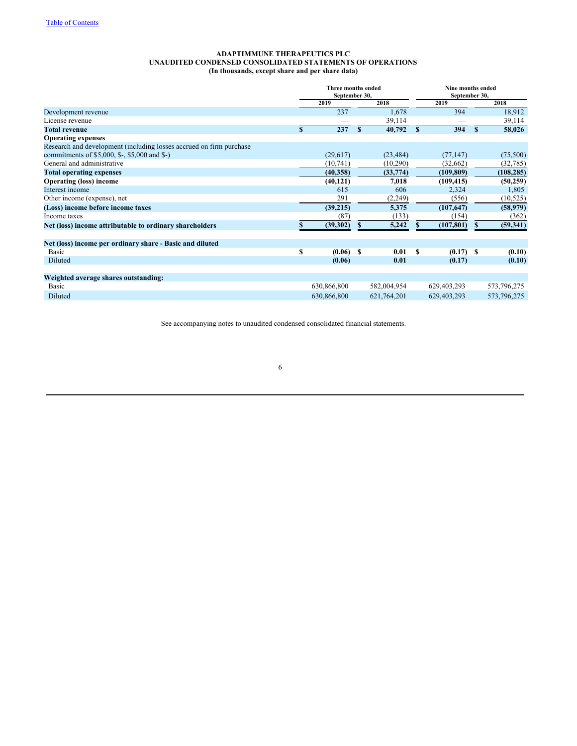[Table of Contents](#)

**ADAPTIMMUNE THERAPEUTICS PLC**
**UNAUDITED CONDENSED CONSOLIDATED STATEMENTS OF OPERATIONS**
**(In thousands, except share and per share data)**

| | Three months ended September 30, | | Nine months ended September 30, | |
|---|---|---|---|---|
| | 2019 | 2018 | 2019 | 2018 |
| Development revenue | 237 | 1,678 | 394 | 18,912 |
| License revenue | — | 39,114 | — | 39,114 |
| **Total revenue** | **$ 237** | **$ 40,792** | **$ 394** | **$ 58,026** |
| **Operating expenses** | | | | |
| Research and development (including losses accrued on firm purchase commitments of $5,000, $-, $5,000 and $-) | (29,617) | (23,484) | (77,147) | (75,500) |
| General and administrative | (10,741) | (10,290) | (32,662) | (32,785) |
| **Total operating expenses** | **(40,358)** | **(33,774)** | **(109,809)** | **(108,285)** |
| **Operating (loss) income** | **(40,121)** | **7,018** | **(109,415)** | **(50,259)** |
| Interest income | 615 | 606 | 2,324 | 1,805 |
| Other income (expense), net | 291 | (2,249) | (556) | (10,525) |
| **(Loss) income before income taxes** | **(39,215)** | **5,375** | **(107,647)** | **(58,979)** |
| Income taxes | (87) | (133) | (154) | (362) |
| **Net (loss) income attributable to ordinary shareholders** | **$ (39,302)** | **$ 5,242** | **$ (107,801)** | **$ (59,341)** |
| | | | | |
| **Net (loss) income per ordinary share - Basic and diluted** | | | | |
| Basic | **$ (0.06)** | **$ 0.01** | **$ (0.17)** | **$ (0.10)** |
| Diluted | **(0.06)** | **0.01** | **(0.17)** | **(0.10)** |
| | | | | |
| **Weighted average shares outstanding:** | | | | |
| Basic | 630,866,800 | 582,004,954 | 629,403,293 | 573,796,275 |
| Diluted | 630,866,800 | 621,764,201 | 629,403,293 | 573,796,275 |

See accompanying notes to unaudited condensed consolidated financial statements.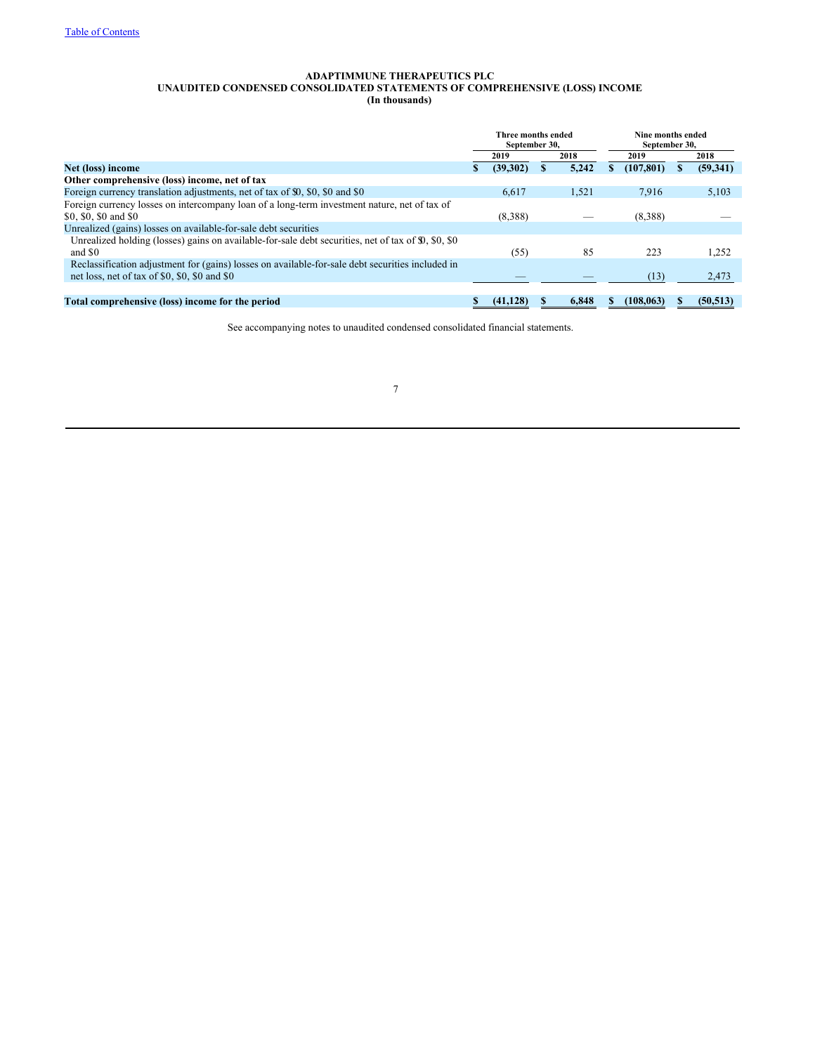Table of Contents

**ADAPTIMMUNE THERAPEUTICS PLC**
**UNAUDITED CONDENSED CONSOLIDATED STATEMENTS OF COMPREHENSIVE (LOSS) INCOME**
**(In thousands)**

| | Three months ended September 30, | | Nine months ended September 30, | |
|---|---|---|---|---|
| | 2019 | 2018 | 2019 | 2018 |
| **Net (loss) income** | **$ (39,302)** | **$ 5,242** | **$ (107,801)** | **$ (59,341)** |
| **Other comprehensive (loss) income, net of tax** | | | | |
| Foreign currency translation adjustments, net of tax of $0, $0, $0 and $0 | 6,617 | 1,521 | 7,916 | 5,103 |
| Foreign currency losses on intercompany loan of a long-term investment nature, net of tax of $0, $0, $0 and $0 | (8,388) | — | (8,388) | — |
| Unrealized (gains) losses on available-for-sale debt securities | | | | |
| Unrealized holding (losses) gains on available-for-sale debt securities, net of tax of $0, $0, $0 and $0 | (55) | 85 | 223 | 1,252 |
| Reclassification adjustment for (gains) losses on available-for-sale debt securities included in net loss, net of tax of $0, $0, $0 and $0 | — | — | (13) | 2,473 |
| **Total comprehensive (loss) income for the period** | **$ (41,128)** | **$ 6,848** | **$ (108,063)** | **$ (50,513)** |

See accompanying notes to unaudited condensed consolidated financial statements.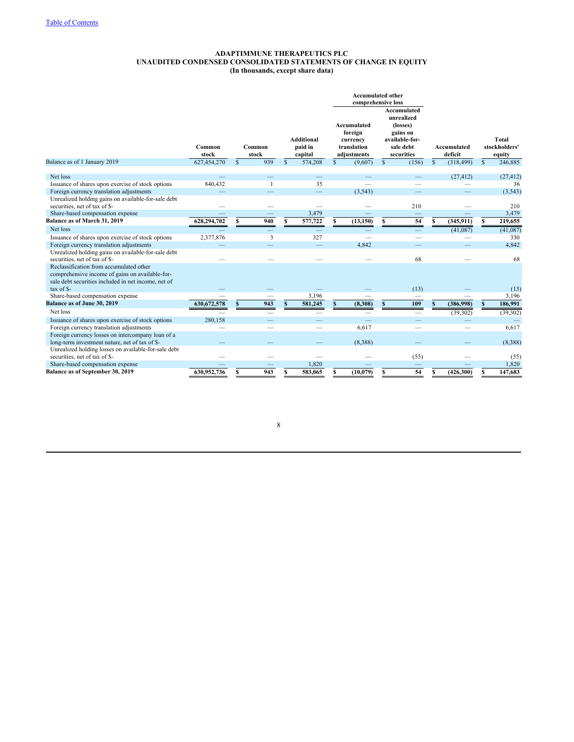# ADAPTIMMUNE THERAPEUTICS PLC
## UNAUDITED CONDENSED CONSOLIDATED STATEMENTS OF CHANGE IN EQUITY
### (In thousands, except share data)

| | Common stock | Common stock | Additional paid in capital | Accumulated other comprehensive loss: Accumulated foreign currency translation adjustments | Accumulated other comprehensive loss: Accumulated unrealized (losses) gains on available-for-sale debt securities | Accumulated deficit | Total stockholders' equity |
|---|---|---|---|---|---|---|---|
| Balance as of 1 January 2019 | 627,454,270 | $ 939 | $ 574,208 | $ (9,607) | $ (156) | $ (318,499) | $ 246,885 |
| Net loss | — | — | — | — | — | (27,412) | (27,412) |
| Issuance of shares upon exercise of stock options | 840,432 | 1 | 35 | — | — | — | 36 |
| Foreign currency translation adjustments | — | — | — | (3,543) | — | — | (3,543) |
| Unrealized holding gains on available-for-sale debt securities, net of tax of $- | — | — | — | — | 210 | — | 210 |
| Share-based compensation expense | — | — | 3,479 | — | — | — | 3,479 |
| **Balance as of March 31, 2019** | **628,294,702** | **$ 940** | **$ 577,722** | **$ (13,150)** | **$ 54** | **$ (345,911)** | **$ 219,655** |
| Net loss | — | — | — | — | — | (41,087) | (41,087) |
| Issuance of shares upon exercise of stock options | 2,377,876 | 3 | 327 | — | — | — | 330 |
| Foreign currency translation adjustments | — | — | — | 4,842 | — | — | 4,842 |
| Unrealized holding gains on available-for-sale debt securities, net of tax of $- | — | — | — | — | 68 | — | 68 |
| Reclassification from accumulated other comprehensive income of gains on available-for-sale debt securities included in net income, net of tax of $- | — | — | — | — | (13) | — | (13) |
| Share-based compensation expense | — | — | 3,196 | — | — | — | 3,196 |
| **Balance as of June 30, 2019** | **630,672,578** | **$ 943** | **$ 581,245** | **$ (8,308)** | **$ 109** | **$ (386,998)** | **$ 186,991** |
| Net loss | — | — | — | — | — | (39,302) | (39,302) |
| Issuance of shares upon exercise of stock options | 280,158 | — | — | — | — | — | — |
| Foreign currency translation adjustments | — | — | — | 6,617 | — | — | 6,617 |
| Foreign currency losses on intercompany loan of a long-term investment nature, net of tax of $- | — | — | — | (8,388) | — | — | (8,388) |
| Unrealized holding losses on available-for-sale debt securities, net of tax of $- | — | — | — | — | (55) | — | (55) |
| Share-based compensation expense | — | — | 1,820 | — | — | — | 1,820 |
| **Balance as of September 30, 2019** | **630,952,736** | **$ 943** | **$ 583,065** | **$ (10,079)** | **$ 54** | **$ (426,300)** | **$ 147,683** |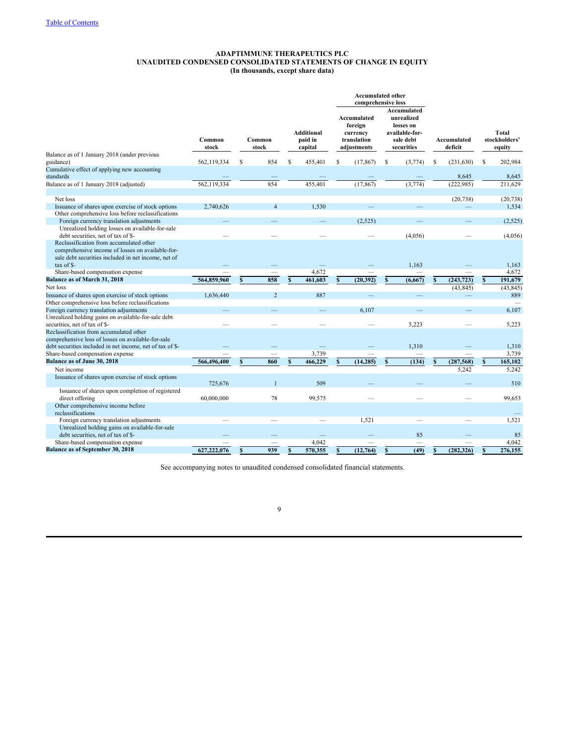# ADAPTIMMUNE THERAPEUTICS PLC
## UNAUDITED CONDENSED CONSOLIDATED STATEMENTS OF CHANGE IN EQUITY
### (In thousands, except share data)

| | Common stock | Common stock | Additional paid in capital | Accumulated other comprehensive loss: Accumulated foreign currency translation adjustments | Accumulated other comprehensive loss: Accumulated unrealized losses on available-for-sale debt securities | Accumulated deficit | Total stockholders' equity |
|---|---|---|---|---|---|---|---|
| Balance as of 1 January 2018 (under previous guidance) | 562,119,334 | $ 854 | $ 455,401 | $ (17,867) | $ (3,774) | $ (231,630) | $ 202,984 |
| Cumulative effect of applying new accounting standards | — | — | — | — | — | 8,645 | 8,645 |
| Balance as of 1 January 2018 (adjusted) | 562,119,334 | 854 | 455,401 | (17,867) | (3,774) | (222,985) | 211,629 |
| Net loss | | | | | | (20,738) | (20,738) |
| Issuance of shares upon exercise of stock options | 2,740,626 | 4 | 1,530 | — | — | — | 1,534 |
| Other comprehensive loss before reclassifications | | | | | | | |
| Foreign currency translation adjustments | — | — | — | (2,525) | — | — | (2,525) |
| Unrealized holding losses on available-for-sale debt securities, net of tax of $- | — | — | — | — | (4,056) | — | (4,056) |
| Reclassification from accumulated other comprehensive income of losses on available-for-sale debt securities included in net income, net of tax of $- | — | — | — | — | 1,163 | — | 1,163 |
| Share-based compensation expense | — | — | 4,672 | — | — | — | 4,672 |
| **Balance as of March 31, 2018** | **564,859,960** | **$ 858** | **$ 461,603** | **$ (20,392)** | **$ (6,667)** | **$ (243,723)** | **$ 191,679** |
| Net loss | | | | | | (43,845) | (43,845) |
| Issuance of shares upon exercise of stock options | 1,636,440 | 2 | 887 | — | — | — | 889 |
| Other comprehensive loss before reclassifications | | | | | | | — |
| Foreign currency translation adjustments | — | — | — | 6,107 | — | — | 6,107 |
| Unrealized holding gains on available-for-sale debt securities, net of tax of $- | — | — | — | — | 5,223 | — | 5,223 |
| Reclassification from accumulated other comprehensive loss of losses on available-for-sale debt securities included in net income, net of tax of $- | — | — | — | — | 1,310 | — | 1,310 |
| Share-based compensation expense | — | — | 3,739 | — | — | — | 3,739 |
| **Balance as of June 30, 2018** | **566,496,400** | **$ 860** | **$ 466,229** | **$ (14,285)** | **$ (134)** | **$ (287,568)** | **$ 165,102** |
| Net income | | | | | | 5,242 | 5,242 |
| Issuance of shares upon exercise of stock options | 725,676 | 1 | 509 | — | — | — | 510 |
| Issuance of shares upon completion of registered direct offering | 60,000,000 | 78 | 99,575 | — | — | — | 99,653 |
| Other comprehensive income before reclassifications | | | | | | | — |
| Foreign currency translation adjustments | — | — | — | 1,521 | — | — | 1,521 |
| Unrealized holding gains on available-for-sale debt securities, net of tax of $- | — | — | — | — | 85 | — | 85 |
| Share-based compensation expense | — | — | 4,042 | — | — | — | 4,042 |
| **Balance as of September 30, 2018** | **627,222,076** | **$ 939** | **$ 570,355** | **$ (12,764)** | **$ (49)** | **$ (282,326)** | **$ 276,155** |

See accompanying notes to unaudited condensed consolidated financial statements.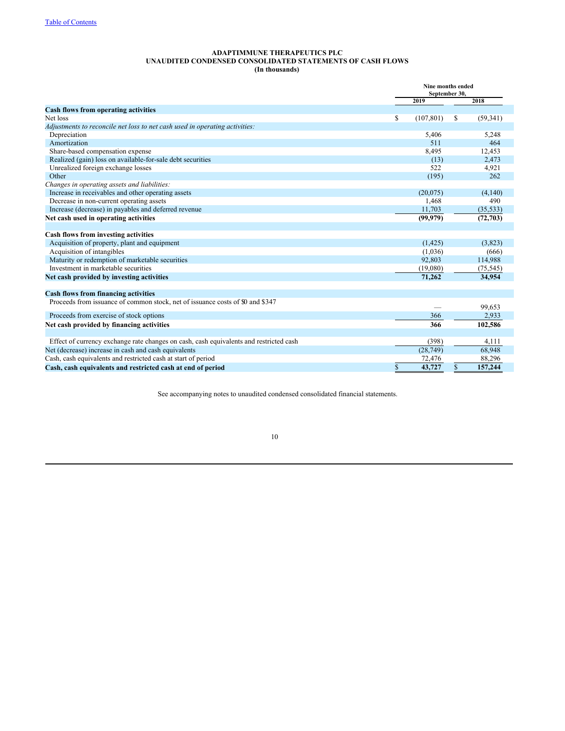[Table of Contents](#)

**ADAPTIMMUNE THERAPEUTICS PLC**
**UNAUDITED CONDENSED CONSOLIDATED STATEMENTS OF CASH FLOWS**
**(In thousands)**

| | Nine months ended September 30, | |
|---|---|---|
| | 2019 | 2018 |
| **Cash flows from operating activities** | | |
| Net loss | $ (107,801) | $ (59,341) |
| *Adjustments to reconcile net loss to net cash used in operating activities:* | | |
| Depreciation | 5,406 | 5,248 |
| Amortization | 511 | 464 |
| Share-based compensation expense | 8,495 | 12,453 |
| Realized (gain) loss on available-for-sale debt securities | (13) | 2,473 |
| Unrealized foreign exchange losses | 522 | 4,921 |
| Other | (195) | 262 |
| *Changes in operating assets and liabilities:* | | |
| Increase in receivables and other operating assets | (20,075) | (4,140) |
| Decrease in non-current operating assets | 1,468 | 490 |
| Increase (decrease) in payables and deferred revenue | 11,703 | (35,533) |
| **Net cash used in operating activities** | **(99,979)** | **(72,703)** |
| | | |
| **Cash flows from investing activities** | | |
| Acquisition of property, plant and equipment | (1,425) | (3,823) |
| Acquisition of intangibles | (1,036) | (666) |
| Maturity or redemption of marketable securities | 92,803 | 114,988 |
| Investment in marketable securities | (19,080) | (75,545) |
| **Net cash provided by investing activities** | **71,262** | **34,954** |
| | | |
| **Cash flows from financing activities** | | |
| Proceeds from issuance of common stock, net of issuance costs of $0 and $347 | — | 99,653 |
| Proceeds from exercise of stock options | 366 | 2,933 |
| **Net cash provided by financing activities** | **366** | **102,586** |
| | | |
| Effect of currency exchange rate changes on cash, cash equivalents and restricted cash | (398) | 4,111 |
| Net (decrease) increase in cash and cash equivalents | (28,749) | 68,948 |
| Cash, cash equivalents and restricted cash at start of period | 72,476 | 88,296 |
| **Cash, cash equivalents and restricted cash at end of period** | **$ 43,727** | **$ 157,244** |

See accompanying notes to unaudited condensed consolidated financial statements.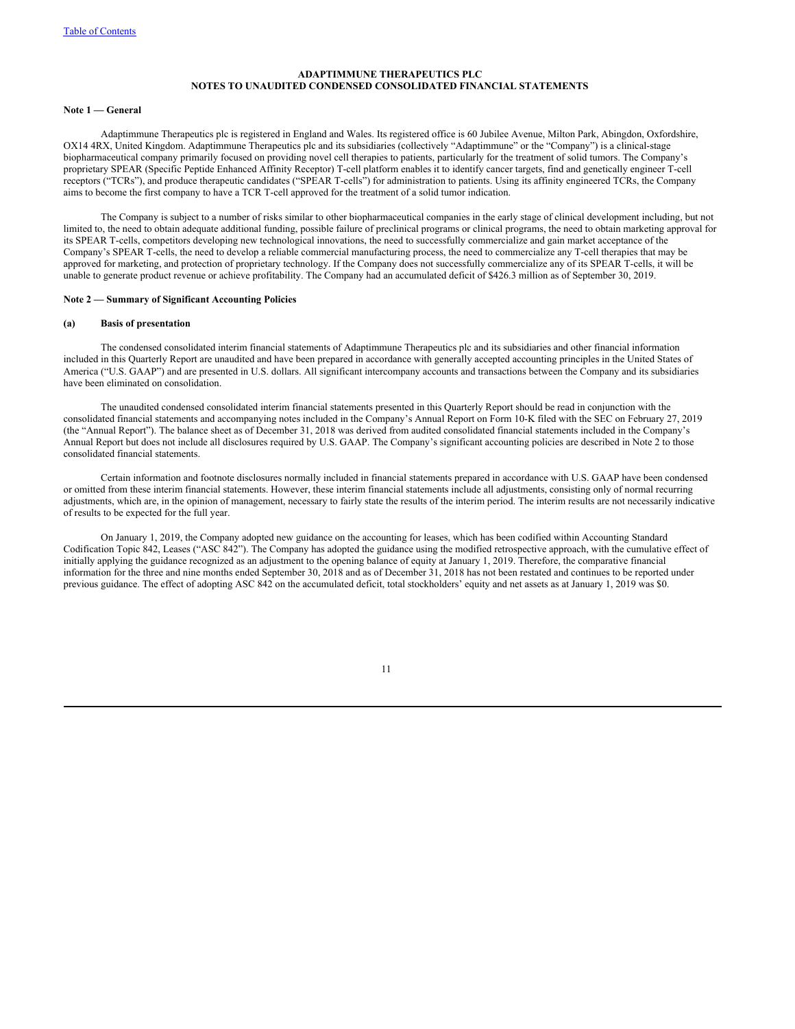**ADAPTIMMUNE THERAPEUTICS PLC**
**NOTES TO UNAUDITED CONDENSED CONSOLIDATED FINANCIAL STATEMENTS**

**Note 1 — General**

Adaptimmune Therapeutics plc is registered in England and Wales. Its registered office is 60 Jubilee Avenue, Milton Park, Abingdon, Oxfordshire, OX14 4RX, United Kingdom. Adaptimmune Therapeutics plc and its subsidiaries (collectively "Adaptimmune" or the "Company") is a clinical-stage biopharmaceutical company primarily focused on providing novel cell therapies to patients, particularly for the treatment of solid tumors. The Company's proprietary SPEAR (Specific Peptide Enhanced Affinity Receptor) T-cell platform enables it to identify cancer targets, find and genetically engineer T-cell receptors ("TCRs"), and produce therapeutic candidates ("SPEAR T-cells") for administration to patients. Using its affinity engineered TCRs, the Company aims to become the first company to have a TCR T-cell approved for the treatment of a solid tumor indication.

The Company is subject to a number of risks similar to other biopharmaceutical companies in the early stage of clinical development including, but not limited to, the need to obtain adequate additional funding, possible failure of preclinical programs or clinical programs, the need to obtain marketing approval for its SPEAR T-cells, competitors developing new technological innovations, the need to successfully commercialize and gain market acceptance of the Company's SPEAR T-cells, the need to develop a reliable commercial manufacturing process, the need to commercialize any T-cell therapies that may be approved for marketing, and protection of proprietary technology. If the Company does not successfully commercialize any of its SPEAR T-cells, it will be unable to generate product revenue or achieve profitability. The Company had an accumulated deficit of $426.3 million as of September 30, 2019.

**Note 2 — Summary of Significant Accounting Policies**

**(a) Basis of presentation**

The condensed consolidated interim financial statements of Adaptimmune Therapeutics plc and its subsidiaries and other financial information included in this Quarterly Report are unaudited and have been prepared in accordance with generally accepted accounting principles in the United States of America ("U.S. GAAP") and are presented in U.S. dollars. All significant intercompany accounts and transactions between the Company and its subsidiaries have been eliminated on consolidation.

The unaudited condensed consolidated interim financial statements presented in this Quarterly Report should be read in conjunction with the consolidated financial statements and accompanying notes included in the Company's Annual Report on Form 10-K filed with the SEC on February 27, 2019 (the "Annual Report"). The balance sheet as of December 31, 2018 was derived from audited consolidated financial statements included in the Company's Annual Report but does not include all disclosures required by U.S. GAAP. The Company's significant accounting policies are described in Note 2 to those consolidated financial statements.

Certain information and footnote disclosures normally included in financial statements prepared in accordance with U.S. GAAP have been condensed or omitted from these interim financial statements. However, these interim financial statements include all adjustments, consisting only of normal recurring adjustments, which are, in the opinion of management, necessary to fairly state the results of the interim period. The interim results are not necessarily indicative of results to be expected for the full year.

On January 1, 2019, the Company adopted new guidance on the accounting for leases, which has been codified within Accounting Standard Codification Topic 842, Leases ("ASC 842"). The Company has adopted the guidance using the modified retrospective approach, with the cumulative effect of initially applying the guidance recognized as an adjustment to the opening balance of equity at January 1, 2019. Therefore, the comparative financial information for the three and nine months ended September 30, 2018 and as of December 31, 2018 has not been restated and continues to be reported under previous guidance. The effect of adopting ASC 842 on the accumulated deficit, total stockholders' equity and net assets as at January 1, 2019 was $0.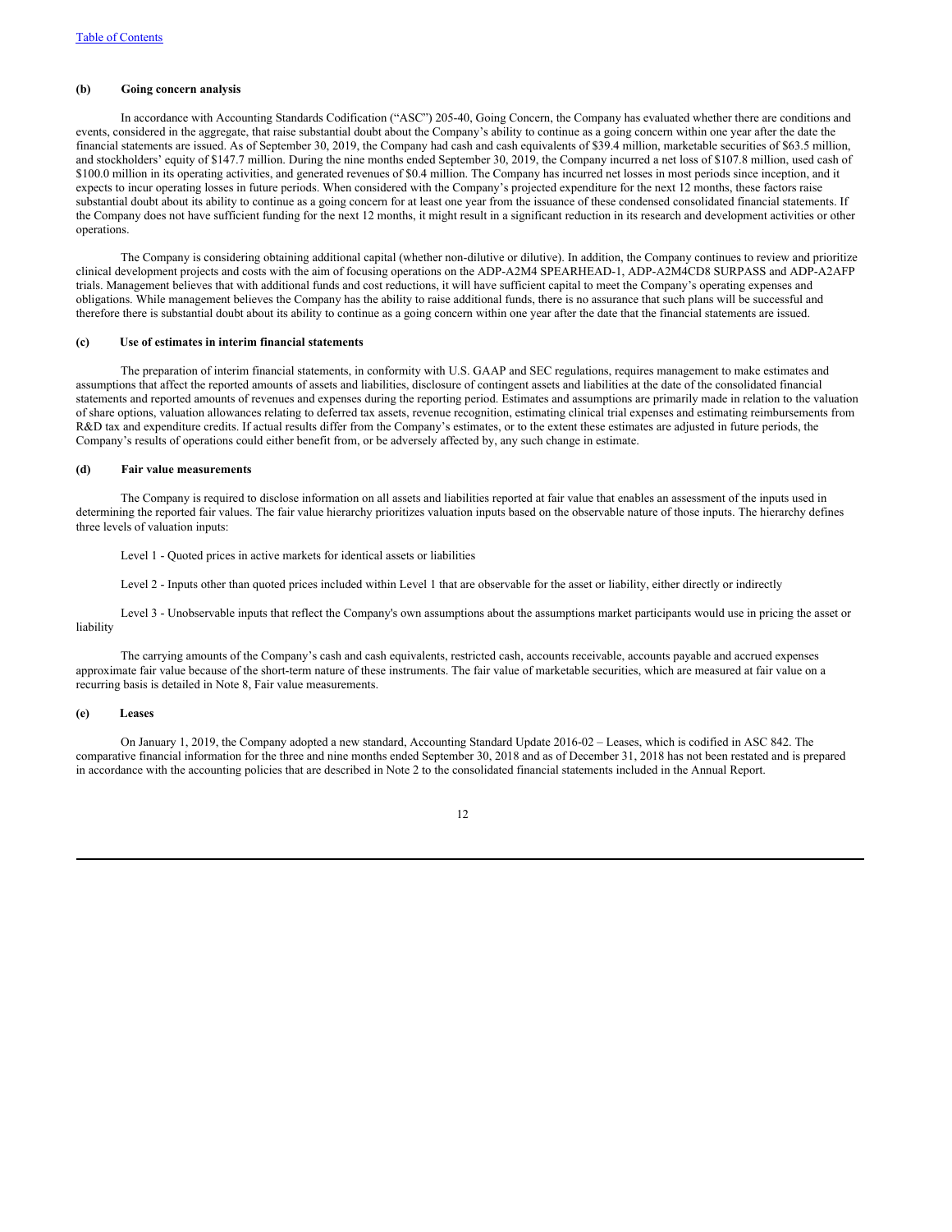#### (b) Going concern analysis

In accordance with Accounting Standards Codification ("ASC") 205-40, Going Concern, the Company has evaluated whether there are conditions and events, considered in the aggregate, that raise substantial doubt about the Company's ability to continue as a going concern within one year after the date the financial statements are issued. As of September 30, 2019, the Company had cash and cash equivalents of $39.4 million, marketable securities of $63.5 million, and stockholders' equity of $147.7 million. During the nine months ended September 30, 2019, the Company incurred a net loss of $107.8 million, used cash of $100.0 million in its operating activities, and generated revenues of $0.4 million. The Company has incurred net losses in most periods since inception, and it expects to incur operating losses in future periods. When considered with the Company's projected expenditure for the next 12 months, these factors raise substantial doubt about its ability to continue as a going concern for at least one year from the issuance of these condensed consolidated financial statements. If the Company does not have sufficient funding for the next 12 months, it might result in a significant reduction in its research and development activities or other operations.

The Company is considering obtaining additional capital (whether non-dilutive or dilutive). In addition, the Company continues to review and prioritize clinical development projects and costs with the aim of focusing operations on the ADP-A2M4 SPEARHEAD-1, ADP-A2M4CD8 SURPASS and ADP-A2AFP trials. Management believes that with additional funds and cost reductions, it will have sufficient capital to meet the Company's operating expenses and obligations. While management believes the Company has the ability to raise additional funds, there is no assurance that such plans will be successful and therefore there is substantial doubt about its ability to continue as a going concern within one year after the date that the financial statements are issued.

#### (c) Use of estimates in interim financial statements

The preparation of interim financial statements, in conformity with U.S. GAAP and SEC regulations, requires management to make estimates and assumptions that affect the reported amounts of assets and liabilities, disclosure of contingent assets and liabilities at the date of the consolidated financial statements and reported amounts of revenues and expenses during the reporting period. Estimates and assumptions are primarily made in relation to the valuation of share options, valuation allowances relating to deferred tax assets, revenue recognition, estimating clinical trial expenses and estimating reimbursements from R&D tax and expenditure credits. If actual results differ from the Company's estimates, or to the extent these estimates are adjusted in future periods, the Company's results of operations could either benefit from, or be adversely affected by, any such change in estimate.

#### (d) Fair value measurements

The Company is required to disclose information on all assets and liabilities reported at fair value that enables an assessment of the inputs used in determining the reported fair values. The fair value hierarchy prioritizes valuation inputs based on the observable nature of those inputs. The hierarchy defines three levels of valuation inputs:

Level 1 - Quoted prices in active markets for identical assets or liabilities

Level 2 - Inputs other than quoted prices included within Level 1 that are observable for the asset or liability, either directly or indirectly

Level 3 - Unobservable inputs that reflect the Company's own assumptions about the assumptions market participants would use in pricing the asset or liability

The carrying amounts of the Company's cash and cash equivalents, restricted cash, accounts receivable, accounts payable and accrued expenses approximate fair value because of the short-term nature of these instruments. The fair value of marketable securities, which are measured at fair value on a recurring basis is detailed in Note 8, Fair value measurements.

#### (e) Leases

On January 1, 2019, the Company adopted a new standard, Accounting Standard Update 2016-02 – Leases, which is codified in ASC 842. The comparative financial information for the three and nine months ended September 30, 2018 and as of December 31, 2018 has not been restated and is prepared in accordance with the accounting policies that are described in Note 2 to the consolidated financial statements included in the Annual Report.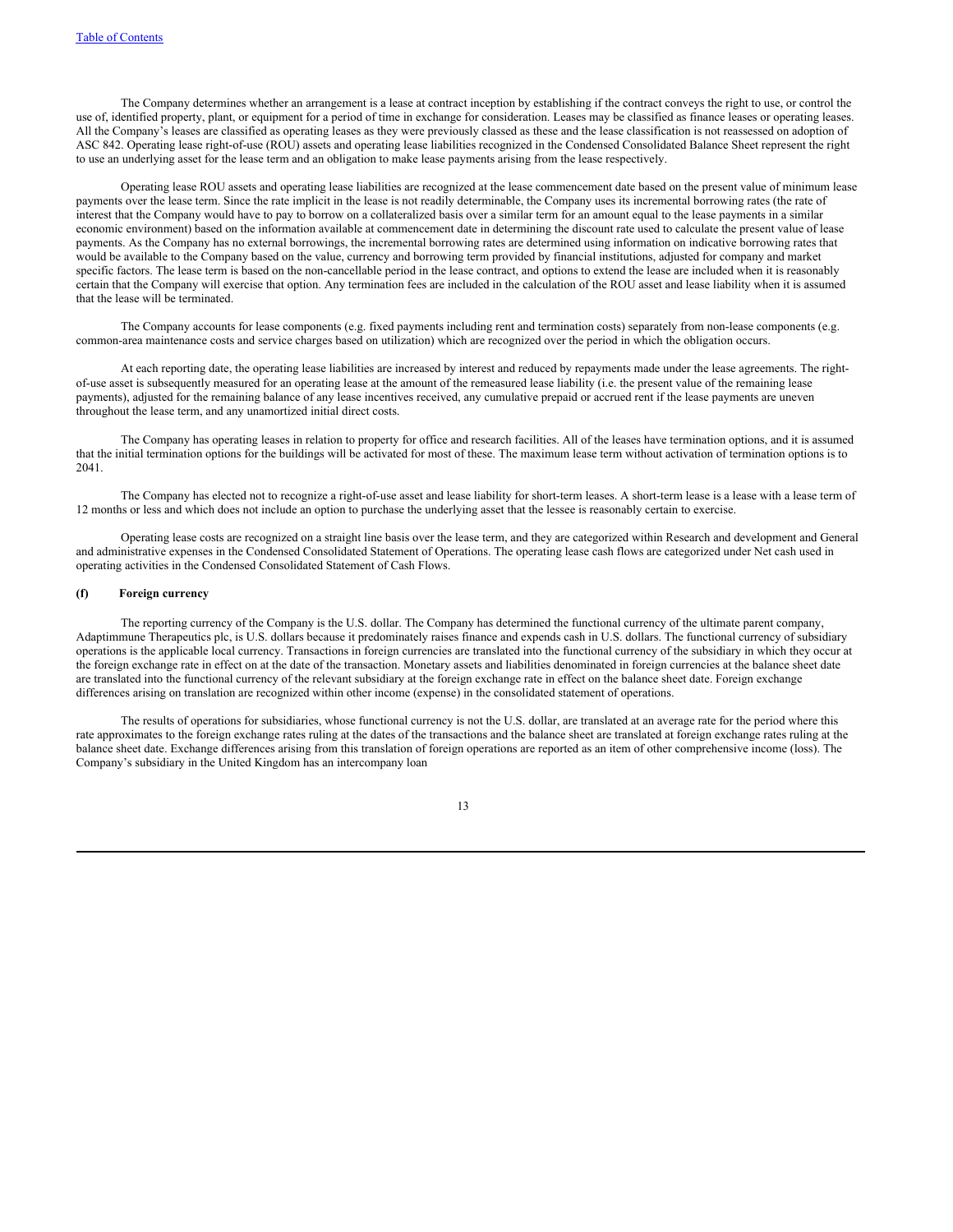The Company determines whether an arrangement is a lease at contract inception by establishing if the contract conveys the right to use, or control the use of, identified property, plant, or equipment for a period of time in exchange for consideration. Leases may be classified as finance leases or operating leases. All the Company's leases are classified as operating leases as they were previously classed as these and the lease classification is not reassessed on adoption of ASC 842. Operating lease right-of-use (ROU) assets and operating lease liabilities recognized in the Condensed Consolidated Balance Sheet represent the right to use an underlying asset for the lease term and an obligation to make lease payments arising from the lease respectively.

Operating lease ROU assets and operating lease liabilities are recognized at the lease commencement date based on the present value of minimum lease payments over the lease term. Since the rate implicit in the lease is not readily determinable, the Company uses its incremental borrowing rates (the rate of interest that the Company would have to pay to borrow on a collateralized basis over a similar term for an amount equal to the lease payments in a similar economic environment) based on the information available at commencement date in determining the discount rate used to calculate the present value of lease payments. As the Company has no external borrowings, the incremental borrowing rates are determined using information on indicative borrowing rates that would be available to the Company based on the value, currency and borrowing term provided by financial institutions, adjusted for company and market specific factors. The lease term is based on the non-cancellable period in the lease contract, and options to extend the lease are included when it is reasonably certain that the Company will exercise that option. Any termination fees are included in the calculation of the ROU asset and lease liability when it is assumed that the lease will be terminated.

The Company accounts for lease components (e.g. fixed payments including rent and termination costs) separately from non-lease components (e.g. common-area maintenance costs and service charges based on utilization) which are recognized over the period in which the obligation occurs.

At each reporting date, the operating lease liabilities are increased by interest and reduced by repayments made under the lease agreements. The right-of-use asset is subsequently measured for an operating lease at the amount of the remeasured lease liability (i.e. the present value of the remaining lease payments), adjusted for the remaining balance of any lease incentives received, any cumulative prepaid or accrued rent if the lease payments are uneven throughout the lease term, and any unamortized initial direct costs.

The Company has operating leases in relation to property for office and research facilities. All of the leases have termination options, and it is assumed that the initial termination options for the buildings will be activated for most of these. The maximum lease term without activation of termination options is to 2041.

The Company has elected not to recognize a right-of-use asset and lease liability for short-term leases. A short-term lease is a lease with a lease term of 12 months or less and which does not include an option to purchase the underlying asset that the lessee is reasonably certain to exercise.

Operating lease costs are recognized on a straight line basis over the lease term, and they are categorized within Research and development and General and administrative expenses in the Condensed Consolidated Statement of Operations. The operating lease cash flows are categorized under Net cash used in operating activities in the Condensed Consolidated Statement of Cash Flows.

**(f) Foreign currency**

The reporting currency of the Company is the U.S. dollar. The Company has determined the functional currency of the ultimate parent company, Adaptimmune Therapeutics plc, is U.S. dollars because it predominately raises finance and expends cash in U.S. dollars. The functional currency of subsidiary operations is the applicable local currency. Transactions in foreign currencies are translated into the functional currency of the subsidiary in which they occur at the foreign exchange rate in effect on at the date of the transaction. Monetary assets and liabilities denominated in foreign currencies at the balance sheet date are translated into the functional currency of the relevant subsidiary at the foreign exchange rate in effect on the balance sheet date. Foreign exchange differences arising on translation are recognized within other income (expense) in the consolidated statement of operations.

The results of operations for subsidiaries, whose functional currency is not the U.S. dollar, are translated at an average rate for the period where this rate approximates to the foreign exchange rates ruling at the dates of the transactions and the balance sheet are translated at foreign exchange rates ruling at the balance sheet date. Exchange differences arising from this translation of foreign operations are reported as an item of other comprehensive income (loss). The Company's subsidiary in the United Kingdom has an intercompany loan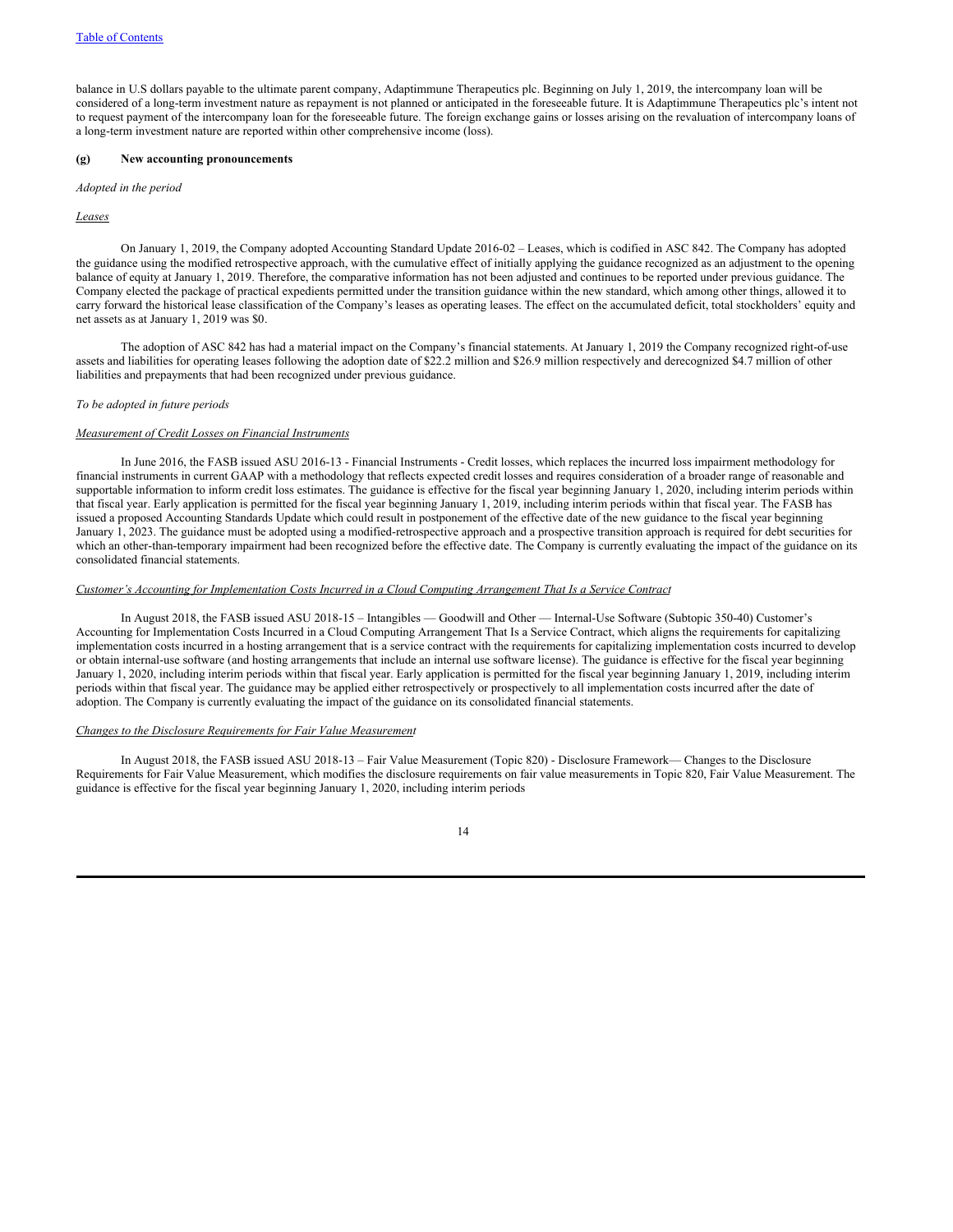balance in U.S dollars payable to the ultimate parent company, Adaptimmune Therapeutics plc. Beginning on July 1, 2019, the intercompany loan will be considered of a long-term investment nature as repayment is not planned or anticipated in the foreseeable future. It is Adaptimmune Therapeutics plc's intent not to request payment of the intercompany loan for the foreseeable future. The foreign exchange gains or losses arising on the revaluation of intercompany loans of a long-term investment nature are reported within other comprehensive income (loss).

**(g) New accounting pronouncements**

*Adopted in the period*

*Leases*

On January 1, 2019, the Company adopted Accounting Standard Update 2016-02 – Leases, which is codified in ASC 842. The Company has adopted the guidance using the modified retrospective approach, with the cumulative effect of initially applying the guidance recognized as an adjustment to the opening balance of equity at January 1, 2019. Therefore, the comparative information has not been adjusted and continues to be reported under previous guidance. The Company elected the package of practical expedients permitted under the transition guidance within the new standard, which among other things, allowed it to carry forward the historical lease classification of the Company's leases as operating leases. The effect on the accumulated deficit, total stockholders' equity and net assets as at January 1, 2019 was $0.

The adoption of ASC 842 has had a material impact on the Company's financial statements. At January 1, 2019 the Company recognized right-of-use assets and liabilities for operating leases following the adoption date of $22.2 million and $26.9 million respectively and derecognized $4.7 million of other liabilities and prepayments that had been recognized under previous guidance.

*To be adopted in future periods*

*Measurement of Credit Losses on Financial Instruments*

In June 2016, the FASB issued ASU 2016-13 - Financial Instruments - Credit losses, which replaces the incurred loss impairment methodology for financial instruments in current GAAP with a methodology that reflects expected credit losses and requires consideration of a broader range of reasonable and supportable information to inform credit loss estimates. The guidance is effective for the fiscal year beginning January 1, 2020, including interim periods within that fiscal year. Early application is permitted for the fiscal year beginning January 1, 2019, including interim periods within that fiscal year. The FASB has issued a proposed Accounting Standards Update which could result in postponement of the effective date of the new guidance to the fiscal year beginning January 1, 2023. The guidance must be adopted using a modified-retrospective approach and a prospective transition approach is required for debt securities for which an other-than-temporary impairment had been recognized before the effective date. The Company is currently evaluating the impact of the guidance on its consolidated financial statements.

*Customer's Accounting for Implementation Costs Incurred in a Cloud Computing Arrangement That Is a Service Contract*

In August 2018, the FASB issued ASU 2018-15 – Intangibles — Goodwill and Other — Internal-Use Software (Subtopic 350-40) Customer's Accounting for Implementation Costs Incurred in a Cloud Computing Arrangement That Is a Service Contract, which aligns the requirements for capitalizing implementation costs incurred in a hosting arrangement that is a service contract with the requirements for capitalizing implementation costs incurred to develop or obtain internal-use software (and hosting arrangements that include an internal use software license). The guidance is effective for the fiscal year beginning January 1, 2020, including interim periods within that fiscal year. Early application is permitted for the fiscal year beginning January 1, 2019, including interim periods within that fiscal year. The guidance may be applied either retrospectively or prospectively to all implementation costs incurred after the date of adoption. The Company is currently evaluating the impact of the guidance on its consolidated financial statements.

*Changes to the Disclosure Requirements for Fair Value Measurement*

In August 2018, the FASB issued ASU 2018-13 – Fair Value Measurement (Topic 820) - Disclosure Framework— Changes to the Disclosure Requirements for Fair Value Measurement, which modifies the disclosure requirements on fair value measurements in Topic 820, Fair Value Measurement. The guidance is effective for the fiscal year beginning January 1, 2020, including interim periods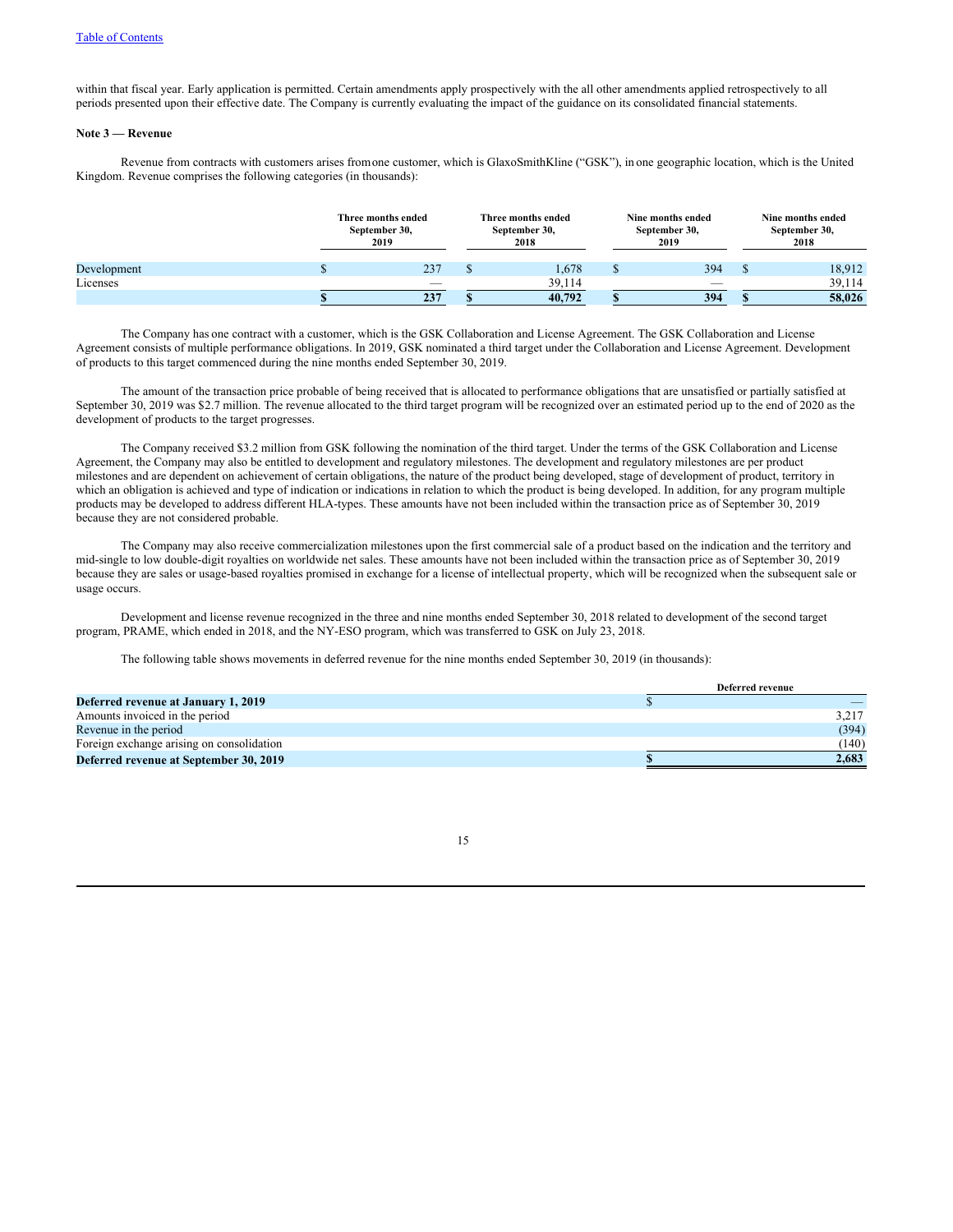within that fiscal year. Early application is permitted. Certain amendments apply prospectively with the all other amendments applied retrospectively to all periods presented upon their effective date. The Company is currently evaluating the impact of the guidance on its consolidated financial statements.

**Note 3 — Revenue**

Revenue from contracts with customers arises from one customer, which is GlaxoSmithKline ("GSK"), in one geographic location, which is the United Kingdom. Revenue comprises the following categories (in thousands):

| | Three months ended September 30, 2019 | Three months ended September 30, 2018 | Nine months ended September 30, 2019 | Nine months ended September 30, 2018 |
|---|---|---|---|---|
| Development | $ 237 | $ 1,678 | $ 394 | $ 18,912 |
| Licenses | — | 39,114 | — | 39,114 |
| | **$ 237** | **$ 40,792** | **$ 394** | **$ 58,026** |

The Company has one contract with a customer, which is the GSK Collaboration and License Agreement. The GSK Collaboration and License Agreement consists of multiple performance obligations. In 2019, GSK nominated a third target under the Collaboration and License Agreement. Development of products to this target commenced during the nine months ended September 30, 2019.

The amount of the transaction price probable of being received that is allocated to performance obligations that are unsatisfied or partially satisfied at September 30, 2019 was $2.7 million. The revenue allocated to the third target program will be recognized over an estimated period up to the end of 2020 as the development of products to the target progresses.

The Company received $3.2 million from GSK following the nomination of the third target. Under the terms of the GSK Collaboration and License Agreement, the Company may also be entitled to development and regulatory milestones. The development and regulatory milestones are per product milestones and are dependent on achievement of certain obligations, the nature of the product being developed, stage of development of product, territory in which an obligation is achieved and type of indication or indications in relation to which the product is being developed. In addition, for any program multiple products may be developed to address different HLA-types. These amounts have not been included within the transaction price as of September 30, 2019 because they are not considered probable.

The Company may also receive commercialization milestones upon the first commercial sale of a product based on the indication and the territory and mid-single to low double-digit royalties on worldwide net sales. These amounts have not been included within the transaction price as of September 30, 2019 because they are sales or usage-based royalties promised in exchange for a license of intellectual property, which will be recognized when the subsequent sale or usage occurs.

Development and license revenue recognized in the three and nine months ended September 30, 2018 related to development of the second target program, PRAME, which ended in 2018, and the NY-ESO program, which was transferred to GSK on July 23, 2018.

The following table shows movements in deferred revenue for the nine months ended September 30, 2019 (in thousands):

| | Deferred revenue |
|---|---|
| **Deferred revenue at January 1, 2019** | $ — |
| Amounts invoiced in the period | 3,217 |
| Revenue in the period | (394) |
| Foreign exchange arising on consolidation | (140) |
| **Deferred revenue at September 30, 2019** | **$ 2,683** |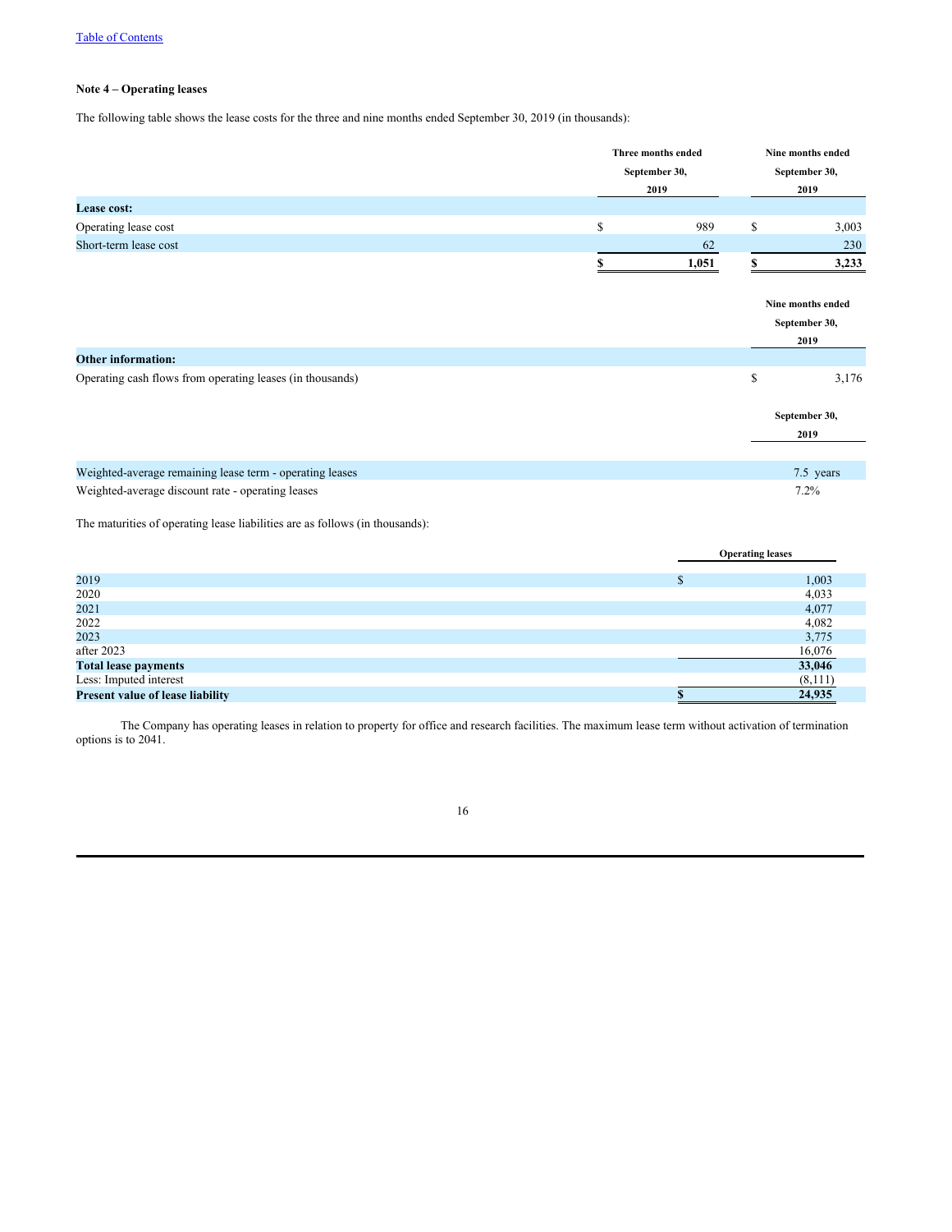Table of Contents

**Note 4 – Operating leases**

The following table shows the lease costs for the three and nine months ended September 30, 2019 (in thousands):

| | Three months ended September 30, 2019 | Nine months ended September 30, 2019 |
|---|---|---|
| **Lease cost:** | | |
| Operating lease cost | $ 989 | $ 3,003 |
| Short-term lease cost | 62 | 230 |
| | **$ 1,051** | **$ 3,233** |

| | Nine months ended September 30, 2019 |
|---|---|
| **Other information:** | |
| Operating cash flows from operating leases (in thousands) | $ 3,176 |

| | September 30, 2019 |
|---|---|
| Weighted-average remaining lease term - operating leases | 7.5 years |
| Weighted-average discount rate - operating leases | 7.2% |

The maturities of operating lease liabilities are as follows (in thousands):

| | Operating leases |
|---|---|
| 2019 | $ 1,003 |
| 2020 | 4,033 |
| 2021 | 4,077 |
| 2022 | 4,082 |
| 2023 | 3,775 |
| after 2023 | 16,076 |
| **Total lease payments** | **33,046** |
| Less: Imputed interest | (8,111) |
| **Present value of lease liability** | **$ 24,935** |

The Company has operating leases in relation to property for office and research facilities. The maximum lease term without activation of termination options is to 2041.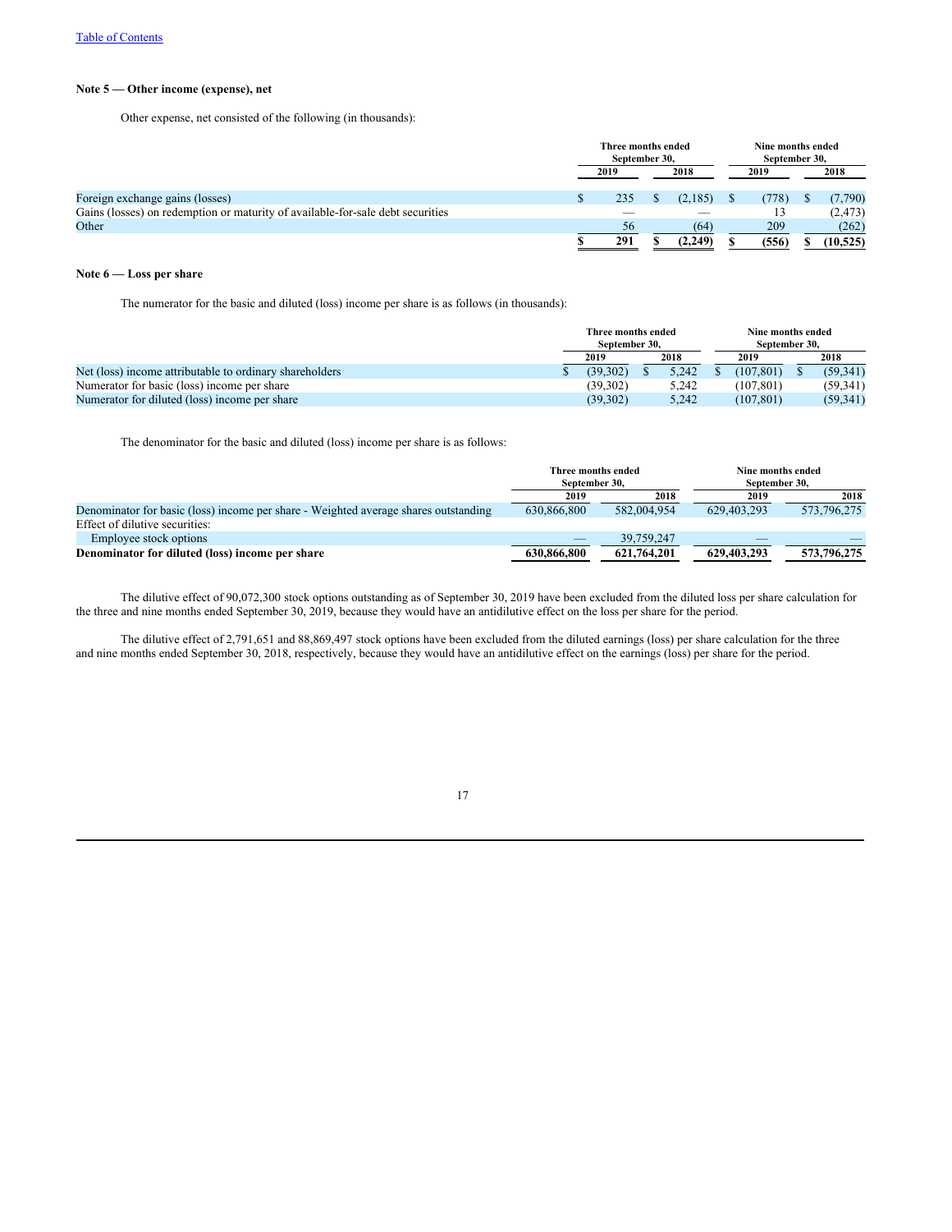### Note 5 — Other income (expense), net

Other expense, net consisted of the following (in thousands):

| | Three months ended September 30, | | Nine months ended September 30, | |
|---|---|---|---|---|
| | 2019 | 2018 | 2019 | 2018 |
| Foreign exchange gains (losses) | $ 235 | $ (2,185) | $ (778) | $ (7,790) |
| Gains (losses) on redemption or maturity of available-for-sale debt securities | — | — | 13 | (2,473) |
| Other | 56 | (64) | 209 | (262) |
| | **$ 291** | **$ (2,249)** | **$ (556)** | **$ (10,525)** |

### Note 6 — Loss per share

The numerator for the basic and diluted (loss) income per share is as follows (in thousands):

| | Three months ended September 30, | | Nine months ended September 30, | |
|---|---|---|---|---|
| | 2019 | 2018 | 2019 | 2018 |
| Net (loss) income attributable to ordinary shareholders | $ (39,302) | $ 5,242 | $ (107,801) | $ (59,341) |
| Numerator for basic (loss) income per share | (39,302) | 5,242 | (107,801) | (59,341) |
| Numerator for diluted (loss) income per share | (39,302) | 5,242 | (107,801) | (59,341) |

The denominator for the basic and diluted (loss) income per share is as follows:

| | Three months ended September 30, | | Nine months ended September 30, | |
|---|---|---|---|---|
| | 2019 | 2018 | 2019 | 2018 |
| Denominator for basic (loss) income per share - Weighted average shares outstanding | 630,866,800 | 582,004,954 | 629,403,293 | 573,796,275 |
| Effect of dilutive securities: | | | | |
| Employee stock options | — | 39,759,247 | — | — |
| **Denominator for diluted (loss) income per share** | **630,866,800** | **621,764,201** | **629,403,293** | **573,796,275** |

The dilutive effect of 90,072,300 stock options outstanding as of September 30, 2019 have been excluded from the diluted loss per share calculation for the three and nine months ended September 30, 2019, because they would have an antidilutive effect on the loss per share for the period.

The dilutive effect of 2,791,651 and 88,869,497 stock options have been excluded from the diluted earnings (loss) per share calculation for the three and nine months ended September 30, 2018, respectively, because they would have an antidilutive effect on the earnings (loss) per share for the period.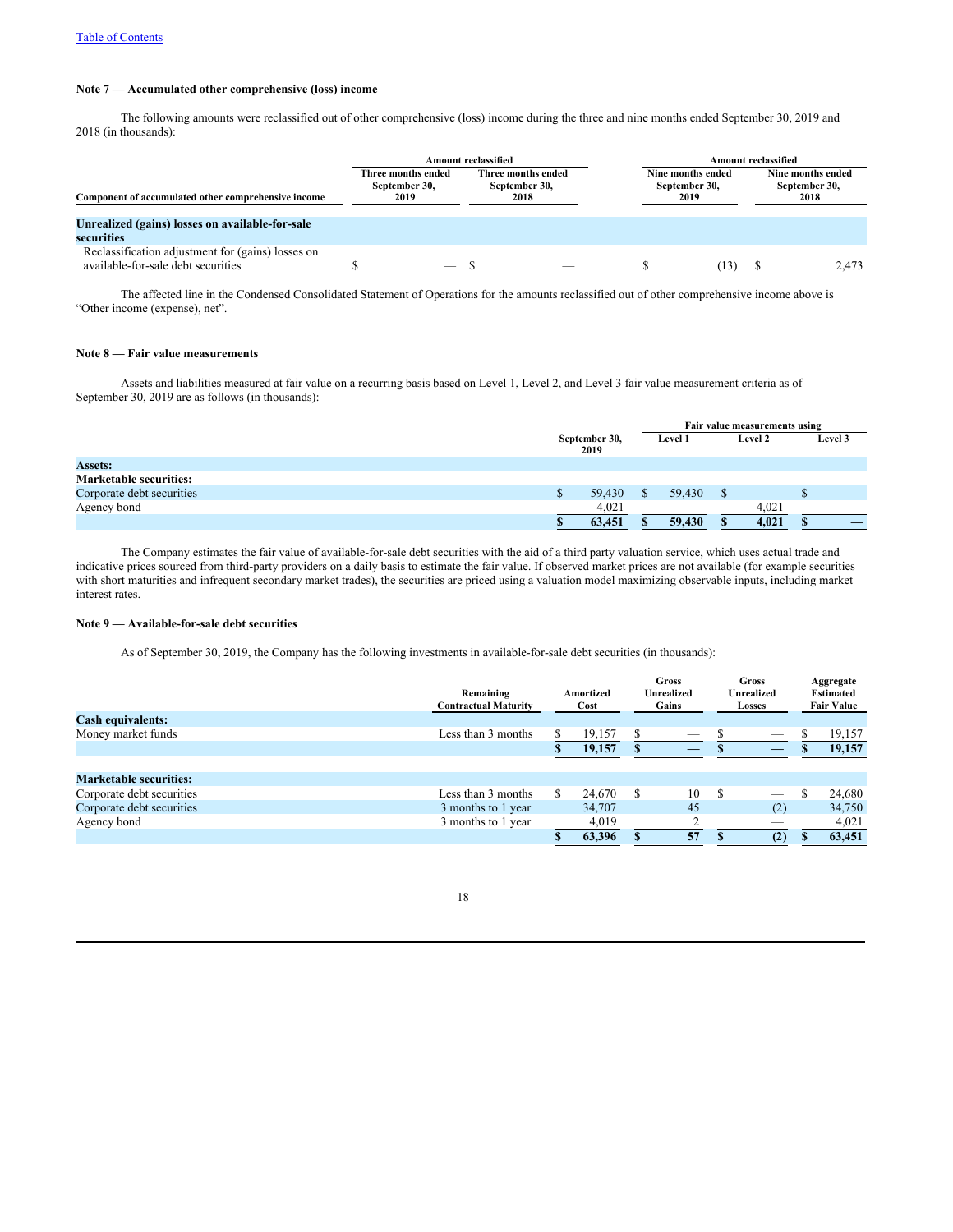Table of Contents

**Note 7 — Accumulated other comprehensive (loss) income**

The following amounts were reclassified out of other comprehensive (loss) income during the three and nine months ended September 30, 2019 and 2018 (in thousands):

| | Amount reclassified | | Amount reclassified | |
|---|---|---|---|---|
| **Component of accumulated other comprehensive income** | **Three months ended September 30, 2019** | **Three months ended September 30, 2018** | **Nine months ended September 30, 2019** | **Nine months ended September 30, 2018** |
| **Unrealized (gains) losses on available-for-sale securities** | | | | |
| Reclassification adjustment for (gains) losses on available-for-sale debt securities | $ — | $ — | $ (13) | $ 2,473 |

The affected line in the Condensed Consolidated Statement of Operations for the amounts reclassified out of other comprehensive income above is "Other income (expense), net".

**Note 8 — Fair value measurements**

Assets and liabilities measured at fair value on a recurring basis based on Level 1, Level 2, and Level 3 fair value measurement criteria as of September 30, 2019 are as follows (in thousands):

| | | Fair value measurements using | | |
|---|---|---|---|---|
| | **September 30, 2019** | **Level 1** | **Level 2** | **Level 3** |
| **Assets:** | | | | |
| **Marketable securities:** | | | | |
| Corporate debt securities | $ 59,430 | $ 59,430 | $ — | $ — |
| Agency bond | 4,021 | — | 4,021 | — |
| | **$ 63,451** | **$ 59,430** | **$ 4,021** | **$ —** |

The Company estimates the fair value of available-for-sale debt securities with the aid of a third party valuation service, which uses actual trade and indicative prices sourced from third-party providers on a daily basis to estimate the fair value. If observed market prices are not available (for example securities with short maturities and infrequent secondary market trades), the securities are priced using a valuation model maximizing observable inputs, including market interest rates.

**Note 9 — Available-for-sale debt securities**

As of September 30, 2019, the Company has the following investments in available-for-sale debt securities (in thousands):

| | **Remaining Contractual Maturity** | **Amortized Cost** | **Gross Unrealized Gains** | **Gross Unrealized Losses** | **Aggregate Estimated Fair Value** |
|---|---|---|---|---|---|
| **Cash equivalents:** | | | | | |
| Money market funds | Less than 3 months | $ 19,157 | $ — | $ — | $ 19,157 |
| | | **$ 19,157** | **$ —** | **$ —** | **$ 19,157** |
| | | | | | |
| **Marketable securities:** | | | | | |
| Corporate debt securities | Less than 3 months | $ 24,670 | $ 10 | $ — | $ 24,680 |
| Corporate debt securities | 3 months to 1 year | 34,707 | 45 | (2) | 34,750 |
| Agency bond | 3 months to 1 year | 4,019 | 2 | — | 4,021 |
| | | **$ 63,396** | **$ 57** | **$ (2)** | **$ 63,451** |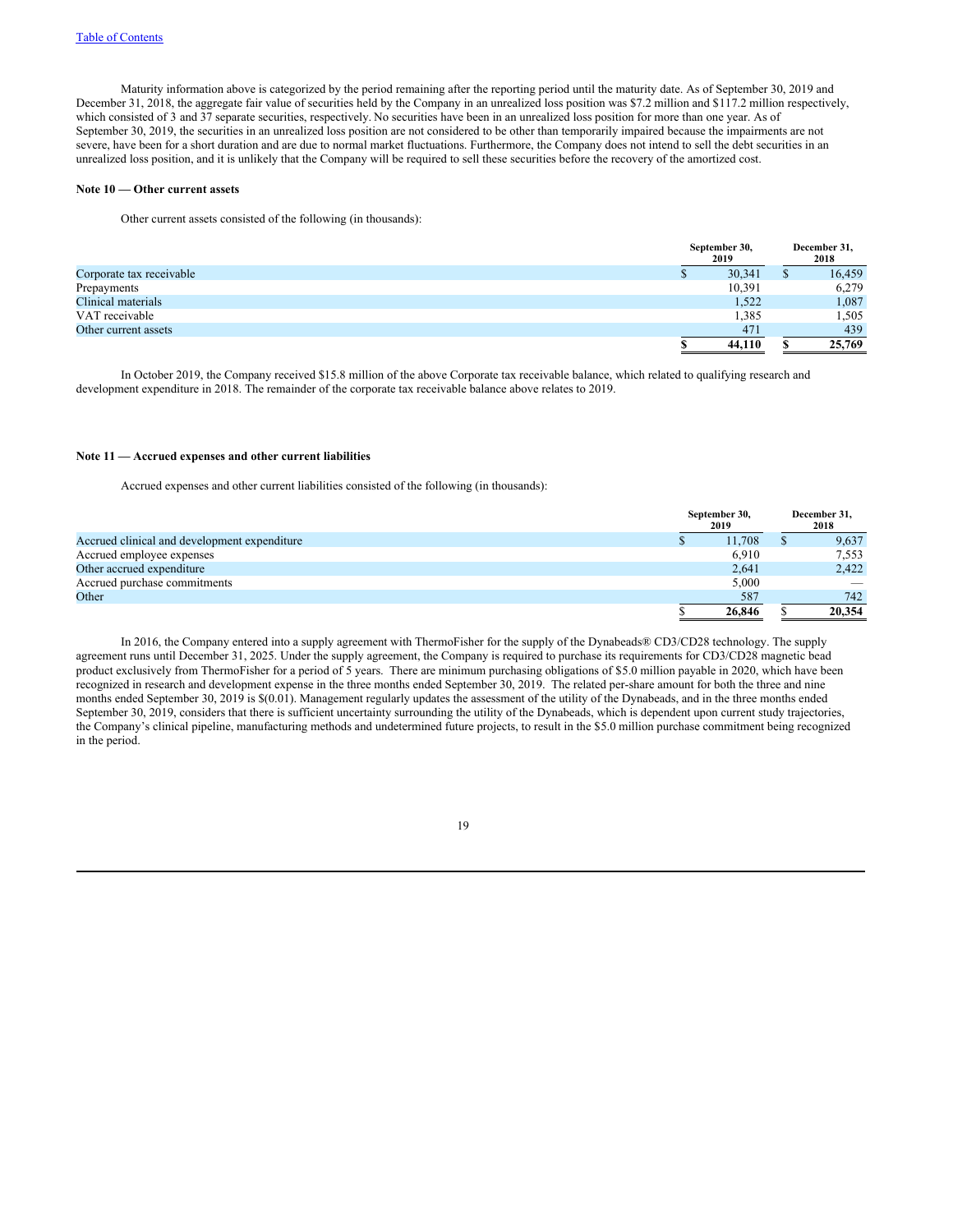Maturity information above is categorized by the period remaining after the reporting period until the maturity date. As of September 30, 2019 and December 31, 2018, the aggregate fair value of securities held by the Company in an unrealized loss position was $7.2 million and $117.2 million respectively, which consisted of 3 and 37 separate securities, respectively. No securities have been in an unrealized loss position for more than one year. As of September 30, 2019, the securities in an unrealized loss position are not considered to be other than temporarily impaired because the impairments are not severe, have been for a short duration and are due to normal market fluctuations. Furthermore, the Company does not intend to sell the debt securities in an unrealized loss position, and it is unlikely that the Company will be required to sell these securities before the recovery of the amortized cost.

**Note 10 — Other current assets**

Other current assets consisted of the following (in thousands):

| | September 30, 2019 | December 31, 2018 |
|---|---|---|
| Corporate tax receivable | $ 30,341 | $ 16,459 |
| Prepayments | 10,391 | 6,279 |
| Clinical materials | 1,522 | 1,087 |
| VAT receivable | 1,385 | 1,505 |
| Other current assets | 471 | 439 |
| | **$ 44,110** | **$ 25,769** |

In October 2019, the Company received $15.8 million of the above Corporate tax receivable balance, which related to qualifying research and development expenditure in 2018. The remainder of the corporate tax receivable balance above relates to 2019.

**Note 11 — Accrued expenses and other current liabilities**

Accrued expenses and other current liabilities consisted of the following (in thousands):

| | September 30, 2019 | December 31, 2018 |
|---|---|---|
| Accrued clinical and development expenditure | $ 11,708 | $ 9,637 |
| Accrued employee expenses | 6,910 | 7,553 |
| Other accrued expenditure | 2,641 | 2,422 |
| Accrued purchase commitments | 5,000 | — |
| Other | 587 | 742 |
| | **$ 26,846** | **$ 20,354** |

In 2016, the Company entered into a supply agreement with ThermoFisher for the supply of the Dynabeads® CD3/CD28 technology. The supply agreement runs until December 31, 2025. Under the supply agreement, the Company is required to purchase its requirements for CD3/CD28 magnetic bead product exclusively from ThermoFisher for a period of 5 years. There are minimum purchasing obligations of $5.0 million payable in 2020, which have been recognized in research and development expense in the three months ended September 30, 2019. The related per-share amount for both the three and nine months ended September 30, 2019 is $(0.01). Management regularly updates the assessment of the utility of the Dynabeads, and in the three months ended September 30, 2019, considers that there is sufficient uncertainty surrounding the utility of the Dynabeads, which is dependent upon current study trajectories, the Company's clinical pipeline, manufacturing methods and undetermined future projects, to result in the $5.0 million purchase commitment being recognized in the period.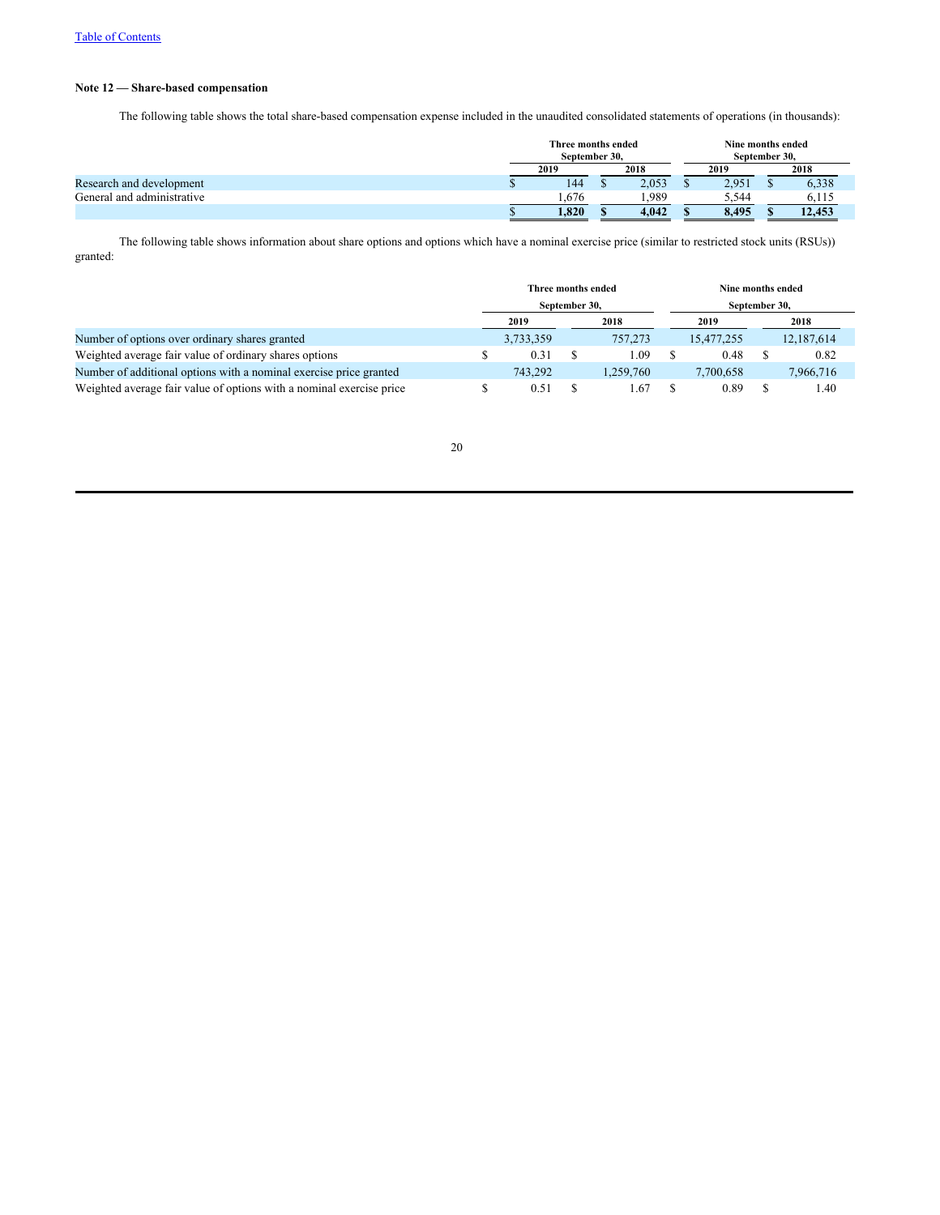### Note 12 — Share-based compensation

The following table shows the total share-based compensation expense included in the unaudited consolidated statements of operations (in thousands):

| | Three months ended September 30, | | Nine months ended September 30, | |
|---|---|---|---|---|
| | 2019 | 2018 | 2019 | 2018 |
| Research and development | $ 144 | $ 2,053 | $ 2,951 | $ 6,338 |
| General and administrative | 1,676 | 1,989 | 5,544 | 6,115 |
| | **$ 1,820** | **$ 4,042** | **$ 8,495** | **$ 12,453** |

The following table shows information about share options and options which have a nominal exercise price (similar to restricted stock units (RSUs)) granted:

| | Three months ended September 30, | | Nine months ended September 30, | |
|---|---|---|---|---|
| | 2019 | 2018 | 2019 | 2018 |
| Number of options over ordinary shares granted | 3,733,359 | 757,273 | 15,477,255 | 12,187,614 |
| Weighted average fair value of ordinary shares options | $ 0.31 | $ 1.09 | $ 0.48 | $ 0.82 |
| Number of additional options with a nominal exercise price granted | 743,292 | 1,259,760 | 7,700,658 | 7,966,716 |
| Weighted average fair value of options with a nominal exercise price | $ 0.51 | $ 1.67 | $ 0.89 | $ 1.40 |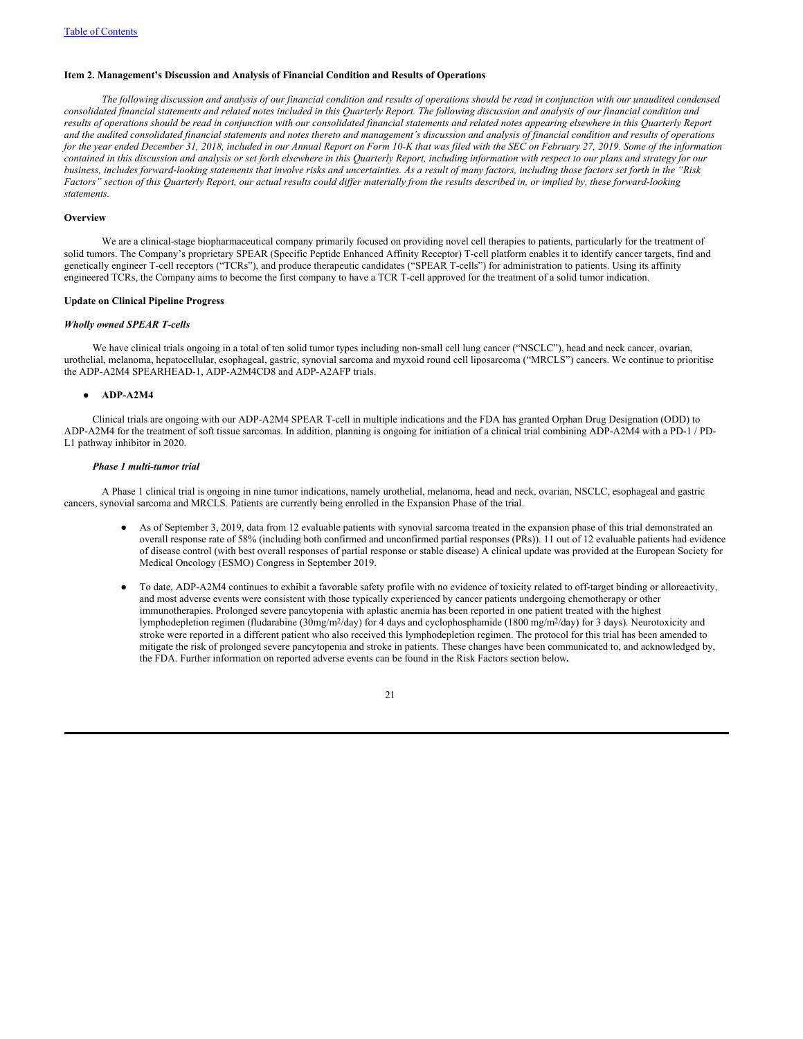## Item 2. Management's Discussion and Analysis of Financial Condition and Results of Operations

*The following discussion and analysis of our financial condition and results of operations should be read in conjunction with our unaudited condensed consolidated financial statements and related notes included in this Quarterly Report. The following discussion and analysis of our financial condition and results of operations should be read in conjunction with our consolidated financial statements and related notes appearing elsewhere in this Quarterly Report and the audited consolidated financial statements and notes thereto and management's discussion and analysis of financial condition and results of operations for the year ended December 31, 2018, included in our Annual Report on Form 10-K that was filed with the SEC on February 27, 2019. Some of the information contained in this discussion and analysis or set forth elsewhere in this Quarterly Report, including information with respect to our plans and strategy for our business, includes forward-looking statements that involve risks and uncertainties. As a result of many factors, including those factors set forth in the "Risk Factors" section of this Quarterly Report, our actual results could differ materially from the results described in, or implied by, these forward-looking statements.*

### Overview

We are a clinical-stage biopharmaceutical company primarily focused on providing novel cell therapies to patients, particularly for the treatment of solid tumors. The Company's proprietary SPEAR (Specific Peptide Enhanced Affinity Receptor) T-cell platform enables it to identify cancer targets, find and genetically engineer T-cell receptors ("TCRs"), and produce therapeutic candidates ("SPEAR T-cells") for administration to patients. Using its affinity engineered TCRs, the Company aims to become the first company to have a TCR T-cell approved for the treatment of a solid tumor indication.

### Update on Clinical Pipeline Progress

#### *Wholly owned SPEAR T-cells*

We have clinical trials ongoing in a total of ten solid tumor types including non-small cell lung cancer ("NSCLC"), head and neck cancer, ovarian, urothelial, melanoma, hepatocellular, esophageal, gastric, synovial sarcoma and myxoid round cell liposarcoma ("MRCLS") cancers. We continue to prioritise the ADP-A2M4 SPEARHEAD-1, ADP-A2M4CD8 and ADP-A2AFP trials.

- **ADP-A2M4**

Clinical trials are ongoing with our ADP-A2M4 SPEAR T-cell in multiple indications and the FDA has granted Orphan Drug Designation (ODD) to ADP-A2M4 for the treatment of soft tissue sarcomas. In addition, planning is ongoing for initiation of a clinical trial combining ADP-A2M4 with a PD-1 / PD-L1 pathway inhibitor in 2020.

#### *Phase 1 multi-tumor trial*

A Phase 1 clinical trial is ongoing in nine tumor indications, namely urothelial, melanoma, head and neck, ovarian, NSCLC, esophageal and gastric cancers, synovial sarcoma and MRCLS. Patients are currently being enrolled in the Expansion Phase of the trial.

- As of September 3, 2019, data from 12 evaluable patients with synovial sarcoma treated in the expansion phase of this trial demonstrated an overall response rate of 58% (including both confirmed and unconfirmed partial responses (PRs)). 11 out of 12 evaluable patients had evidence of disease control (with best overall responses of partial response or stable disease) A clinical update was provided at the European Society for Medical Oncology (ESMO) Congress in September 2019.

- To date, ADP-A2M4 continues to exhibit a favorable safety profile with no evidence of toxicity related to off-target binding or alloreactivity, and most adverse events were consistent with those typically experienced by cancer patients undergoing chemotherapy or other immunotherapies. Prolonged severe pancytopenia with aplastic anemia has been reported in one patient treated with the highest lymphodepletion regimen (fludarabine (30mg/m$^2$/day) for 4 days and cyclophosphamide (1800 mg/m$^2$/day) for 3 days). Neurotoxicity and stroke were reported in a different patient who also received this lymphodepletion regimen. The protocol for this trial has been amended to mitigate the risk of prolonged severe pancytopenia and stroke in patients. These changes have been communicated to, and acknowledged by, the FDA. Further information on reported adverse events can be found in the Risk Factors section below**.**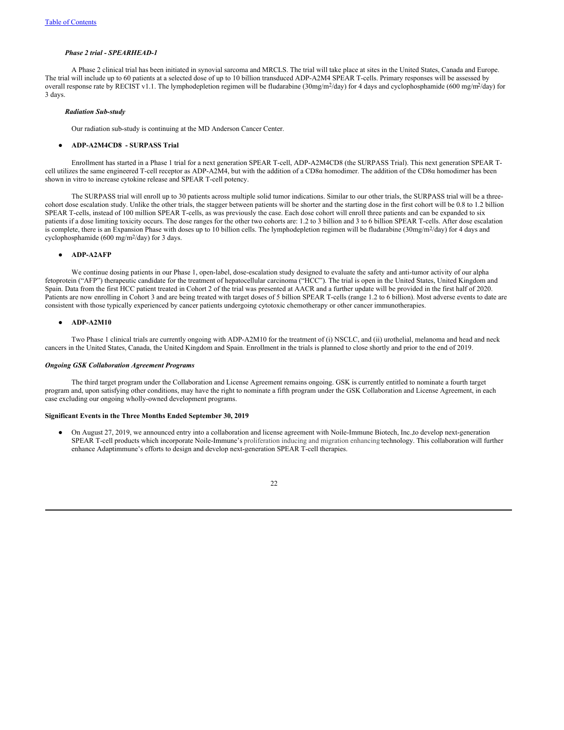***Phase 2 trial - SPEARHEAD-1***

A Phase 2 clinical trial has been initiated in synovial sarcoma and MRCLS. The trial will take place at sites in the United States, Canada and Europe. The trial will include up to 60 patients at a selected dose of up to 10 billion transduced ADP-A2M4 SPEAR T-cells. Primary responses will be assessed by overall response rate by RECIST v1.1. The lymphodepletion regimen will be fludarabine (30mg/$m^2$/day) for 4 days and cyclophosphamide (600 mg/$m^2$/day) for 3 days.

***Radiation Sub-study***

Our radiation sub-study is continuing at the MD Anderson Cancer Center.

- **ADP-A2M4CD8 - SURPASS Trial**

Enrollment has started in a Phase 1 trial for a next generation SPEAR T-cell, ADP-A2M4CD8 (the SURPASS Trial). This next generation SPEAR T-cell utilizes the same engineered T-cell receptor as ADP-A2M4, but with the addition of a CD8α homodimer. The addition of the CD8α homodimer has been shown in vitro to increase cytokine release and SPEAR T-cell potency.

The SURPASS trial will enroll up to 30 patients across multiple solid tumor indications. Similar to our other trials, the SURPASS trial will be a three-cohort dose escalation study. Unlike the other trials, the stagger between patients will be shorter and the starting dose in the first cohort will be 0.8 to 1.2 billion SPEAR T-cells, instead of 100 million SPEAR T-cells, as was previously the case. Each dose cohort will enroll three patients and can be expanded to six patients if a dose limiting toxicity occurs. The dose ranges for the other two cohorts are: 1.2 to 3 billion and 3 to 6 billion SPEAR T-cells. After dose escalation is complete, there is an Expansion Phase with doses up to 10 billion cells. The lymphodepletion regimen will be fludarabine (30mg/$m^2$/day) for 4 days and cyclophosphamide (600 mg/$m^2$/day) for 3 days.

- **ADP-A2AFP**

We continue dosing patients in our Phase 1, open-label, dose-escalation study designed to evaluate the safety and anti-tumor activity of our alpha fetoprotein ("AFP") therapeutic candidate for the treatment of hepatocellular carcinoma ("HCC"). The trial is open in the United States, United Kingdom and Spain. Data from the first HCC patient treated in Cohort 2 of the trial was presented at AACR and a further update will be provided in the first half of 2020. Patients are now enrolling in Cohort 3 and are being treated with target doses of 5 billion SPEAR T-cells (range 1.2 to 6 billion). Most adverse events to date are consistent with those typically experienced by cancer patients undergoing cytotoxic chemotherapy or other cancer immunotherapies.

- **ADP-A2M10**

Two Phase 1 clinical trials are currently ongoing with ADP-A2M10 for the treatment of (i) NSCLC, and (ii) urothelial, melanoma and head and neck cancers in the United States, Canada, the United Kingdom and Spain. Enrollment in the trials is planned to close shortly and prior to the end of 2019.

***Ongoing GSK Collaboration Agreement Programs***

The third target program under the Collaboration and License Agreement remains ongoing. GSK is currently entitled to nominate a fourth target program and, upon satisfying other conditions, may have the right to nominate a fifth program under the GSK Collaboration and License Agreement, in each case excluding our ongoing wholly-owned development programs.

**Significant Events in the Three Months Ended September 30, 2019**

- On August 27, 2019, we announced entry into a collaboration and license agreement with Noile-Immune Biotech, Inc.,to develop next-generation SPEAR T-cell products which incorporate Noile-Immune's proliferation inducing and migration enhancing technology. This collaboration will further enhance Adaptimmune's efforts to design and develop next-generation SPEAR T-cell therapies.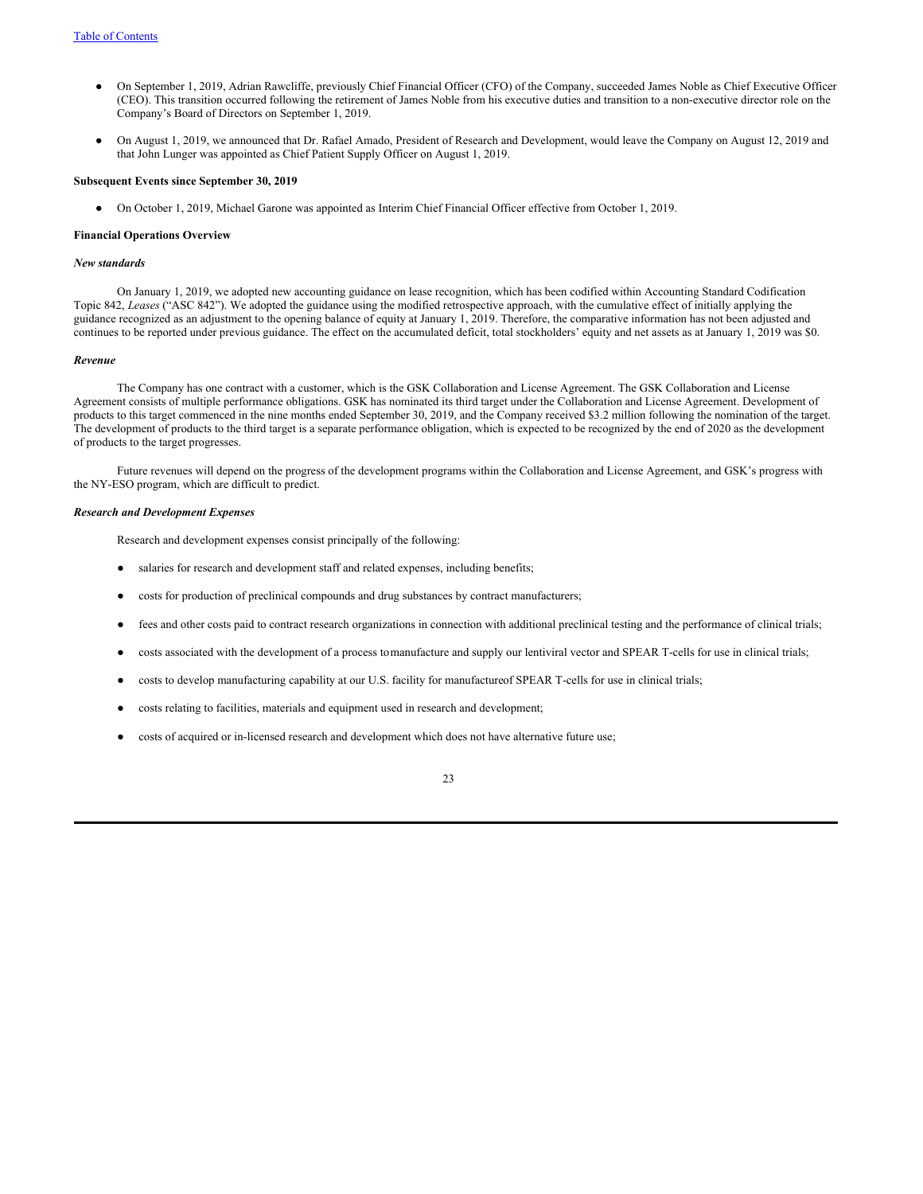- On September 1, 2019, Adrian Rawcliffe, previously Chief Financial Officer (CFO) of the Company, succeeded James Noble as Chief Executive Officer (CEO). This transition occurred following the retirement of James Noble from his executive duties and transition to a non-executive director role on the Company's Board of Directors on September 1, 2019.
- On August 1, 2019, we announced that Dr. Rafael Amado, President of Research and Development, would leave the Company on August 12, 2019 and that John Lunger was appointed as Chief Patient Supply Officer on August 1, 2019.

**Subsequent Events since September 30, 2019**

- On October 1, 2019, Michael Garone was appointed as Interim Chief Financial Officer effective from October 1, 2019.

**Financial Operations Overview**

***New standards***

On January 1, 2019, we adopted new accounting guidance on lease recognition, which has been codified within Accounting Standard Codification Topic 842, *Leases* ("ASC 842"). We adopted the guidance using the modified retrospective approach, with the cumulative effect of initially applying the guidance recognized as an adjustment to the opening balance of equity at January 1, 2019. Therefore, the comparative information has not been adjusted and continues to be reported under previous guidance. The effect on the accumulated deficit, total stockholders' equity and net assets as at January 1, 2019 was $0.

***Revenue***

The Company has one contract with a customer, which is the GSK Collaboration and License Agreement. The GSK Collaboration and License Agreement consists of multiple performance obligations. GSK has nominated its third target under the Collaboration and License Agreement. Development of products to this target commenced in the nine months ended September 30, 2019, and the Company received $3.2 million following the nomination of the target. The development of products to the third target is a separate performance obligation, which is expected to be recognized by the end of 2020 as the development of products to the target progresses.

Future revenues will depend on the progress of the development programs within the Collaboration and License Agreement, and GSK's progress with the NY-ESO program, which are difficult to predict.

***Research and Development Expenses***

Research and development expenses consist principally of the following:

- salaries for research and development staff and related expenses, including benefits;
- costs for production of preclinical compounds and drug substances by contract manufacturers;
- fees and other costs paid to contract research organizations in connection with additional preclinical testing and the performance of clinical trials;
- costs associated with the development of a process tomanufacture and supply our lentiviral vector and SPEAR T-cells for use in clinical trials;
- costs to develop manufacturing capability at our U.S. facility for manufactureof SPEAR T-cells for use in clinical trials;
- costs relating to facilities, materials and equipment used in research and development;
- costs of acquired or in-licensed research and development which does not have alternative future use;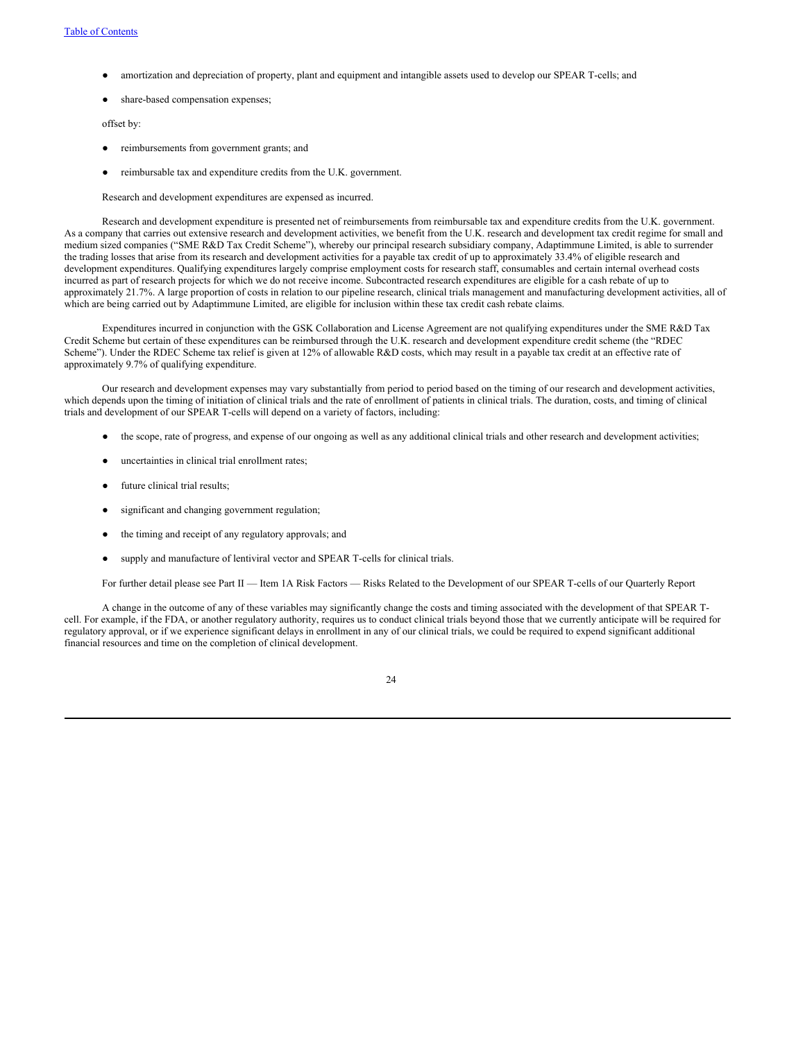- amortization and depreciation of property, plant and equipment and intangible assets used to develop our SPEAR T-cells; and
- share-based compensation expenses;

offset by:

- reimbursements from government grants; and
- reimbursable tax and expenditure credits from the U.K. government.

Research and development expenditures are expensed as incurred.

Research and development expenditure is presented net of reimbursements from reimbursable tax and expenditure credits from the U.K. government. As a company that carries out extensive research and development activities, we benefit from the U.K. research and development tax credit regime for small and medium sized companies ("SME R&D Tax Credit Scheme"), whereby our principal research subsidiary company, Adaptimmune Limited, is able to surrender the trading losses that arise from its research and development activities for a payable tax credit of up to approximately 33.4% of eligible research and development expenditures. Qualifying expenditures largely comprise employment costs for research staff, consumables and certain internal overhead costs incurred as part of research projects for which we do not receive income. Subcontracted research expenditures are eligible for a cash rebate of up to approximately 21.7%. A large proportion of costs in relation to our pipeline research, clinical trials management and manufacturing development activities, all of which are being carried out by Adaptimmune Limited, are eligible for inclusion within these tax credit cash rebate claims.

Expenditures incurred in conjunction with the GSK Collaboration and License Agreement are not qualifying expenditures under the SME R&D Tax Credit Scheme but certain of these expenditures can be reimbursed through the U.K. research and development expenditure credit scheme (the "RDEC Scheme"). Under the RDEC Scheme tax relief is given at 12% of allowable R&D costs, which may result in a payable tax credit at an effective rate of approximately 9.7% of qualifying expenditure.

Our research and development expenses may vary substantially from period to period based on the timing of our research and development activities, which depends upon the timing of initiation of clinical trials and the rate of enrollment of patients in clinical trials. The duration, costs, and timing of clinical trials and development of our SPEAR T-cells will depend on a variety of factors, including:

- the scope, rate of progress, and expense of our ongoing as well as any additional clinical trials and other research and development activities;
- uncertainties in clinical trial enrollment rates;
- future clinical trial results;
- significant and changing government regulation;
- the timing and receipt of any regulatory approvals; and
- supply and manufacture of lentiviral vector and SPEAR T-cells for clinical trials.

For further detail please see Part II — Item 1A Risk Factors — Risks Related to the Development of our SPEAR T-cells of our Quarterly Report

A change in the outcome of any of these variables may significantly change the costs and timing associated with the development of that SPEAR T-cell. For example, if the FDA, or another regulatory authority, requires us to conduct clinical trials beyond those that we currently anticipate will be required for regulatory approval, or if we experience significant delays in enrollment in any of our clinical trials, we could be required to expend significant additional financial resources and time on the completion of clinical development.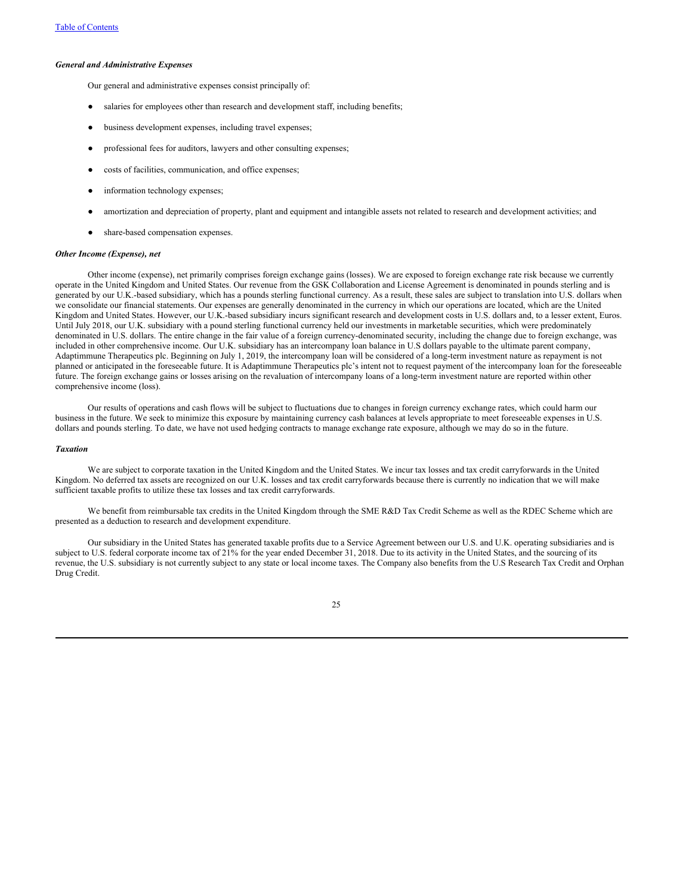### *General and Administrative Expenses*

Our general and administrative expenses consist principally of:

- salaries for employees other than research and development staff, including benefits;
- business development expenses, including travel expenses;
- professional fees for auditors, lawyers and other consulting expenses;
- costs of facilities, communication, and office expenses;
- information technology expenses;
- amortization and depreciation of property, plant and equipment and intangible assets not related to research and development activities; and
- share-based compensation expenses.

### *Other Income (Expense), net*

Other income (expense), net primarily comprises foreign exchange gains (losses). We are exposed to foreign exchange rate risk because we currently operate in the United Kingdom and United States. Our revenue from the GSK Collaboration and License Agreement is denominated in pounds sterling and is generated by our U.K.-based subsidiary, which has a pounds sterling functional currency. As a result, these sales are subject to translation into U.S. dollars when we consolidate our financial statements. Our expenses are generally denominated in the currency in which our operations are located, which are the United Kingdom and United States. However, our U.K.-based subsidiary incurs significant research and development costs in U.S. dollars and, to a lesser extent, Euros. Until July 2018, our U.K. subsidiary with a pound sterling functional currency held our investments in marketable securities, which were predominately denominated in U.S. dollars. The entire change in the fair value of a foreign currency-denominated security, including the change due to foreign exchange, was included in other comprehensive income. Our U.K. subsidiary has an intercompany loan balance in U.S dollars payable to the ultimate parent company, Adaptimmune Therapeutics plc. Beginning on July 1, 2019, the intercompany loan will be considered of a long-term investment nature as repayment is not planned or anticipated in the foreseeable future. It is Adaptimmune Therapeutics plc's intent not to request payment of the intercompany loan for the foreseeable future. The foreign exchange gains or losses arising on the revaluation of intercompany loans of a long-term investment nature are reported within other comprehensive income (loss).

Our results of operations and cash flows will be subject to fluctuations due to changes in foreign currency exchange rates, which could harm our business in the future. We seek to minimize this exposure by maintaining currency cash balances at levels appropriate to meet foreseeable expenses in U.S. dollars and pounds sterling. To date, we have not used hedging contracts to manage exchange rate exposure, although we may do so in the future.

### *Taxation*

We are subject to corporate taxation in the United Kingdom and the United States. We incur tax losses and tax credit carryforwards in the United Kingdom. No deferred tax assets are recognized on our U.K. losses and tax credit carryforwards because there is currently no indication that we will make sufficient taxable profits to utilize these tax losses and tax credit carryforwards.

We benefit from reimbursable tax credits in the United Kingdom through the SME R&D Tax Credit Scheme as well as the RDEC Scheme which are presented as a deduction to research and development expenditure.

Our subsidiary in the United States has generated taxable profits due to a Service Agreement between our U.S. and U.K. operating subsidiaries and is subject to U.S. federal corporate income tax of 21% for the year ended December 31, 2018. Due to its activity in the United States, and the sourcing of its revenue, the U.S. subsidiary is not currently subject to any state or local income taxes. The Company also benefits from the U.S Research Tax Credit and Orphan Drug Credit.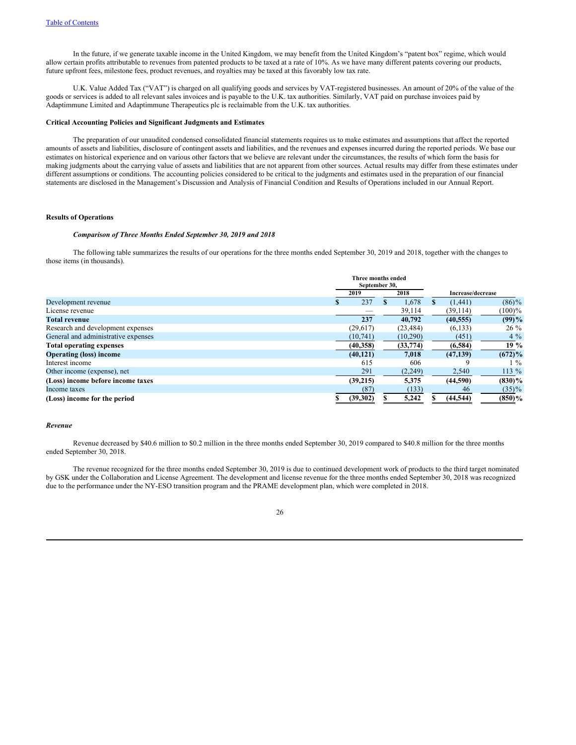In the future, if we generate taxable income in the United Kingdom, we may benefit from the United Kingdom's "patent box" regime, which would allow certain profits attributable to revenues from patented products to be taxed at a rate of 10%. As we have many different patents covering our products, future upfront fees, milestone fees, product revenues, and royalties may be taxed at this favorably low tax rate.

U.K. Value Added Tax ("VAT") is charged on all qualifying goods and services by VAT-registered businesses. An amount of 20% of the value of the goods or services is added to all relevant sales invoices and is payable to the U.K. tax authorities. Similarly, VAT paid on purchase invoices paid by Adaptimmune Limited and Adaptimmune Therapeutics plc is reclaimable from the U.K. tax authorities.

**Critical Accounting Policies and Significant Judgments and Estimates**

The preparation of our unaudited condensed consolidated financial statements requires us to make estimates and assumptions that affect the reported amounts of assets and liabilities, disclosure of contingent assets and liabilities, and the revenues and expenses incurred during the reported periods. We base our estimates on historical experience and on various other factors that we believe are relevant under the circumstances, the results of which form the basis for making judgments about the carrying value of assets and liabilities that are not apparent from other sources. Actual results may differ from these estimates under different assumptions or conditions. The accounting policies considered to be critical to the judgments and estimates used in the preparation of our financial statements are disclosed in the Management's Discussion and Analysis of Financial Condition and Results of Operations included in our Annual Report.

**Results of Operations**

***Comparison of Three Months Ended September 30, 2019 and 2018***

The following table summarizes the results of our operations for the three months ended September 30, 2019 and 2018, together with the changes to those items (in thousands).

| | Three months ended September 30, | | Increase/decrease | |
|---|---|---|---|---|
| | 2019 | 2018 | | |
| Development revenue | $ 237 | $ 1,678 | $ (1,441) | (86)% |
| License revenue | — | 39,114 | (39,114) | (100)% |
| **Total revenue** | **237** | **40,792** | **(40,555)** | **(99)%** |
| Research and development expenses | (29,617) | (23,484) | (6,133) | 26 % |
| General and administrative expenses | (10,741) | (10,290) | (451) | 4 % |
| **Total operating expenses** | **(40,358)** | **(33,774)** | **(6,584)** | **19 %** |
| **Operating (loss) income** | **(40,121)** | **7,018** | **(47,139)** | **(672)%** |
| Interest income | 615 | 606 | 9 | 1 % |
| Other income (expense), net | 291 | (2,249) | 2,540 | 113 % |
| **(Loss) income before income taxes** | **(39,215)** | **5,375** | **(44,590)** | **(830)%** |
| Income taxes | (87) | (133) | 46 | (35)% |
| **(Loss) income for the period** | **$ (39,302)** | **$ 5,242** | **$ (44,544)** | **(850)%** |

***Revenue***

Revenue decreased by $40.6 million to $0.2 million in the three months ended September 30, 2019 compared to $40.8 million for the three months ended September 30, 2018.

The revenue recognized for the three months ended September 30, 2019 is due to continued development work of products to the third target nominated by GSK under the Collaboration and License Agreement. The development and license revenue for the three months ended September 30, 2018 was recognized due to the performance under the NY-ESO transition program and the PRAME development plan, which were completed in 2018.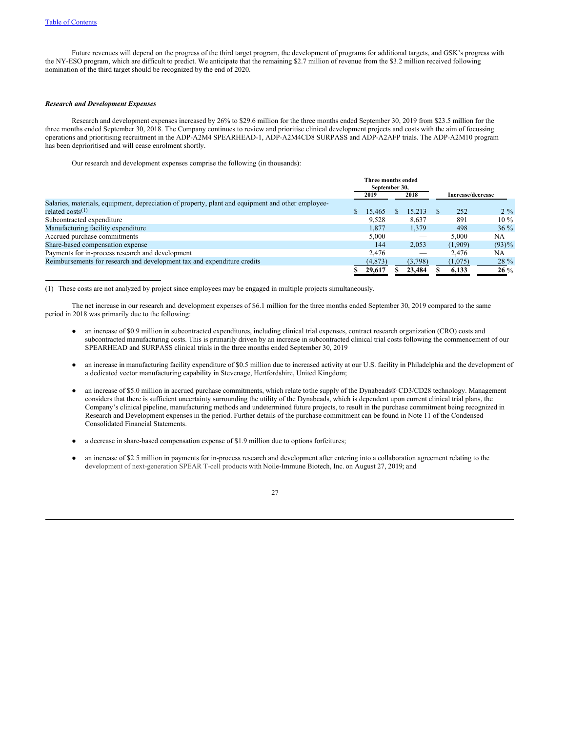Future revenues will depend on the progress of the third target program, the development of programs for additional targets, and GSK's progress with the NY-ESO program, which are difficult to predict. We anticipate that the remaining $2.7 million of revenue from the $3.2 million received following nomination of the third target should be recognized by the end of 2020.

***Research and Development Expenses***

Research and development expenses increased by 26% to $29.6 million for the three months ended September 30, 2019 from $23.5 million for the three months ended September 30, 2018. The Company continues to review and prioritise clinical development projects and costs with the aim of focussing operations and prioritising recruitment in the ADP-A2M4 SPEARHEAD-1, ADP-A2M4CD8 SURPASS and ADP-A2AFP trials. The ADP-A2M10 program has been deprioritised and will cease enrolment shortly.

Our research and development expenses comprise the following (in thousands):

| | Three months ended September 30, | | Increase/decrease | |
|---|---|---|---|---|
| | 2019 | 2018 | | |
| Salaries, materials, equipment, depreciation of property, plant and equipment and other employee-related costs[(1)] | $ 15,465 | $ 15,213 | $ 252 | 2 % |
| Subcontracted expenditure | 9,528 | 8,637 | 891 | 10 % |
| Manufacturing facility expenditure | 1,877 | 1,379 | 498 | 36 % |
| Accrued purchase commitments | 5,000 | — | 5,000 | NA |
| Share-based compensation expense | 144 | 2,053 | (1,909) | (93)% |
| Payments for in-process research and development | 2,476 | — | 2,476 | NA |
| Reimbursements for research and development tax and expenditure credits | (4,873) | (3,798) | (1,075) | 28 % |
| | **$ 29,617** | **$ 23,484** | **$ 6,133** | **26** % |

(1) These costs are not analyzed by project since employees may be engaged in multiple projects simultaneously.

The net increase in our research and development expenses of $6.1 million for the three months ended September 30, 2019 compared to the same period in 2018 was primarily due to the following:

- an increase of $0.9 million in subcontracted expenditures, including clinical trial expenses, contract research organization (CRO) costs and subcontracted manufacturing costs. This is primarily driven by an increase in subcontracted clinical trial costs following the commencement of our SPEARHEAD and SURPASS clinical trials in the three months ended September 30, 2019

- an increase in manufacturing facility expenditure of $0.5 million due to increased activity at our U.S. facility in Philadelphia and the development of a dedicated vector manufacturing capability in Stevenage, Hertfordshire, United Kingdom;

- an increase of $5.0 million in accrued purchase commitments, which relate tothe supply of the Dynabeads® CD3/CD28 technology. Management considers that there is sufficient uncertainty surrounding the utility of the Dynabeads, which is dependent upon current clinical trial plans, the Company's clinical pipeline, manufacturing methods and undetermined future projects, to result in the purchase commitment being recognized in Research and Development expenses in the period. Further details of the purchase commitment can be found in Note 11 of the Condensed Consolidated Financial Statements.

- a decrease in share-based compensation expense of $1.9 million due to options forfeitures;

- an increase of $2.5 million in payments for in-process research and development after entering into a collaboration agreement relating to the development of next-generation SPEAR T-cell products with Noile-Immune Biotech, Inc. on August 27, 2019; and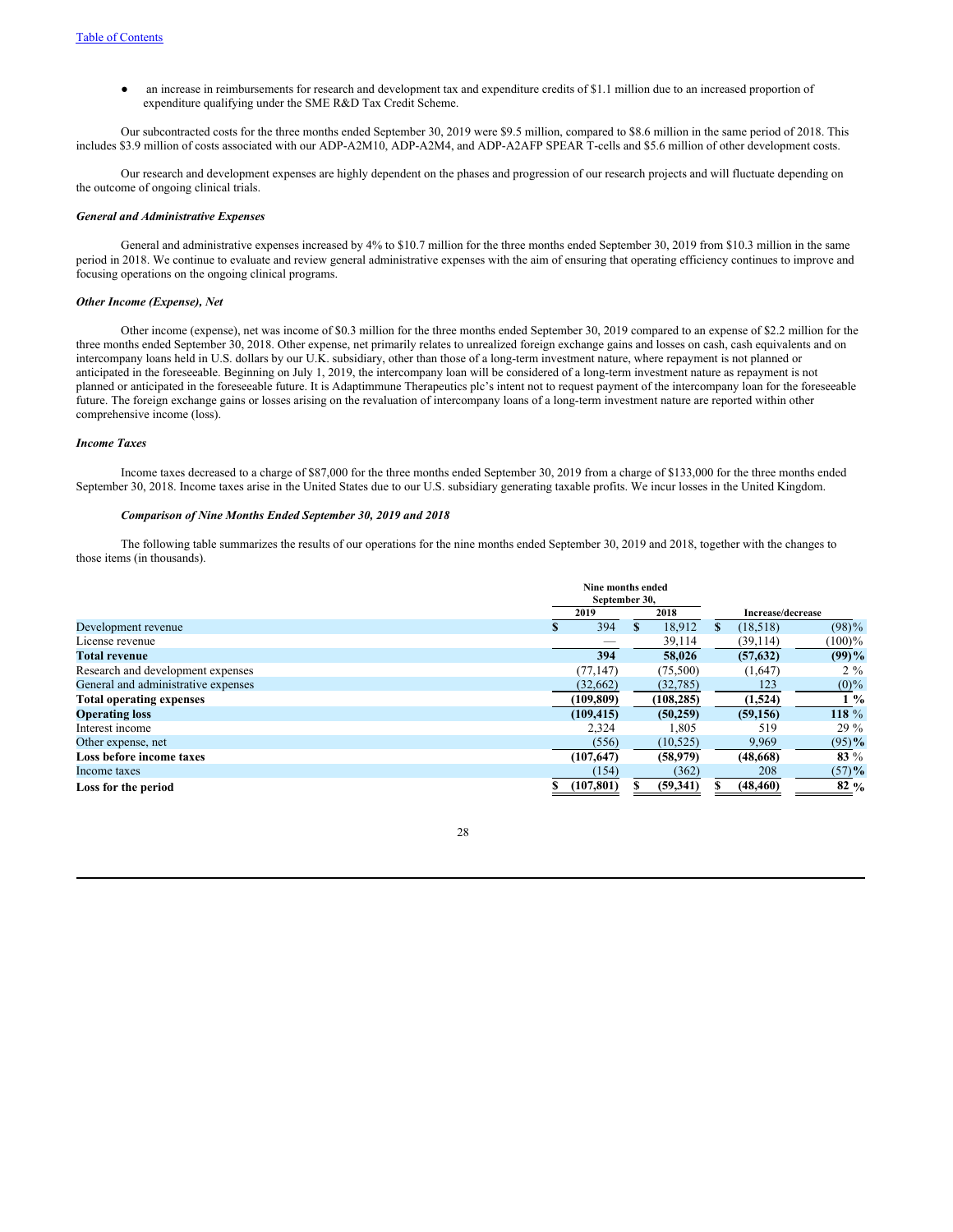- an increase in reimbursements for research and development tax and expenditure credits of $1.1 million due to an increased proportion of expenditure qualifying under the SME R&D Tax Credit Scheme.

Our subcontracted costs for the three months ended September 30, 2019 were $9.5 million, compared to $8.6 million in the same period of 2018. This includes $3.9 million of costs associated with our ADP-A2M10, ADP-A2M4, and ADP-A2AFP SPEAR T-cells and $5.6 million of other development costs.

Our research and development expenses are highly dependent on the phases and progression of our research projects and will fluctuate depending on the outcome of ongoing clinical trials.

***General and Administrative Expenses***

General and administrative expenses increased by 4% to $10.7 million for the three months ended September 30, 2019 from $10.3 million in the same period in 2018. We continue to evaluate and review general administrative expenses with the aim of ensuring that operating efficiency continues to improve and focusing operations on the ongoing clinical programs.

***Other Income (Expense), Net***

Other income (expense), net was income of $0.3 million for the three months ended September 30, 2019 compared to an expense of $2.2 million for the three months ended September 30, 2018. Other expense, net primarily relates to unrealized foreign exchange gains and losses on cash, cash equivalents and on intercompany loans held in U.S. dollars by our U.K. subsidiary, other than those of a long-term investment nature, where repayment is not planned or anticipated in the foreseeable. Beginning on July 1, 2019, the intercompany loan will be considered of a long-term investment nature as repayment is not planned or anticipated in the foreseeable future. It is Adaptimmune Therapeutics plc's intent not to request payment of the intercompany loan for the foreseeable future. The foreign exchange gains or losses arising on the revaluation of intercompany loans of a long-term investment nature are reported within other comprehensive income (loss).

***Income Taxes***

Income taxes decreased to a charge of $87,000 for the three months ended September 30, 2019 from a charge of $133,000 for the three months ended September 30, 2018. Income taxes arise in the United States due to our U.S. subsidiary generating taxable profits. We incur losses in the United Kingdom.

***Comparison of Nine Months Ended September 30, 2019 and 2018***

The following table summarizes the results of our operations for the nine months ended September 30, 2019 and 2018, together with the changes to those items (in thousands).

| | Nine months ended September 30, | | Increase/decrease | |
|---|---|---|---|---|
| | 2019 | 2018 | | |
| Development revenue | $ 394 | $ 18,912 | $ (18,518) | (98)% |
| License revenue | — | 39,114 | (39,114) | (100)% |
| **Total revenue** | **394** | **58,026** | **(57,632)** | **(99)%** |
| Research and development expenses | (77,147) | (75,500) | (1,647) | 2 % |
| General and administrative expenses | (32,662) | (32,785) | 123 | (0)% |
| **Total operating expenses** | **(109,809)** | **(108,285)** | **(1,524)** | **1 %** |
| **Operating loss** | **(109,415)** | **(50,259)** | **(59,156)** | **118 %** |
| Interest income | 2,324 | 1,805 | 519 | 29 % |
| Other expense, net | (556) | (10,525) | 9,969 | (95)% |
| **Loss before income taxes** | **(107,647)** | **(58,979)** | **(48,668)** | **83 %** |
| Income taxes | (154) | (362) | 208 | (57)% |
| **Loss for the period** | **$ (107,801)** | **$ (59,341)** | **$ (48,460)** | **82 %** |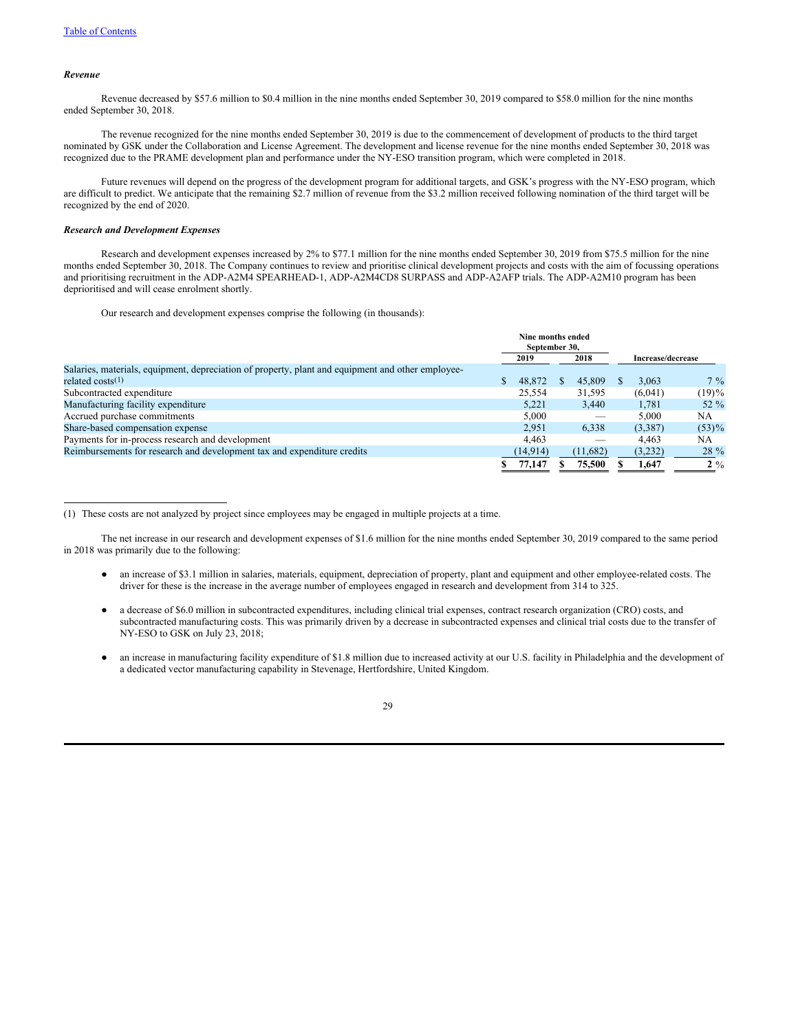[Table of Contents](#)

### *Revenue*

Revenue decreased by $57.6 million to $0.4 million in the nine months ended September 30, 2019 compared to $58.0 million for the nine months ended September 30, 2018.

The revenue recognized for the nine months ended September 30, 2019 is due to the commencement of development of products to the third target nominated by GSK under the Collaboration and License Agreement. The development and license revenue for the nine months ended September 30, 2018 was recognized due to the PRAME development plan and performance under the NY-ESO transition program, which were completed in 2018.

Future revenues will depend on the progress of the development program for additional targets, and GSK's progress with the NY-ESO program, which are difficult to predict. We anticipate that the remaining $2.7 million of revenue from the $3.2 million received following nomination of the third target will be recognized by the end of 2020.

### *Research and Development Expenses*

Research and development expenses increased by 2% to $77.1 million for the nine months ended September 30, 2019 from $75.5 million for the nine months ended September 30, 2018. The Company continues to review and prioritise clinical development projects and costs with the aim of focussing operations and prioritising recruitment in the ADP-A2M4 SPEARHEAD-1, ADP-A2M4CD8 SURPASS and ADP-A2AFP trials. The ADP-A2M10 program has been deprioritised and will cease enrolment shortly.

Our research and development expenses comprise the following (in thousands):

| | Nine months ended September 30, | | Increase/decrease | |
|---|---|---|---|---|
| | 2019 | 2018 | | |
| Salaries, materials, equipment, depreciation of property, plant and equipment and other employee-related costs[(1)] | $ 48,872 | $ 45,809 | $ 3,063 | 7 % |
| Subcontracted expenditure | 25,554 | 31,595 | (6,041) | (19)% |
| Manufacturing facility expenditure | 5,221 | 3,440 | 1,781 | 52 % |
| Accrued purchase commitments | 5,000 | — | 5,000 | NA |
| Share-based compensation expense | 2,951 | 6,338 | (3,387) | (53)% |
| Payments for in-process research and development | 4,463 | — | 4,463 | NA |
| Reimbursements for research and development tax and expenditure credits | (14,914) | (11,682) | (3,232) | 28 % |
| | **$ 77,147** | **$ 75,500** | **$ 1,647** | **2** % |

(1) These costs are not analyzed by project since employees may be engaged in multiple projects at a time.

The net increase in our research and development expenses of $1.6 million for the nine months ended September 30, 2019 compared to the same period in 2018 was primarily due to the following:

- an increase of $3.1 million in salaries, materials, equipment, depreciation of property, plant and equipment and other employee-related costs. The driver for these is the increase in the average number of employees engaged in research and development from 314 to 325.

- a decrease of $6.0 million in subcontracted expenditures, including clinical trial expenses, contract research organization (CRO) costs, and subcontracted manufacturing costs. This was primarily driven by a decrease in subcontracted expenses and clinical trial costs due to the transfer of NY-ESO to GSK on July 23, 2018;

- an increase in manufacturing facility expenditure of $1.8 million due to increased activity at our U.S. facility in Philadelphia and the development of a dedicated vector manufacturing capability in Stevenage, Hertfordshire, United Kingdom.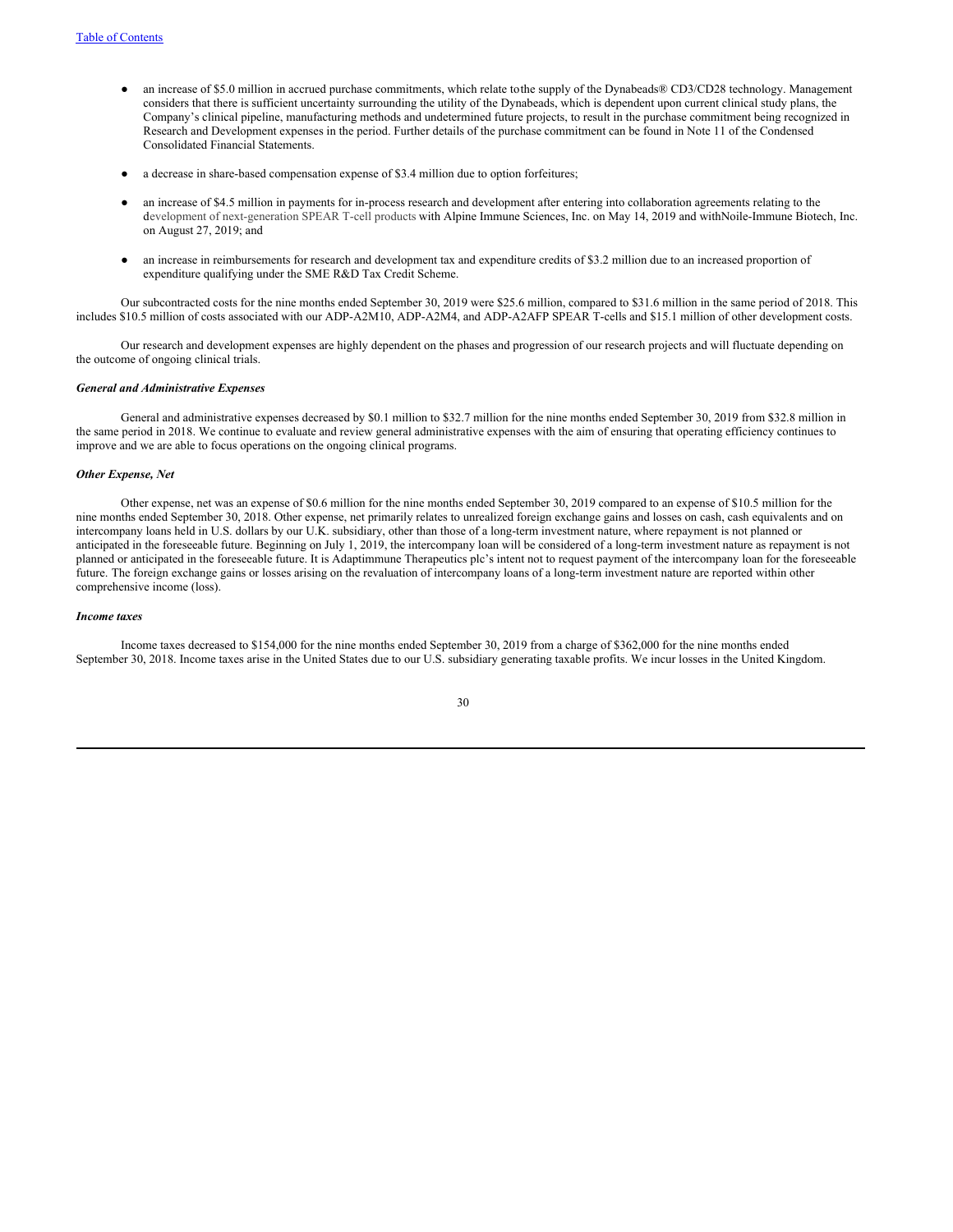- an increase of \$5.0 million in accrued purchase commitments, which relate tothe supply of the Dynabeads® CD3/CD28 technology. Management considers that there is sufficient uncertainty surrounding the utility of the Dynabeads, which is dependent upon current clinical study plans, the Company's clinical pipeline, manufacturing methods and undetermined future projects, to result in the purchase commitment being recognized in Research and Development expenses in the period. Further details of the purchase commitment can be found in Note 11 of the Condensed Consolidated Financial Statements.

- a decrease in share-based compensation expense of \$3.4 million due to option forfeitures;

- an increase of \$4.5 million in payments for in-process research and development after entering into collaboration agreements relating to the development of next-generation SPEAR T-cell products with Alpine Immune Sciences, Inc. on May 14, 2019 and withNoile-Immune Biotech, Inc. on August 27, 2019; and

- an increase in reimbursements for research and development tax and expenditure credits of \$3.2 million due to an increased proportion of expenditure qualifying under the SME R&D Tax Credit Scheme.

Our subcontracted costs for the nine months ended September 30, 2019 were \$25.6 million, compared to \$31.6 million in the same period of 2018. This includes \$10.5 million of costs associated with our ADP-A2M10, ADP-A2M4, and ADP-A2AFP SPEAR T-cells and \$15.1 million of other development costs.

Our research and development expenses are highly dependent on the phases and progression of our research projects and will fluctuate depending on the outcome of ongoing clinical trials.

***General and Administrative Expenses***

General and administrative expenses decreased by \$0.1 million to \$32.7 million for the nine months ended September 30, 2019 from \$32.8 million in the same period in 2018. We continue to evaluate and review general administrative expenses with the aim of ensuring that operating efficiency continues to improve and we are able to focus operations on the ongoing clinical programs.

***Other Expense, Net***

Other expense, net was an expense of \$0.6 million for the nine months ended September 30, 2019 compared to an expense of \$10.5 million for the nine months ended September 30, 2018. Other expense, net primarily relates to unrealized foreign exchange gains and losses on cash, cash equivalents and on intercompany loans held in U.S. dollars by our U.K. subsidiary, other than those of a long-term investment nature, where repayment is not planned or anticipated in the foreseeable future. Beginning on July 1, 2019, the intercompany loan will be considered of a long-term investment nature as repayment is not planned or anticipated in the foreseeable future. It is Adaptimmune Therapeutics plc's intent not to request payment of the intercompany loan for the foreseeable future. The foreign exchange gains or losses arising on the revaluation of intercompany loans of a long-term investment nature are reported within other comprehensive income (loss).

***Income taxes***

Income taxes decreased to \$154,000 for the nine months ended September 30, 2019 from a charge of \$362,000 for the nine months ended September 30, 2018. Income taxes arise in the United States due to our U.S. subsidiary generating taxable profits. We incur losses in the United Kingdom.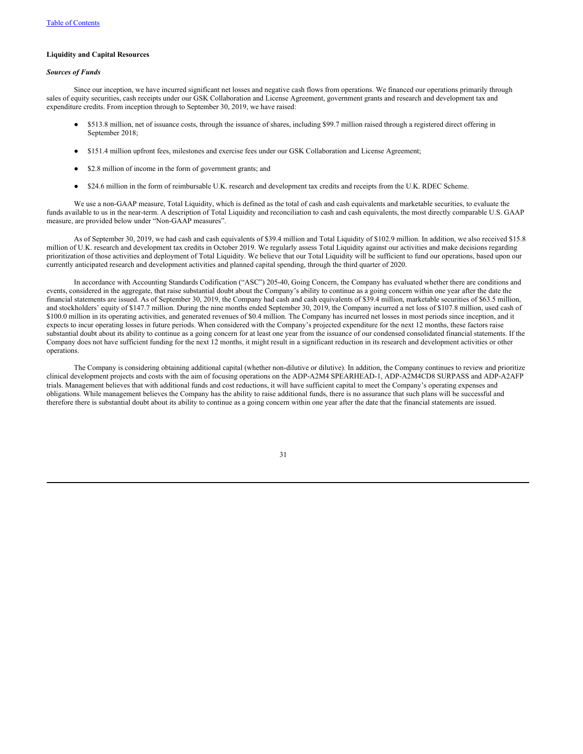**Liquidity and Capital Resources**

***Sources of Funds***

Since our inception, we have incurred significant net losses and negative cash flows from operations. We financed our operations primarily through sales of equity securities, cash receipts under our GSK Collaboration and License Agreement, government grants and research and development tax and expenditure credits. From inception through to September 30, 2019, we have raised:

- $513.8 million, net of issuance costs, through the issuance of shares, including $99.7 million raised through a registered direct offering in September 2018;
- $151.4 million upfront fees, milestones and exercise fees under our GSK Collaboration and License Agreement;
- $2.8 million of income in the form of government grants; and
- $24.6 million in the form of reimbursable U.K. research and development tax credits and receipts from the U.K. RDEC Scheme.

We use a non-GAAP measure, Total Liquidity, which is defined as the total of cash and cash equivalents and marketable securities, to evaluate the funds available to us in the near-term. A description of Total Liquidity and reconciliation to cash and cash equivalents, the most directly comparable U.S. GAAP measure, are provided below under "Non-GAAP measures".

As of September 30, 2019, we had cash and cash equivalents of $39.4 million and Total Liquidity of $102.9 million. In addition, we also received $15.8 million of U.K. research and development tax credits in October 2019. We regularly assess Total Liquidity against our activities and make decisions regarding prioritization of those activities and deployment of Total Liquidity. We believe that our Total Liquidity will be sufficient to fund our operations, based upon our currently anticipated research and development activities and planned capital spending, through the third quarter of 2020.

In accordance with Accounting Standards Codification ("ASC") 205-40, Going Concern, the Company has evaluated whether there are conditions and events, considered in the aggregate, that raise substantial doubt about the Company's ability to continue as a going concern within one year after the date the financial statements are issued. As of September 30, 2019, the Company had cash and cash equivalents of $39.4 million, marketable securities of $63.5 million, and stockholders' equity of $147.7 million. During the nine months ended September 30, 2019, the Company incurred a net loss of $107.8 million, used cash of $100.0 million in its operating activities, and generated revenues of $0.4 million. The Company has incurred net losses in most periods since inception, and it expects to incur operating losses in future periods. When considered with the Company's projected expenditure for the next 12 months, these factors raise substantial doubt about its ability to continue as a going concern for at least one year from the issuance of our condensed consolidated financial statements. If the Company does not have sufficient funding for the next 12 months, it might result in a significant reduction in its research and development activities or other operations.

The Company is considering obtaining additional capital (whether non-dilutive or dilutive). In addition, the Company continues to review and prioritize clinical development projects and costs with the aim of focusing operations on the ADP-A2M4 SPEARHEAD-1, ADP-A2M4CD8 SURPASS and ADP-A2AFP trials. Management believes that with additional funds and cost reductions, it will have sufficient capital to meet the Company's operating expenses and obligations. While management believes the Company has the ability to raise additional funds, there is no assurance that such plans will be successful and therefore there is substantial doubt about its ability to continue as a going concern within one year after the date that the financial statements are issued.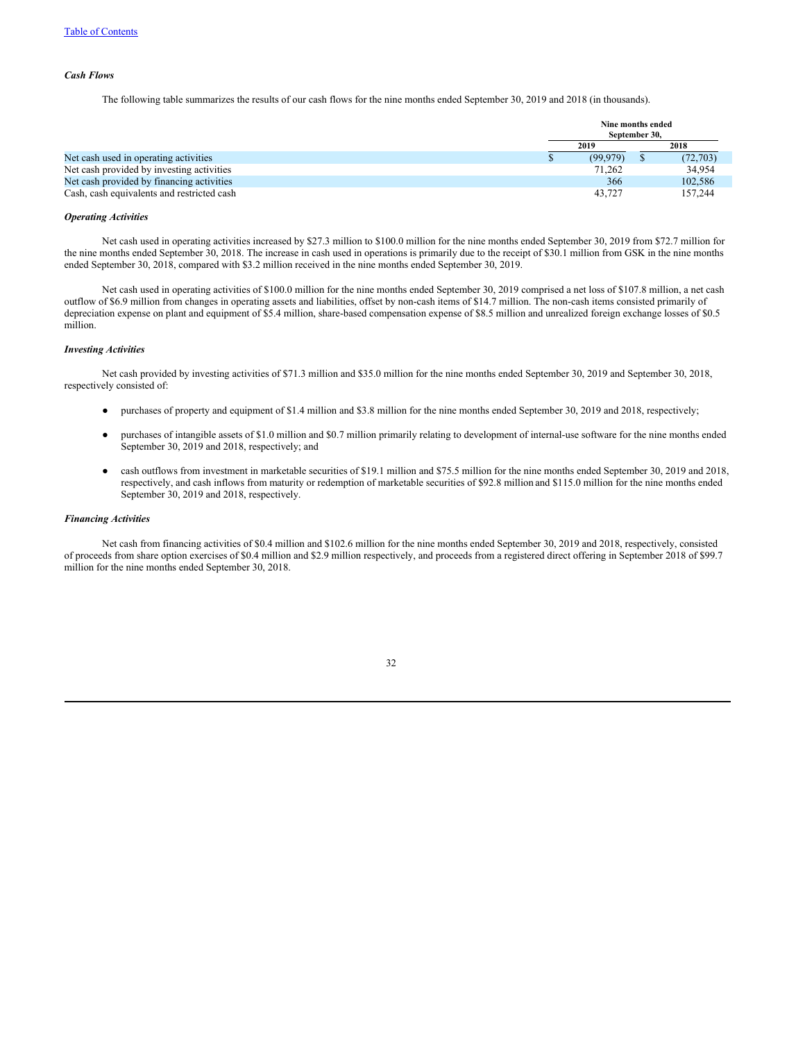[Table of Contents](#)

### *Cash Flows*

The following table summarizes the results of our cash flows for the nine months ended September 30, 2019 and 2018 (in thousands).

| | Nine months ended September 30, | |
|---|---|---|
| | 2019 | 2018 |
| Net cash used in operating activities | $ (99,979) | $ (72,703) |
| Net cash provided by investing activities | 71,262 | 34,954 |
| Net cash provided by financing activities | 366 | 102,586 |
| Cash, cash equivalents and restricted cash | 43,727 | 157,244 |

### *Operating Activities*

Net cash used in operating activities increased by $27.3 million to $100.0 million for the nine months ended September 30, 2019 from $72.7 million for the nine months ended September 30, 2018. The increase in cash used in operations is primarily due to the receipt of $30.1 million from GSK in the nine months ended September 30, 2018, compared with $3.2 million received in the nine months ended September 30, 2019.

Net cash used in operating activities of $100.0 million for the nine months ended September 30, 2019 comprised a net loss of $107.8 million, a net cash outflow of $6.9 million from changes in operating assets and liabilities, offset by non-cash items of $14.7 million. The non-cash items consisted primarily of depreciation expense on plant and equipment of $5.4 million, share-based compensation expense of $8.5 million and unrealized foreign exchange losses of $0.5 million.

### *Investing Activities*

Net cash provided by investing activities of $71.3 million and $35.0 million for the nine months ended September 30, 2019 and September 30, 2018, respectively consisted of:

- purchases of property and equipment of $1.4 million and $3.8 million for the nine months ended September 30, 2019 and 2018, respectively;
- purchases of intangible assets of $1.0 million and $0.7 million primarily relating to development of internal-use software for the nine months ended September 30, 2019 and 2018, respectively; and
- cash outflows from investment in marketable securities of $19.1 million and $75.5 million for the nine months ended September 30, 2019 and 2018, respectively, and cash inflows from maturity or redemption of marketable securities of $92.8 million and $115.0 million for the nine months ended September 30, 2019 and 2018, respectively.

### *Financing Activities*

Net cash from financing activities of $0.4 million and $102.6 million for the nine months ended September 30, 2019 and 2018, respectively, consisted of proceeds from share option exercises of $0.4 million and $2.9 million respectively, and proceeds from a registered direct offering in September 2018 of $99.7 million for the nine months ended September 30, 2018.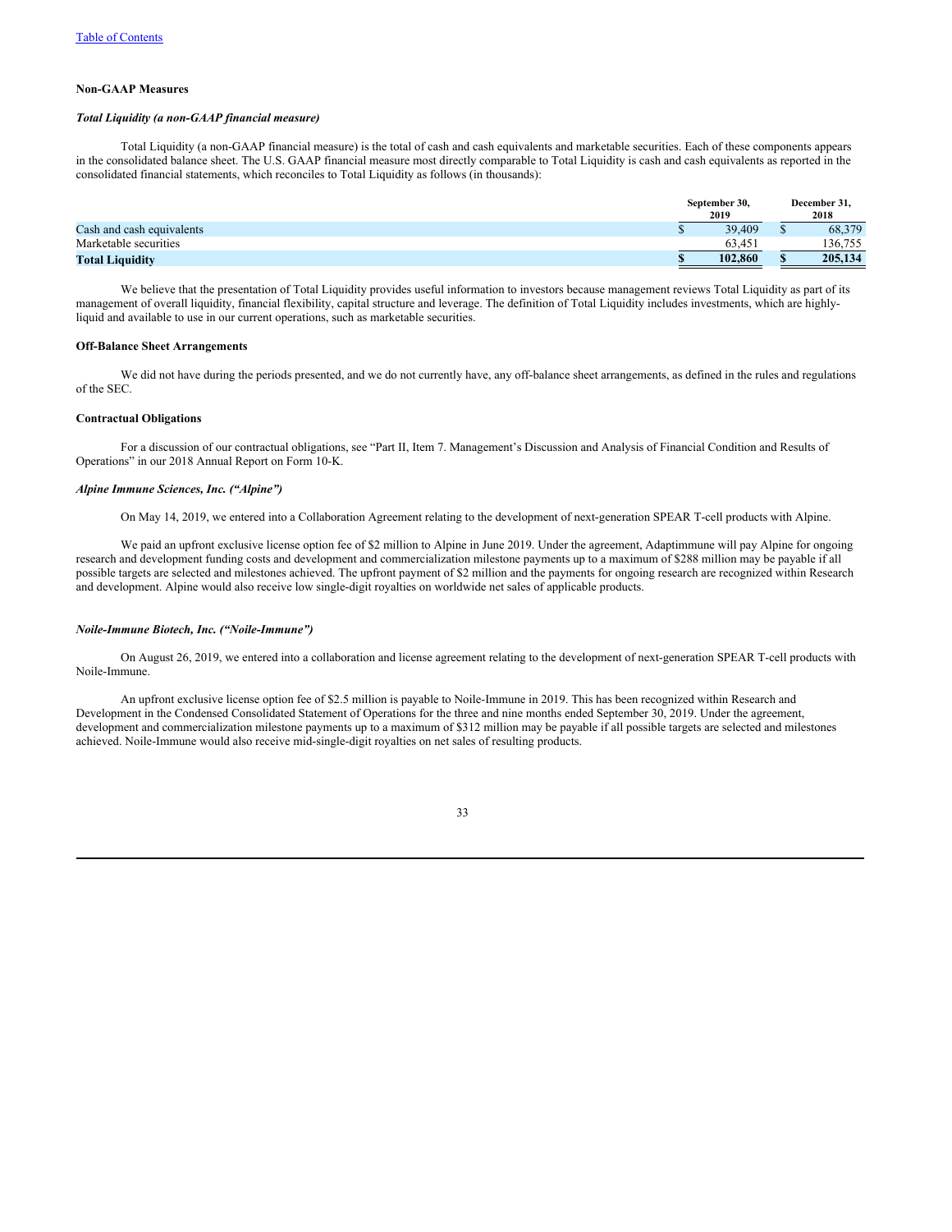Table of Contents

### Non-GAAP Measures

#### *Total Liquidity (a non-GAAP financial measure)*

Total Liquidity (a non-GAAP financial measure) is the total of cash and cash equivalents and marketable securities. Each of these components appears in the consolidated balance sheet. The U.S. GAAP financial measure most directly comparable to Total Liquidity is cash and cash equivalents as reported in the consolidated financial statements, which reconciles to Total Liquidity as follows (in thousands):

| | September 30, 2019 | December 31, 2018 |
|---|---|---|
| Cash and cash equivalents | $ 39,409 | $ 68,379 |
| Marketable securities | 63,451 | 136,755 |
| **Total Liquidity** | **$ 102,860** | **$ 205,134** |

We believe that the presentation of Total Liquidity provides useful information to investors because management reviews Total Liquidity as part of its management of overall liquidity, financial flexibility, capital structure and leverage. The definition of Total Liquidity includes investments, which are highly-liquid and available to use in our current operations, such as marketable securities.

### Off-Balance Sheet Arrangements

We did not have during the periods presented, and we do not currently have, any off-balance sheet arrangements, as defined in the rules and regulations of the SEC.

### Contractual Obligations

For a discussion of our contractual obligations, see "Part II, Item 7. Management's Discussion and Analysis of Financial Condition and Results of Operations" in our 2018 Annual Report on Form 10-K.

#### *Alpine Immune Sciences, Inc. ("Alpine")*

On May 14, 2019, we entered into a Collaboration Agreement relating to the development of next-generation SPEAR T-cell products with Alpine.

We paid an upfront exclusive license option fee of $2 million to Alpine in June 2019. Under the agreement, Adaptimmune will pay Alpine for ongoing research and development funding costs and development and commercialization milestone payments up to a maximum of $288 million may be payable if all possible targets are selected and milestones achieved. The upfront payment of $2 million and the payments for ongoing research are recognized within Research and development. Alpine would also receive low single-digit royalties on worldwide net sales of applicable products.

#### *Noile-Immune Biotech, Inc. ("Noile-Immune")*

On August 26, 2019, we entered into a collaboration and license agreement relating to the development of next-generation SPEAR T-cell products with Noile-Immune.

An upfront exclusive license option fee of $2.5 million is payable to Noile-Immune in 2019. This has been recognized within Research and Development in the Condensed Consolidated Statement of Operations for the three and nine months ended September 30, 2019. Under the agreement, development and commercialization milestone payments up to a maximum of $312 million may be payable if all possible targets are selected and milestones achieved. Noile-Immune would also receive mid-single-digit royalties on net sales of resulting products.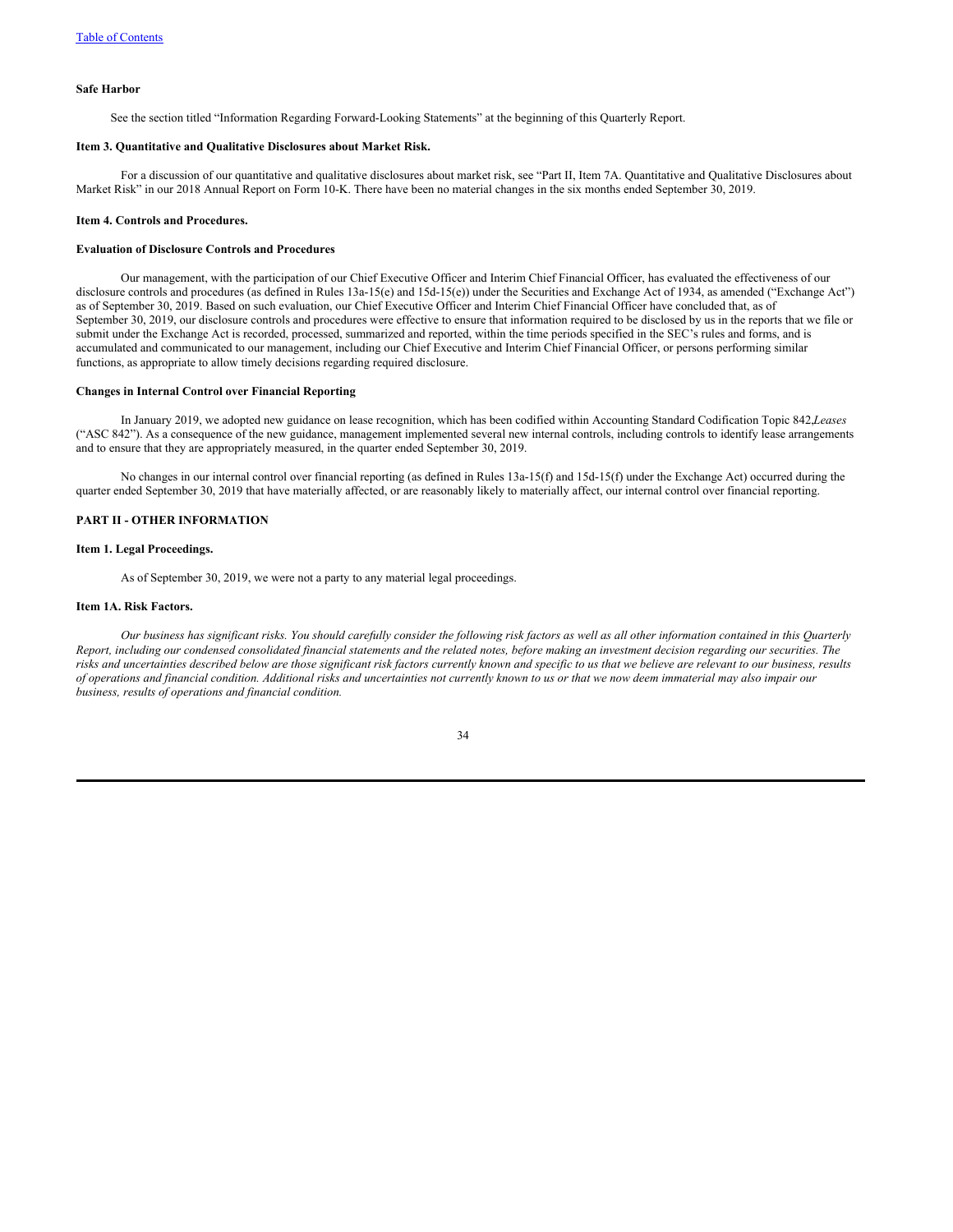### Safe Harbor

See the section titled "Information Regarding Forward-Looking Statements" at the beginning of this Quarterly Report.

### Item 3. Quantitative and Qualitative Disclosures about Market Risk.

For a discussion of our quantitative and qualitative disclosures about market risk, see "Part II, Item 7A. Quantitative and Qualitative Disclosures about Market Risk" in our 2018 Annual Report on Form 10-K. There have been no material changes in the six months ended September 30, 2019.

### Item 4. Controls and Procedures.

#### Evaluation of Disclosure Controls and Procedures

Our management, with the participation of our Chief Executive Officer and Interim Chief Financial Officer, has evaluated the effectiveness of our disclosure controls and procedures (as defined in Rules 13a-15(e) and 15d-15(e)) under the Securities and Exchange Act of 1934, as amended ("Exchange Act") as of September 30, 2019. Based on such evaluation, our Chief Executive Officer and Interim Chief Financial Officer have concluded that, as of September 30, 2019, our disclosure controls and procedures were effective to ensure that information required to be disclosed by us in the reports that we file or submit under the Exchange Act is recorded, processed, summarized and reported, within the time periods specified in the SEC's rules and forms, and is accumulated and communicated to our management, including our Chief Executive and Interim Chief Financial Officer, or persons performing similar functions, as appropriate to allow timely decisions regarding required disclosure.

#### Changes in Internal Control over Financial Reporting

In January 2019, we adopted new guidance on lease recognition, which has been codified within Accounting Standard Codification Topic 842, *Leases* ("ASC 842"). As a consequence of the new guidance, management implemented several new internal controls, including controls to identify lease arrangements and to ensure that they are appropriately measured, in the quarter ended September 30, 2019.

No changes in our internal control over financial reporting (as defined in Rules 13a-15(f) and 15d-15(f) under the Exchange Act) occurred during the quarter ended September 30, 2019 that have materially affected, or are reasonably likely to materially affect, our internal control over financial reporting.

## PART II - OTHER INFORMATION

### Item 1. Legal Proceedings.

As of September 30, 2019, we were not a party to any material legal proceedings.

### Item 1A. Risk Factors.

*Our business has significant risks. You should carefully consider the following risk factors as well as all other information contained in this Quarterly Report, including our condensed consolidated financial statements and the related notes, before making an investment decision regarding our securities. The risks and uncertainties described below are those significant risk factors currently known and specific to us that we believe are relevant to our business, results of operations and financial condition. Additional risks and uncertainties not currently known to us or that we now deem immaterial may also impair our business, results of operations and financial condition.*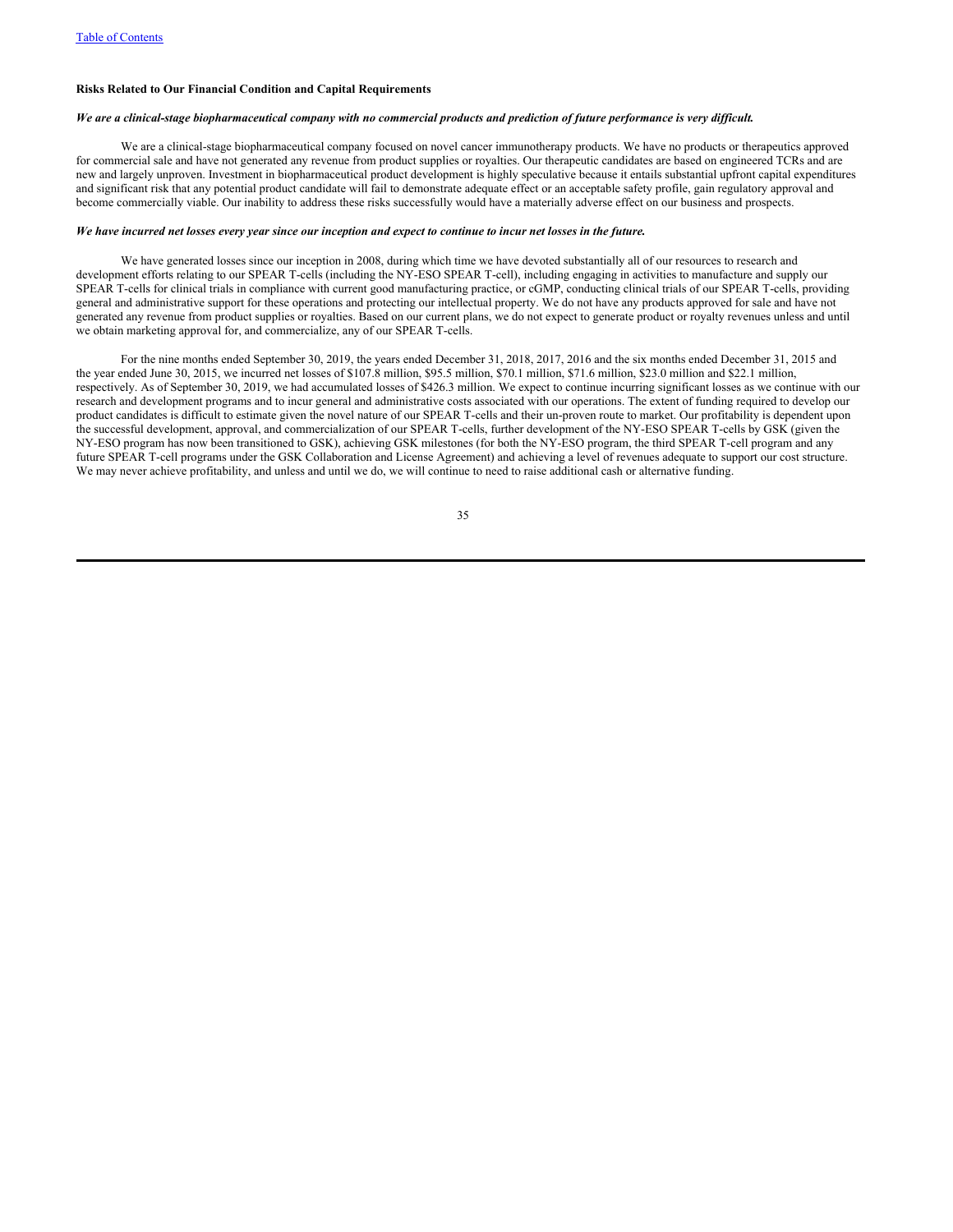### Risks Related to Our Financial Condition and Capital Requirements

***We are a clinical-stage biopharmaceutical company with no commercial products and prediction of future performance is very difficult.***

We are a clinical-stage biopharmaceutical company focused on novel cancer immunotherapy products. We have no products or therapeutics approved for commercial sale and have not generated any revenue from product supplies or royalties. Our therapeutic candidates are based on engineered TCRs and are new and largely unproven. Investment in biopharmaceutical product development is highly speculative because it entails substantial upfront capital expenditures and significant risk that any potential product candidate will fail to demonstrate adequate effect or an acceptable safety profile, gain regulatory approval and become commercially viable. Our inability to address these risks successfully would have a materially adverse effect on our business and prospects.

***We have incurred net losses every year since our inception and expect to continue to incur net losses in the future.***

We have generated losses since our inception in 2008, during which time we have devoted substantially all of our resources to research and development efforts relating to our SPEAR T-cells (including the NY-ESO SPEAR T-cell), including engaging in activities to manufacture and supply our SPEAR T-cells for clinical trials in compliance with current good manufacturing practice, or cGMP, conducting clinical trials of our SPEAR T-cells, providing general and administrative support for these operations and protecting our intellectual property. We do not have any products approved for sale and have not generated any revenue from product supplies or royalties. Based on our current plans, we do not expect to generate product or royalty revenues unless and until we obtain marketing approval for, and commercialize, any of our SPEAR T-cells.

For the nine months ended September 30, 2019, the years ended December 31, 2018, 2017, 2016 and the six months ended December 31, 2015 and the year ended June 30, 2015, we incurred net losses of $107.8 million, $95.5 million, $70.1 million, $71.6 million, $23.0 million and $22.1 million, respectively. As of September 30, 2019, we had accumulated losses of $426.3 million. We expect to continue incurring significant losses as we continue with our research and development programs and to incur general and administrative costs associated with our operations. The extent of funding required to develop our product candidates is difficult to estimate given the novel nature of our SPEAR T-cells and their un-proven route to market. Our profitability is dependent upon the successful development, approval, and commercialization of our SPEAR T-cells, further development of the NY-ESO SPEAR T-cells by GSK (given the NY-ESO program has now been transitioned to GSK), achieving GSK milestones (for both the NY-ESO program, the third SPEAR T-cell program and any future SPEAR T-cell programs under the GSK Collaboration and License Agreement) and achieving a level of revenues adequate to support our cost structure. We may never achieve profitability, and unless and until we do, we will continue to need to raise additional cash or alternative funding.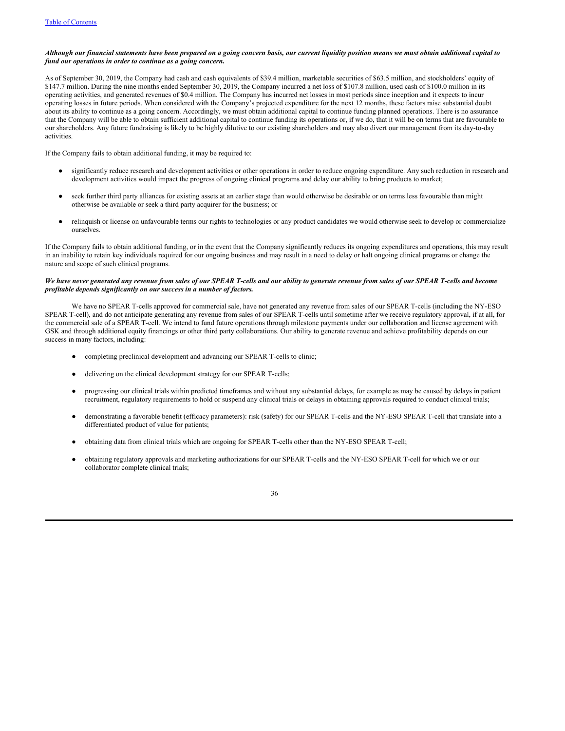***Although our financial statements have been prepared on a going concern basis, our current liquidity position means we must obtain additional capital to fund our operations in order to continue as a going concern.***

As of September 30, 2019, the Company had cash and cash equivalents of $39.4 million, marketable securities of $63.5 million, and stockholders' equity of $147.7 million. During the nine months ended September 30, 2019, the Company incurred a net loss of $107.8 million, used cash of $100.0 million in its operating activities, and generated revenues of $0.4 million. The Company has incurred net losses in most periods since inception and it expects to incur operating losses in future periods. When considered with the Company's projected expenditure for the next 12 months, these factors raise substantial doubt about its ability to continue as a going concern. Accordingly, we must obtain additional capital to continue funding planned operations. There is no assurance that the Company will be able to obtain sufficient additional capital to continue funding its operations or, if we do, that it will be on terms that are favourable to our shareholders. Any future fundraising is likely to be highly dilutive to our existing shareholders and may also divert our management from its day-to-day activities.

If the Company fails to obtain additional funding, it may be required to:

- significantly reduce research and development activities or other operations in order to reduce ongoing expenditure. Any such reduction in research and development activities would impact the progress of ongoing clinical programs and delay our ability to bring products to market;
- seek further third party alliances for existing assets at an earlier stage than would otherwise be desirable or on terms less favourable than might otherwise be available or seek a third party acquirer for the business; or
- relinquish or license on unfavourable terms our rights to technologies or any product candidates we would otherwise seek to develop or commercialize ourselves.

If the Company fails to obtain additional funding, or in the event that the Company significantly reduces its ongoing expenditures and operations, this may result in an inability to retain key individuals required for our ongoing business and may result in a need to delay or halt ongoing clinical programs or change the nature and scope of such clinical programs.

***We have never generated any revenue from sales of our SPEAR T-cells and our ability to generate revenue from sales of our SPEAR T-cells and become profitable depends significantly on our success in a number of factors.***

We have no SPEAR T-cells approved for commercial sale, have not generated any revenue from sales of our SPEAR T-cells (including the NY-ESO SPEAR T-cell), and do not anticipate generating any revenue from sales of our SPEAR T-cells until sometime after we receive regulatory approval, if at all, for the commercial sale of a SPEAR T-cell. We intend to fund future operations through milestone payments under our collaboration and license agreement with GSK and through additional equity financings or other third party collaborations. Our ability to generate revenue and achieve profitability depends on our success in many factors, including:

- completing preclinical development and advancing our SPEAR T-cells to clinic;
- delivering on the clinical development strategy for our SPEAR T-cells;
- progressing our clinical trials within predicted timeframes and without any substantial delays, for example as may be caused by delays in patient recruitment, regulatory requirements to hold or suspend any clinical trials or delays in obtaining approvals required to conduct clinical trials;
- demonstrating a favorable benefit (efficacy parameters): risk (safety) for our SPEAR T-cells and the NY-ESO SPEAR T-cell that translate into a differentiated product of value for patients;
- obtaining data from clinical trials which are ongoing for SPEAR T-cells other than the NY-ESO SPEAR T-cell;
- obtaining regulatory approvals and marketing authorizations for our SPEAR T-cells and the NY-ESO SPEAR T-cell for which we or our collaborator complete clinical trials;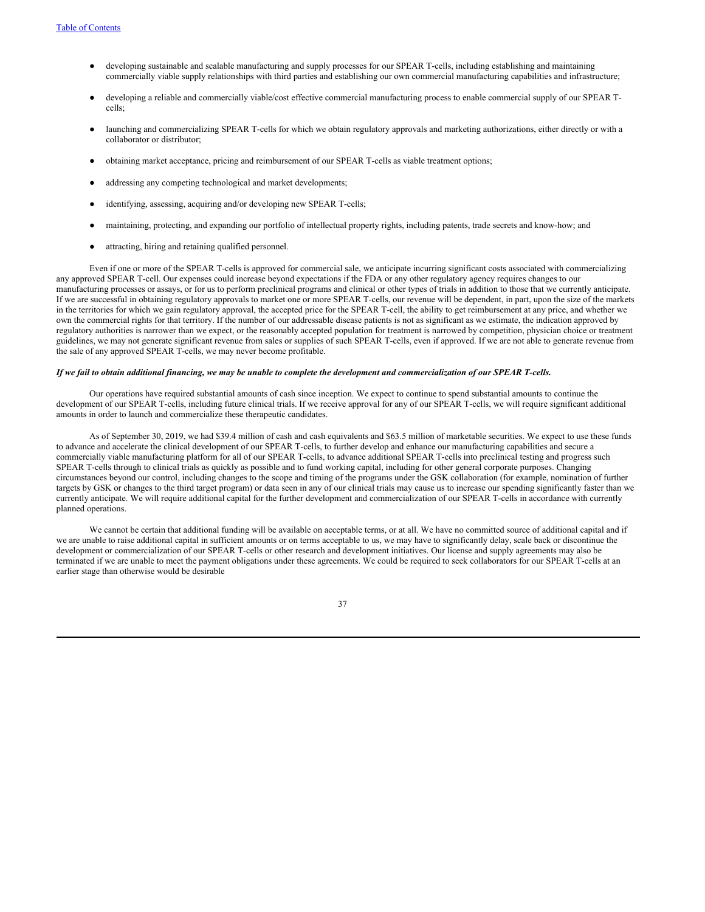- developing sustainable and scalable manufacturing and supply processes for our SPEAR T-cells, including establishing and maintaining commercially viable supply relationships with third parties and establishing our own commercial manufacturing capabilities and infrastructure;
- developing a reliable and commercially viable/cost effective commercial manufacturing process to enable commercial supply of our SPEAR T-cells;
- launching and commercializing SPEAR T-cells for which we obtain regulatory approvals and marketing authorizations, either directly or with a collaborator or distributor;
- obtaining market acceptance, pricing and reimbursement of our SPEAR T-cells as viable treatment options;
- addressing any competing technological and market developments;
- identifying, assessing, acquiring and/or developing new SPEAR T-cells;
- maintaining, protecting, and expanding our portfolio of intellectual property rights, including patents, trade secrets and know-how; and
- attracting, hiring and retaining qualified personnel.

Even if one or more of the SPEAR T-cells is approved for commercial sale, we anticipate incurring significant costs associated with commercializing any approved SPEAR T-cell. Our expenses could increase beyond expectations if the FDA or any other regulatory agency requires changes to our manufacturing processes or assays, or for us to perform preclinical programs and clinical or other types of trials in addition to those that we currently anticipate. If we are successful in obtaining regulatory approvals to market one or more SPEAR T-cells, our revenue will be dependent, in part, upon the size of the markets in the territories for which we gain regulatory approval, the accepted price for the SPEAR T-cell, the ability to get reimbursement at any price, and whether we own the commercial rights for that territory. If the number of our addressable disease patients is not as significant as we estimate, the indication approved by regulatory authorities is narrower than we expect, or the reasonably accepted population for treatment is narrowed by competition, physician choice or treatment guidelines, we may not generate significant revenue from sales or supplies of such SPEAR T-cells, even if approved. If we are not able to generate revenue from the sale of any approved SPEAR T-cells, we may never become profitable.

***If we fail to obtain additional financing, we may be unable to complete the development and commercialization of our SPEAR T-cells.***

Our operations have required substantial amounts of cash since inception. We expect to continue to spend substantial amounts to continue the development of our SPEAR T-cells, including future clinical trials. If we receive approval for any of our SPEAR T-cells, we will require significant additional amounts in order to launch and commercialize these therapeutic candidates.

As of September 30, 2019, we had $39.4 million of cash and cash equivalents and $63.5 million of marketable securities. We expect to use these funds to advance and accelerate the clinical development of our SPEAR T-cells, to further develop and enhance our manufacturing capabilities and secure a commercially viable manufacturing platform for all of our SPEAR T-cells, to advance additional SPEAR T-cells into preclinical testing and progress such SPEAR T-cells through to clinical trials as quickly as possible and to fund working capital, including for other general corporate purposes. Changing circumstances beyond our control, including changes to the scope and timing of the programs under the GSK collaboration (for example, nomination of further targets by GSK or changes to the third target program) or data seen in any of our clinical trials may cause us to increase our spending significantly faster than we currently anticipate. We will require additional capital for the further development and commercialization of our SPEAR T-cells in accordance with currently planned operations.

We cannot be certain that additional funding will be available on acceptable terms, or at all. We have no committed source of additional capital and if we are unable to raise additional capital in sufficient amounts or on terms acceptable to us, we may have to significantly delay, scale back or discontinue the development or commercialization of our SPEAR T-cells or other research and development initiatives. Our license and supply agreements may also be terminated if we are unable to meet the payment obligations under these agreements. We could be required to seek collaborators for our SPEAR T-cells at an earlier stage than otherwise would be desirable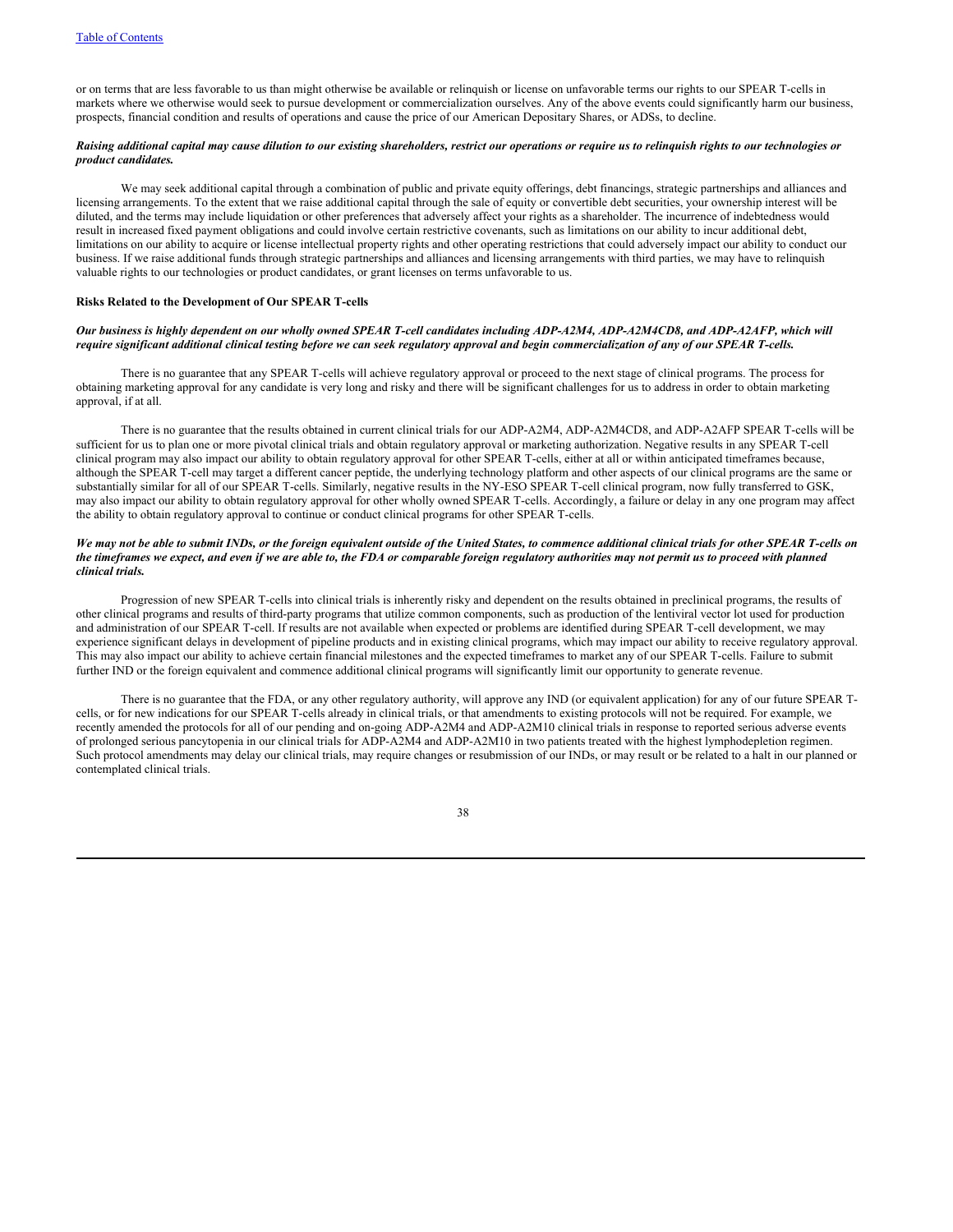or on terms that are less favorable to us than might otherwise be available or relinquish or license on unfavorable terms our rights to our SPEAR T-cells in markets where we otherwise would seek to pursue development or commercialization ourselves. Any of the above events could significantly harm our business, prospects, financial condition and results of operations and cause the price of our American Depositary Shares, or ADSs, to decline.

***Raising additional capital may cause dilution to our existing shareholders, restrict our operations or require us to relinquish rights to our technologies or product candidates.***

We may seek additional capital through a combination of public and private equity offerings, debt financings, strategic partnerships and alliances and licensing arrangements. To the extent that we raise additional capital through the sale of equity or convertible debt securities, your ownership interest will be diluted, and the terms may include liquidation or other preferences that adversely affect your rights as a shareholder. The incurrence of indebtedness would result in increased fixed payment obligations and could involve certain restrictive covenants, such as limitations on our ability to incur additional debt, limitations on our ability to acquire or license intellectual property rights and other operating restrictions that could adversely impact our ability to conduct our business. If we raise additional funds through strategic partnerships and alliances and licensing arrangements with third parties, we may have to relinquish valuable rights to our technologies or product candidates, or grant licenses on terms unfavorable to us.

**Risks Related to the Development of Our SPEAR T-cells**

***Our business is highly dependent on our wholly owned SPEAR T-cell candidates including ADP-A2M4, ADP-A2M4CD8, and ADP-A2AFP, which will require significant additional clinical testing before we can seek regulatory approval and begin commercialization of any of our SPEAR T-cells.***

There is no guarantee that any SPEAR T-cells will achieve regulatory approval or proceed to the next stage of clinical programs. The process for obtaining marketing approval for any candidate is very long and risky and there will be significant challenges for us to address in order to obtain marketing approval, if at all.

There is no guarantee that the results obtained in current clinical trials for our ADP-A2M4, ADP-A2M4CD8, and ADP-A2AFP SPEAR T-cells will be sufficient for us to plan one or more pivotal clinical trials and obtain regulatory approval or marketing authorization. Negative results in any SPEAR T-cell clinical program may also impact our ability to obtain regulatory approval for other SPEAR T-cells, either at all or within anticipated timeframes because, although the SPEAR T-cell may target a different cancer peptide, the underlying technology platform and other aspects of our clinical programs are the same or substantially similar for all of our SPEAR T-cells. Similarly, negative results in the NY-ESO SPEAR T-cell clinical program, now fully transferred to GSK, may also impact our ability to obtain regulatory approval for other wholly owned SPEAR T-cells. Accordingly, a failure or delay in any one program may affect the ability to obtain regulatory approval to continue or conduct clinical programs for other SPEAR T-cells.

***We may not be able to submit INDs, or the foreign equivalent outside of the United States, to commence additional clinical trials for other SPEAR T-cells on the timeframes we expect, and even if we are able to, the FDA or comparable foreign regulatory authorities may not permit us to proceed with planned clinical trials.***

Progression of new SPEAR T-cells into clinical trials is inherently risky and dependent on the results obtained in preclinical programs, the results of other clinical programs and results of third-party programs that utilize common components, such as production of the lentiviral vector lot used for production and administration of our SPEAR T-cell. If results are not available when expected or problems are identified during SPEAR T-cell development, we may experience significant delays in development of pipeline products and in existing clinical programs, which may impact our ability to receive regulatory approval. This may also impact our ability to achieve certain financial milestones and the expected timeframes to market any of our SPEAR T-cells. Failure to submit further IND or the foreign equivalent and commence additional clinical programs will significantly limit our opportunity to generate revenue.

There is no guarantee that the FDA, or any other regulatory authority, will approve any IND (or equivalent application) for any of our future SPEAR T-cells, or for new indications for our SPEAR T-cells already in clinical trials, or that amendments to existing protocols will not be required. For example, we recently amended the protocols for all of our pending and on-going ADP-A2M4 and ADP-A2M10 clinical trials in response to reported serious adverse events of prolonged serious pancytopenia in our clinical trials for ADP-A2M4 and ADP-A2M10 in two patients treated with the highest lymphodepletion regimen. Such protocol amendments may delay our clinical trials, may require changes or resubmission of our INDs, or may result or be related to a halt in our planned or contemplated clinical trials.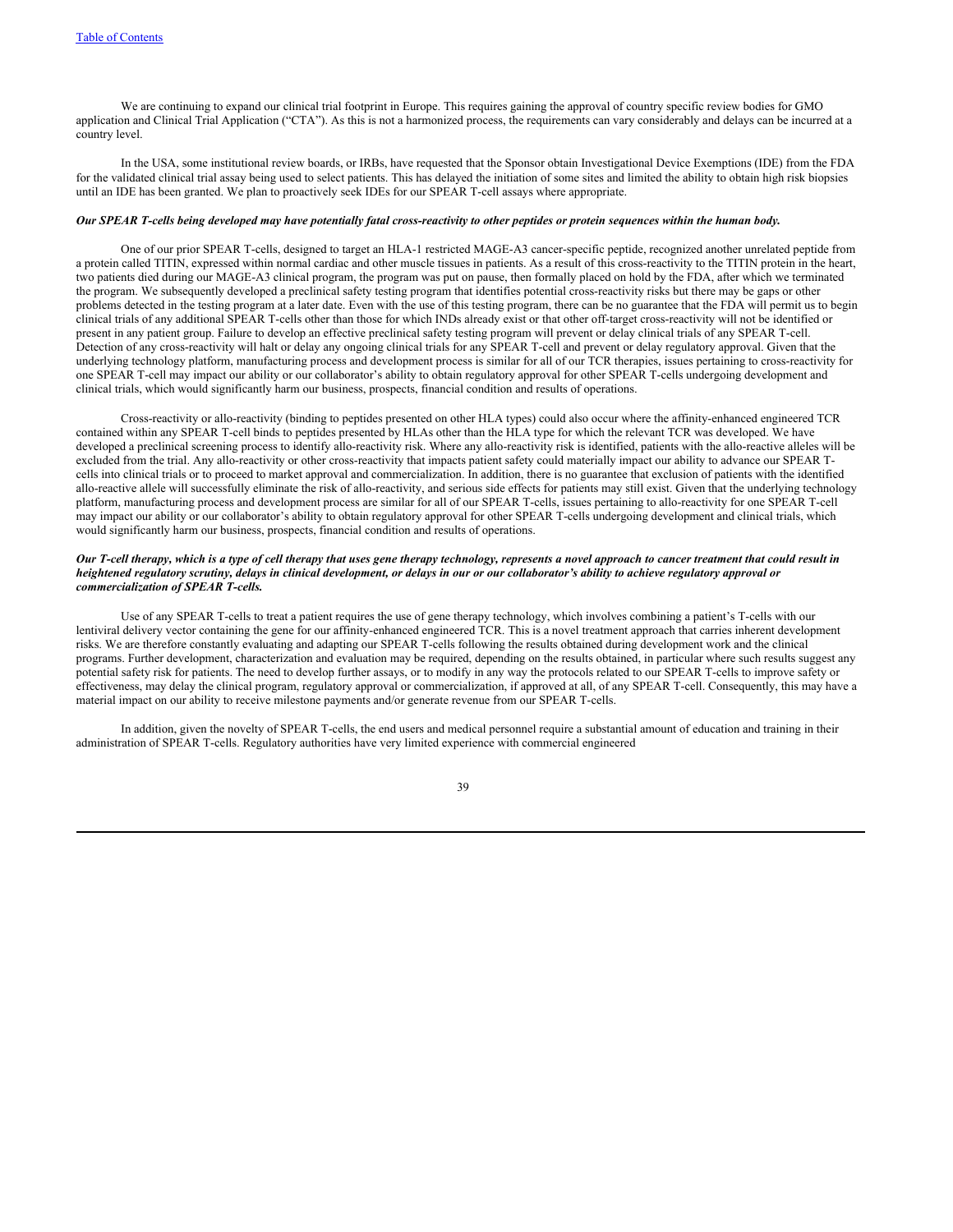We are continuing to expand our clinical trial footprint in Europe. This requires gaining the approval of country specific review bodies for GMO application and Clinical Trial Application ("CTA"). As this is not a harmonized process, the requirements can vary considerably and delays can be incurred at a country level.

In the USA, some institutional review boards, or IRBs, have requested that the Sponsor obtain Investigational Device Exemptions (IDE) from the FDA for the validated clinical trial assay being used to select patients. This has delayed the initiation of some sites and limited the ability to obtain high risk biopsies until an IDE has been granted. We plan to proactively seek IDEs for our SPEAR T-cell assays where appropriate.

***Our SPEAR T-cells being developed may have potentially fatal cross-reactivity to other peptides or protein sequences within the human body.***

One of our prior SPEAR T-cells, designed to target an HLA-1 restricted MAGE-A3 cancer-specific peptide, recognized another unrelated peptide from a protein called TITIN, expressed within normal cardiac and other muscle tissues in patients. As a result of this cross-reactivity to the TITIN protein in the heart, two patients died during our MAGE-A3 clinical program, the program was put on pause, then formally placed on hold by the FDA, after which we terminated the program. We subsequently developed a preclinical safety testing program that identifies potential cross-reactivity risks but there may be gaps or other problems detected in the testing program at a later date. Even with the use of this testing program, there can be no guarantee that the FDA will permit us to begin clinical trials of any additional SPEAR T-cells other than those for which INDs already exist or that other off-target cross-reactivity will not be identified or present in any patient group. Failure to develop an effective preclinical safety testing program will prevent or delay clinical trials of any SPEAR T-cell. Detection of any cross-reactivity will halt or delay any ongoing clinical trials for any SPEAR T-cell and prevent or delay regulatory approval. Given that the underlying technology platform, manufacturing process and development process is similar for all of our TCR therapies, issues pertaining to cross-reactivity for one SPEAR T-cell may impact our ability or our collaborator's ability to obtain regulatory approval for other SPEAR T-cells undergoing development and clinical trials, which would significantly harm our business, prospects, financial condition and results of operations.

Cross-reactivity or allo-reactivity (binding to peptides presented on other HLA types) could also occur where the affinity-enhanced engineered TCR contained within any SPEAR T-cell binds to peptides presented by HLAs other than the HLA type for which the relevant TCR was developed. We have developed a preclinical screening process to identify allo-reactivity risk. Where any allo-reactivity risk is identified, patients with the allo-reactive alleles will be excluded from the trial. Any allo-reactivity or other cross-reactivity that impacts patient safety could materially impact our ability to advance our SPEAR T-cells into clinical trials or to proceed to market approval and commercialization. In addition, there is no guarantee that exclusion of patients with the identified allo-reactive allele will successfully eliminate the risk of allo-reactivity, and serious side effects for patients may still exist. Given that the underlying technology platform, manufacturing process and development process are similar for all of our SPEAR T-cells, issues pertaining to allo-reactivity for one SPEAR T-cell may impact our ability or our collaborator's ability to obtain regulatory approval for other SPEAR T-cells undergoing development and clinical trials, which would significantly harm our business, prospects, financial condition and results of operations.

***Our T-cell therapy, which is a type of cell therapy that uses gene therapy technology, represents a novel approach to cancer treatment that could result in heightened regulatory scrutiny, delays in clinical development, or delays in our or our collaborator's ability to achieve regulatory approval or commercialization of SPEAR T-cells.***

Use of any SPEAR T-cells to treat a patient requires the use of gene therapy technology, which involves combining a patient's T-cells with our lentiviral delivery vector containing the gene for our affinity-enhanced engineered TCR. This is a novel treatment approach that carries inherent development risks. We are therefore constantly evaluating and adapting our SPEAR T-cells following the results obtained during development work and the clinical programs. Further development, characterization and evaluation may be required, depending on the results obtained, in particular where such results suggest any potential safety risk for patients. The need to develop further assays, or to modify in any way the protocols related to our SPEAR T-cells to improve safety or effectiveness, may delay the clinical program, regulatory approval or commercialization, if approved at all, of any SPEAR T-cell. Consequently, this may have a material impact on our ability to receive milestone payments and/or generate revenue from our SPEAR T-cells.

In addition, given the novelty of SPEAR T-cells, the end users and medical personnel require a substantial amount of education and training in their administration of SPEAR T-cells. Regulatory authorities have very limited experience with commercial engineered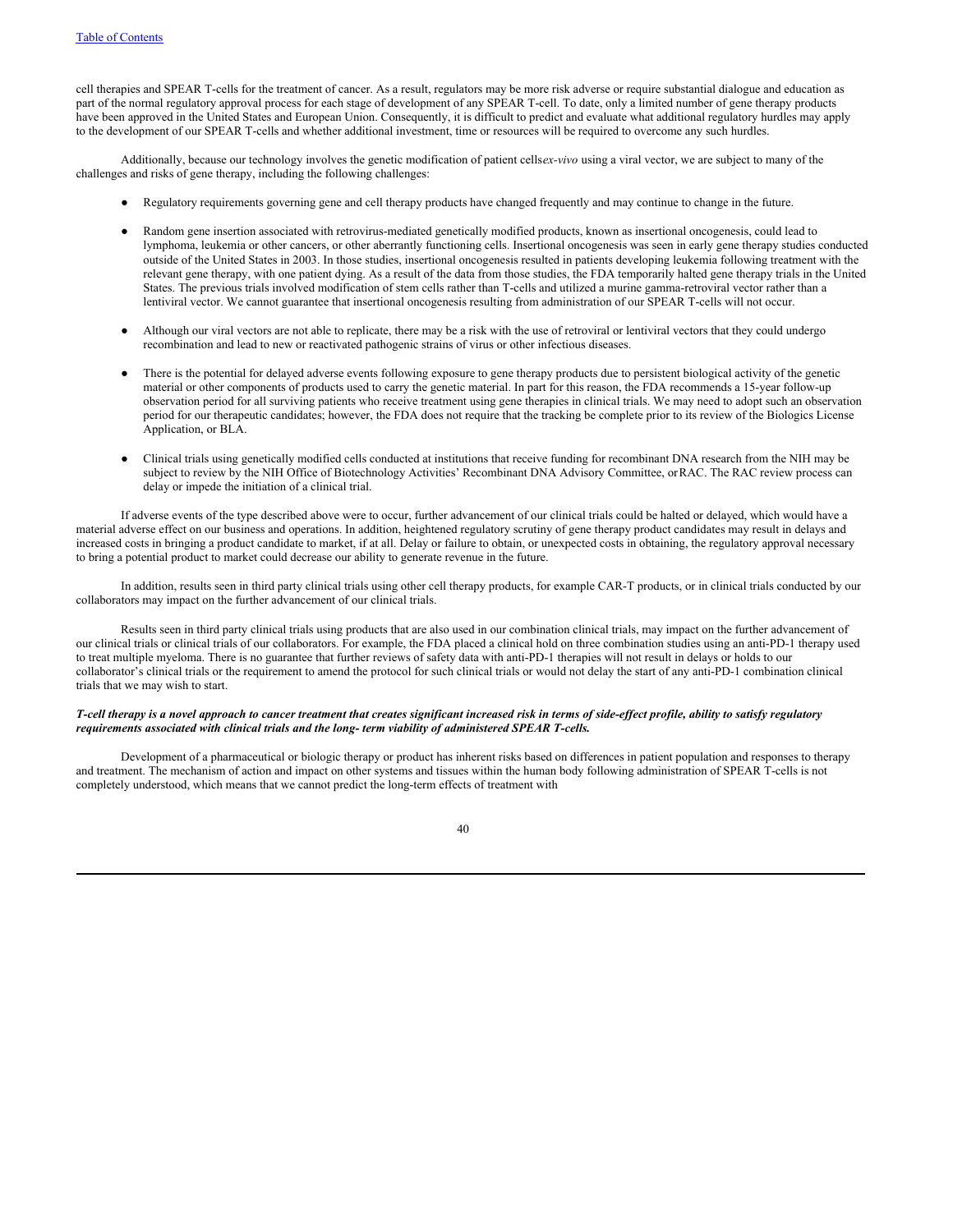cell therapies and SPEAR T-cells for the treatment of cancer. As a result, regulators may be more risk adverse or require substantial dialogue and education as part of the normal regulatory approval process for each stage of development of any SPEAR T-cell. To date, only a limited number of gene therapy products have been approved in the United States and European Union. Consequently, it is difficult to predict and evaluate what additional regulatory hurdles may apply to the development of our SPEAR T-cells and whether additional investment, time or resources will be required to overcome any such hurdles.

Additionally, because our technology involves the genetic modification of patient cells *ex-vivo* using a viral vector, we are subject to many of the challenges and risks of gene therapy, including the following challenges:

- Regulatory requirements governing gene and cell therapy products have changed frequently and may continue to change in the future.
- Random gene insertion associated with retrovirus-mediated genetically modified products, known as insertional oncogenesis, could lead to lymphoma, leukemia or other cancers, or other aberrantly functioning cells. Insertional oncogenesis was seen in early gene therapy studies conducted outside of the United States in 2003. In those studies, insertional oncogenesis resulted in patients developing leukemia following treatment with the relevant gene therapy, with one patient dying. As a result of the data from those studies, the FDA temporarily halted gene therapy trials in the United States. The previous trials involved modification of stem cells rather than T-cells and utilized a murine gamma-retroviral vector rather than a lentiviral vector. We cannot guarantee that insertional oncogenesis resulting from administration of our SPEAR T-cells will not occur.
- Although our viral vectors are not able to replicate, there may be a risk with the use of retroviral or lentiviral vectors that they could undergo recombination and lead to new or reactivated pathogenic strains of virus or other infectious diseases.
- There is the potential for delayed adverse events following exposure to gene therapy products due to persistent biological activity of the genetic material or other components of products used to carry the genetic material. In part for this reason, the FDA recommends a 15-year follow-up observation period for all surviving patients who receive treatment using gene therapies in clinical trials. We may need to adopt such an observation period for our therapeutic candidates; however, the FDA does not require that the tracking be complete prior to its review of the Biologics License Application, or BLA.
- Clinical trials using genetically modified cells conducted at institutions that receive funding for recombinant DNA research from the NIH may be subject to review by the NIH Office of Biotechnology Activities' Recombinant DNA Advisory Committee, or RAC. The RAC review process can delay or impede the initiation of a clinical trial.

If adverse events of the type described above were to occur, further advancement of our clinical trials could be halted or delayed, which would have a material adverse effect on our business and operations. In addition, heightened regulatory scrutiny of gene therapy product candidates may result in delays and increased costs in bringing a product candidate to market, if at all. Delay or failure to obtain, or unexpected costs in obtaining, the regulatory approval necessary to bring a potential product to market could decrease our ability to generate revenue in the future.

In addition, results seen in third party clinical trials using other cell therapy products, for example CAR-T products, or in clinical trials conducted by our collaborators may impact on the further advancement of our clinical trials.

Results seen in third party clinical trials using products that are also used in our combination clinical trials, may impact on the further advancement of our clinical trials or clinical trials of our collaborators. For example, the FDA placed a clinical hold on three combination studies using an anti-PD-1 therapy used to treat multiple myeloma. There is no guarantee that further reviews of safety data with anti-PD-1 therapies will not result in delays or holds to our collaborator's clinical trials or the requirement to amend the protocol for such clinical trials or would not delay the start of any anti-PD-1 combination clinical trials that we may wish to start.

***T-cell therapy is a novel approach to cancer treatment that creates significant increased risk in terms of side-effect profile, ability to satisfy regulatory requirements associated with clinical trials and the long- term viability of administered SPEAR T-cells.***

Development of a pharmaceutical or biologic therapy or product has inherent risks based on differences in patient population and responses to therapy and treatment. The mechanism of action and impact on other systems and tissues within the human body following administration of SPEAR T-cells is not completely understood, which means that we cannot predict the long-term effects of treatment with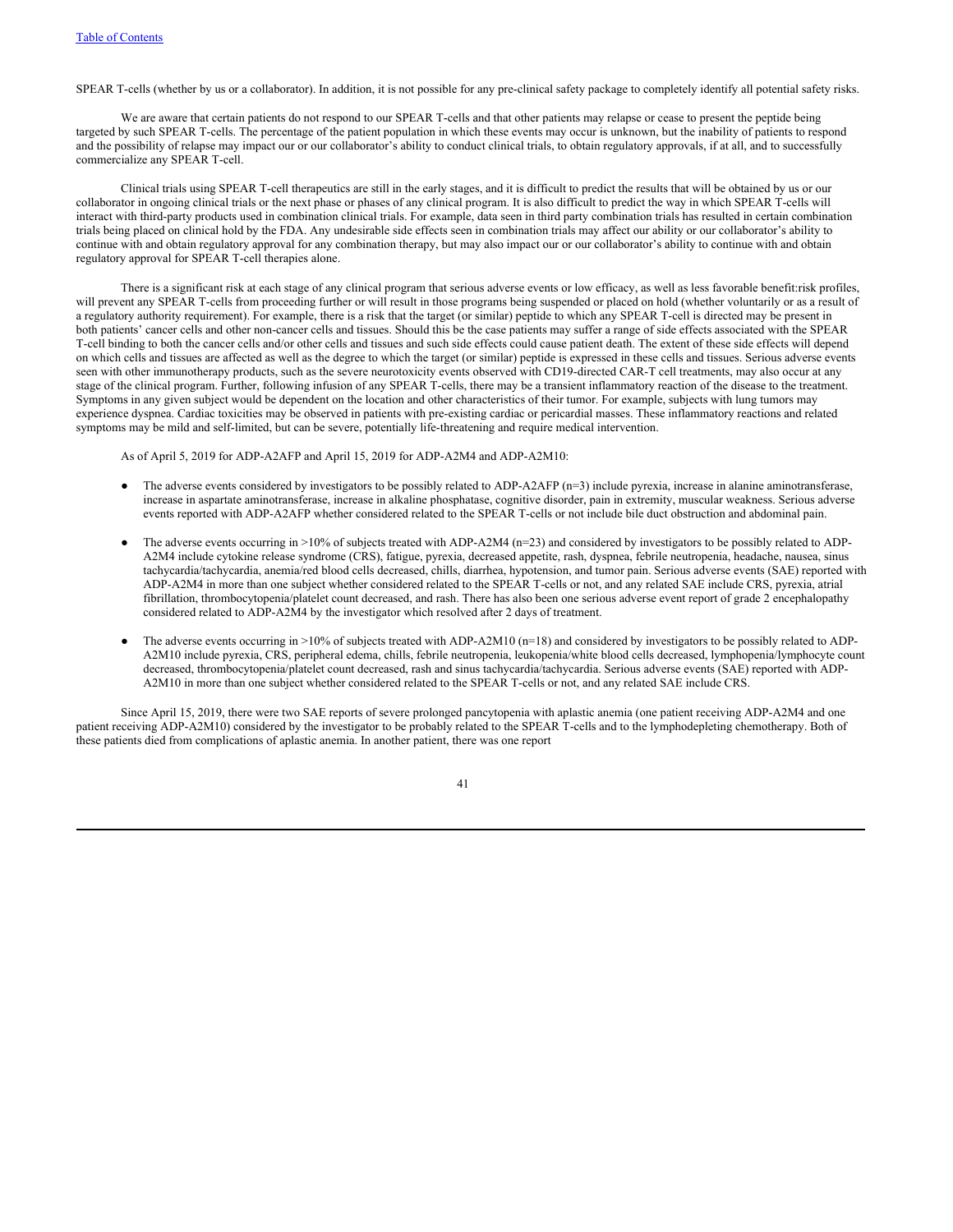SPEAR T-cells (whether by us or a collaborator). In addition, it is not possible for any pre-clinical safety package to completely identify all potential safety risks.

We are aware that certain patients do not respond to our SPEAR T-cells and that other patients may relapse or cease to present the peptide being targeted by such SPEAR T-cells. The percentage of the patient population in which these events may occur is unknown, but the inability of patients to respond and the possibility of relapse may impact our or our collaborator's ability to conduct clinical trials, to obtain regulatory approvals, if at all, and to successfully commercialize any SPEAR T-cell.

Clinical trials using SPEAR T-cell therapeutics are still in the early stages, and it is difficult to predict the results that will be obtained by us or our collaborator in ongoing clinical trials or the next phase or phases of any clinical program. It is also difficult to predict the way in which SPEAR T-cells will interact with third-party products used in combination clinical trials. For example, data seen in third party combination trials has resulted in certain combination trials being placed on clinical hold by the FDA. Any undesirable side effects seen in combination trials may affect our ability or our collaborator's ability to continue with and obtain regulatory approval for any combination therapy, but may also impact our or our collaborator's ability to continue with and obtain regulatory approval for SPEAR T-cell therapies alone.

There is a significant risk at each stage of any clinical program that serious adverse events or low efficacy, as well as less favorable benefit:risk profiles, will prevent any SPEAR T-cells from proceeding further or will result in those programs being suspended or placed on hold (whether voluntarily or as a result of a regulatory authority requirement). For example, there is a risk that the target (or similar) peptide to which any SPEAR T-cell is directed may be present in both patients' cancer cells and other non-cancer cells and tissues. Should this be the case patients may suffer a range of side effects associated with the SPEAR T-cell binding to both the cancer cells and/or other cells and tissues and such side effects could cause patient death. The extent of these side effects will depend on which cells and tissues are affected as well as the degree to which the target (or similar) peptide is expressed in these cells and tissues. Serious adverse events seen with other immunotherapy products, such as the severe neurotoxicity events observed with CD19-directed CAR-T cell treatments, may also occur at any stage of the clinical program. Further, following infusion of any SPEAR T-cells, there may be a transient inflammatory reaction of the disease to the treatment. Symptoms in any given subject would be dependent on the location and other characteristics of their tumor. For example, subjects with lung tumors may experience dyspnea. Cardiac toxicities may be observed in patients with pre-existing cardiac or pericardial masses. These inflammatory reactions and related symptoms may be mild and self-limited, but can be severe, potentially life-threatening and require medical intervention.

As of April 5, 2019 for ADP-A2AFP and April 15, 2019 for ADP-A2M4 and ADP-A2M10:

- The adverse events considered by investigators to be possibly related to ADP-A2AFP (n=3) include pyrexia, increase in alanine aminotransferase, increase in aspartate aminotransferase, increase in alkaline phosphatase, cognitive disorder, pain in extremity, muscular weakness. Serious adverse events reported with ADP-A2AFP whether considered related to the SPEAR T-cells or not include bile duct obstruction and abdominal pain.
- The adverse events occurring in >10% of subjects treated with ADP-A2M4 (n=23) and considered by investigators to be possibly related to ADP-A2M4 include cytokine release syndrome (CRS), fatigue, pyrexia, decreased appetite, rash, dyspnea, febrile neutropenia, headache, nausea, sinus tachycardia/tachycardia, anemia/red blood cells decreased, chills, diarrhea, hypotension, and tumor pain. Serious adverse events (SAE) reported with ADP-A2M4 in more than one subject whether considered related to the SPEAR T-cells or not, and any related SAE include CRS, pyrexia, atrial fibrillation, thrombocytopenia/platelet count decreased, and rash. There has also been one serious adverse event report of grade 2 encephalopathy considered related to ADP-A2M4 by the investigator which resolved after 2 days of treatment.
- The adverse events occurring in >10% of subjects treated with ADP-A2M10 (n=18) and considered by investigators to be possibly related to ADP-A2M10 include pyrexia, CRS, peripheral edema, chills, febrile neutropenia, leukopenia/white blood cells decreased, lymphopenia/lymphocyte count decreased, thrombocytopenia/platelet count decreased, rash and sinus tachycardia/tachycardia. Serious adverse events (SAE) reported with ADP-A2M10 in more than one subject whether considered related to the SPEAR T-cells or not, and any related SAE include CRS.

Since April 15, 2019, there were two SAE reports of severe prolonged pancytopenia with aplastic anemia (one patient receiving ADP-A2M4 and one patient receiving ADP-A2M10) considered by the investigator to be probably related to the SPEAR T-cells and to the lymphodepleting chemotherapy. Both of these patients died from complications of aplastic anemia. In another patient, there was one report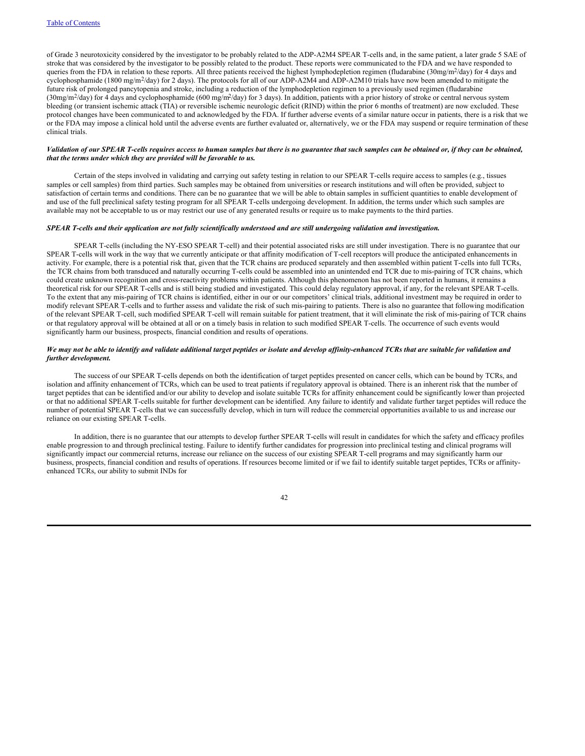of Grade 3 neurotoxicity considered by the investigator to be probably related to the ADP-A2M4 SPEAR T-cells and, in the same patient, a later grade 5 SAE of stroke that was considered by the investigator to be possibly related to the product. These reports were communicated to the FDA and we have responded to queries from the FDA in relation to these reports. All three patients received the highest lymphodepletion regimen (fludarabine (30mg/m$^2$/day) for 4 days and cyclophosphamide (1800 mg/m$^2$/day) for 2 days). The protocols for all of our ADP-A2M4 and ADP-A2M10 trials have now been amended to mitigate the future risk of prolonged pancytopenia and stroke, including a reduction of the lymphodepletion regimen to a previously used regimen (fludarabine (30mg/m$^2$/day) for 4 days and cyclophosphamide (600 mg/m$^2$/day) for 3 days). In addition, patients with a prior history of stroke or central nervous system bleeding (or transient ischemic attack (TIA) or reversible ischemic neurologic deficit (RIND) within the prior 6 months of treatment) are now excluded. These protocol changes have been communicated to and acknowledged by the FDA. If further adverse events of a similar nature occur in patients, there is a risk that we or the FDA may impose a clinical hold until the adverse events are further evaluated or, alternatively, we or the FDA may suspend or require termination of these clinical trials.

***Validation of our SPEAR T-cells requires access to human samples but there is no guarantee that such samples can be obtained or, if they can be obtained, that the terms under which they are provided will be favorable to us.***

Certain of the steps involved in validating and carrying out safety testing in relation to our SPEAR T-cells require access to samples (e.g., tissues samples or cell samples) from third parties. Such samples may be obtained from universities or research institutions and will often be provided, subject to satisfaction of certain terms and conditions. There can be no guarantee that we will be able to obtain samples in sufficient quantities to enable development of and use of the full preclinical safety testing program for all SPEAR T-cells undergoing development. In addition, the terms under which such samples are available may not be acceptable to us or may restrict our use of any generated results or require us to make payments to the third parties.

***SPEAR T-cells and their application are not fully scientifically understood and are still undergoing validation and investigation.***

SPEAR T-cells (including the NY-ESO SPEAR T-cell) and their potential associated risks are still under investigation. There is no guarantee that our SPEAR T-cells will work in the way that we currently anticipate or that affinity modification of T-cell receptors will produce the anticipated enhancements in activity. For example, there is a potential risk that, given that the TCR chains are produced separately and then assembled within patient T-cells into full TCRs, the TCR chains from both transduced and naturally occurring T-cells could be assembled into an unintended end TCR due to mis-pairing of TCR chains, which could create unknown recognition and cross-reactivity problems within patients. Although this phenomenon has not been reported in humans, it remains a theoretical risk for our SPEAR T-cells and is still being studied and investigated. This could delay regulatory approval, if any, for the relevant SPEAR T-cells. To the extent that any mis-pairing of TCR chains is identified, either in our or our competitors' clinical trials, additional investment may be required in order to modify relevant SPEAR T-cells and to further assess and validate the risk of such mis-pairing to patients. There is also no guarantee that following modification of the relevant SPEAR T-cell, such modified SPEAR T-cell will remain suitable for patient treatment, that it will eliminate the risk of mis-pairing of TCR chains or that regulatory approval will be obtained at all or on a timely basis in relation to such modified SPEAR T-cells. The occurrence of such events would significantly harm our business, prospects, financial condition and results of operations.

***We may not be able to identify and validate additional target peptides or isolate and develop affinity-enhanced TCRs that are suitable for validation and further development.***

The success of our SPEAR T-cells depends on both the identification of target peptides presented on cancer cells, which can be bound by TCRs, and isolation and affinity enhancement of TCRs, which can be used to treat patients if regulatory approval is obtained. There is an inherent risk that the number of target peptides that can be identified and/or our ability to develop and isolate suitable TCRs for affinity enhancement could be significantly lower than projected or that no additional SPEAR T-cells suitable for further development can be identified. Any failure to identify and validate further target peptides will reduce the number of potential SPEAR T-cells that we can successfully develop, which in turn will reduce the commercial opportunities available to us and increase our reliance on our existing SPEAR T-cells.

In addition, there is no guarantee that our attempts to develop further SPEAR T-cells will result in candidates for which the safety and efficacy profiles enable progression to and through preclinical testing. Failure to identify further candidates for progression into preclinical testing and clinical programs will significantly impact our commercial returns, increase our reliance on the success of our existing SPEAR T-cell programs and may significantly harm our business, prospects, financial condition and results of operations. If resources become limited or if we fail to identify suitable target peptides, TCRs or affinity-enhanced TCRs, our ability to submit INDs for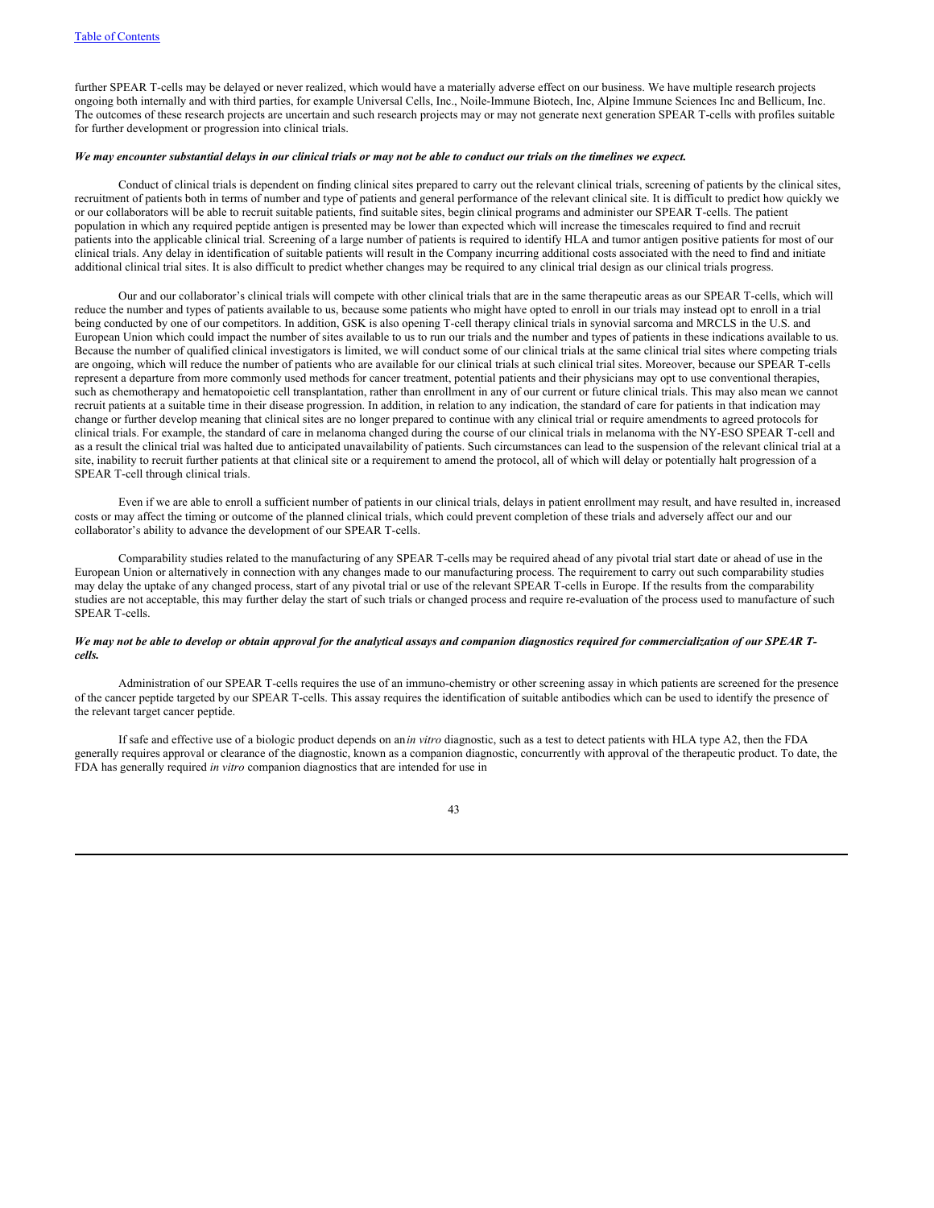further SPEAR T-cells may be delayed or never realized, which would have a materially adverse effect on our business. We have multiple research projects ongoing both internally and with third parties, for example Universal Cells, Inc., Noile-Immune Biotech, Inc, Alpine Immune Sciences Inc and Bellicum, Inc. The outcomes of these research projects are uncertain and such research projects may or may not generate next generation SPEAR T-cells with profiles suitable for further development or progression into clinical trials.

***We may encounter substantial delays in our clinical trials or may not be able to conduct our trials on the timelines we expect.***

Conduct of clinical trials is dependent on finding clinical sites prepared to carry out the relevant clinical trials, screening of patients by the clinical sites, recruitment of patients both in terms of number and type of patients and general performance of the relevant clinical site. It is difficult to predict how quickly we or our collaborators will be able to recruit suitable patients, find suitable sites, begin clinical programs and administer our SPEAR T-cells. The patient population in which any required peptide antigen is presented may be lower than expected which will increase the timescales required to find and recruit patients into the applicable clinical trial. Screening of a large number of patients is required to identify HLA and tumor antigen positive patients for most of our clinical trials. Any delay in identification of suitable patients will result in the Company incurring additional costs associated with the need to find and initiate additional clinical trial sites. It is also difficult to predict whether changes may be required to any clinical trial design as our clinical trials progress.

Our and our collaborator's clinical trials will compete with other clinical trials that are in the same therapeutic areas as our SPEAR T-cells, which will reduce the number and types of patients available to us, because some patients who might have opted to enroll in our trials may instead opt to enroll in a trial being conducted by one of our competitors. In addition, GSK is also opening T-cell therapy clinical trials in synovial sarcoma and MRCLS in the U.S. and European Union which could impact the number of sites available to us to run our trials and the number and types of patients in these indications available to us. Because the number of qualified clinical investigators is limited, we will conduct some of our clinical trials at the same clinical trial sites where competing trials are ongoing, which will reduce the number of patients who are available for our clinical trials at such clinical trial sites. Moreover, because our SPEAR T-cells represent a departure from more commonly used methods for cancer treatment, potential patients and their physicians may opt to use conventional therapies, such as chemotherapy and hematopoietic cell transplantation, rather than enrollment in any of our current or future clinical trials. This may also mean we cannot recruit patients at a suitable time in their disease progression. In addition, in relation to any indication, the standard of care for patients in that indication may change or further develop meaning that clinical sites are no longer prepared to continue with any clinical trial or require amendments to agreed protocols for clinical trials. For example, the standard of care in melanoma changed during the course of our clinical trials in melanoma with the NY-ESO SPEAR T-cell and as a result the clinical trial was halted due to anticipated unavailability of patients. Such circumstances can lead to the suspension of the relevant clinical trial at a site, inability to recruit further patients at that clinical site or a requirement to amend the protocol, all of which will delay or potentially halt progression of a SPEAR T-cell through clinical trials.

Even if we are able to enroll a sufficient number of patients in our clinical trials, delays in patient enrollment may result, and have resulted in, increased costs or may affect the timing or outcome of the planned clinical trials, which could prevent completion of these trials and adversely affect our and our collaborator's ability to advance the development of our SPEAR T-cells.

Comparability studies related to the manufacturing of any SPEAR T-cells may be required ahead of any pivotal trial start date or ahead of use in the European Union or alternatively in connection with any changes made to our manufacturing process. The requirement to carry out such comparability studies may delay the uptake of any changed process, start of any pivotal trial or use of the relevant SPEAR T-cells in Europe. If the results from the comparability studies are not acceptable, this may further delay the start of such trials or changed process and require re-evaluation of the process used to manufacture of such SPEAR T-cells.

***We may not be able to develop or obtain approval for the analytical assays and companion diagnostics required for commercialization of our SPEAR T-cells.***

Administration of our SPEAR T-cells requires the use of an immuno-chemistry or other screening assay in which patients are screened for the presence of the cancer peptide targeted by our SPEAR T-cells. This assay requires the identification of suitable antibodies which can be used to identify the presence of the relevant target cancer peptide.

If safe and effective use of a biologic product depends on an *in vitro* diagnostic, such as a test to detect patients with HLA type A2, then the FDA generally requires approval or clearance of the diagnostic, known as a companion diagnostic, concurrently with approval of the therapeutic product. To date, the FDA has generally required *in vitro* companion diagnostics that are intended for use in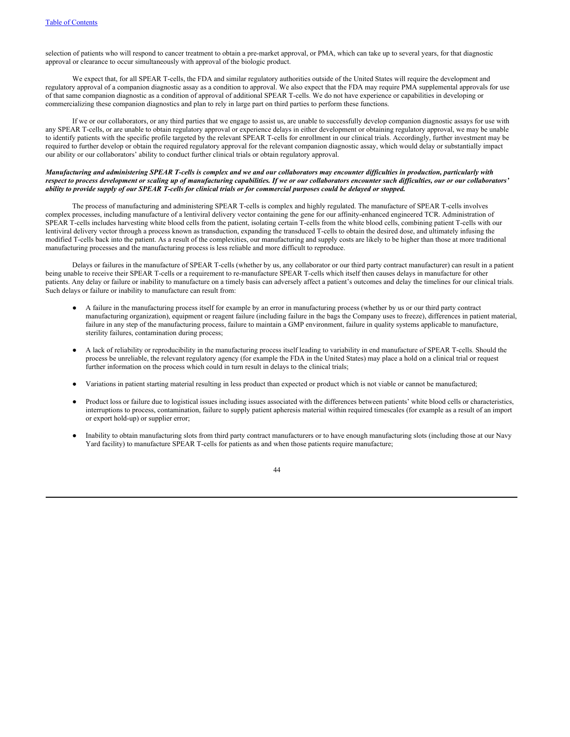selection of patients who will respond to cancer treatment to obtain a pre-market approval, or PMA, which can take up to several years, for that diagnostic approval or clearance to occur simultaneously with approval of the biologic product.

We expect that, for all SPEAR T-cells, the FDA and similar regulatory authorities outside of the United States will require the development and regulatory approval of a companion diagnostic assay as a condition to approval. We also expect that the FDA may require PMA supplemental approvals for use of that same companion diagnostic as a condition of approval of additional SPEAR T-cells. We do not have experience or capabilities in developing or commercializing these companion diagnostics and plan to rely in large part on third parties to perform these functions.

If we or our collaborators, or any third parties that we engage to assist us, are unable to successfully develop companion diagnostic assays for use with any SPEAR T-cells, or are unable to obtain regulatory approval or experience delays in either development or obtaining regulatory approval, we may be unable to identify patients with the specific profile targeted by the relevant SPEAR T-cells for enrollment in our clinical trials. Accordingly, further investment may be required to further develop or obtain the required regulatory approval for the relevant companion diagnostic assay, which would delay or substantially impact our ability or our collaborators' ability to conduct further clinical trials or obtain regulatory approval.

***Manufacturing and administering SPEAR T-cells is complex and we and our collaborators may encounter difficulties in production, particularly with respect to process development or scaling up of manufacturing capabilities. If we or our collaborators encounter such difficulties, our or our collaborators' ability to provide supply of our SPEAR T-cells for clinical trials or for commercial purposes could be delayed or stopped.***

The process of manufacturing and administering SPEAR T-cells is complex and highly regulated. The manufacture of SPEAR T-cells involves complex processes, including manufacture of a lentiviral delivery vector containing the gene for our affinity-enhanced engineered TCR. Administration of SPEAR T-cells includes harvesting white blood cells from the patient, isolating certain T-cells from the white blood cells, combining patient T-cells with our lentiviral delivery vector through a process known as transduction, expanding the transduced T-cells to obtain the desired dose, and ultimately infusing the modified T-cells back into the patient. As a result of the complexities, our manufacturing and supply costs are likely to be higher than those at more traditional manufacturing processes and the manufacturing process is less reliable and more difficult to reproduce.

Delays or failures in the manufacture of SPEAR T-cells (whether by us, any collaborator or our third party contract manufacturer) can result in a patient being unable to receive their SPEAR T-cells or a requirement to re-manufacture SPEAR T-cells which itself then causes delays in manufacture for other patients. Any delay or failure or inability to manufacture on a timely basis can adversely affect a patient's outcomes and delay the timelines for our clinical trials. Such delays or failure or inability to manufacture can result from:

- A failure in the manufacturing process itself for example by an error in manufacturing process (whether by us or our third party contract manufacturing organization), equipment or reagent failure (including failure in the bags the Company uses to freeze), differences in patient material, failure in any step of the manufacturing process, failure to maintain a GMP environment, failure in quality systems applicable to manufacture, sterility failures, contamination during process;
- A lack of reliability or reproducibility in the manufacturing process itself leading to variability in end manufacture of SPEAR T-cells. Should the process be unreliable, the relevant regulatory agency (for example the FDA in the United States) may place a hold on a clinical trial or request further information on the process which could in turn result in delays to the clinical trials;
- Variations in patient starting material resulting in less product than expected or product which is not viable or cannot be manufactured;
- Product loss or failure due to logistical issues including issues associated with the differences between patients' white blood cells or characteristics, interruptions to process, contamination, failure to supply patient apheresis material within required timescales (for example as a result of an import or export hold-up) or supplier error;
- Inability to obtain manufacturing slots from third party contract manufacturers or to have enough manufacturing slots (including those at our Navy Yard facility) to manufacture SPEAR T-cells for patients as and when those patients require manufacture;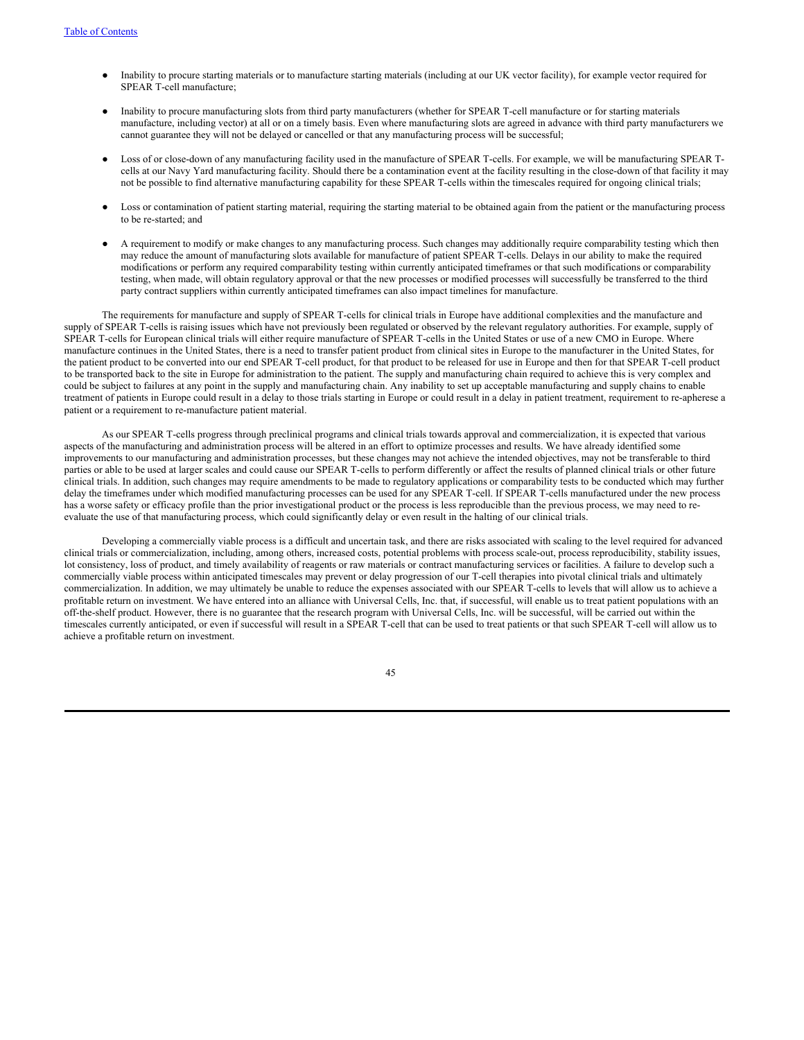- Inability to procure starting materials or to manufacture starting materials (including at our UK vector facility), for example vector required for SPEAR T-cell manufacture;

- Inability to procure manufacturing slots from third party manufacturers (whether for SPEAR T-cell manufacture or for starting materials manufacture, including vector) at all or on a timely basis. Even where manufacturing slots are agreed in advance with third party manufacturers we cannot guarantee they will not be delayed or cancelled or that any manufacturing process will be successful;

- Loss of or close-down of any manufacturing facility used in the manufacture of SPEAR T-cells. For example, we will be manufacturing SPEAR T-cells at our Navy Yard manufacturing facility. Should there be a contamination event at the facility resulting in the close-down of that facility it may not be possible to find alternative manufacturing capability for these SPEAR T-cells within the timescales required for ongoing clinical trials;

- Loss or contamination of patient starting material, requiring the starting material to be obtained again from the patient or the manufacturing process to be re-started; and

- A requirement to modify or make changes to any manufacturing process. Such changes may additionally require comparability testing which then may reduce the amount of manufacturing slots available for manufacture of patient SPEAR T-cells. Delays in our ability to make the required modifications or perform any required comparability testing within currently anticipated timeframes or that such modifications or comparability testing, when made, will obtain regulatory approval or that the new processes or modified processes will successfully be transferred to the third party contract suppliers within currently anticipated timeframes can also impact timelines for manufacture.

The requirements for manufacture and supply of SPEAR T-cells for clinical trials in Europe have additional complexities and the manufacture and supply of SPEAR T-cells is raising issues which have not previously been regulated or observed by the relevant regulatory authorities. For example, supply of SPEAR T-cells for European clinical trials will either require manufacture of SPEAR T-cells in the United States or use of a new CMO in Europe. Where manufacture continues in the United States, there is a need to transfer patient product from clinical sites in Europe to the manufacturer in the United States, for the patient product to be converted into our end SPEAR T-cell product, for that product to be released for use in Europe and then for that SPEAR T-cell product to be transported back to the site in Europe for administration to the patient. The supply and manufacturing chain required to achieve this is very complex and could be subject to failures at any point in the supply and manufacturing chain. Any inability to set up acceptable manufacturing and supply chains to enable treatment of patients in Europe could result in a delay to those trials starting in Europe or could result in a delay in patient treatment, requirement to re-apherese a patient or a requirement to re-manufacture patient material.

As our SPEAR T-cells progress through preclinical programs and clinical trials towards approval and commercialization, it is expected that various aspects of the manufacturing and administration process will be altered in an effort to optimize processes and results. We have already identified some improvements to our manufacturing and administration processes, but these changes may not achieve the intended objectives, may not be transferable to third parties or able to be used at larger scales and could cause our SPEAR T-cells to perform differently or affect the results of planned clinical trials or other future clinical trials. In addition, such changes may require amendments to be made to regulatory applications or comparability tests to be conducted which may further delay the timeframes under which modified manufacturing processes can be used for any SPEAR T-cell. If SPEAR T-cells manufactured under the new process has a worse safety or efficacy profile than the prior investigational product or the process is less reproducible than the previous process, we may need to re-evaluate the use of that manufacturing process, which could significantly delay or even result in the halting of our clinical trials.

Developing a commercially viable process is a difficult and uncertain task, and there are risks associated with scaling to the level required for advanced clinical trials or commercialization, including, among others, increased costs, potential problems with process scale-out, process reproducibility, stability issues, lot consistency, loss of product, and timely availability of reagents or raw materials or contract manufacturing services or facilities. A failure to develop such a commercially viable process within anticipated timescales may prevent or delay progression of our T-cell therapies into pivotal clinical trials and ultimately commercialization. In addition, we may ultimately be unable to reduce the expenses associated with our SPEAR T-cells to levels that will allow us to achieve a profitable return on investment. We have entered into an alliance with Universal Cells, Inc. that, if successful, will enable us to treat patient populations with an off-the-shelf product. However, there is no guarantee that the research program with Universal Cells, Inc. will be successful, will be carried out within the timescales currently anticipated, or even if successful will result in a SPEAR T-cell that can be used to treat patients or that such SPEAR T-cell will allow us to achieve a profitable return on investment.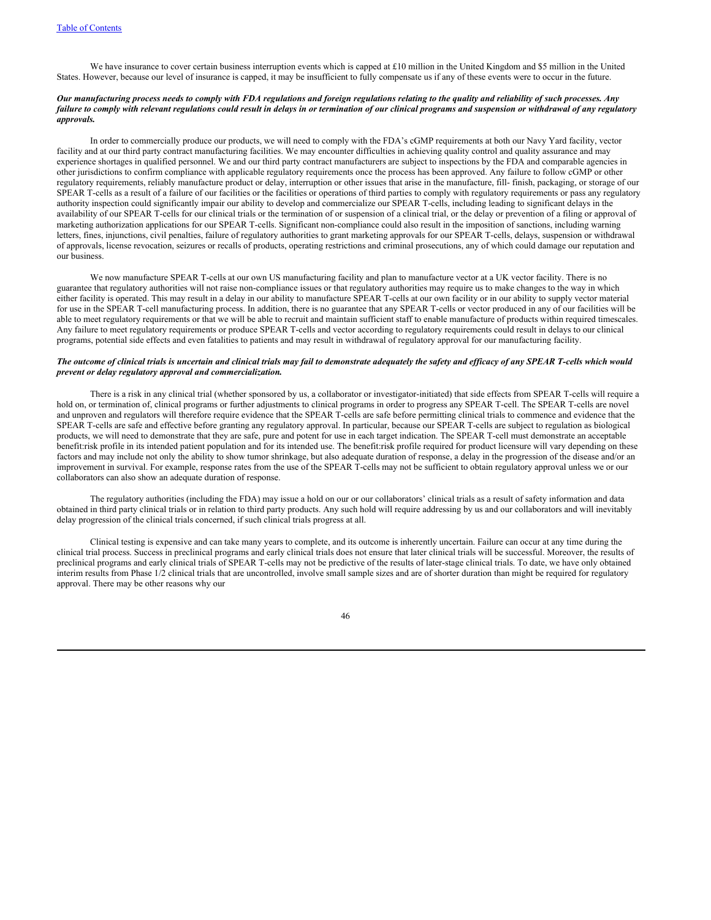We have insurance to cover certain business interruption events which is capped at £10 million in the United Kingdom and $5 million in the United States. However, because our level of insurance is capped, it may be insufficient to fully compensate us if any of these events were to occur in the future.

***Our manufacturing process needs to comply with FDA regulations and foreign regulations relating to the quality and reliability of such processes. Any failure to comply with relevant regulations could result in delays in or termination of our clinical programs and suspension or withdrawal of any regulatory approvals.***

In order to commercially produce our products, we will need to comply with the FDA's cGMP requirements at both our Navy Yard facility, vector facility and at our third party contract manufacturing facilities. We may encounter difficulties in achieving quality control and quality assurance and may experience shortages in qualified personnel. We and our third party contract manufacturers are subject to inspections by the FDA and comparable agencies in other jurisdictions to confirm compliance with applicable regulatory requirements once the process has been approved. Any failure to follow cGMP or other regulatory requirements, reliably manufacture product or delay, interruption or other issues that arise in the manufacture, fill- finish, packaging, or storage of our SPEAR T-cells as a result of a failure of our facilities or the facilities or operations of third parties to comply with regulatory requirements or pass any regulatory authority inspection could significantly impair our ability to develop and commercialize our SPEAR T-cells, including leading to significant delays in the availability of our SPEAR T-cells for our clinical trials or the termination of or suspension of a clinical trial, or the delay or prevention of a filing or approval of marketing authorization applications for our SPEAR T-cells. Significant non-compliance could also result in the imposition of sanctions, including warning letters, fines, injunctions, civil penalties, failure of regulatory authorities to grant marketing approvals for our SPEAR T-cells, delays, suspension or withdrawal of approvals, license revocation, seizures or recalls of products, operating restrictions and criminal prosecutions, any of which could damage our reputation and our business.

We now manufacture SPEAR T-cells at our own US manufacturing facility and plan to manufacture vector at a UK vector facility. There is no guarantee that regulatory authorities will not raise non-compliance issues or that regulatory authorities may require us to make changes to the way in which either facility is operated. This may result in a delay in our ability to manufacture SPEAR T-cells at our own facility or in our ability to supply vector material for use in the SPEAR T-cell manufacturing process. In addition, there is no guarantee that any SPEAR T-cells or vector produced in any of our facilities will be able to meet regulatory requirements or that we will be able to recruit and maintain sufficient staff to enable manufacture of products within required timescales. Any failure to meet regulatory requirements or produce SPEAR T-cells and vector according to regulatory requirements could result in delays to our clinical programs, potential side effects and even fatalities to patients and may result in withdrawal of regulatory approval for our manufacturing facility.

***The outcome of clinical trials is uncertain and clinical trials may fail to demonstrate adequately the safety and efficacy of any SPEAR T-cells which would prevent or delay regulatory approval and commercialization.***

There is a risk in any clinical trial (whether sponsored by us, a collaborator or investigator-initiated) that side effects from SPEAR T-cells will require a hold on, or termination of, clinical programs or further adjustments to clinical programs in order to progress any SPEAR T-cell. The SPEAR T-cells are novel and unproven and regulators will therefore require evidence that the SPEAR T-cells are safe before permitting clinical trials to commence and evidence that the SPEAR T-cells are safe and effective before granting any regulatory approval. In particular, because our SPEAR T-cells are subject to regulation as biological products, we will need to demonstrate that they are safe, pure and potent for use in each target indication. The SPEAR T-cell must demonstrate an acceptable benefit:risk profile in its intended patient population and for its intended use. The benefit:risk profile required for product licensure will vary depending on these factors and may include not only the ability to show tumor shrinkage, but also adequate duration of response, a delay in the progression of the disease and/or an improvement in survival. For example, response rates from the use of the SPEAR T-cells may not be sufficient to obtain regulatory approval unless we or our collaborators can also show an adequate duration of response.

The regulatory authorities (including the FDA) may issue a hold on our or our collaborators' clinical trials as a result of safety information and data obtained in third party clinical trials or in relation to third party products. Any such hold will require addressing by us and our collaborators and will inevitably delay progression of the clinical trials concerned, if such clinical trials progress at all.

Clinical testing is expensive and can take many years to complete, and its outcome is inherently uncertain. Failure can occur at any time during the clinical trial process. Success in preclinical programs and early clinical trials does not ensure that later clinical trials will be successful. Moreover, the results of preclinical programs and early clinical trials of SPEAR T-cells may not be predictive of the results of later-stage clinical trials. To date, we have only obtained interim results from Phase 1/2 clinical trials that are uncontrolled, involve small sample sizes and are of shorter duration than might be required for regulatory approval. There may be other reasons why our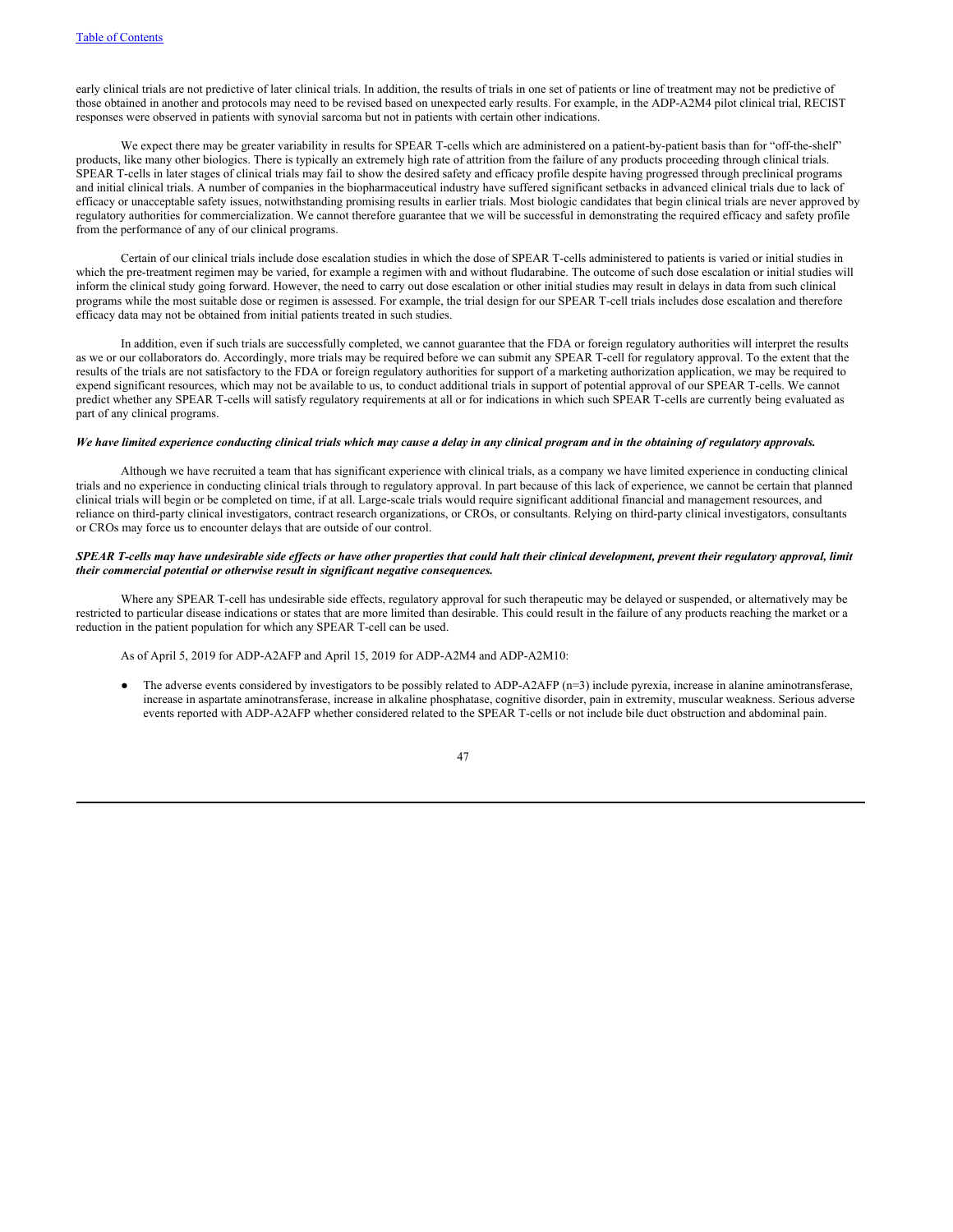early clinical trials are not predictive of later clinical trials. In addition, the results of trials in one set of patients or line of treatment may not be predictive of those obtained in another and protocols may need to be revised based on unexpected early results. For example, in the ADP-A2M4 pilot clinical trial, RECIST responses were observed in patients with synovial sarcoma but not in patients with certain other indications.

We expect there may be greater variability in results for SPEAR T-cells which are administered on a patient-by-patient basis than for "off-the-shelf" products, like many other biologics. There is typically an extremely high rate of attrition from the failure of any products proceeding through clinical trials. SPEAR T-cells in later stages of clinical trials may fail to show the desired safety and efficacy profile despite having progressed through preclinical programs and initial clinical trials. A number of companies in the biopharmaceutical industry have suffered significant setbacks in advanced clinical trials due to lack of efficacy or unacceptable safety issues, notwithstanding promising results in earlier trials. Most biologic candidates that begin clinical trials are never approved by regulatory authorities for commercialization. We cannot therefore guarantee that we will be successful in demonstrating the required efficacy and safety profile from the performance of any of our clinical programs.

Certain of our clinical trials include dose escalation studies in which the dose of SPEAR T-cells administered to patients is varied or initial studies in which the pre-treatment regimen may be varied, for example a regimen with and without fludarabine. The outcome of such dose escalation or initial studies will inform the clinical study going forward. However, the need to carry out dose escalation or other initial studies may result in delays in data from such clinical programs while the most suitable dose or regimen is assessed. For example, the trial design for our SPEAR T-cell trials includes dose escalation and therefore efficacy data may not be obtained from initial patients treated in such studies.

In addition, even if such trials are successfully completed, we cannot guarantee that the FDA or foreign regulatory authorities will interpret the results as we or our collaborators do. Accordingly, more trials may be required before we can submit any SPEAR T-cell for regulatory approval. To the extent that the results of the trials are not satisfactory to the FDA or foreign regulatory authorities for support of a marketing authorization application, we may be required to expend significant resources, which may not be available to us, to conduct additional trials in support of potential approval of our SPEAR T-cells. We cannot predict whether any SPEAR T-cells will satisfy regulatory requirements at all or for indications in which such SPEAR T-cells are currently being evaluated as part of any clinical programs.

***We have limited experience conducting clinical trials which may cause a delay in any clinical program and in the obtaining of regulatory approvals.***

Although we have recruited a team that has significant experience with clinical trials, as a company we have limited experience in conducting clinical trials and no experience in conducting clinical trials through to regulatory approval. In part because of this lack of experience, we cannot be certain that planned clinical trials will begin or be completed on time, if at all. Large-scale trials would require significant additional financial and management resources, and reliance on third-party clinical investigators, contract research organizations, or CROs, or consultants. Relying on third-party clinical investigators, consultants or CROs may force us to encounter delays that are outside of our control.

***SPEAR T-cells may have undesirable side effects or have other properties that could halt their clinical development, prevent their regulatory approval, limit their commercial potential or otherwise result in significant negative consequences.***

Where any SPEAR T-cell has undesirable side effects, regulatory approval for such therapeutic may be delayed or suspended, or alternatively may be restricted to particular disease indications or states that are more limited than desirable. This could result in the failure of any products reaching the market or a reduction in the patient population for which any SPEAR T-cell can be used.

As of April 5, 2019 for ADP-A2AFP and April 15, 2019 for ADP-A2M4 and ADP-A2M10:

- The adverse events considered by investigators to be possibly related to ADP-A2AFP (n=3) include pyrexia, increase in alanine aminotransferase, increase in aspartate aminotransferase, increase in alkaline phosphatase, cognitive disorder, pain in extremity, muscular weakness. Serious adverse events reported with ADP-A2AFP whether considered related to the SPEAR T-cells or not include bile duct obstruction and abdominal pain.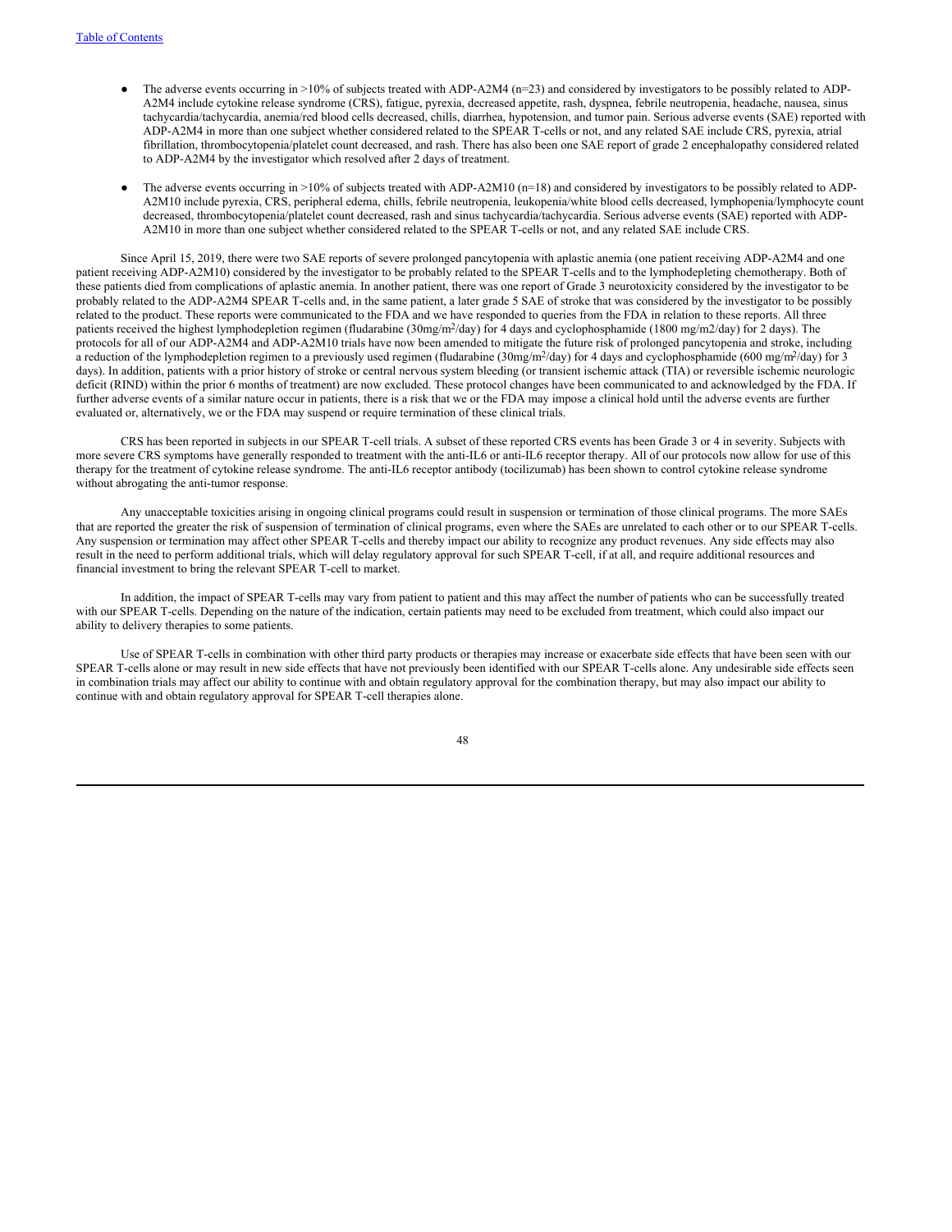- The adverse events occurring in >10% of subjects treated with ADP-A2M4 (n=23) and considered by investigators to be possibly related to ADP-A2M4 include cytokine release syndrome (CRS), fatigue, pyrexia, decreased appetite, rash, dyspnea, febrile neutropenia, headache, nausea, sinus tachycardia/tachycardia, anemia/red blood cells decreased, chills, diarrhea, hypotension, and tumor pain. Serious adverse events (SAE) reported with ADP-A2M4 in more than one subject whether considered related to the SPEAR T-cells or not, and any related SAE include CRS, pyrexia, atrial fibrillation, thrombocytopenia/platelet count decreased, and rash. There has also been one SAE report of grade 2 encephalopathy considered related to ADP-A2M4 by the investigator which resolved after 2 days of treatment.

- The adverse events occurring in >10% of subjects treated with ADP-A2M10 (n=18) and considered by investigators to be possibly related to ADP-A2M10 include pyrexia, CRS, peripheral edema, chills, febrile neutropenia, leukopenia/white blood cells decreased, lymphopenia/lymphocyte count decreased, thrombocytopenia/platelet count decreased, rash and sinus tachycardia/tachycardia. Serious adverse events (SAE) reported with ADP-A2M10 in more than one subject whether considered related to the SPEAR T-cells or not, and any related SAE include CRS.

Since April 15, 2019, there were two SAE reports of severe prolonged pancytopenia with aplastic anemia (one patient receiving ADP-A2M4 and one patient receiving ADP-A2M10) considered by the investigator to be probably related to the SPEAR T-cells and to the lymphodepleting chemotherapy. Both of these patients died from complications of aplastic anemia. In another patient, there was one report of Grade 3 neurotoxicity considered by the investigator to be probably related to the ADP-A2M4 SPEAR T-cells and, in the same patient, a later grade 5 SAE of stroke that was considered by the investigator to be possibly related to the product. These reports were communicated to the FDA and we have responded to queries from the FDA in relation to these reports. All three patients received the highest lymphodepletion regimen (fludarabine (30mg/m$^2$/day) for 4 days and cyclophosphamide (1800 mg/m2/day) for 2 days). The protocols for all of our ADP-A2M4 and ADP-A2M10 trials have now been amended to mitigate the future risk of prolonged pancytopenia and stroke, including a reduction of the lymphodepletion regimen to a previously used regimen (fludarabine (30mg/m$^2$/day) for 4 days and cyclophosphamide (600 mg/m$^2$/day) for 3 days). In addition, patients with a prior history of stroke or central nervous system bleeding (or transient ischemic attack (TIA) or reversible ischemic neurologic deficit (RIND) within the prior 6 months of treatment) are now excluded. These protocol changes have been communicated to and acknowledged by the FDA. If further adverse events of a similar nature occur in patients, there is a risk that we or the FDA may impose a clinical hold until the adverse events are further evaluated or, alternatively, we or the FDA may suspend or require termination of these clinical trials.

CRS has been reported in subjects in our SPEAR T-cell trials. A subset of these reported CRS events has been Grade 3 or 4 in severity. Subjects with more severe CRS symptoms have generally responded to treatment with the anti-IL6 or anti-IL6 receptor therapy. All of our protocols now allow for use of this therapy for the treatment of cytokine release syndrome. The anti-IL6 receptor antibody (tocilizumab) has been shown to control cytokine release syndrome without abrogating the anti-tumor response.

Any unacceptable toxicities arising in ongoing clinical programs could result in suspension or termination of those clinical programs. The more SAEs that are reported the greater the risk of suspension of termination of clinical programs, even where the SAEs are unrelated to each other or to our SPEAR T-cells. Any suspension or termination may affect other SPEAR T-cells and thereby impact our ability to recognize any product revenues. Any side effects may also result in the need to perform additional trials, which will delay regulatory approval for such SPEAR T-cell, if at all, and require additional resources and financial investment to bring the relevant SPEAR T-cell to market.

In addition, the impact of SPEAR T-cells may vary from patient to patient and this may affect the number of patients who can be successfully treated with our SPEAR T-cells. Depending on the nature of the indication, certain patients may need to be excluded from treatment, which could also impact our ability to delivery therapies to some patients.

Use of SPEAR T-cells in combination with other third party products or therapies may increase or exacerbate side effects that have been seen with our SPEAR T-cells alone or may result in new side effects that have not previously been identified with our SPEAR T-cells alone. Any undesirable side effects seen in combination trials may affect our ability to continue with and obtain regulatory approval for the combination therapy, but may also impact our ability to continue with and obtain regulatory approval for SPEAR T-cell therapies alone.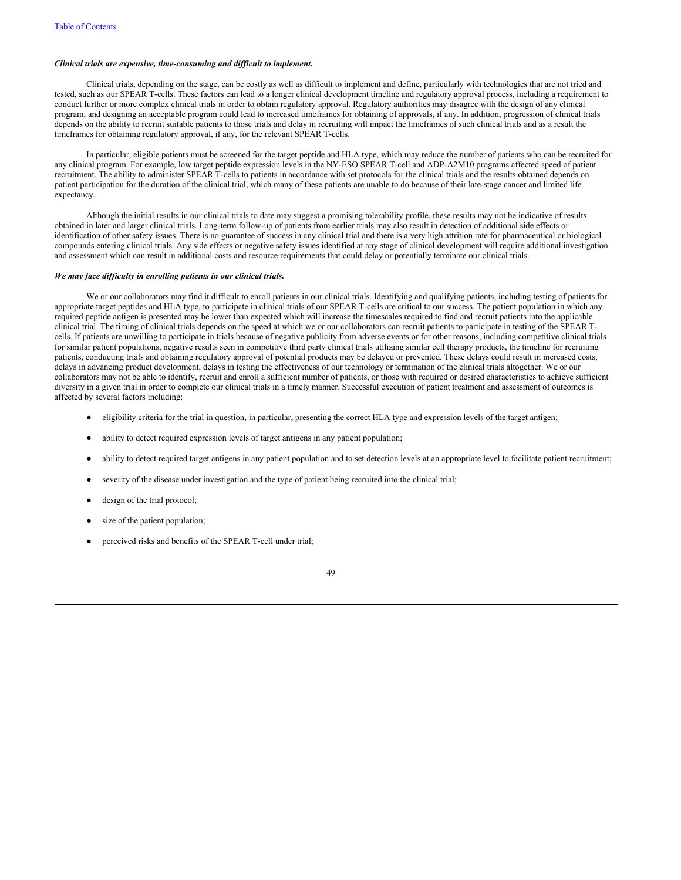***Clinical trials are expensive, time-consuming and difficult to implement.***

Clinical trials, depending on the stage, can be costly as well as difficult to implement and define, particularly with technologies that are not tried and tested, such as our SPEAR T-cells. These factors can lead to a longer clinical development timeline and regulatory approval process, including a requirement to conduct further or more complex clinical trials in order to obtain regulatory approval. Regulatory authorities may disagree with the design of any clinical program, and designing an acceptable program could lead to increased timeframes for obtaining of approvals, if any. In addition, progression of clinical trials depends on the ability to recruit suitable patients to those trials and delay in recruiting will impact the timeframes of such clinical trials and as a result the timeframes for obtaining regulatory approval, if any, for the relevant SPEAR T-cells.

In particular, eligible patients must be screened for the target peptide and HLA type, which may reduce the number of patients who can be recruited for any clinical program. For example, low target peptide expression levels in the NY-ESO SPEAR T-cell and ADP-A2M10 programs affected speed of patient recruitment. The ability to administer SPEAR T-cells to patients in accordance with set protocols for the clinical trials and the results obtained depends on patient participation for the duration of the clinical trial, which many of these patients are unable to do because of their late-stage cancer and limited life expectancy.

Although the initial results in our clinical trials to date may suggest a promising tolerability profile, these results may not be indicative of results obtained in later and larger clinical trials. Long-term follow-up of patients from earlier trials may also result in detection of additional side effects or identification of other safety issues. There is no guarantee of success in any clinical trial and there is a very high attrition rate for pharmaceutical or biological compounds entering clinical trials. Any side effects or negative safety issues identified at any stage of clinical development will require additional investigation and assessment which can result in additional costs and resource requirements that could delay or potentially terminate our clinical trials.

***We may face difficulty in enrolling patients in our clinical trials.***

We or our collaborators may find it difficult to enroll patients in our clinical trials. Identifying and qualifying patients, including testing of patients for appropriate target peptides and HLA type, to participate in clinical trials of our SPEAR T-cells are critical to our success. The patient population in which any required peptide antigen is presented may be lower than expected which will increase the timescales required to find and recruit patients into the applicable clinical trial. The timing of clinical trials depends on the speed at which we or our collaborators can recruit patients to participate in testing of the SPEAR T-cells. If patients are unwilling to participate in trials because of negative publicity from adverse events or for other reasons, including competitive clinical trials for similar patient populations, negative results seen in competitive third party clinical trials utilizing similar cell therapy products, the timeline for recruiting patients, conducting trials and obtaining regulatory approval of potential products may be delayed or prevented. These delays could result in increased costs, delays in advancing product development, delays in testing the effectiveness of our technology or termination of the clinical trials altogether. We or our collaborators may not be able to identify, recruit and enroll a sufficient number of patients, or those with required or desired characteristics to achieve sufficient diversity in a given trial in order to complete our clinical trials in a timely manner. Successful execution of patient treatment and assessment of outcomes is affected by several factors including:

- eligibility criteria for the trial in question, in particular, presenting the correct HLA type and expression levels of the target antigen;
- ability to detect required expression levels of target antigens in any patient population;
- ability to detect required target antigens in any patient population and to set detection levels at an appropriate level to facilitate patient recruitment;
- severity of the disease under investigation and the type of patient being recruited into the clinical trial;
- design of the trial protocol;
- size of the patient population;
- perceived risks and benefits of the SPEAR T-cell under trial;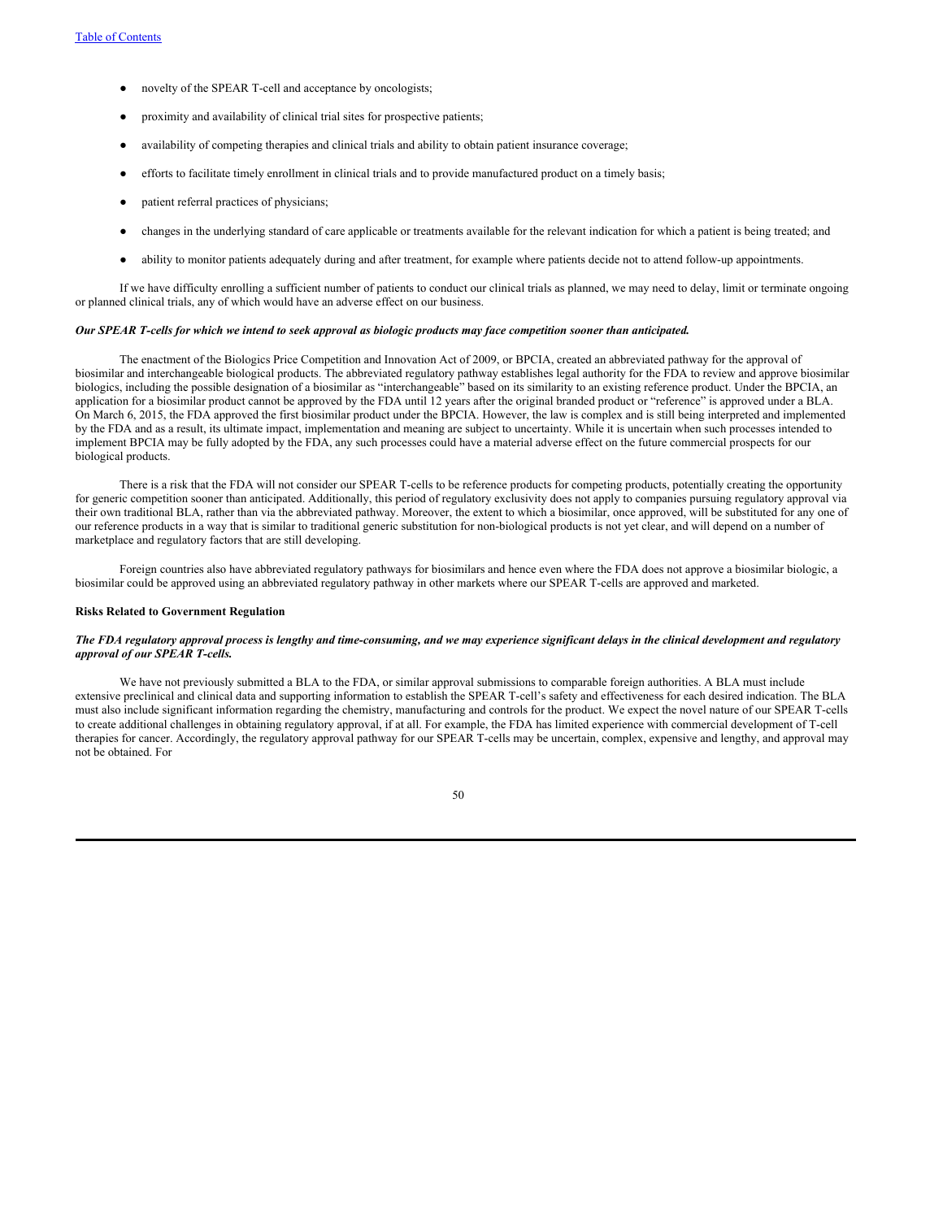- novelty of the SPEAR T-cell and acceptance by oncologists;
- proximity and availability of clinical trial sites for prospective patients;
- availability of competing therapies and clinical trials and ability to obtain patient insurance coverage;
- efforts to facilitate timely enrollment in clinical trials and to provide manufactured product on a timely basis;
- patient referral practices of physicians;
- changes in the underlying standard of care applicable or treatments available for the relevant indication for which a patient is being treated; and
- ability to monitor patients adequately during and after treatment, for example where patients decide not to attend follow-up appointments.

If we have difficulty enrolling a sufficient number of patients to conduct our clinical trials as planned, we may need to delay, limit or terminate ongoing or planned clinical trials, any of which would have an adverse effect on our business.

***Our SPEAR T-cells for which we intend to seek approval as biologic products may face competition sooner than anticipated.***

The enactment of the Biologics Price Competition and Innovation Act of 2009, or BPCIA, created an abbreviated pathway for the approval of biosimilar and interchangeable biological products. The abbreviated regulatory pathway establishes legal authority for the FDA to review and approve biosimilar biologics, including the possible designation of a biosimilar as "interchangeable" based on its similarity to an existing reference product. Under the BPCIA, an application for a biosimilar product cannot be approved by the FDA until 12 years after the original branded product or "reference" is approved under a BLA. On March 6, 2015, the FDA approved the first biosimilar product under the BPCIA. However, the law is complex and is still being interpreted and implemented by the FDA and as a result, its ultimate impact, implementation and meaning are subject to uncertainty. While it is uncertain when such processes intended to implement BPCIA may be fully adopted by the FDA, any such processes could have a material adverse effect on the future commercial prospects for our biological products.

There is a risk that the FDA will not consider our SPEAR T-cells to be reference products for competing products, potentially creating the opportunity for generic competition sooner than anticipated. Additionally, this period of regulatory exclusivity does not apply to companies pursuing regulatory approval via their own traditional BLA, rather than via the abbreviated pathway. Moreover, the extent to which a biosimilar, once approved, will be substituted for any one of our reference products in a way that is similar to traditional generic substitution for non-biological products is not yet clear, and will depend on a number of marketplace and regulatory factors that are still developing.

Foreign countries also have abbreviated regulatory pathways for biosimilars and hence even where the FDA does not approve a biosimilar biologic, a biosimilar could be approved using an abbreviated regulatory pathway in other markets where our SPEAR T-cells are approved and marketed.

**Risks Related to Government Regulation**

***The FDA regulatory approval process is lengthy and time-consuming, and we may experience significant delays in the clinical development and regulatory approval of our SPEAR T-cells.***

We have not previously submitted a BLA to the FDA, or similar approval submissions to comparable foreign authorities. A BLA must include extensive preclinical and clinical data and supporting information to establish the SPEAR T-cell's safety and effectiveness for each desired indication. The BLA must also include significant information regarding the chemistry, manufacturing and controls for the product. We expect the novel nature of our SPEAR T-cells to create additional challenges in obtaining regulatory approval, if at all. For example, the FDA has limited experience with commercial development of T-cell therapies for cancer. Accordingly, the regulatory approval pathway for our SPEAR T-cells may be uncertain, complex, expensive and lengthy, and approval may not be obtained. For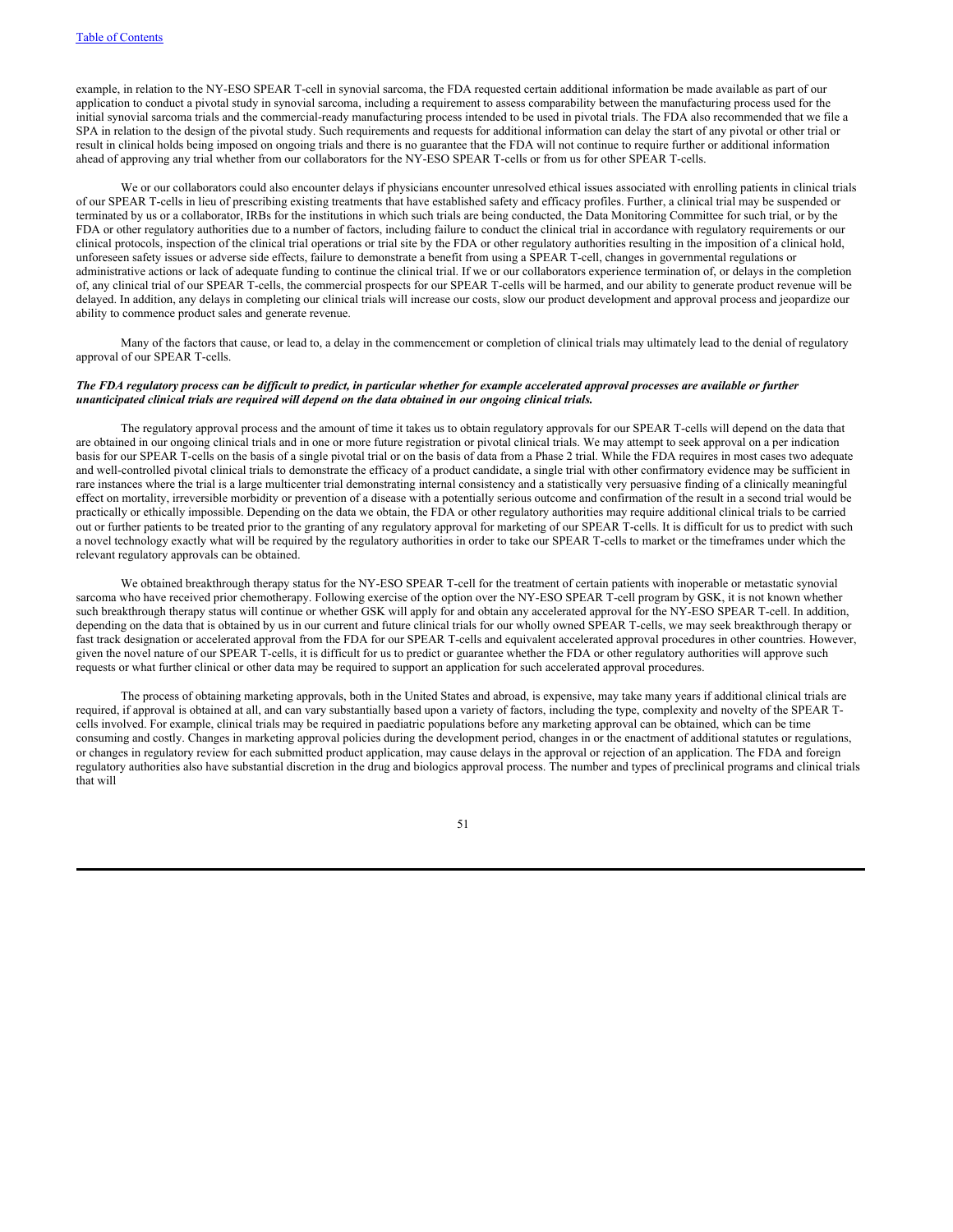example, in relation to the NY-ESO SPEAR T-cell in synovial sarcoma, the FDA requested certain additional information be made available as part of our application to conduct a pivotal study in synovial sarcoma, including a requirement to assess comparability between the manufacturing process used for the initial synovial sarcoma trials and the commercial-ready manufacturing process intended to be used in pivotal trials. The FDA also recommended that we file a SPA in relation to the design of the pivotal study. Such requirements and requests for additional information can delay the start of any pivotal or other trial or result in clinical holds being imposed on ongoing trials and there is no guarantee that the FDA will not continue to require further or additional information ahead of approving any trial whether from our collaborators for the NY-ESO SPEAR T-cells or from us for other SPEAR T-cells.

We or our collaborators could also encounter delays if physicians encounter unresolved ethical issues associated with enrolling patients in clinical trials of our SPEAR T-cells in lieu of prescribing existing treatments that have established safety and efficacy profiles. Further, a clinical trial may be suspended or terminated by us or a collaborator, IRBs for the institutions in which such trials are being conducted, the Data Monitoring Committee for such trial, or by the FDA or other regulatory authorities due to a number of factors, including failure to conduct the clinical trial in accordance with regulatory requirements or our clinical protocols, inspection of the clinical trial operations or trial site by the FDA or other regulatory authorities resulting in the imposition of a clinical hold, unforeseen safety issues or adverse side effects, failure to demonstrate a benefit from using a SPEAR T-cell, changes in governmental regulations or administrative actions or lack of adequate funding to continue the clinical trial. If we or our collaborators experience termination of, or delays in the completion of, any clinical trial of our SPEAR T-cells, the commercial prospects for our SPEAR T-cells will be harmed, and our ability to generate product revenue will be delayed. In addition, any delays in completing our clinical trials will increase our costs, slow our product development and approval process and jeopardize our ability to commence product sales and generate revenue.

Many of the factors that cause, or lead to, a delay in the commencement or completion of clinical trials may ultimately lead to the denial of regulatory approval of our SPEAR T-cells.

***The FDA regulatory process can be difficult to predict, in particular whether for example accelerated approval processes are available or further unanticipated clinical trials are required will depend on the data obtained in our ongoing clinical trials.***

The regulatory approval process and the amount of time it takes us to obtain regulatory approvals for our SPEAR T-cells will depend on the data that are obtained in our ongoing clinical trials and in one or more future registration or pivotal clinical trials. We may attempt to seek approval on a per indication basis for our SPEAR T-cells on the basis of a single pivotal trial or on the basis of data from a Phase 2 trial. While the FDA requires in most cases two adequate and well-controlled pivotal clinical trials to demonstrate the efficacy of a product candidate, a single trial with other confirmatory evidence may be sufficient in rare instances where the trial is a large multicenter trial demonstrating internal consistency and a statistically very persuasive finding of a clinically meaningful effect on mortality, irreversible morbidity or prevention of a disease with a potentially serious outcome and confirmation of the result in a second trial would be practically or ethically impossible. Depending on the data we obtain, the FDA or other regulatory authorities may require additional clinical trials to be carried out or further patients to be treated prior to the granting of any regulatory approval for marketing of our SPEAR T-cells. It is difficult for us to predict with such a novel technology exactly what will be required by the regulatory authorities in order to take our SPEAR T-cells to market or the timeframes under which the relevant regulatory approvals can be obtained.

We obtained breakthrough therapy status for the NY-ESO SPEAR T-cell for the treatment of certain patients with inoperable or metastatic synovial sarcoma who have received prior chemotherapy. Following exercise of the option over the NY-ESO SPEAR T-cell program by GSK, it is not known whether such breakthrough therapy status will continue or whether GSK will apply for and obtain any accelerated approval for the NY-ESO SPEAR T-cell. In addition, depending on the data that is obtained by us in our current and future clinical trials for our wholly owned SPEAR T-cells, we may seek breakthrough therapy or fast track designation or accelerated approval from the FDA for our SPEAR T-cells and equivalent accelerated approval procedures in other countries. However, given the novel nature of our SPEAR T-cells, it is difficult for us to predict or guarantee whether the FDA or other regulatory authorities will approve such requests or what further clinical or other data may be required to support an application for such accelerated approval procedures.

The process of obtaining marketing approvals, both in the United States and abroad, is expensive, may take many years if additional clinical trials are required, if approval is obtained at all, and can vary substantially based upon a variety of factors, including the type, complexity and novelty of the SPEAR T-cells involved. For example, clinical trials may be required in paediatric populations before any marketing approval can be obtained, which can be time consuming and costly. Changes in marketing approval policies during the development period, changes in or the enactment of additional statutes or regulations, or changes in regulatory review for each submitted product application, may cause delays in the approval or rejection of an application. The FDA and foreign regulatory authorities also have substantial discretion in the drug and biologics approval process. The number and types of preclinical programs and clinical trials that will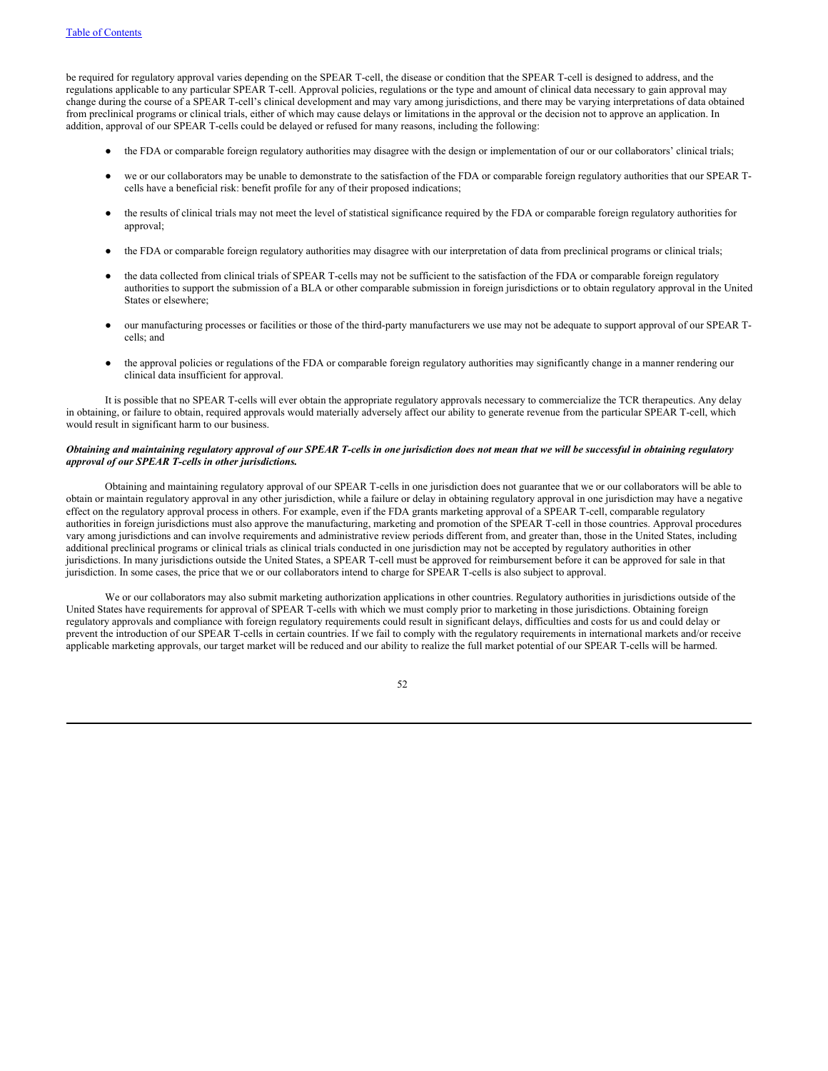be required for regulatory approval varies depending on the SPEAR T-cell, the disease or condition that the SPEAR T-cell is designed to address, and the regulations applicable to any particular SPEAR T-cell. Approval policies, regulations or the type and amount of clinical data necessary to gain approval may change during the course of a SPEAR T-cell's clinical development and may vary among jurisdictions, and there may be varying interpretations of data obtained from preclinical programs or clinical trials, either of which may cause delays or limitations in the approval or the decision not to approve an application. In addition, approval of our SPEAR T-cells could be delayed or refused for many reasons, including the following:

- the FDA or comparable foreign regulatory authorities may disagree with the design or implementation of our or our collaborators' clinical trials;
- we or our collaborators may be unable to demonstrate to the satisfaction of the FDA or comparable foreign regulatory authorities that our SPEAR T-cells have a beneficial risk: benefit profile for any of their proposed indications;
- the results of clinical trials may not meet the level of statistical significance required by the FDA or comparable foreign regulatory authorities for approval;
- the FDA or comparable foreign regulatory authorities may disagree with our interpretation of data from preclinical programs or clinical trials;
- the data collected from clinical trials of SPEAR T-cells may not be sufficient to the satisfaction of the FDA or comparable foreign regulatory authorities to support the submission of a BLA or other comparable submission in foreign jurisdictions or to obtain regulatory approval in the United States or elsewhere;
- our manufacturing processes or facilities or those of the third-party manufacturers we use may not be adequate to support approval of our SPEAR T-cells; and
- the approval policies or regulations of the FDA or comparable foreign regulatory authorities may significantly change in a manner rendering our clinical data insufficient for approval.

It is possible that no SPEAR T-cells will ever obtain the appropriate regulatory approvals necessary to commercialize the TCR therapeutics. Any delay in obtaining, or failure to obtain, required approvals would materially adversely affect our ability to generate revenue from the particular SPEAR T-cell, which would result in significant harm to our business.

***Obtaining and maintaining regulatory approval of our SPEAR T-cells in one jurisdiction does not mean that we will be successful in obtaining regulatory approval of our SPEAR T-cells in other jurisdictions.***

Obtaining and maintaining regulatory approval of our SPEAR T-cells in one jurisdiction does not guarantee that we or our collaborators will be able to obtain or maintain regulatory approval in any other jurisdiction, while a failure or delay in obtaining regulatory approval in one jurisdiction may have a negative effect on the regulatory approval process in others. For example, even if the FDA grants marketing approval of a SPEAR T-cell, comparable regulatory authorities in foreign jurisdictions must also approve the manufacturing, marketing and promotion of the SPEAR T-cell in those countries. Approval procedures vary among jurisdictions and can involve requirements and administrative review periods different from, and greater than, those in the United States, including additional preclinical programs or clinical trials as clinical trials conducted in one jurisdiction may not be accepted by regulatory authorities in other jurisdictions. In many jurisdictions outside the United States, a SPEAR T-cell must be approved for reimbursement before it can be approved for sale in that jurisdiction. In some cases, the price that we or our collaborators intend to charge for SPEAR T-cells is also subject to approval.

We or our collaborators may also submit marketing authorization applications in other countries. Regulatory authorities in jurisdictions outside of the United States have requirements for approval of SPEAR T-cells with which we must comply prior to marketing in those jurisdictions. Obtaining foreign regulatory approvals and compliance with foreign regulatory requirements could result in significant delays, difficulties and costs for us and could delay or prevent the introduction of our SPEAR T-cells in certain countries. If we fail to comply with the regulatory requirements in international markets and/or receive applicable marketing approvals, our target market will be reduced and our ability to realize the full market potential of our SPEAR T-cells will be harmed.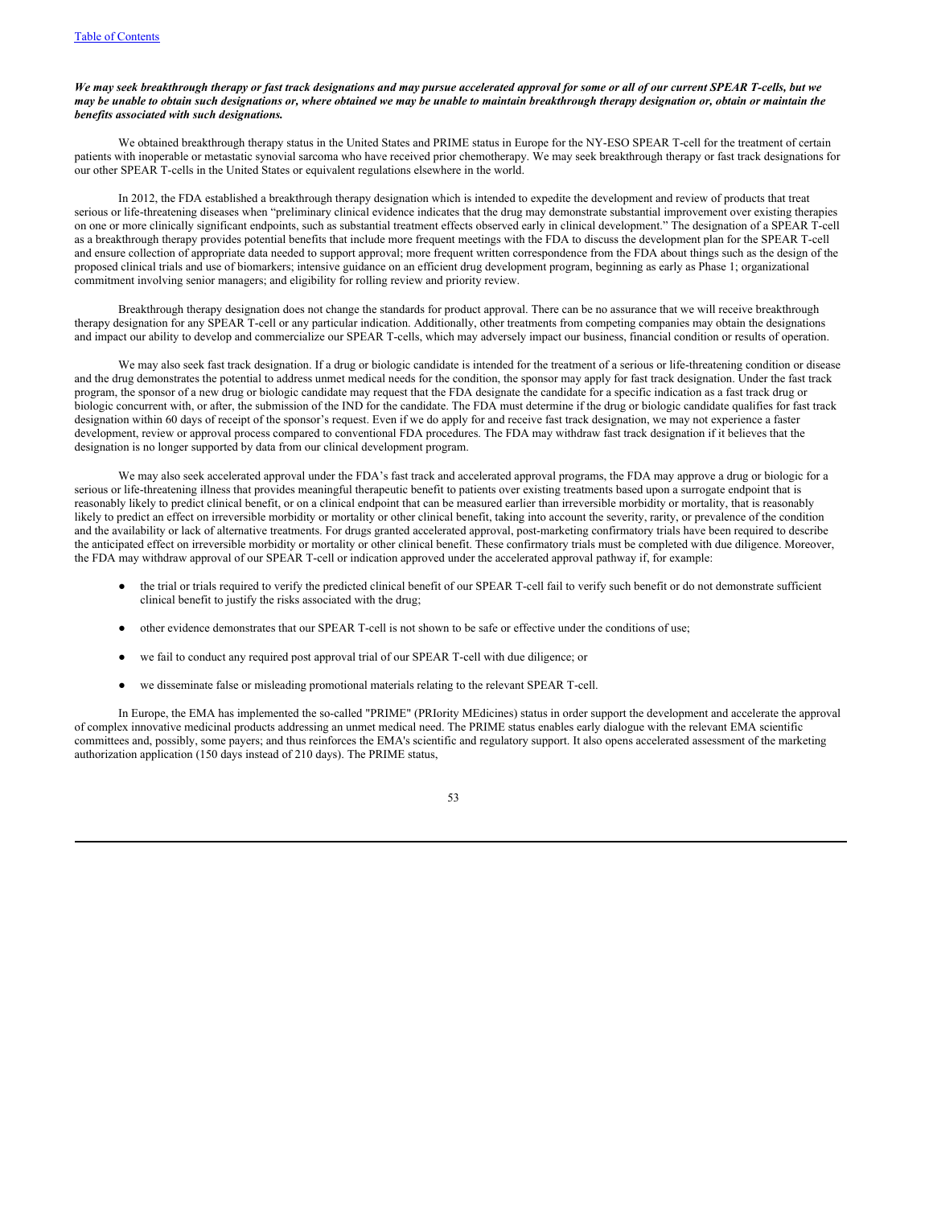***We may seek breakthrough therapy or fast track designations and may pursue accelerated approval for some or all of our current SPEAR T-cells, but we may be unable to obtain such designations or, where obtained we may be unable to maintain breakthrough therapy designation or, obtain or maintain the benefits associated with such designations.***

We obtained breakthrough therapy status in the United States and PRIME status in Europe for the NY-ESO SPEAR T-cell for the treatment of certain patients with inoperable or metastatic synovial sarcoma who have received prior chemotherapy. We may seek breakthrough therapy or fast track designations for our other SPEAR T-cells in the United States or equivalent regulations elsewhere in the world.

In 2012, the FDA established a breakthrough therapy designation which is intended to expedite the development and review of products that treat serious or life-threatening diseases when "preliminary clinical evidence indicates that the drug may demonstrate substantial improvement over existing therapies on one or more clinically significant endpoints, such as substantial treatment effects observed early in clinical development." The designation of a SPEAR T-cell as a breakthrough therapy provides potential benefits that include more frequent meetings with the FDA to discuss the development plan for the SPEAR T-cell and ensure collection of appropriate data needed to support approval; more frequent written correspondence from the FDA about things such as the design of the proposed clinical trials and use of biomarkers; intensive guidance on an efficient drug development program, beginning as early as Phase 1; organizational commitment involving senior managers; and eligibility for rolling review and priority review.

Breakthrough therapy designation does not change the standards for product approval. There can be no assurance that we will receive breakthrough therapy designation for any SPEAR T-cell or any particular indication. Additionally, other treatments from competing companies may obtain the designations and impact our ability to develop and commercialize our SPEAR T-cells, which may adversely impact our business, financial condition or results of operation.

We may also seek fast track designation. If a drug or biologic candidate is intended for the treatment of a serious or life-threatening condition or disease and the drug demonstrates the potential to address unmet medical needs for the condition, the sponsor may apply for fast track designation. Under the fast track program, the sponsor of a new drug or biologic candidate may request that the FDA designate the candidate for a specific indication as a fast track drug or biologic concurrent with, or after, the submission of the IND for the candidate. The FDA must determine if the drug or biologic candidate qualifies for fast track designation within 60 days of receipt of the sponsor's request. Even if we do apply for and receive fast track designation, we may not experience a faster development, review or approval process compared to conventional FDA procedures. The FDA may withdraw fast track designation if it believes that the designation is no longer supported by data from our clinical development program.

We may also seek accelerated approval under the FDA's fast track and accelerated approval programs, the FDA may approve a drug or biologic for a serious or life-threatening illness that provides meaningful therapeutic benefit to patients over existing treatments based upon a surrogate endpoint that is reasonably likely to predict clinical benefit, or on a clinical endpoint that can be measured earlier than irreversible morbidity or mortality, that is reasonably likely to predict an effect on irreversible morbidity or mortality or other clinical benefit, taking into account the severity, rarity, or prevalence of the condition and the availability or lack of alternative treatments. For drugs granted accelerated approval, post-marketing confirmatory trials have been required to describe the anticipated effect on irreversible morbidity or mortality or other clinical benefit. These confirmatory trials must be completed with due diligence. Moreover, the FDA may withdraw approval of our SPEAR T-cell or indication approved under the accelerated approval pathway if, for example:

- the trial or trials required to verify the predicted clinical benefit of our SPEAR T-cell fail to verify such benefit or do not demonstrate sufficient clinical benefit to justify the risks associated with the drug;
- other evidence demonstrates that our SPEAR T-cell is not shown to be safe or effective under the conditions of use;
- we fail to conduct any required post approval trial of our SPEAR T-cell with due diligence; or
- we disseminate false or misleading promotional materials relating to the relevant SPEAR T-cell.

In Europe, the EMA has implemented the so-called "PRIME" (PRIority MEdicines) status in order support the development and accelerate the approval of complex innovative medicinal products addressing an unmet medical need. The PRIME status enables early dialogue with the relevant EMA scientific committees and, possibly, some payers; and thus reinforces the EMA's scientific and regulatory support. It also opens accelerated assessment of the marketing authorization application (150 days instead of 210 days). The PRIME status,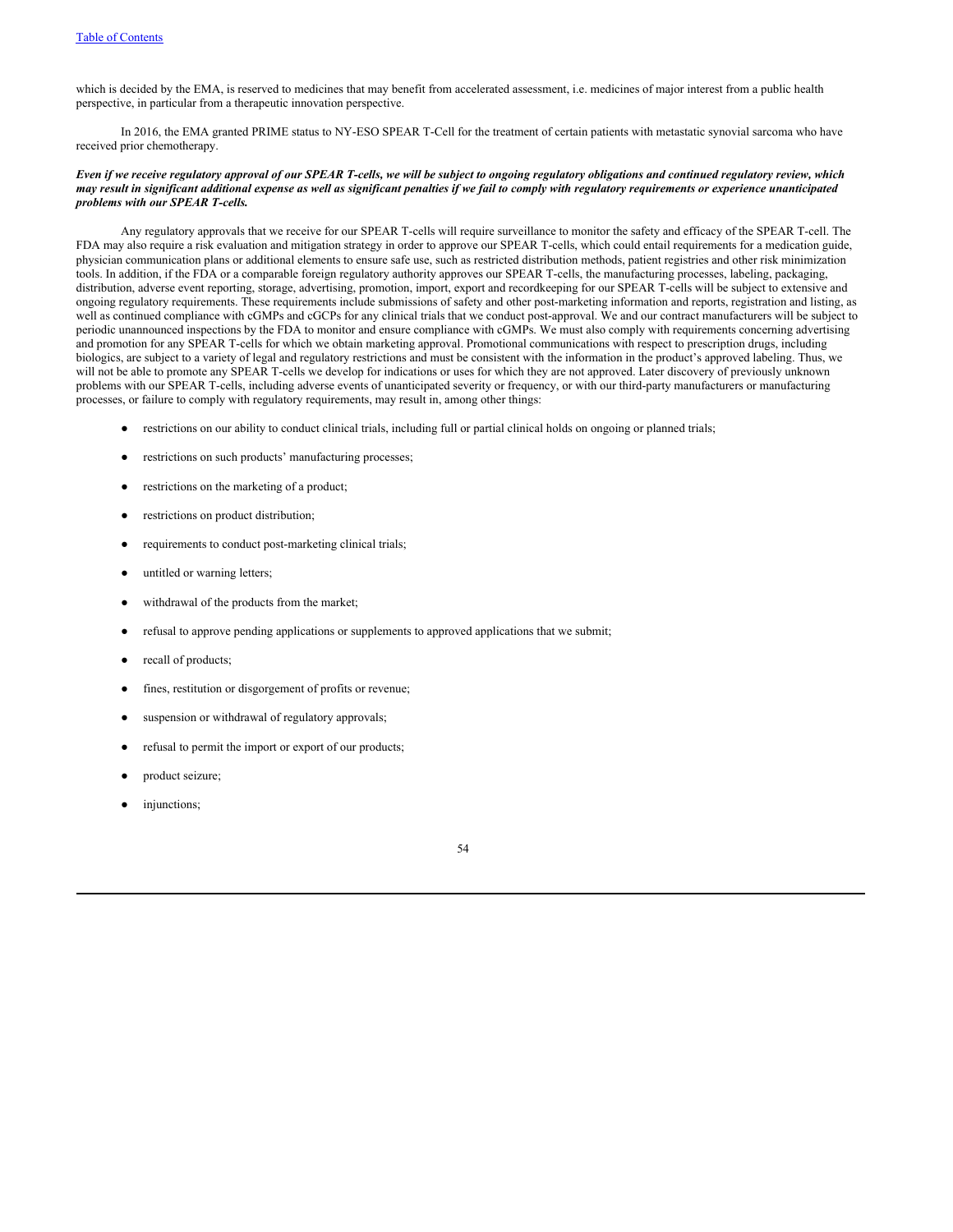which is decided by the EMA, is reserved to medicines that may benefit from accelerated assessment, i.e. medicines of major interest from a public health perspective, in particular from a therapeutic innovation perspective.

In 2016, the EMA granted PRIME status to NY-ESO SPEAR T-Cell for the treatment of certain patients with metastatic synovial sarcoma who have received prior chemotherapy.

***Even if we receive regulatory approval of our SPEAR T-cells, we will be subject to ongoing regulatory obligations and continued regulatory review, which may result in significant additional expense as well as significant penalties if we fail to comply with regulatory requirements or experience unanticipated problems with our SPEAR T-cells.***

Any regulatory approvals that we receive for our SPEAR T-cells will require surveillance to monitor the safety and efficacy of the SPEAR T-cell. The FDA may also require a risk evaluation and mitigation strategy in order to approve our SPEAR T-cells, which could entail requirements for a medication guide, physician communication plans or additional elements to ensure safe use, such as restricted distribution methods, patient registries and other risk minimization tools. In addition, if the FDA or a comparable foreign regulatory authority approves our SPEAR T-cells, the manufacturing processes, labeling, packaging, distribution, adverse event reporting, storage, advertising, promotion, import, export and recordkeeping for our SPEAR T-cells will be subject to extensive and ongoing regulatory requirements. These requirements include submissions of safety and other post-marketing information and reports, registration and listing, as well as continued compliance with cGMPs and cGCPs for any clinical trials that we conduct post-approval. We and our contract manufacturers will be subject to periodic unannounced inspections by the FDA to monitor and ensure compliance with cGMPs. We must also comply with requirements concerning advertising and promotion for any SPEAR T-cells for which we obtain marketing approval. Promotional communications with respect to prescription drugs, including biologics, are subject to a variety of legal and regulatory restrictions and must be consistent with the information in the product's approved labeling. Thus, we will not be able to promote any SPEAR T-cells we develop for indications or uses for which they are not approved. Later discovery of previously unknown problems with our SPEAR T-cells, including adverse events of unanticipated severity or frequency, or with our third-party manufacturers or manufacturing processes, or failure to comply with regulatory requirements, may result in, among other things:

- restrictions on our ability to conduct clinical trials, including full or partial clinical holds on ongoing or planned trials;
- restrictions on such products' manufacturing processes;
- restrictions on the marketing of a product;
- restrictions on product distribution;
- requirements to conduct post-marketing clinical trials;
- untitled or warning letters;
- withdrawal of the products from the market;
- refusal to approve pending applications or supplements to approved applications that we submit;
- recall of products;
- fines, restitution or disgorgement of profits or revenue;
- suspension or withdrawal of regulatory approvals;
- refusal to permit the import or export of our products;
- product seizure;
- injunctions;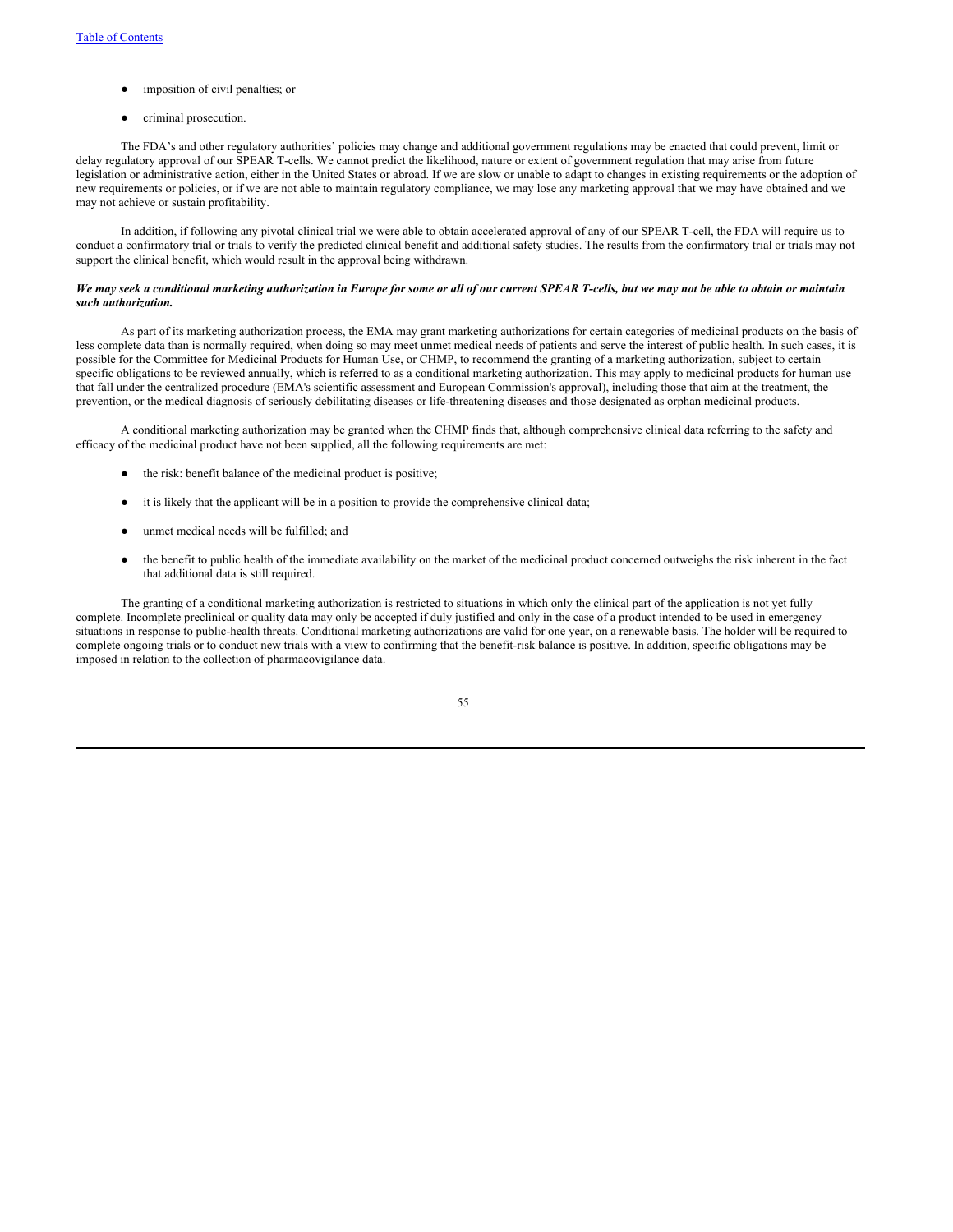- imposition of civil penalties; or
- criminal prosecution.

The FDA's and other regulatory authorities' policies may change and additional government regulations may be enacted that could prevent, limit or delay regulatory approval of our SPEAR T-cells. We cannot predict the likelihood, nature or extent of government regulation that may arise from future legislation or administrative action, either in the United States or abroad. If we are slow or unable to adapt to changes in existing requirements or the adoption of new requirements or policies, or if we are not able to maintain regulatory compliance, we may lose any marketing approval that we may have obtained and we may not achieve or sustain profitability.

In addition, if following any pivotal clinical trial we were able to obtain accelerated approval of any of our SPEAR T-cell, the FDA will require us to conduct a confirmatory trial or trials to verify the predicted clinical benefit and additional safety studies. The results from the confirmatory trial or trials may not support the clinical benefit, which would result in the approval being withdrawn.

***We may seek a conditional marketing authorization in Europe for some or all of our current SPEAR T-cells, but we may not be able to obtain or maintain such authorization.***

As part of its marketing authorization process, the EMA may grant marketing authorizations for certain categories of medicinal products on the basis of less complete data than is normally required, when doing so may meet unmet medical needs of patients and serve the interest of public health. In such cases, it is possible for the Committee for Medicinal Products for Human Use, or CHMP, to recommend the granting of a marketing authorization, subject to certain specific obligations to be reviewed annually, which is referred to as a conditional marketing authorization. This may apply to medicinal products for human use that fall under the centralized procedure (EMA's scientific assessment and European Commission's approval), including those that aim at the treatment, the prevention, or the medical diagnosis of seriously debilitating diseases or life-threatening diseases and those designated as orphan medicinal products.

A conditional marketing authorization may be granted when the CHMP finds that, although comprehensive clinical data referring to the safety and efficacy of the medicinal product have not been supplied, all the following requirements are met:

- the risk: benefit balance of the medicinal product is positive;
- it is likely that the applicant will be in a position to provide the comprehensive clinical data;
- unmet medical needs will be fulfilled; and
- the benefit to public health of the immediate availability on the market of the medicinal product concerned outweighs the risk inherent in the fact that additional data is still required.

The granting of a conditional marketing authorization is restricted to situations in which only the clinical part of the application is not yet fully complete. Incomplete preclinical or quality data may only be accepted if duly justified and only in the case of a product intended to be used in emergency situations in response to public-health threats. Conditional marketing authorizations are valid for one year, on a renewable basis. The holder will be required to complete ongoing trials or to conduct new trials with a view to confirming that the benefit-risk balance is positive. In addition, specific obligations may be imposed in relation to the collection of pharmacovigilance data.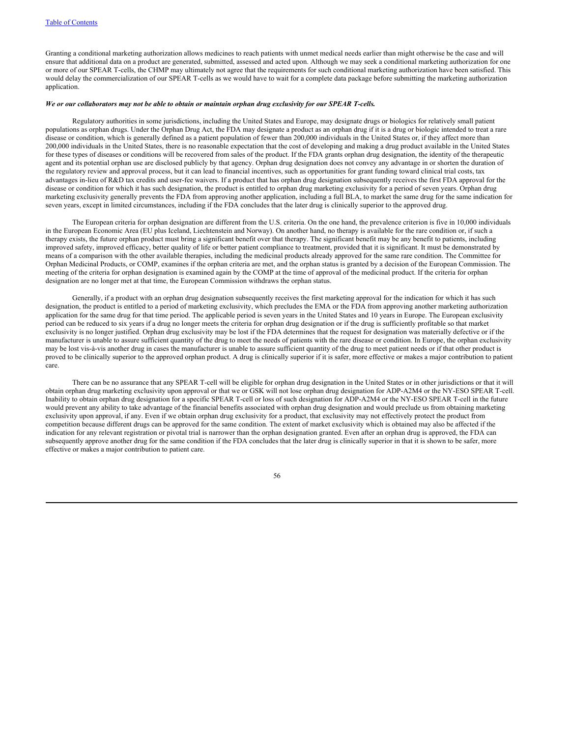Granting a conditional marketing authorization allows medicines to reach patients with unmet medical needs earlier than might otherwise be the case and will ensure that additional data on a product are generated, submitted, assessed and acted upon. Although we may seek a conditional marketing authorization for one or more of our SPEAR T-cells, the CHMP may ultimately not agree that the requirements for such conditional marketing authorization have been satisfied. This would delay the commercialization of our SPEAR T-cells as we would have to wait for a complete data package before submitting the marketing authorization application.

***We or our collaborators may not be able to obtain or maintain orphan drug exclusivity for our SPEAR T-cells.***

Regulatory authorities in some jurisdictions, including the United States and Europe, may designate drugs or biologics for relatively small patient populations as orphan drugs. Under the Orphan Drug Act, the FDA may designate a product as an orphan drug if it is a drug or biologic intended to treat a rare disease or condition, which is generally defined as a patient population of fewer than 200,000 individuals in the United States or, if they affect more than 200,000 individuals in the United States, there is no reasonable expectation that the cost of developing and making a drug product available in the United States for these types of diseases or conditions will be recovered from sales of the product. If the FDA grants orphan drug designation, the identity of the therapeutic agent and its potential orphan use are disclosed publicly by that agency. Orphan drug designation does not convey any advantage in or shorten the duration of the regulatory review and approval process, but it can lead to financial incentives, such as opportunities for grant funding toward clinical trial costs, tax advantages in-lieu of R&D tax credits and user-fee waivers. If a product that has orphan drug designation subsequently receives the first FDA approval for the disease or condition for which it has such designation, the product is entitled to orphan drug marketing exclusivity for a period of seven years. Orphan drug marketing exclusivity generally prevents the FDA from approving another application, including a full BLA, to market the same drug for the same indication for seven years, except in limited circumstances, including if the FDA concludes that the later drug is clinically superior to the approved drug.

The European criteria for orphan designation are different from the U.S. criteria. On the one hand, the prevalence criterion is five in 10,000 individuals in the European Economic Area (EU plus Iceland, Liechtenstein and Norway). On another hand, no therapy is available for the rare condition or, if such a therapy exists, the future orphan product must bring a significant benefit over that therapy. The significant benefit may be any benefit to patients, including improved safety, improved efficacy, better quality of life or better patient compliance to treatment, provided that it is significant. It must be demonstrated by means of a comparison with the other available therapies, including the medicinal products already approved for the same rare condition. The Committee for Orphan Medicinal Products, or COMP, examines if the orphan criteria are met, and the orphan status is granted by a decision of the European Commission. The meeting of the criteria for orphan designation is examined again by the COMP at the time of approval of the medicinal product. If the criteria for orphan designation are no longer met at that time, the European Commission withdraws the orphan status.

Generally, if a product with an orphan drug designation subsequently receives the first marketing approval for the indication for which it has such designation, the product is entitled to a period of marketing exclusivity, which precludes the EMA or the FDA from approving another marketing authorization application for the same drug for that time period. The applicable period is seven years in the United States and 10 years in Europe. The European exclusivity period can be reduced to six years if a drug no longer meets the criteria for orphan drug designation or if the drug is sufficiently profitable so that market exclusivity is no longer justified. Orphan drug exclusivity may be lost if the FDA determines that the request for designation was materially defective or if the manufacturer is unable to assure sufficient quantity of the drug to meet the needs of patients with the rare disease or condition. In Europe, the orphan exclusivity may be lost vis-à-vis another drug in cases the manufacturer is unable to assure sufficient quantity of the drug to meet patient needs or if that other product is proved to be clinically superior to the approved orphan product. A drug is clinically superior if it is safer, more effective or makes a major contribution to patient care.

There can be no assurance that any SPEAR T-cell will be eligible for orphan drug designation in the United States or in other jurisdictions or that it will obtain orphan drug marketing exclusivity upon approval or that we or GSK will not lose orphan drug designation for ADP-A2M4 or the NY-ESO SPEAR T-cell. Inability to obtain orphan drug designation for a specific SPEAR T-cell or loss of such designation for ADP-A2M4 or the NY-ESO SPEAR T-cell in the future would prevent any ability to take advantage of the financial benefits associated with orphan drug designation and would preclude us from obtaining marketing exclusivity upon approval, if any. Even if we obtain orphan drug exclusivity for a product, that exclusivity may not effectively protect the product from competition because different drugs can be approved for the same condition. The extent of market exclusivity which is obtained may also be affected if the indication for any relevant registration or pivotal trial is narrower than the orphan designation granted. Even after an orphan drug is approved, the FDA can subsequently approve another drug for the same condition if the FDA concludes that the later drug is clinically superior in that it is shown to be safer, more effective or makes a major contribution to patient care.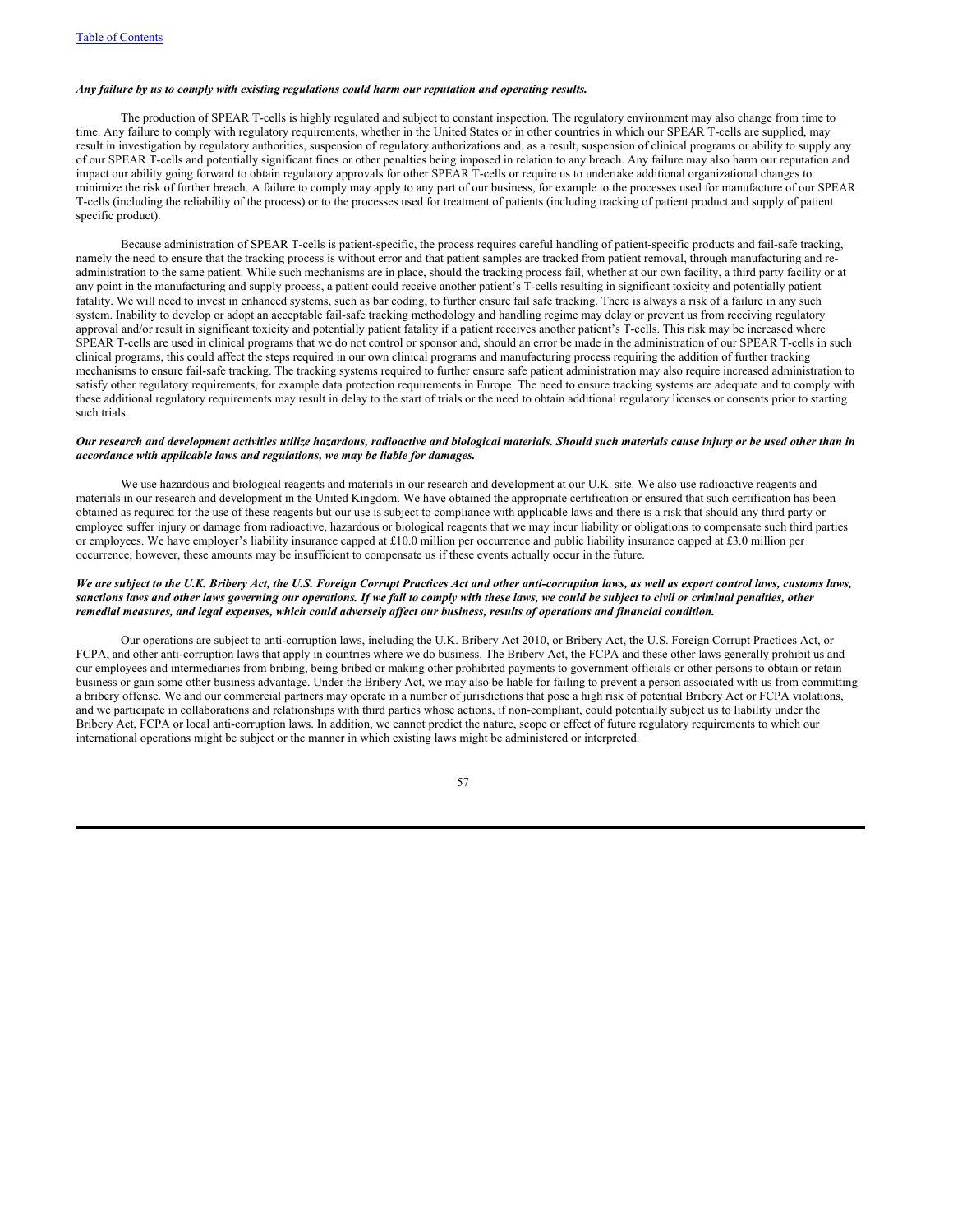***Any failure by us to comply with existing regulations could harm our reputation and operating results.***

The production of SPEAR T-cells is highly regulated and subject to constant inspection. The regulatory environment may also change from time to time. Any failure to comply with regulatory requirements, whether in the United States or in other countries in which our SPEAR T-cells are supplied, may result in investigation by regulatory authorities, suspension of regulatory authorizations and, as a result, suspension of clinical programs or ability to supply any of our SPEAR T-cells and potentially significant fines or other penalties being imposed in relation to any breach. Any failure may also harm our reputation and impact our ability going forward to obtain regulatory approvals for other SPEAR T-cells or require us to undertake additional organizational changes to minimize the risk of further breach. A failure to comply may apply to any part of our business, for example to the processes used for manufacture of our SPEAR T-cells (including the reliability of the process) or to the processes used for treatment of patients (including tracking of patient product and supply of patient specific product).

Because administration of SPEAR T-cells is patient-specific, the process requires careful handling of patient-specific products and fail-safe tracking, namely the need to ensure that the tracking process is without error and that patient samples are tracked from patient removal, through manufacturing and re-administration to the same patient. While such mechanisms are in place, should the tracking process fail, whether at our own facility, a third party facility or at any point in the manufacturing and supply process, a patient could receive another patient's T-cells resulting in significant toxicity and potentially patient fatality. We will need to invest in enhanced systems, such as bar coding, to further ensure fail safe tracking. There is always a risk of a failure in any such system. Inability to develop or adopt an acceptable fail-safe tracking methodology and handling regime may delay or prevent us from receiving regulatory approval and/or result in significant toxicity and potentially patient fatality if a patient receives another patient's T-cells. This risk may be increased where SPEAR T-cells are used in clinical programs that we do not control or sponsor and, should an error be made in the administration of our SPEAR T-cells in such clinical programs, this could affect the steps required in our own clinical programs and manufacturing process requiring the addition of further tracking mechanisms to ensure fail-safe tracking. The tracking systems required to further ensure safe patient administration may also require increased administration to satisfy other regulatory requirements, for example data protection requirements in Europe. The need to ensure tracking systems are adequate and to comply with these additional regulatory requirements may result in delay to the start of trials or the need to obtain additional regulatory licenses or consents prior to starting such trials.

***Our research and development activities utilize hazardous, radioactive and biological materials. Should such materials cause injury or be used other than in accordance with applicable laws and regulations, we may be liable for damages.***

We use hazardous and biological reagents and materials in our research and development at our U.K. site. We also use radioactive reagents and materials in our research and development in the United Kingdom. We have obtained the appropriate certification or ensured that such certification has been obtained as required for the use of these reagents but our use is subject to compliance with applicable laws and there is a risk that should any third party or employee suffer injury or damage from radioactive, hazardous or biological reagents that we may incur liability or obligations to compensate such third parties or employees. We have employer's liability insurance capped at £10.0 million per occurrence and public liability insurance capped at £3.0 million per occurrence; however, these amounts may be insufficient to compensate us if these events actually occur in the future.

***We are subject to the U.K. Bribery Act, the U.S. Foreign Corrupt Practices Act and other anti-corruption laws, as well as export control laws, customs laws, sanctions laws and other laws governing our operations. If we fail to comply with these laws, we could be subject to civil or criminal penalties, other remedial measures, and legal expenses, which could adversely affect our business, results of operations and financial condition.***

Our operations are subject to anti-corruption laws, including the U.K. Bribery Act 2010, or Bribery Act, the U.S. Foreign Corrupt Practices Act, or FCPA, and other anti-corruption laws that apply in countries where we do business. The Bribery Act, the FCPA and these other laws generally prohibit us and our employees and intermediaries from bribing, being bribed or making other prohibited payments to government officials or other persons to obtain or retain business or gain some other business advantage. Under the Bribery Act, we may also be liable for failing to prevent a person associated with us from committing a bribery offense. We and our commercial partners may operate in a number of jurisdictions that pose a high risk of potential Bribery Act or FCPA violations, and we participate in collaborations and relationships with third parties whose actions, if non-compliant, could potentially subject us to liability under the Bribery Act, FCPA or local anti-corruption laws. In addition, we cannot predict the nature, scope or effect of future regulatory requirements to which our international operations might be subject or the manner in which existing laws might be administered or interpreted.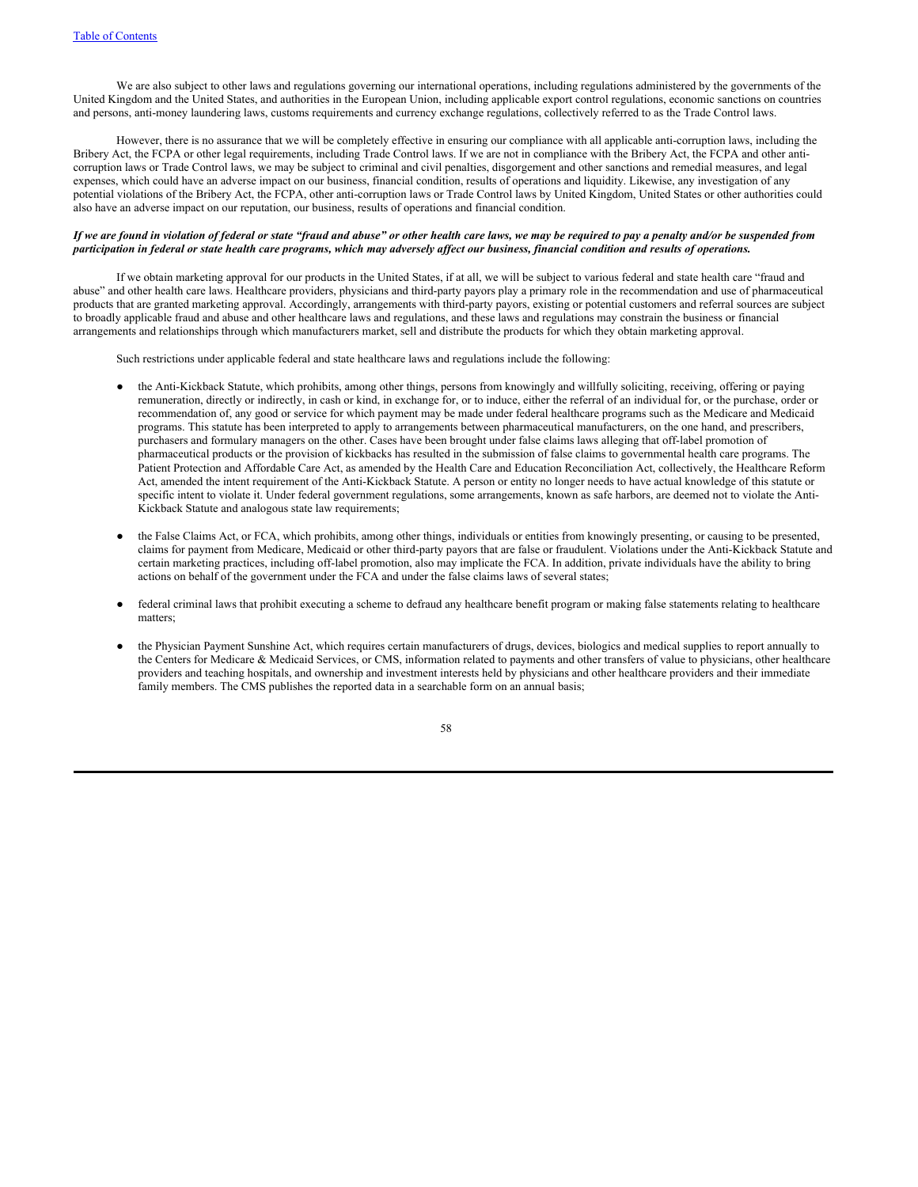We are also subject to other laws and regulations governing our international operations, including regulations administered by the governments of the United Kingdom and the United States, and authorities in the European Union, including applicable export control regulations, economic sanctions on countries and persons, anti-money laundering laws, customs requirements and currency exchange regulations, collectively referred to as the Trade Control laws.

However, there is no assurance that we will be completely effective in ensuring our compliance with all applicable anti-corruption laws, including the Bribery Act, the FCPA or other legal requirements, including Trade Control laws. If we are not in compliance with the Bribery Act, the FCPA and other anti-corruption laws or Trade Control laws, we may be subject to criminal and civil penalties, disgorgement and other sanctions and remedial measures, and legal expenses, which could have an adverse impact on our business, financial condition, results of operations and liquidity. Likewise, any investigation of any potential violations of the Bribery Act, the FCPA, other anti-corruption laws or Trade Control laws by United Kingdom, United States or other authorities could also have an adverse impact on our reputation, our business, results of operations and financial condition.

***If we are found in violation of federal or state "fraud and abuse" or other health care laws, we may be required to pay a penalty and/or be suspended from participation in federal or state health care programs, which may adversely affect our business, financial condition and results of operations.***

If we obtain marketing approval for our products in the United States, if at all, we will be subject to various federal and state health care "fraud and abuse" and other health care laws. Healthcare providers, physicians and third-party payors play a primary role in the recommendation and use of pharmaceutical products that are granted marketing approval. Accordingly, arrangements with third-party payors, existing or potential customers and referral sources are subject to broadly applicable fraud and abuse and other healthcare laws and regulations, and these laws and regulations may constrain the business or financial arrangements and relationships through which manufacturers market, sell and distribute the products for which they obtain marketing approval.

Such restrictions under applicable federal and state healthcare laws and regulations include the following:

- the Anti-Kickback Statute, which prohibits, among other things, persons from knowingly and willfully soliciting, receiving, offering or paying remuneration, directly or indirectly, in cash or kind, in exchange for, or to induce, either the referral of an individual for, or the purchase, order or recommendation of, any good or service for which payment may be made under federal healthcare programs such as the Medicare and Medicaid programs. This statute has been interpreted to apply to arrangements between pharmaceutical manufacturers, on the one hand, and prescribers, purchasers and formulary managers on the other. Cases have been brought under false claims laws alleging that off-label promotion of pharmaceutical products or the provision of kickbacks has resulted in the submission of false claims to governmental health care programs. The Patient Protection and Affordable Care Act, as amended by the Health Care and Education Reconciliation Act, collectively, the Healthcare Reform Act, amended the intent requirement of the Anti-Kickback Statute. A person or entity no longer needs to have actual knowledge of this statute or specific intent to violate it. Under federal government regulations, some arrangements, known as safe harbors, are deemed not to violate the Anti-Kickback Statute and analogous state law requirements;

- the False Claims Act, or FCA, which prohibits, among other things, individuals or entities from knowingly presenting, or causing to be presented, claims for payment from Medicare, Medicaid or other third-party payors that are false or fraudulent. Violations under the Anti-Kickback Statute and certain marketing practices, including off-label promotion, also may implicate the FCA. In addition, private individuals have the ability to bring actions on behalf of the government under the FCA and under the false claims laws of several states;

- federal criminal laws that prohibit executing a scheme to defraud any healthcare benefit program or making false statements relating to healthcare matters;

- the Physician Payment Sunshine Act, which requires certain manufacturers of drugs, devices, biologics and medical supplies to report annually to the Centers for Medicare & Medicaid Services, or CMS, information related to payments and other transfers of value to physicians, other healthcare providers and teaching hospitals, and ownership and investment interests held by physicians and other healthcare providers and their immediate family members. The CMS publishes the reported data in a searchable form on an annual basis;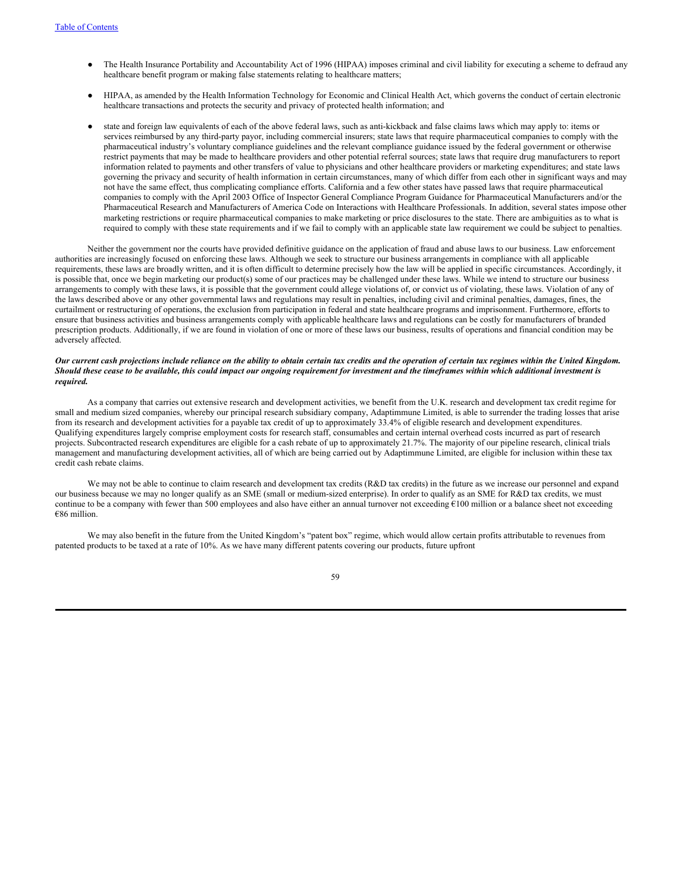- The Health Insurance Portability and Accountability Act of 1996 (HIPAA) imposes criminal and civil liability for executing a scheme to defraud any healthcare benefit program or making false statements relating to healthcare matters;
- HIPAA, as amended by the Health Information Technology for Economic and Clinical Health Act, which governs the conduct of certain electronic healthcare transactions and protects the security and privacy of protected health information; and
- state and foreign law equivalents of each of the above federal laws, such as anti-kickback and false claims laws which may apply to: items or services reimbursed by any third-party payor, including commercial insurers; state laws that require pharmaceutical companies to comply with the pharmaceutical industry's voluntary compliance guidelines and the relevant compliance guidance issued by the federal government or otherwise restrict payments that may be made to healthcare providers and other potential referral sources; state laws that require drug manufacturers to report information related to payments and other transfers of value to physicians and other healthcare providers or marketing expenditures; and state laws governing the privacy and security of health information in certain circumstances, many of which differ from each other in significant ways and may not have the same effect, thus complicating compliance efforts. California and a few other states have passed laws that require pharmaceutical companies to comply with the April 2003 Office of Inspector General Compliance Program Guidance for Pharmaceutical Manufacturers and/or the Pharmaceutical Research and Manufacturers of America Code on Interactions with Healthcare Professionals. In addition, several states impose other marketing restrictions or require pharmaceutical companies to make marketing or price disclosures to the state. There are ambiguities as to what is required to comply with these state requirements and if we fail to comply with an applicable state law requirement we could be subject to penalties.

Neither the government nor the courts have provided definitive guidance on the application of fraud and abuse laws to our business. Law enforcement authorities are increasingly focused on enforcing these laws. Although we seek to structure our business arrangements in compliance with all applicable requirements, these laws are broadly written, and it is often difficult to determine precisely how the law will be applied in specific circumstances. Accordingly, it is possible that, once we begin marketing our product(s) some of our practices may be challenged under these laws. While we intend to structure our business arrangements to comply with these laws, it is possible that the government could allege violations of, or convict us of violating, these laws. Violation of any of the laws described above or any other governmental laws and regulations may result in penalties, including civil and criminal penalties, damages, fines, the curtailment or restructuring of operations, the exclusion from participation in federal and state healthcare programs and imprisonment. Furthermore, efforts to ensure that business activities and business arrangements comply with applicable healthcare laws and regulations can be costly for manufacturers of branded prescription products. Additionally, if we are found in violation of one or more of these laws our business, results of operations and financial condition may be adversely affected.

***Our current cash projections include reliance on the ability to obtain certain tax credits and the operation of certain tax regimes within the United Kingdom. Should these cease to be available, this could impact our ongoing requirement for investment and the timeframes within which additional investment is required.***

As a company that carries out extensive research and development activities, we benefit from the U.K. research and development tax credit regime for small and medium sized companies, whereby our principal research subsidiary company, Adaptimmune Limited, is able to surrender the trading losses that arise from its research and development activities for a payable tax credit of up to approximately 33.4% of eligible research and development expenditures. Qualifying expenditures largely comprise employment costs for research staff, consumables and certain internal overhead costs incurred as part of research projects. Subcontracted research expenditures are eligible for a cash rebate of up to approximately 21.7%. The majority of our pipeline research, clinical trials management and manufacturing development activities, all of which are being carried out by Adaptimmune Limited, are eligible for inclusion within these tax credit cash rebate claims.

We may not be able to continue to claim research and development tax credits (R&D tax credits) in the future as we increase our personnel and expand our business because we may no longer qualify as an SME (small or medium-sized enterprise). In order to qualify as an SME for R&D tax credits, we must continue to be a company with fewer than 500 employees and also have either an annual turnover not exceeding €100 million or a balance sheet not exceeding €86 million.

We may also benefit in the future from the United Kingdom's "patent box" regime, which would allow certain profits attributable to revenues from patented products to be taxed at a rate of 10%. As we have many different patents covering our products, future upfront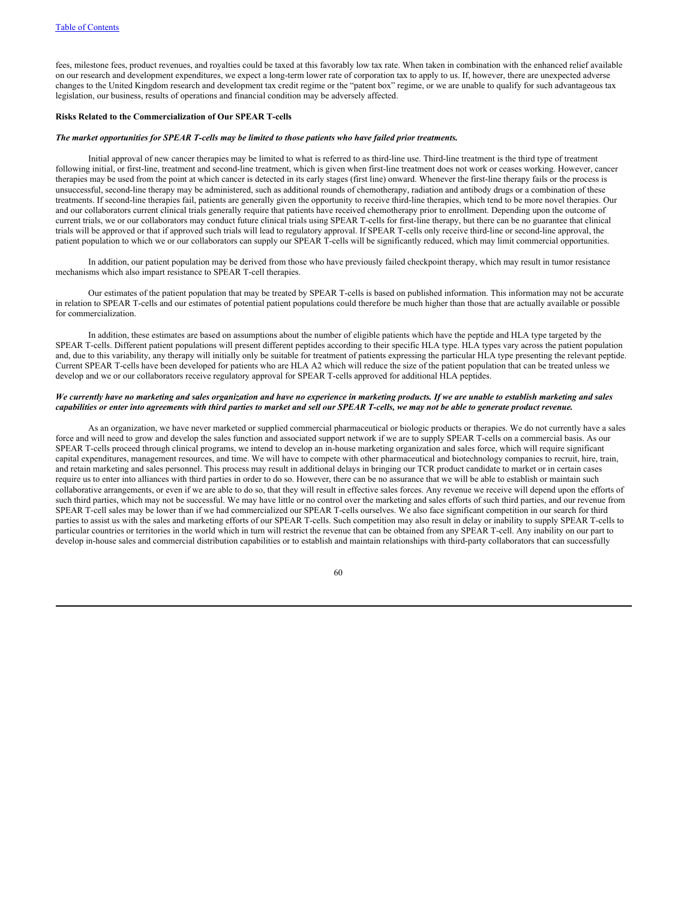fees, milestone fees, product revenues, and royalties could be taxed at this favorably low tax rate. When taken in combination with the enhanced relief available on our research and development expenditures, we expect a long-term lower rate of corporation tax to apply to us. If, however, there are unexpected adverse changes to the United Kingdom research and development tax credit regime or the "patent box" regime, or we are unable to qualify for such advantageous tax legislation, our business, results of operations and financial condition may be adversely affected.

**Risks Related to the Commercialization of Our SPEAR T-cells**

***The market opportunities for SPEAR T-cells may be limited to those patients who have failed prior treatments.***

Initial approval of new cancer therapies may be limited to what is referred to as third-line use. Third-line treatment is the third type of treatment following initial, or first-line, treatment and second-line treatment, which is given when first-line treatment does not work or ceases working. However, cancer therapies may be used from the point at which cancer is detected in its early stages (first line) onward. Whenever the first-line therapy fails or the process is unsuccessful, second-line therapy may be administered, such as additional rounds of chemotherapy, radiation and antibody drugs or a combination of these treatments. If second-line therapies fail, patients are generally given the opportunity to receive third-line therapies, which tend to be more novel therapies. Our and our collaborators current clinical trials generally require that patients have received chemotherapy prior to enrollment. Depending upon the outcome of current trials, we or our collaborators may conduct future clinical trials using SPEAR T-cells for first-line therapy, but there can be no guarantee that clinical trials will be approved or that if approved such trials will lead to regulatory approval. If SPEAR T-cells only receive third-line or second-line approval, the patient population to which we or our collaborators can supply our SPEAR T-cells will be significantly reduced, which may limit commercial opportunities.

In addition, our patient population may be derived from those who have previously failed checkpoint therapy, which may result in tumor resistance mechanisms which also impart resistance to SPEAR T-cell therapies.

Our estimates of the patient population that may be treated by SPEAR T-cells is based on published information. This information may not be accurate in relation to SPEAR T-cells and our estimates of potential patient populations could therefore be much higher than those that are actually available or possible for commercialization.

In addition, these estimates are based on assumptions about the number of eligible patients which have the peptide and HLA type targeted by the SPEAR T-cells. Different patient populations will present different peptides according to their specific HLA type. HLA types vary across the patient population and, due to this variability, any therapy will initially only be suitable for treatment of patients expressing the particular HLA type presenting the relevant peptide. Current SPEAR T-cells have been developed for patients who are HLA A2 which will reduce the size of the patient population that can be treated unless we develop and we or our collaborators receive regulatory approval for SPEAR T-cells approved for additional HLA peptides.

***We currently have no marketing and sales organization and have no experience in marketing products. If we are unable to establish marketing and sales capabilities or enter into agreements with third parties to market and sell our SPEAR T-cells, we may not be able to generate product revenue.***

As an organization, we have never marketed or supplied commercial pharmaceutical or biologic products or therapies. We do not currently have a sales force and will need to grow and develop the sales function and associated support network if we are to supply SPEAR T-cells on a commercial basis. As our SPEAR T-cells proceed through clinical programs, we intend to develop an in-house marketing organization and sales force, which will require significant capital expenditures, management resources, and time. We will have to compete with other pharmaceutical and biotechnology companies to recruit, hire, train, and retain marketing and sales personnel. This process may result in additional delays in bringing our TCR product candidate to market or in certain cases require us to enter into alliances with third parties in order to do so. However, there can be no assurance that we will be able to establish or maintain such collaborative arrangements, or even if we are able to do so, that they will result in effective sales forces. Any revenue we receive will depend upon the efforts of such third parties, which may not be successful. We may have little or no control over the marketing and sales efforts of such third parties, and our revenue from SPEAR T-cell sales may be lower than if we had commercialized our SPEAR T-cells ourselves. We also face significant competition in our search for third parties to assist us with the sales and marketing efforts of our SPEAR T-cells. Such competition may also result in delay or inability to supply SPEAR T-cells to particular countries or territories in the world which in turn will restrict the revenue that can be obtained from any SPEAR T-cell. Any inability on our part to develop in-house sales and commercial distribution capabilities or to establish and maintain relationships with third-party collaborators that can successfully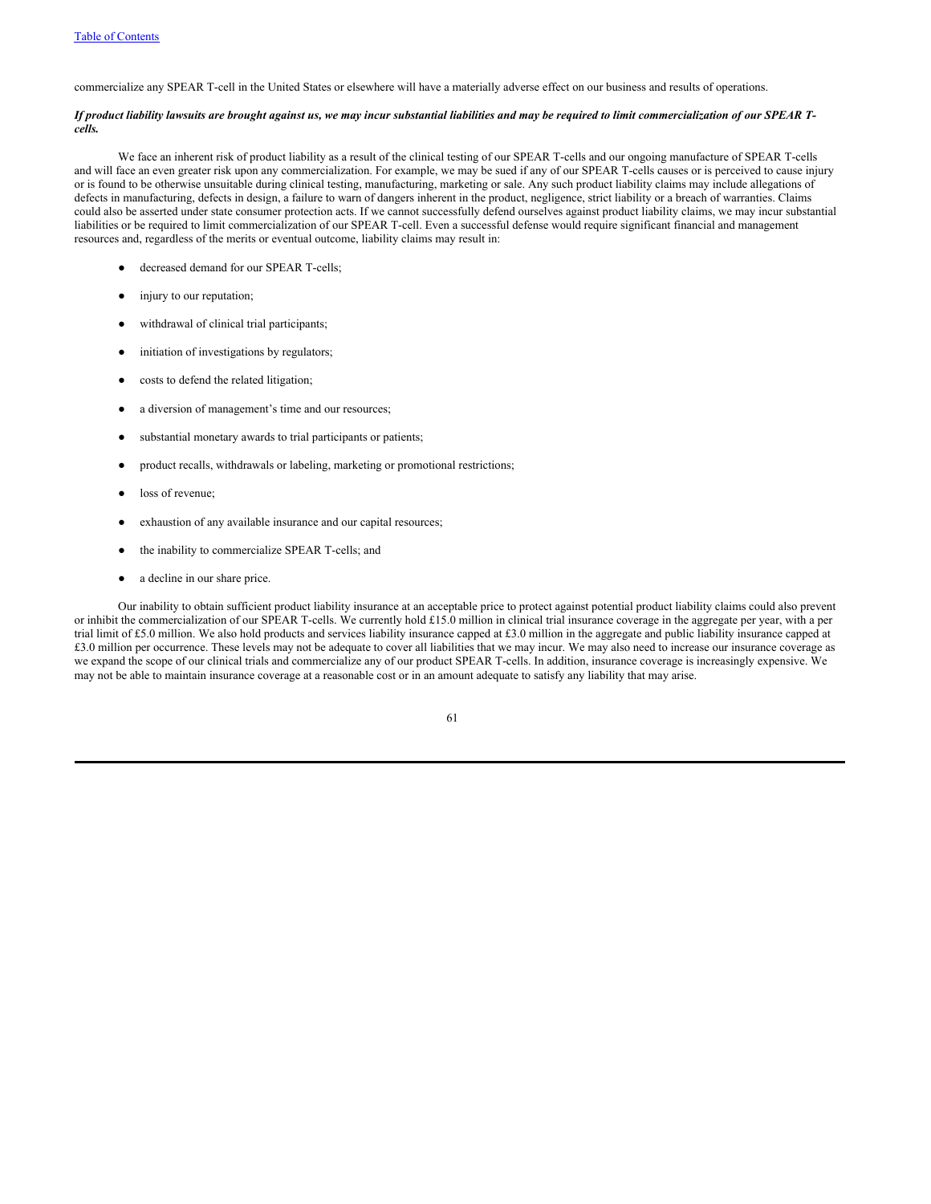commercialize any SPEAR T-cell in the United States or elsewhere will have a materially adverse effect on our business and results of operations.

***If product liability lawsuits are brought against us, we may incur substantial liabilities and may be required to limit commercialization of our SPEAR T-cells.***

We face an inherent risk of product liability as a result of the clinical testing of our SPEAR T-cells and our ongoing manufacture of SPEAR T-cells and will face an even greater risk upon any commercialization. For example, we may be sued if any of our SPEAR T-cells causes or is perceived to cause injury or is found to be otherwise unsuitable during clinical testing, manufacturing, marketing or sale. Any such product liability claims may include allegations of defects in manufacturing, defects in design, a failure to warn of dangers inherent in the product, negligence, strict liability or a breach of warranties. Claims could also be asserted under state consumer protection acts. If we cannot successfully defend ourselves against product liability claims, we may incur substantial liabilities or be required to limit commercialization of our SPEAR T-cell. Even a successful defense would require significant financial and management resources and, regardless of the merits or eventual outcome, liability claims may result in:

- decreased demand for our SPEAR T-cells;
- injury to our reputation;
- withdrawal of clinical trial participants;
- initiation of investigations by regulators;
- costs to defend the related litigation;
- a diversion of management's time and our resources;
- substantial monetary awards to trial participants or patients;
- product recalls, withdrawals or labeling, marketing or promotional restrictions;
- loss of revenue;
- exhaustion of any available insurance and our capital resources;
- the inability to commercialize SPEAR T-cells; and
- a decline in our share price.

Our inability to obtain sufficient product liability insurance at an acceptable price to protect against potential product liability claims could also prevent or inhibit the commercialization of our SPEAR T-cells. We currently hold £15.0 million in clinical trial insurance coverage in the aggregate per year, with a per trial limit of £5.0 million. We also hold products and services liability insurance capped at £3.0 million in the aggregate and public liability insurance capped at £3.0 million per occurrence. These levels may not be adequate to cover all liabilities that we may incur. We may also need to increase our insurance coverage as we expand the scope of our clinical trials and commercialize any of our product SPEAR T-cells. In addition, insurance coverage is increasingly expensive. We may not be able to maintain insurance coverage at a reasonable cost or in an amount adequate to satisfy any liability that may arise.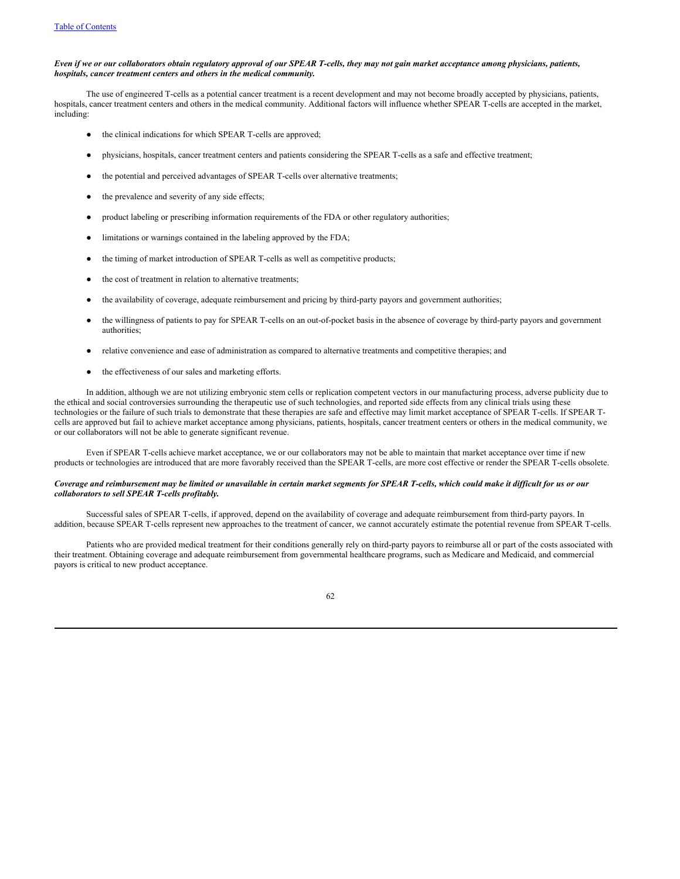***Even if we or our collaborators obtain regulatory approval of our SPEAR T-cells, they may not gain market acceptance among physicians, patients, hospitals, cancer treatment centers and others in the medical community.***

The use of engineered T-cells as a potential cancer treatment is a recent development and may not become broadly accepted by physicians, patients, hospitals, cancer treatment centers and others in the medical community. Additional factors will influence whether SPEAR T-cells are accepted in the market, including:

- the clinical indications for which SPEAR T-cells are approved;
- physicians, hospitals, cancer treatment centers and patients considering the SPEAR T-cells as a safe and effective treatment;
- the potential and perceived advantages of SPEAR T-cells over alternative treatments;
- the prevalence and severity of any side effects;
- product labeling or prescribing information requirements of the FDA or other regulatory authorities;
- limitations or warnings contained in the labeling approved by the FDA;
- the timing of market introduction of SPEAR T-cells as well as competitive products;
- the cost of treatment in relation to alternative treatments;
- the availability of coverage, adequate reimbursement and pricing by third-party payors and government authorities;
- the willingness of patients to pay for SPEAR T-cells on an out-of-pocket basis in the absence of coverage by third-party payors and government authorities;
- relative convenience and ease of administration as compared to alternative treatments and competitive therapies; and
- the effectiveness of our sales and marketing efforts.

In addition, although we are not utilizing embryonic stem cells or replication competent vectors in our manufacturing process, adverse publicity due to the ethical and social controversies surrounding the therapeutic use of such technologies, and reported side effects from any clinical trials using these technologies or the failure of such trials to demonstrate that these therapies are safe and effective may limit market acceptance of SPEAR T-cells. If SPEAR T-cells are approved but fail to achieve market acceptance among physicians, patients, hospitals, cancer treatment centers or others in the medical community, we or our collaborators will not be able to generate significant revenue.

Even if SPEAR T-cells achieve market acceptance, we or our collaborators may not be able to maintain that market acceptance over time if new products or technologies are introduced that are more favorably received than the SPEAR T-cells, are more cost effective or render the SPEAR T-cells obsolete.

***Coverage and reimbursement may be limited or unavailable in certain market segments for SPEAR T-cells, which could make it difficult for us or our collaborators to sell SPEAR T-cells profitably.***

Successful sales of SPEAR T-cells, if approved, depend on the availability of coverage and adequate reimbursement from third-party payors. In addition, because SPEAR T-cells represent new approaches to the treatment of cancer, we cannot accurately estimate the potential revenue from SPEAR T-cells.

Patients who are provided medical treatment for their conditions generally rely on third-party payors to reimburse all or part of the costs associated with their treatment. Obtaining coverage and adequate reimbursement from governmental healthcare programs, such as Medicare and Medicaid, and commercial payors is critical to new product acceptance.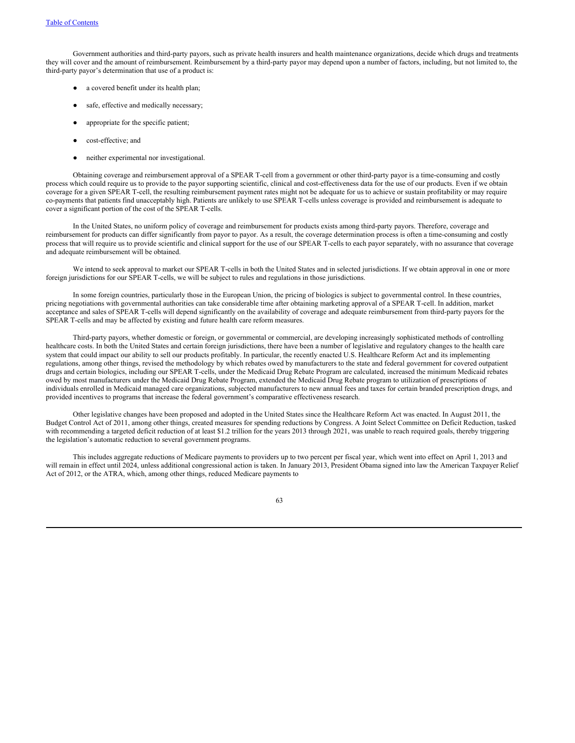Government authorities and third-party payors, such as private health insurers and health maintenance organizations, decide which drugs and treatments they will cover and the amount of reimbursement. Reimbursement by a third-party payor may depend upon a number of factors, including, but not limited to, the third-party payor's determination that use of a product is:

- a covered benefit under its health plan;
- safe, effective and medically necessary;
- appropriate for the specific patient;
- cost-effective; and
- neither experimental nor investigational.

Obtaining coverage and reimbursement approval of a SPEAR T-cell from a government or other third-party payor is a time-consuming and costly process which could require us to provide to the payor supporting scientific, clinical and cost-effectiveness data for the use of our products. Even if we obtain coverage for a given SPEAR T-cell, the resulting reimbursement payment rates might not be adequate for us to achieve or sustain profitability or may require co-payments that patients find unacceptably high. Patients are unlikely to use SPEAR T-cells unless coverage is provided and reimbursement is adequate to cover a significant portion of the cost of the SPEAR T-cells.

In the United States, no uniform policy of coverage and reimbursement for products exists among third-party payors. Therefore, coverage and reimbursement for products can differ significantly from payor to payor. As a result, the coverage determination process is often a time-consuming and costly process that will require us to provide scientific and clinical support for the use of our SPEAR T-cells to each payor separately, with no assurance that coverage and adequate reimbursement will be obtained.

We intend to seek approval to market our SPEAR T-cells in both the United States and in selected jurisdictions. If we obtain approval in one or more foreign jurisdictions for our SPEAR T-cells, we will be subject to rules and regulations in those jurisdictions.

In some foreign countries, particularly those in the European Union, the pricing of biologics is subject to governmental control. In these countries, pricing negotiations with governmental authorities can take considerable time after obtaining marketing approval of a SPEAR T-cell. In addition, market acceptance and sales of SPEAR T-cells will depend significantly on the availability of coverage and adequate reimbursement from third-party payors for the SPEAR T-cells and may be affected by existing and future health care reform measures.

Third-party payors, whether domestic or foreign, or governmental or commercial, are developing increasingly sophisticated methods of controlling healthcare costs. In both the United States and certain foreign jurisdictions, there have been a number of legislative and regulatory changes to the health care system that could impact our ability to sell our products profitably. In particular, the recently enacted U.S. Healthcare Reform Act and its implementing regulations, among other things, revised the methodology by which rebates owed by manufacturers to the state and federal government for covered outpatient drugs and certain biologics, including our SPEAR T-cells, under the Medicaid Drug Rebate Program are calculated, increased the minimum Medicaid rebates owed by most manufacturers under the Medicaid Drug Rebate Program, extended the Medicaid Drug Rebate program to utilization of prescriptions of individuals enrolled in Medicaid managed care organizations, subjected manufacturers to new annual fees and taxes for certain branded prescription drugs, and provided incentives to programs that increase the federal government's comparative effectiveness research.

Other legislative changes have been proposed and adopted in the United States since the Healthcare Reform Act was enacted. In August 2011, the Budget Control Act of 2011, among other things, created measures for spending reductions by Congress. A Joint Select Committee on Deficit Reduction, tasked with recommending a targeted deficit reduction of at least \$1.2 trillion for the years 2013 through 2021, was unable to reach required goals, thereby triggering the legislation's automatic reduction to several government programs.

This includes aggregate reductions of Medicare payments to providers up to two percent per fiscal year, which went into effect on April 1, 2013 and will remain in effect until 2024, unless additional congressional action is taken. In January 2013, President Obama signed into law the American Taxpayer Relief Act of 2012, or the ATRA, which, among other things, reduced Medicare payments to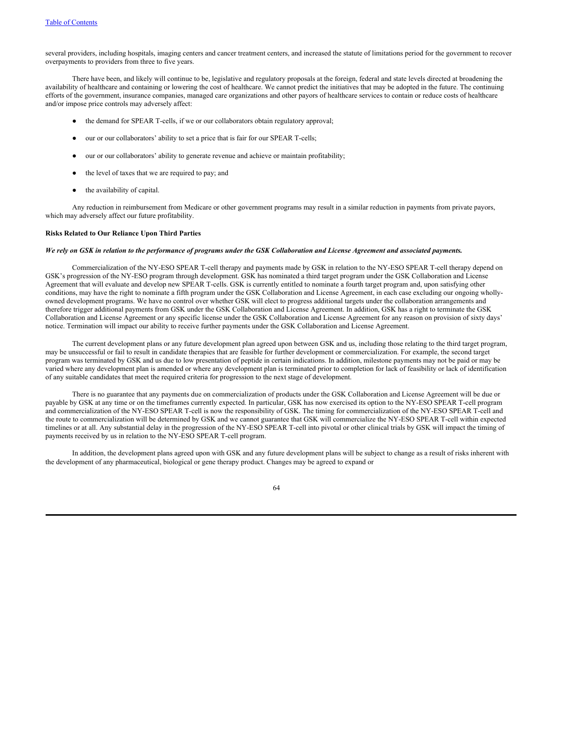several providers, including hospitals, imaging centers and cancer treatment centers, and increased the statute of limitations period for the government to recover overpayments to providers from three to five years.

There have been, and likely will continue to be, legislative and regulatory proposals at the foreign, federal and state levels directed at broadening the availability of healthcare and containing or lowering the cost of healthcare. We cannot predict the initiatives that may be adopted in the future. The continuing efforts of the government, insurance companies, managed care organizations and other payors of healthcare services to contain or reduce costs of healthcare and/or impose price controls may adversely affect:

- the demand for SPEAR T-cells, if we or our collaborators obtain regulatory approval;
- our or our collaborators' ability to set a price that is fair for our SPEAR T-cells;
- our or our collaborators' ability to generate revenue and achieve or maintain profitability;
- the level of taxes that we are required to pay; and
- the availability of capital.

Any reduction in reimbursement from Medicare or other government programs may result in a similar reduction in payments from private payors, which may adversely affect our future profitability.

**Risks Related to Our Reliance Upon Third Parties**

***We rely on GSK in relation to the performance of programs under the GSK Collaboration and License Agreement and associated payments.***

Commercialization of the NY-ESO SPEAR T-cell therapy and payments made by GSK in relation to the NY-ESO SPEAR T-cell therapy depend on GSK's progression of the NY-ESO program through development. GSK has nominated a third target program under the GSK Collaboration and License Agreement that will evaluate and develop new SPEAR T-cells. GSK is currently entitled to nominate a fourth target program and, upon satisfying other conditions, may have the right to nominate a fifth program under the GSK Collaboration and License Agreement, in each case excluding our ongoing wholly-owned development programs. We have no control over whether GSK will elect to progress additional targets under the collaboration arrangements and therefore trigger additional payments from GSK under the GSK Collaboration and License Agreement. In addition, GSK has a right to terminate the GSK Collaboration and License Agreement or any specific license under the GSK Collaboration and License Agreement for any reason on provision of sixty days' notice. Termination will impact our ability to receive further payments under the GSK Collaboration and License Agreement.

The current development plans or any future development plan agreed upon between GSK and us, including those relating to the third target program, may be unsuccessful or fail to result in candidate therapies that are feasible for further development or commercialization. For example, the second target program was terminated by GSK and us due to low presentation of peptide in certain indications. In addition, milestone payments may not be paid or may be varied where any development plan is amended or where any development plan is terminated prior to completion for lack of feasibility or lack of identification of any suitable candidates that meet the required criteria for progression to the next stage of development.

There is no guarantee that any payments due on commercialization of products under the GSK Collaboration and License Agreement will be due or payable by GSK at any time or on the timeframes currently expected. In particular, GSK has now exercised its option to the NY-ESO SPEAR T-cell program and commercialization of the NY-ESO SPEAR T-cell is now the responsibility of GSK. The timing for commercialization of the NY-ESO SPEAR T-cell and the route to commercialization will be determined by GSK and we cannot guarantee that GSK will commercialize the NY-ESO SPEAR T-cell within expected timelines or at all. Any substantial delay in the progression of the NY-ESO SPEAR T-cell into pivotal or other clinical trials by GSK will impact the timing of payments received by us in relation to the NY-ESO SPEAR T-cell program.

In addition, the development plans agreed upon with GSK and any future development plans will be subject to change as a result of risks inherent with the development of any pharmaceutical, biological or gene therapy product. Changes may be agreed to expand or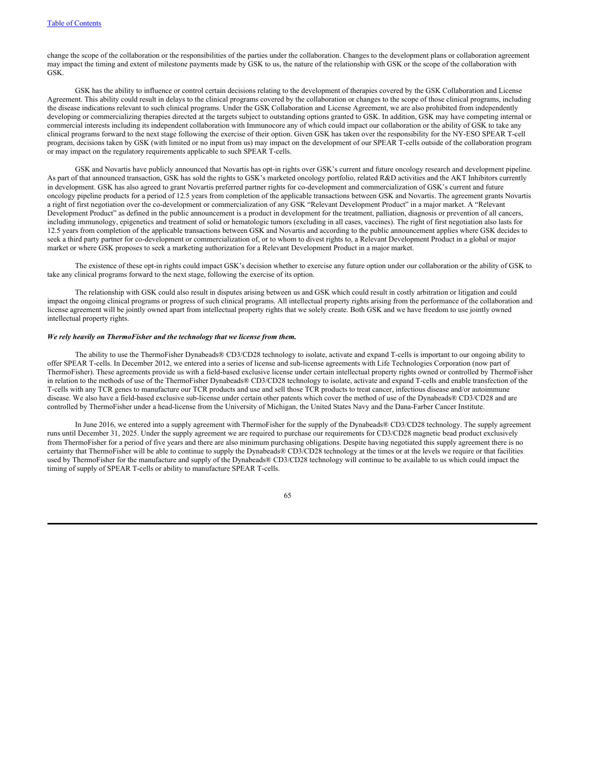change the scope of the collaboration or the responsibilities of the parties under the collaboration. Changes to the development plans or collaboration agreement may impact the timing and extent of milestone payments made by GSK to us, the nature of the relationship with GSK or the scope of the collaboration with GSK.

GSK has the ability to influence or control certain decisions relating to the development of therapies covered by the GSK Collaboration and License Agreement. This ability could result in delays to the clinical programs covered by the collaboration or changes to the scope of those clinical programs, including the disease indications relevant to such clinical programs. Under the GSK Collaboration and License Agreement, we are also prohibited from independently developing or commercializing therapies directed at the targets subject to outstanding options granted to GSK. In addition, GSK may have competing internal or commercial interests including its independent collaboration with Immunocore any of which could impact our collaboration or the ability of GSK to take any clinical programs forward to the next stage following the exercise of their option. Given GSK has taken over the responsibility for the NY-ESO SPEAR T-cell program, decisions taken by GSK (with limited or no input from us) may impact on the development of our SPEAR T-cells outside of the collaboration program or may impact on the regulatory requirements applicable to such SPEAR T-cells.

GSK and Novartis have publicly announced that Novartis has opt-in rights over GSK's current and future oncology research and development pipeline. As part of that announced transaction, GSK has sold the rights to GSK's marketed oncology portfolio, related R&D activities and the AKT Inhibitors currently in development. GSK has also agreed to grant Novartis preferred partner rights for co-development and commercialization of GSK's current and future oncology pipeline products for a period of 12.5 years from completion of the applicable transactions between GSK and Novartis. The agreement grants Novartis a right of first negotiation over the co-development or commercialization of any GSK "Relevant Development Product" in a major market. A "Relevant Development Product" as defined in the public announcement is a product in development for the treatment, palliation, diagnosis or prevention of all cancers, including immunology, epigenetics and treatment of solid or hematologic tumors (excluding in all cases, vaccines). The right of first negotiation also lasts for 12.5 years from completion of the applicable transactions between GSK and Novartis and according to the public announcement applies where GSK decides to seek a third party partner for co-development or commercialization of, or to whom to divest rights to, a Relevant Development Product in a global or major market or where GSK proposes to seek a marketing authorization for a Relevant Development Product in a major market.

The existence of these opt-in rights could impact GSK's decision whether to exercise any future option under our collaboration or the ability of GSK to take any clinical programs forward to the next stage, following the exercise of its option.

The relationship with GSK could also result in disputes arising between us and GSK which could result in costly arbitration or litigation and could impact the ongoing clinical programs or progress of such clinical programs. All intellectual property rights arising from the performance of the collaboration and license agreement will be jointly owned apart from intellectual property rights that we solely create. Both GSK and we have freedom to use jointly owned intellectual property rights.

***We rely heavily on ThermoFisher and the technology that we license from them.***

The ability to use the ThermoFisher Dynabeads® CD3/CD28 technology to isolate, activate and expand T-cells is important to our ongoing ability to offer SPEAR T-cells. In December 2012, we entered into a series of license and sub-license agreements with Life Technologies Corporation (now part of ThermoFisher). These agreements provide us with a field-based exclusive license under certain intellectual property rights owned or controlled by ThermoFisher in relation to the methods of use of the ThermoFisher Dynabeads® CD3/CD28 technology to isolate, activate and expand T-cells and enable transfection of the T-cells with any TCR genes to manufacture our TCR products and use and sell those TCR products to treat cancer, infectious disease and/or autoimmune disease. We also have a field-based exclusive sub-license under certain other patents which cover the method of use of the Dynabeads® CD3/CD28 and are controlled by ThermoFisher under a head-license from the University of Michigan, the United States Navy and the Dana-Farber Cancer Institute.

In June 2016, we entered into a supply agreement with ThermoFisher for the supply of the Dynabeads® CD3/CD28 technology. The supply agreement runs until December 31, 2025. Under the supply agreement we are required to purchase our requirements for CD3/CD28 magnetic bead product exclusively from ThermoFisher for a period of five years and there are also minimum purchasing obligations. Despite having negotiated this supply agreement there is no certainty that ThermoFisher will be able to continue to supply the Dynabeads® CD3/CD28 technology at the times or at the levels we require or that facilities used by ThermoFisher for the manufacture and supply of the Dynabeads® CD3/CD28 technology will continue to be available to us which could impact the timing of supply of SPEAR T-cells or ability to manufacture SPEAR T-cells.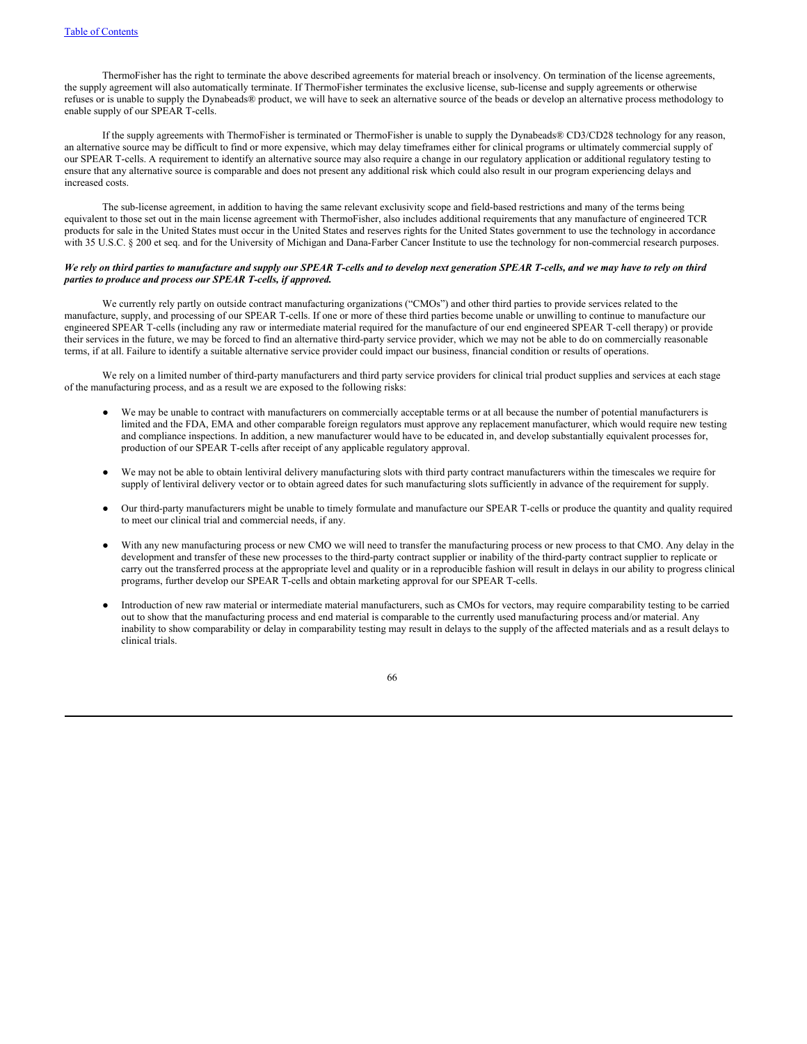ThermoFisher has the right to terminate the above described agreements for material breach or insolvency. On termination of the license agreements, the supply agreement will also automatically terminate. If ThermoFisher terminates the exclusive license, sub-license and supply agreements or otherwise refuses or is unable to supply the Dynabeads® product, we will have to seek an alternative source of the beads or develop an alternative process methodology to enable supply of our SPEAR T-cells.

If the supply agreements with ThermoFisher is terminated or ThermoFisher is unable to supply the Dynabeads® CD3/CD28 technology for any reason, an alternative source may be difficult to find or more expensive, which may delay timeframes either for clinical programs or ultimately commercial supply of our SPEAR T-cells. A requirement to identify an alternative source may also require a change in our regulatory application or additional regulatory testing to ensure that any alternative source is comparable and does not present any additional risk which could also result in our program experiencing delays and increased costs.

The sub-license agreement, in addition to having the same relevant exclusivity scope and field-based restrictions and many of the terms being equivalent to those set out in the main license agreement with ThermoFisher, also includes additional requirements that any manufacture of engineered TCR products for sale in the United States must occur in the United States and reserves rights for the United States government to use the technology in accordance with 35 U.S.C. § 200 et seq. and for the University of Michigan and Dana-Farber Cancer Institute to use the technology for non-commercial research purposes.

***We rely on third parties to manufacture and supply our SPEAR T-cells and to develop next generation SPEAR T-cells, and we may have to rely on third parties to produce and process our SPEAR T-cells, if approved.***

We currently rely partly on outside contract manufacturing organizations ("CMOs") and other third parties to provide services related to the manufacture, supply, and processing of our SPEAR T-cells. If one or more of these third parties become unable or unwilling to continue to manufacture our engineered SPEAR T-cells (including any raw or intermediate material required for the manufacture of our end engineered SPEAR T-cell therapy) or provide their services in the future, we may be forced to find an alternative third-party service provider, which we may not be able to do on commercially reasonable terms, if at all. Failure to identify a suitable alternative service provider could impact our business, financial condition or results of operations.

We rely on a limited number of third-party manufacturers and third party service providers for clinical trial product supplies and services at each stage of the manufacturing process, and as a result we are exposed to the following risks:

- We may be unable to contract with manufacturers on commercially acceptable terms or at all because the number of potential manufacturers is limited and the FDA, EMA and other comparable foreign regulators must approve any replacement manufacturer, which would require new testing and compliance inspections. In addition, a new manufacturer would have to be educated in, and develop substantially equivalent processes for, production of our SPEAR T-cells after receipt of any applicable regulatory approval.

- We may not be able to obtain lentiviral delivery manufacturing slots with third party contract manufacturers within the timescales we require for supply of lentiviral delivery vector or to obtain agreed dates for such manufacturing slots sufficiently in advance of the requirement for supply.

- Our third-party manufacturers might be unable to timely formulate and manufacture our SPEAR T-cells or produce the quantity and quality required to meet our clinical trial and commercial needs, if any.

- With any new manufacturing process or new CMO we will need to transfer the manufacturing process or new process to that CMO. Any delay in the development and transfer of these new processes to the third-party contract supplier or inability of the third-party contract supplier to replicate or carry out the transferred process at the appropriate level and quality or in a reproducible fashion will result in delays in our ability to progress clinical programs, further develop our SPEAR T-cells and obtain marketing approval for our SPEAR T-cells.

- Introduction of new raw material or intermediate material manufacturers, such as CMOs for vectors, may require comparability testing to be carried out to show that the manufacturing process and end material is comparable to the currently used manufacturing process and/or material. Any inability to show comparability or delay in comparability testing may result in delays to the supply of the affected materials and as a result delays to clinical trials.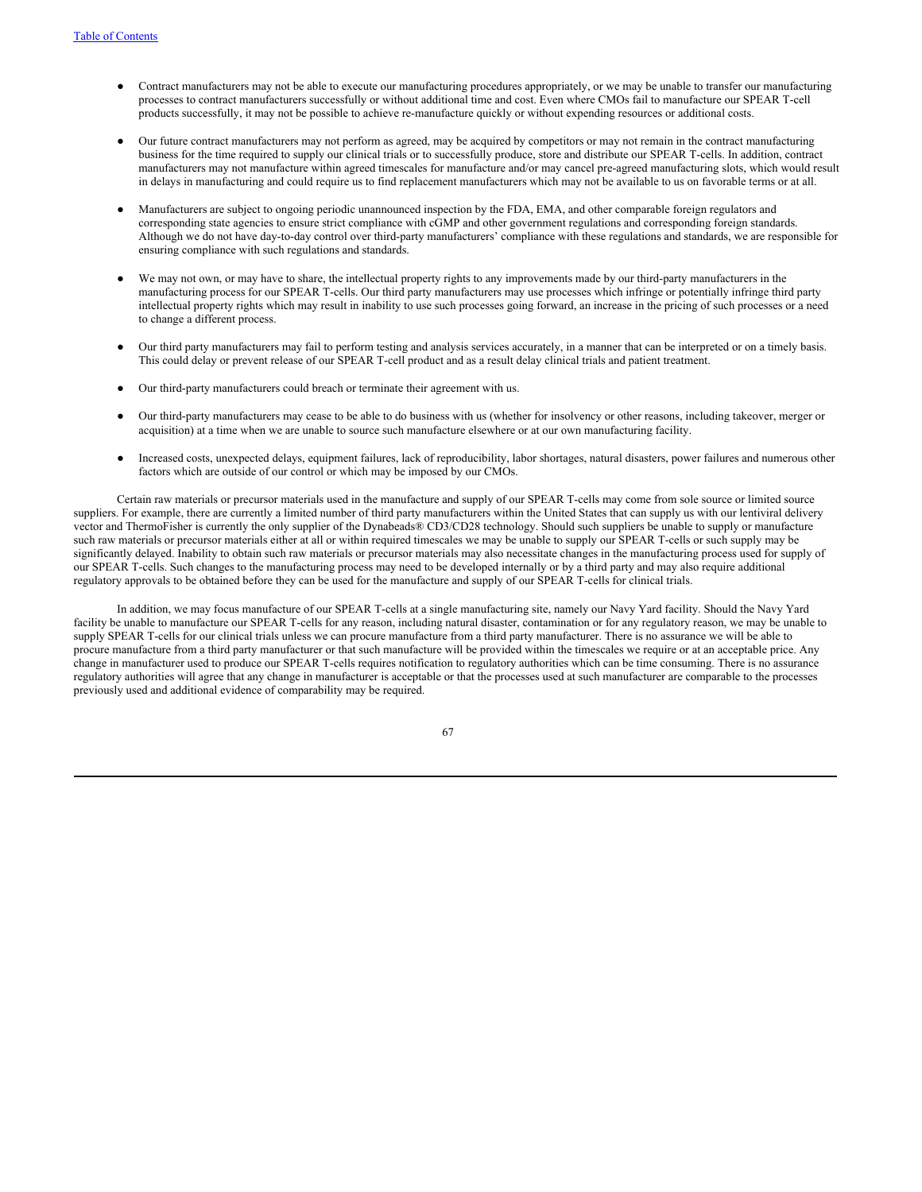- Contract manufacturers may not be able to execute our manufacturing procedures appropriately, or we may be unable to transfer our manufacturing processes to contract manufacturers successfully or without additional time and cost. Even where CMOs fail to manufacture our SPEAR T-cell products successfully, it may not be possible to achieve re-manufacture quickly or without expending resources or additional costs.

- Our future contract manufacturers may not perform as agreed, may be acquired by competitors or may not remain in the contract manufacturing business for the time required to supply our clinical trials or to successfully produce, store and distribute our SPEAR T-cells. In addition, contract manufacturers may not manufacture within agreed timescales for manufacture and/or may cancel pre-agreed manufacturing slots, which would result in delays in manufacturing and could require us to find replacement manufacturers which may not be available to us on favorable terms or at all.

- Manufacturers are subject to ongoing periodic unannounced inspection by the FDA, EMA, and other comparable foreign regulators and corresponding state agencies to ensure strict compliance with cGMP and other government regulations and corresponding foreign standards. Although we do not have day-to-day control over third-party manufacturers' compliance with these regulations and standards, we are responsible for ensuring compliance with such regulations and standards.

- We may not own, or may have to share, the intellectual property rights to any improvements made by our third-party manufacturers in the manufacturing process for our SPEAR T-cells. Our third party manufacturers may use processes which infringe or potentially infringe third party intellectual property rights which may result in inability to use such processes going forward, an increase in the pricing of such processes or a need to change a different process.

- Our third party manufacturers may fail to perform testing and analysis services accurately, in a manner that can be interpreted or on a timely basis. This could delay or prevent release of our SPEAR T-cell product and as a result delay clinical trials and patient treatment.

- Our third-party manufacturers could breach or terminate their agreement with us.

- Our third-party manufacturers may cease to be able to do business with us (whether for insolvency or other reasons, including takeover, merger or acquisition) at a time when we are unable to source such manufacture elsewhere or at our own manufacturing facility.

- Increased costs, unexpected delays, equipment failures, lack of reproducibility, labor shortages, natural disasters, power failures and numerous other factors which are outside of our control or which may be imposed by our CMOs.

Certain raw materials or precursor materials used in the manufacture and supply of our SPEAR T-cells may come from sole source or limited source suppliers. For example, there are currently a limited number of third party manufacturers within the United States that can supply us with our lentiviral delivery vector and ThermoFisher is currently the only supplier of the Dynabeads® CD3/CD28 technology. Should such suppliers be unable to supply or manufacture such raw materials or precursor materials either at all or within required timescales we may be unable to supply our SPEAR T-cells or such supply may be significantly delayed. Inability to obtain such raw materials or precursor materials may also necessitate changes in the manufacturing process used for supply of our SPEAR T-cells. Such changes to the manufacturing process may need to be developed internally or by a third party and may also require additional regulatory approvals to be obtained before they can be used for the manufacture and supply of our SPEAR T-cells for clinical trials.

In addition, we may focus manufacture of our SPEAR T-cells at a single manufacturing site, namely our Navy Yard facility. Should the Navy Yard facility be unable to manufacture our SPEAR T-cells for any reason, including natural disaster, contamination or for any regulatory reason, we may be unable to supply SPEAR T-cells for our clinical trials unless we can procure manufacture from a third party manufacturer. There is no assurance we will be able to procure manufacture from a third party manufacturer or that such manufacture will be provided within the timescales we require or at an acceptable price. Any change in manufacturer used to produce our SPEAR T-cells requires notification to regulatory authorities which can be time consuming. There is no assurance regulatory authorities will agree that any change in manufacturer is acceptable or that the processes used at such manufacturer are comparable to the processes previously used and additional evidence of comparability may be required.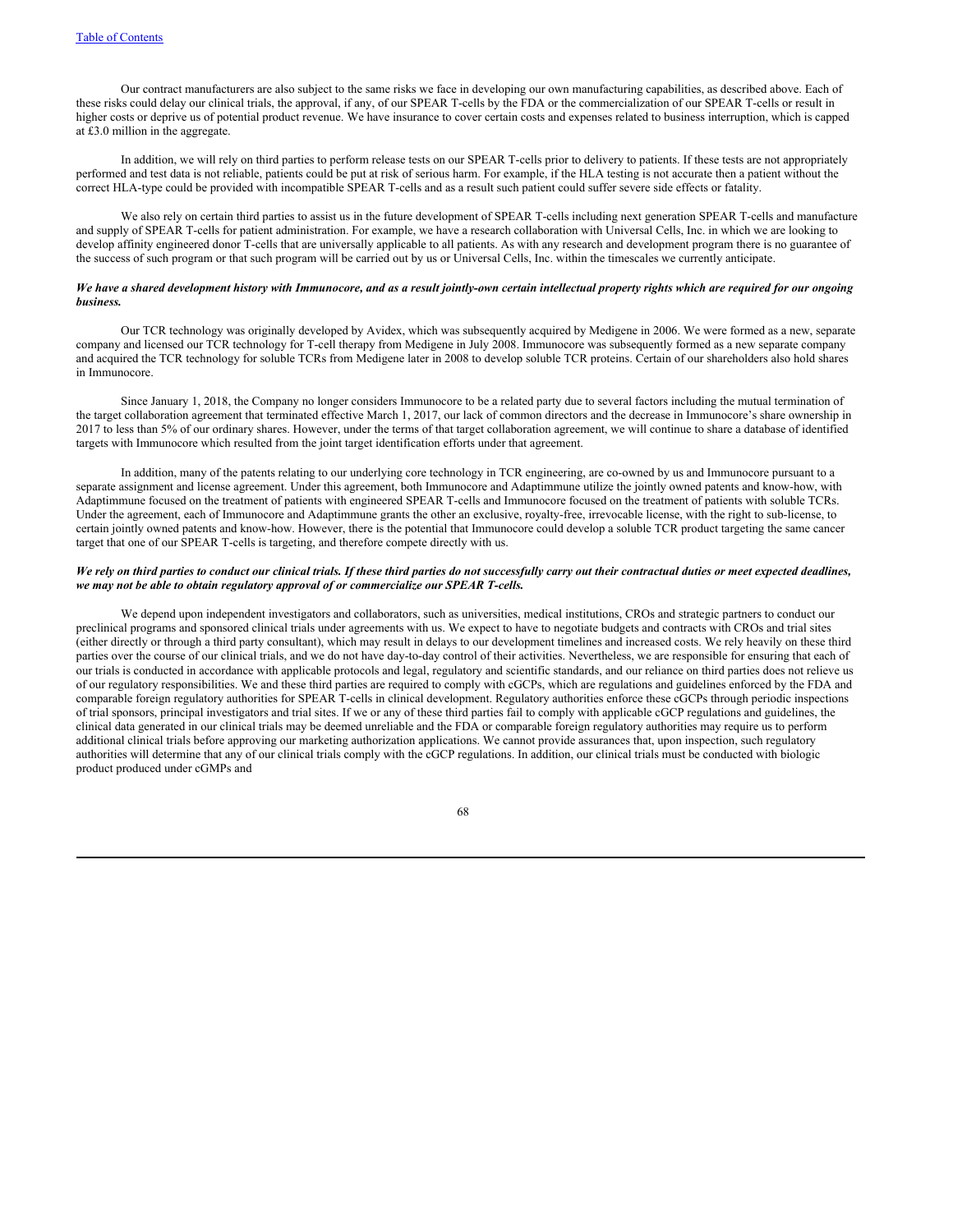Our contract manufacturers are also subject to the same risks we face in developing our own manufacturing capabilities, as described above. Each of these risks could delay our clinical trials, the approval, if any, of our SPEAR T-cells by the FDA or the commercialization of our SPEAR T-cells or result in higher costs or deprive us of potential product revenue. We have insurance to cover certain costs and expenses related to business interruption, which is capped at £3.0 million in the aggregate.

In addition, we will rely on third parties to perform release tests on our SPEAR T-cells prior to delivery to patients. If these tests are not appropriately performed and test data is not reliable, patients could be put at risk of serious harm. For example, if the HLA testing is not accurate then a patient without the correct HLA-type could be provided with incompatible SPEAR T-cells and as a result such patient could suffer severe side effects or fatality.

We also rely on certain third parties to assist us in the future development of SPEAR T-cells including next generation SPEAR T-cells and manufacture and supply of SPEAR T-cells for patient administration. For example, we have a research collaboration with Universal Cells, Inc. in which we are looking to develop affinity engineered donor T-cells that are universally applicable to all patients. As with any research and development program there is no guarantee of the success of such program or that such program will be carried out by us or Universal Cells, Inc. within the timescales we currently anticipate.

***We have a shared development history with Immunocore, and as a result jointly-own certain intellectual property rights which are required for our ongoing business.***

Our TCR technology was originally developed by Avidex, which was subsequently acquired by Medigene in 2006. We were formed as a new, separate company and licensed our TCR technology for T-cell therapy from Medigene in July 2008. Immunocore was subsequently formed as a new separate company and acquired the TCR technology for soluble TCRs from Medigene later in 2008 to develop soluble TCR proteins. Certain of our shareholders also hold shares in Immunocore.

Since January 1, 2018, the Company no longer considers Immunocore to be a related party due to several factors including the mutual termination of the target collaboration agreement that terminated effective March 1, 2017, our lack of common directors and the decrease in Immunocore's share ownership in 2017 to less than 5% of our ordinary shares. However, under the terms of that target collaboration agreement, we will continue to share a database of identified targets with Immunocore which resulted from the joint target identification efforts under that agreement.

In addition, many of the patents relating to our underlying core technology in TCR engineering, are co-owned by us and Immunocore pursuant to a separate assignment and license agreement. Under this agreement, both Immunocore and Adaptimmune utilize the jointly owned patents and know-how, with Adaptimmune focused on the treatment of patients with engineered SPEAR T-cells and Immunocore focused on the treatment of patients with soluble TCRs. Under the agreement, each of Immunocore and Adaptimmune grants the other an exclusive, royalty-free, irrevocable license, with the right to sub-license, to certain jointly owned patents and know-how. However, there is the potential that Immunocore could develop a soluble TCR product targeting the same cancer target that one of our SPEAR T-cells is targeting, and therefore compete directly with us.

***We rely on third parties to conduct our clinical trials. If these third parties do not successfully carry out their contractual duties or meet expected deadlines, we may not be able to obtain regulatory approval of or commercialize our SPEAR T-cells.***

We depend upon independent investigators and collaborators, such as universities, medical institutions, CROs and strategic partners to conduct our preclinical programs and sponsored clinical trials under agreements with us. We expect to have to negotiate budgets and contracts with CROs and trial sites (either directly or through a third party consultant), which may result in delays to our development timelines and increased costs. We rely heavily on these third parties over the course of our clinical trials, and we do not have day-to-day control of their activities. Nevertheless, we are responsible for ensuring that each of our trials is conducted in accordance with applicable protocols and legal, regulatory and scientific standards, and our reliance on third parties does not relieve us of our regulatory responsibilities. We and these third parties are required to comply with cGCPs, which are regulations and guidelines enforced by the FDA and comparable foreign regulatory authorities for SPEAR T-cells in clinical development. Regulatory authorities enforce these cGCPs through periodic inspections of trial sponsors, principal investigators and trial sites. If we or any of these third parties fail to comply with applicable cGCP regulations and guidelines, the clinical data generated in our clinical trials may be deemed unreliable and the FDA or comparable foreign regulatory authorities may require us to perform additional clinical trials before approving our marketing authorization applications. We cannot provide assurances that, upon inspection, such regulatory authorities will determine that any of our clinical trials comply with the cGCP regulations. In addition, our clinical trials must be conducted with biologic product produced under cGMPs and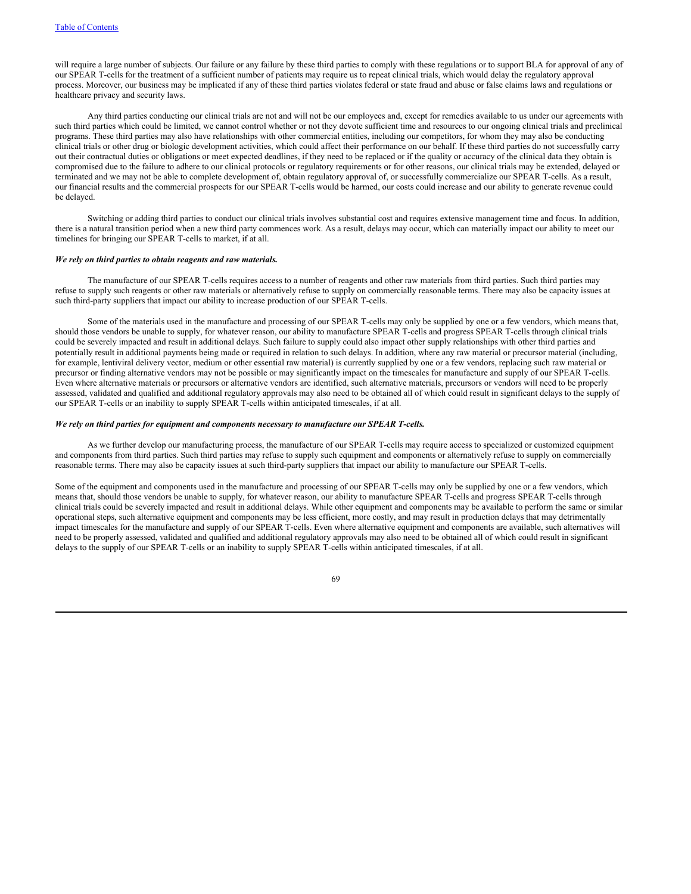will require a large number of subjects. Our failure or any failure by these third parties to comply with these regulations or to support BLA for approval of any of our SPEAR T-cells for the treatment of a sufficient number of patients may require us to repeat clinical trials, which would delay the regulatory approval process. Moreover, our business may be implicated if any of these third parties violates federal or state fraud and abuse or false claims laws and regulations or healthcare privacy and security laws.

Any third parties conducting our clinical trials are not and will not be our employees and, except for remedies available to us under our agreements with such third parties which could be limited, we cannot control whether or not they devote sufficient time and resources to our ongoing clinical trials and preclinical programs. These third parties may also have relationships with other commercial entities, including our competitors, for whom they may also be conducting clinical trials or other drug or biologic development activities, which could affect their performance on our behalf. If these third parties do not successfully carry out their contractual duties or obligations or meet expected deadlines, if they need to be replaced or if the quality or accuracy of the clinical data they obtain is compromised due to the failure to adhere to our clinical protocols or regulatory requirements or for other reasons, our clinical trials may be extended, delayed or terminated and we may not be able to complete development of, obtain regulatory approval of, or successfully commercialize our SPEAR T-cells. As a result, our financial results and the commercial prospects for our SPEAR T-cells would be harmed, our costs could increase and our ability to generate revenue could be delayed.

Switching or adding third parties to conduct our clinical trials involves substantial cost and requires extensive management time and focus. In addition, there is a natural transition period when a new third party commences work. As a result, delays may occur, which can materially impact our ability to meet our timelines for bringing our SPEAR T-cells to market, if at all.

***We rely on third parties to obtain reagents and raw materials.***

The manufacture of our SPEAR T-cells requires access to a number of reagents and other raw materials from third parties. Such third parties may refuse to supply such reagents or other raw materials or alternatively refuse to supply on commercially reasonable terms. There may also be capacity issues at such third-party suppliers that impact our ability to increase production of our SPEAR T-cells.

Some of the materials used in the manufacture and processing of our SPEAR T-cells may only be supplied by one or a few vendors, which means that, should those vendors be unable to supply, for whatever reason, our ability to manufacture SPEAR T-cells and progress SPEAR T-cells through clinical trials could be severely impacted and result in additional delays. Such failure to supply could also impact other supply relationships with other third parties and potentially result in additional payments being made or required in relation to such delays. In addition, where any raw material or precursor material (including, for example, lentiviral delivery vector, medium or other essential raw material) is currently supplied by one or a few vendors, replacing such raw material or precursor or finding alternative vendors may not be possible or may significantly impact on the timescales for manufacture and supply of our SPEAR T-cells. Even where alternative materials or precursors or alternative vendors are identified, such alternative materials, precursors or vendors will need to be properly assessed, validated and qualified and additional regulatory approvals may also need to be obtained all of which could result in significant delays to the supply of our SPEAR T-cells or an inability to supply SPEAR T-cells within anticipated timescales, if at all.

***We rely on third parties for equipment and components necessary to manufacture our SPEAR T-cells.***

As we further develop our manufacturing process, the manufacture of our SPEAR T-cells may require access to specialized or customized equipment and components from third parties. Such third parties may refuse to supply such equipment and components or alternatively refuse to supply on commercially reasonable terms. There may also be capacity issues at such third-party suppliers that impact our ability to manufacture our SPEAR T-cells.

Some of the equipment and components used in the manufacture and processing of our SPEAR T-cells may only be supplied by one or a few vendors, which means that, should those vendors be unable to supply, for whatever reason, our ability to manufacture SPEAR T-cells and progress SPEAR T-cells through clinical trials could be severely impacted and result in additional delays. While other equipment and components may be available to perform the same or similar operational steps, such alternative equipment and components may be less efficient, more costly, and may result in production delays that may detrimentally impact timescales for the manufacture and supply of our SPEAR T-cells. Even where alternative equipment and components are available, such alternatives will need to be properly assessed, validated and qualified and additional regulatory approvals may also need to be obtained all of which could result in significant delays to the supply of our SPEAR T-cells or an inability to supply SPEAR T-cells within anticipated timescales, if at all.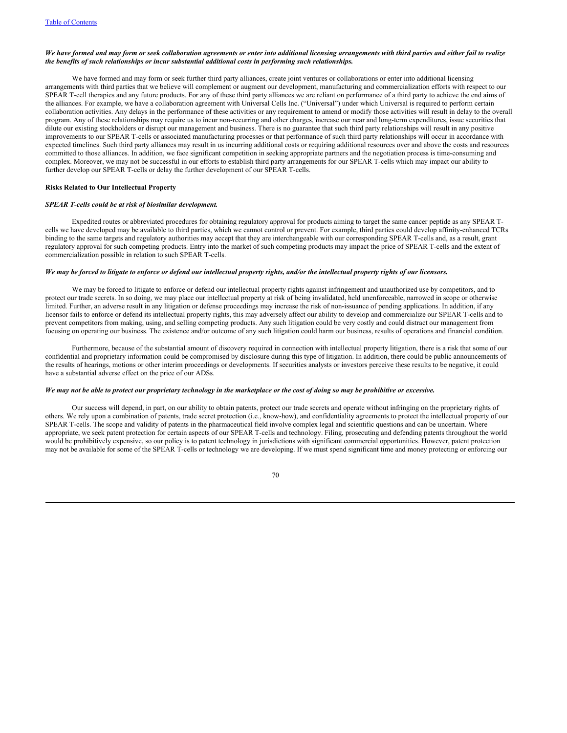***We have formed and may form or seek collaboration agreements or enter into additional licensing arrangements with third parties and either fail to realize the benefits of such relationships or incur substantial additional costs in performing such relationships.***

We have formed and may form or seek further third party alliances, create joint ventures or collaborations or enter into additional licensing arrangements with third parties that we believe will complement or augment our development, manufacturing and commercialization efforts with respect to our SPEAR T-cell therapies and any future products. For any of these third party alliances we are reliant on performance of a third party to achieve the end aims of the alliances. For example, we have a collaboration agreement with Universal Cells Inc. ("Universal") under which Universal is required to perform certain collaboration activities. Any delays in the performance of these activities or any requirement to amend or modify those activities will result in delay to the overall program. Any of these relationships may require us to incur non-recurring and other charges, increase our near and long-term expenditures, issue securities that dilute our existing stockholders or disrupt our management and business. There is no guarantee that such third party relationships will result in any positive improvements to our SPEAR T-cells or associated manufacturing processes or that performance of such third party relationships will occur in accordance with expected timelines. Such third party alliances may result in us incurring additional costs or requiring additional resources over and above the costs and resources committed to those alliances. In addition, we face significant competition in seeking appropriate partners and the negotiation process is time-consuming and complex. Moreover, we may not be successful in our efforts to establish third party arrangements for our SPEAR T-cells which may impact our ability to further develop our SPEAR T-cells or delay the further development of our SPEAR T-cells.

**Risks Related to Our Intellectual Property**

***SPEAR T-cells could be at risk of biosimilar development.***

Expedited routes or abbreviated procedures for obtaining regulatory approval for products aiming to target the same cancer peptide as any SPEAR T-cells we have developed may be available to third parties, which we cannot control or prevent. For example, third parties could develop affinity-enhanced TCRs binding to the same targets and regulatory authorities may accept that they are interchangeable with our corresponding SPEAR T-cells and, as a result, grant regulatory approval for such competing products. Entry into the market of such competing products may impact the price of SPEAR T-cells and the extent of commercialization possible in relation to such SPEAR T-cells.

***We may be forced to litigate to enforce or defend our intellectual property rights, and/or the intellectual property rights of our licensors.***

We may be forced to litigate to enforce or defend our intellectual property rights against infringement and unauthorized use by competitors, and to protect our trade secrets. In so doing, we may place our intellectual property at risk of being invalidated, held unenforceable, narrowed in scope or otherwise limited. Further, an adverse result in any litigation or defense proceedings may increase the risk of non-issuance of pending applications. In addition, if any licensor fails to enforce or defend its intellectual property rights, this may adversely affect our ability to develop and commercialize our SPEAR T-cells and to prevent competitors from making, using, and selling competing products. Any such litigation could be very costly and could distract our management from focusing on operating our business. The existence and/or outcome of any such litigation could harm our business, results of operations and financial condition.

Furthermore, because of the substantial amount of discovery required in connection with intellectual property litigation, there is a risk that some of our confidential and proprietary information could be compromised by disclosure during this type of litigation. In addition, there could be public announcements of the results of hearings, motions or other interim proceedings or developments. If securities analysts or investors perceive these results to be negative, it could have a substantial adverse effect on the price of our ADSs.

***We may not be able to protect our proprietary technology in the marketplace or the cost of doing so may be prohibitive or excessive.***

Our success will depend, in part, on our ability to obtain patents, protect our trade secrets and operate without infringing on the proprietary rights of others. We rely upon a combination of patents, trade secret protection (i.e., know-how), and confidentiality agreements to protect the intellectual property of our SPEAR T-cells. The scope and validity of patents in the pharmaceutical field involve complex legal and scientific questions and can be uncertain. Where appropriate, we seek patent protection for certain aspects of our SPEAR T-cells and technology. Filing, prosecuting and defending patents throughout the world would be prohibitively expensive, so our policy is to patent technology in jurisdictions with significant commercial opportunities. However, patent protection may not be available for some of the SPEAR T-cells or technology we are developing. If we must spend significant time and money protecting or enforcing our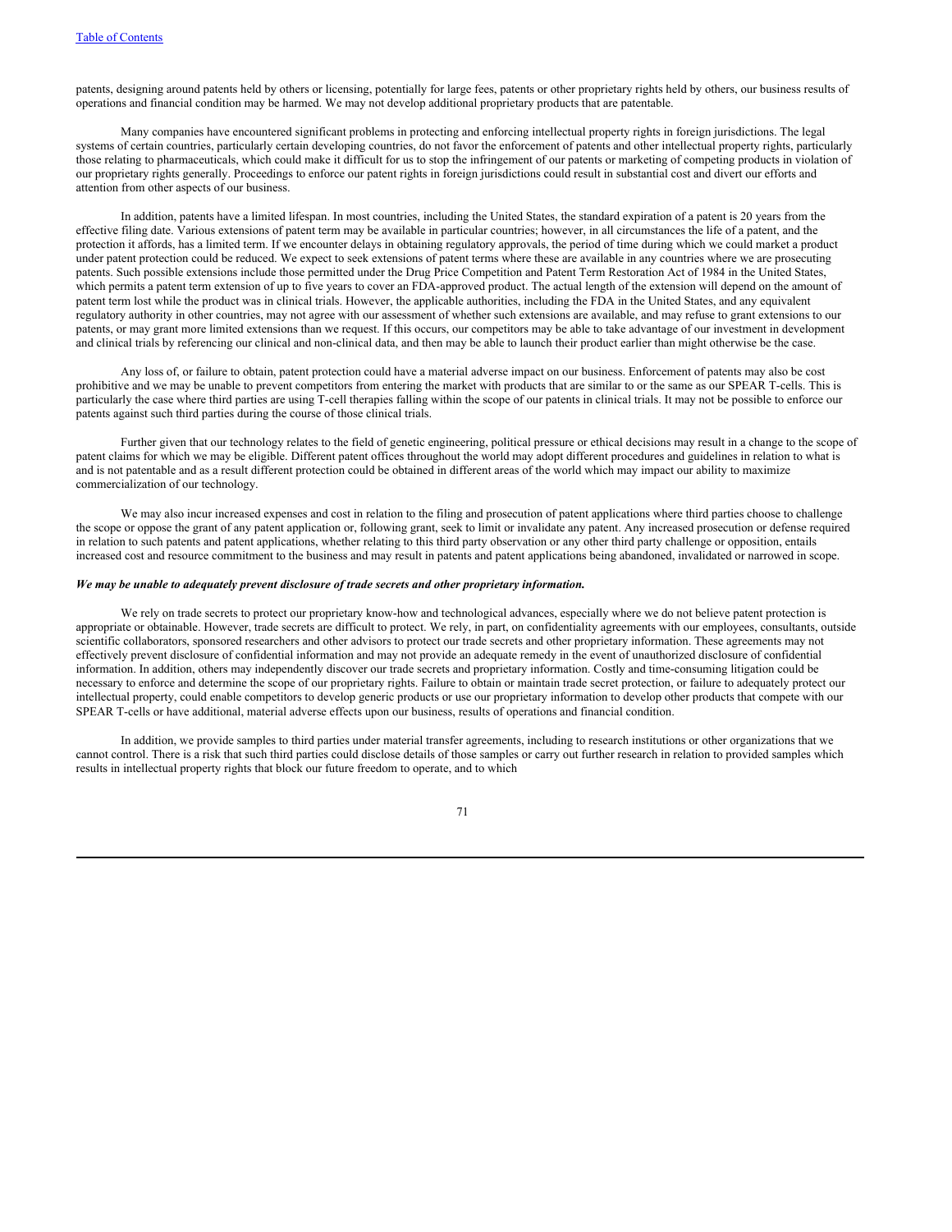patents, designing around patents held by others or licensing, potentially for large fees, patents or other proprietary rights held by others, our business results of operations and financial condition may be harmed. We may not develop additional proprietary products that are patentable.

Many companies have encountered significant problems in protecting and enforcing intellectual property rights in foreign jurisdictions. The legal systems of certain countries, particularly certain developing countries, do not favor the enforcement of patents and other intellectual property rights, particularly those relating to pharmaceuticals, which could make it difficult for us to stop the infringement of our patents or marketing of competing products in violation of our proprietary rights generally. Proceedings to enforce our patent rights in foreign jurisdictions could result in substantial cost and divert our efforts and attention from other aspects of our business.

In addition, patents have a limited lifespan. In most countries, including the United States, the standard expiration of a patent is 20 years from the effective filing date. Various extensions of patent term may be available in particular countries; however, in all circumstances the life of a patent, and the protection it affords, has a limited term. If we encounter delays in obtaining regulatory approvals, the period of time during which we could market a product under patent protection could be reduced. We expect to seek extensions of patent terms where these are available in any countries where we are prosecuting patents. Such possible extensions include those permitted under the Drug Price Competition and Patent Term Restoration Act of 1984 in the United States, which permits a patent term extension of up to five years to cover an FDA-approved product. The actual length of the extension will depend on the amount of patent term lost while the product was in clinical trials. However, the applicable authorities, including the FDA in the United States, and any equivalent regulatory authority in other countries, may not agree with our assessment of whether such extensions are available, and may refuse to grant extensions to our patents, or may grant more limited extensions than we request. If this occurs, our competitors may be able to take advantage of our investment in development and clinical trials by referencing our clinical and non-clinical data, and then may be able to launch their product earlier than might otherwise be the case.

Any loss of, or failure to obtain, patent protection could have a material adverse impact on our business. Enforcement of patents may also be cost prohibitive and we may be unable to prevent competitors from entering the market with products that are similar to or the same as our SPEAR T-cells. This is particularly the case where third parties are using T-cell therapies falling within the scope of our patents in clinical trials. It may not be possible to enforce our patents against such third parties during the course of those clinical trials.

Further given that our technology relates to the field of genetic engineering, political pressure or ethical decisions may result in a change to the scope of patent claims for which we may be eligible. Different patent offices throughout the world may adopt different procedures and guidelines in relation to what is and is not patentable and as a result different protection could be obtained in different areas of the world which may impact our ability to maximize commercialization of our technology.

We may also incur increased expenses and cost in relation to the filing and prosecution of patent applications where third parties choose to challenge the scope or oppose the grant of any patent application or, following grant, seek to limit or invalidate any patent. Any increased prosecution or defense required in relation to such patents and patent applications, whether relating to this third party observation or any other third party challenge or opposition, entails increased cost and resource commitment to the business and may result in patents and patent applications being abandoned, invalidated or narrowed in scope.

***We may be unable to adequately prevent disclosure of trade secrets and other proprietary information.***

We rely on trade secrets to protect our proprietary know-how and technological advances, especially where we do not believe patent protection is appropriate or obtainable. However, trade secrets are difficult to protect. We rely, in part, on confidentiality agreements with our employees, consultants, outside scientific collaborators, sponsored researchers and other advisors to protect our trade secrets and other proprietary information. These agreements may not effectively prevent disclosure of confidential information and may not provide an adequate remedy in the event of unauthorized disclosure of confidential information. In addition, others may independently discover our trade secrets and proprietary information. Costly and time-consuming litigation could be necessary to enforce and determine the scope of our proprietary rights. Failure to obtain or maintain trade secret protection, or failure to adequately protect our intellectual property, could enable competitors to develop generic products or use our proprietary information to develop other products that compete with our SPEAR T-cells or have additional, material adverse effects upon our business, results of operations and financial condition.

In addition, we provide samples to third parties under material transfer agreements, including to research institutions or other organizations that we cannot control. There is a risk that such third parties could disclose details of those samples or carry out further research in relation to provided samples which results in intellectual property rights that block our future freedom to operate, and to which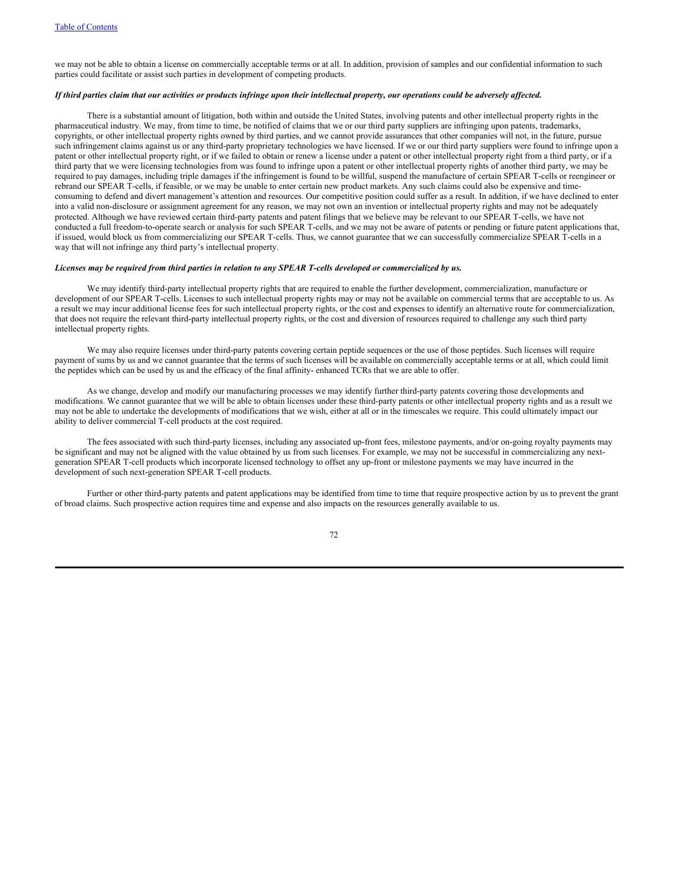we may not be able to obtain a license on commercially acceptable terms or at all. In addition, provision of samples and our confidential information to such parties could facilitate or assist such parties in development of competing products.

***If third parties claim that our activities or products infringe upon their intellectual property, our operations could be adversely affected.***

There is a substantial amount of litigation, both within and outside the United States, involving patents and other intellectual property rights in the pharmaceutical industry. We may, from time to time, be notified of claims that we or our third party suppliers are infringing upon patents, trademarks, copyrights, or other intellectual property rights owned by third parties, and we cannot provide assurances that other companies will not, in the future, pursue such infringement claims against us or any third-party proprietary technologies we have licensed. If we or our third party suppliers were found to infringe upon a patent or other intellectual property right, or if we failed to obtain or renew a license under a patent or other intellectual property right from a third party, or if a third party that we were licensing technologies from was found to infringe upon a patent or other intellectual property rights of another third party, we may be required to pay damages, including triple damages if the infringement is found to be willful, suspend the manufacture of certain SPEAR T-cells or reengineer or rebrand our SPEAR T-cells, if feasible, or we may be unable to enter certain new product markets. Any such claims could also be expensive and time-consuming to defend and divert management's attention and resources. Our competitive position could suffer as a result. In addition, if we have declined to enter into a valid non-disclosure or assignment agreement for any reason, we may not own an invention or intellectual property rights and may not be adequately protected. Although we have reviewed certain third-party patents and patent filings that we believe may be relevant to our SPEAR T-cells, we have not conducted a full freedom-to-operate search or analysis for such SPEAR T-cells, and we may not be aware of patents or pending or future patent applications that, if issued, would block us from commercializing our SPEAR T-cells. Thus, we cannot guarantee that we can successfully commercialize SPEAR T-cells in a way that will not infringe any third party's intellectual property.

***Licenses may be required from third parties in relation to any SPEAR T-cells developed or commercialized by us.***

We may identify third-party intellectual property rights that are required to enable the further development, commercialization, manufacture or development of our SPEAR T-cells. Licenses to such intellectual property rights may or may not be available on commercial terms that are acceptable to us. As a result we may incur additional license fees for such intellectual property rights, or the cost and expenses to identify an alternative route for commercialization, that does not require the relevant third-party intellectual property rights, or the cost and diversion of resources required to challenge any such third party intellectual property rights.

We may also require licenses under third-party patents covering certain peptide sequences or the use of those peptides. Such licenses will require payment of sums by us and we cannot guarantee that the terms of such licenses will be available on commercially acceptable terms or at all, which could limit the peptides which can be used by us and the efficacy of the final affinity- enhanced TCRs that we are able to offer.

As we change, develop and modify our manufacturing processes we may identify further third-party patents covering those developments and modifications. We cannot guarantee that we will be able to obtain licenses under these third-party patents or other intellectual property rights and as a result we may not be able to undertake the developments of modifications that we wish, either at all or in the timescales we require. This could ultimately impact our ability to deliver commercial T-cell products at the cost required.

The fees associated with such third-party licenses, including any associated up-front fees, milestone payments, and/or on-going royalty payments may be significant and may not be aligned with the value obtained by us from such licenses. For example, we may not be successful in commercializing any next-generation SPEAR T-cell products which incorporate licensed technology to offset any up-front or milestone payments we may have incurred in the development of such next-generation SPEAR T-cell products.

Further or other third-party patents and patent applications may be identified from time to time that require prospective action by us to prevent the grant of broad claims. Such prospective action requires time and expense and also impacts on the resources generally available to us.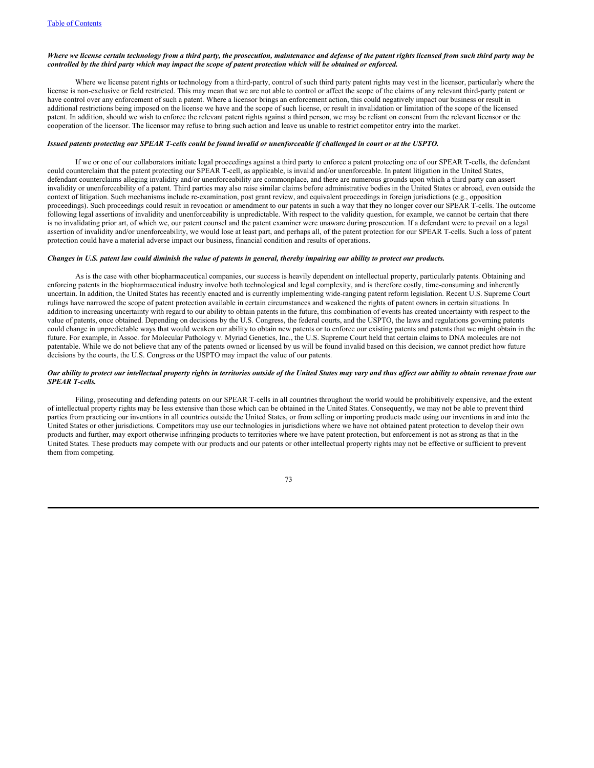***Where we license certain technology from a third party, the prosecution, maintenance and defense of the patent rights licensed from such third party may be controlled by the third party which may impact the scope of patent protection which will be obtained or enforced.***

Where we license patent rights or technology from a third-party, control of such third party patent rights may vest in the licensor, particularly where the license is non-exclusive or field restricted. This may mean that we are not able to control or affect the scope of the claims of any relevant third-party patent or have control over any enforcement of such a patent. Where a licensor brings an enforcement action, this could negatively impact our business or result in additional restrictions being imposed on the license we have and the scope of such license, or result in invalidation or limitation of the scope of the licensed patent. In addition, should we wish to enforce the relevant patent rights against a third person, we may be reliant on consent from the relevant licensor or the cooperation of the licensor. The licensor may refuse to bring such action and leave us unable to restrict competitor entry into the market.

***Issued patents protecting our SPEAR T-cells could be found invalid or unenforceable if challenged in court or at the USPTO.***

If we or one of our collaborators initiate legal proceedings against a third party to enforce a patent protecting one of our SPEAR T-cells, the defendant could counterclaim that the patent protecting our SPEAR T-cell, as applicable, is invalid and/or unenforceable. In patent litigation in the United States, defendant counterclaims alleging invalidity and/or unenforceability are commonplace, and there are numerous grounds upon which a third party can assert invalidity or unenforceability of a patent. Third parties may also raise similar claims before administrative bodies in the United States or abroad, even outside the context of litigation. Such mechanisms include re-examination, post grant review, and equivalent proceedings in foreign jurisdictions (e.g., opposition proceedings). Such proceedings could result in revocation or amendment to our patents in such a way that they no longer cover our SPEAR T-cells. The outcome following legal assertions of invalidity and unenforceability is unpredictable. With respect to the validity question, for example, we cannot be certain that there is no invalidating prior art, of which we, our patent counsel and the patent examiner were unaware during prosecution. If a defendant were to prevail on a legal assertion of invalidity and/or unenforceability, we would lose at least part, and perhaps all, of the patent protection for our SPEAR T-cells. Such a loss of patent protection could have a material adverse impact our business, financial condition and results of operations.

***Changes in U.S. patent law could diminish the value of patents in general, thereby impairing our ability to protect our products.***

As is the case with other biopharmaceutical companies, our success is heavily dependent on intellectual property, particularly patents. Obtaining and enforcing patents in the biopharmaceutical industry involve both technological and legal complexity, and is therefore costly, time-consuming and inherently uncertain. In addition, the United States has recently enacted and is currently implementing wide-ranging patent reform legislation. Recent U.S. Supreme Court rulings have narrowed the scope of patent protection available in certain circumstances and weakened the rights of patent owners in certain situations. In addition to increasing uncertainty with regard to our ability to obtain patents in the future, this combination of events has created uncertainty with respect to the value of patents, once obtained. Depending on decisions by the U.S. Congress, the federal courts, and the USPTO, the laws and regulations governing patents could change in unpredictable ways that would weaken our ability to obtain new patents or to enforce our existing patents and patents that we might obtain in the future. For example, in Assoc. for Molecular Pathology v. Myriad Genetics, Inc., the U.S. Supreme Court held that certain claims to DNA molecules are not patentable. While we do not believe that any of the patents owned or licensed by us will be found invalid based on this decision, we cannot predict how future decisions by the courts, the U.S. Congress or the USPTO may impact the value of our patents.

***Our ability to protect our intellectual property rights in territories outside of the United States may vary and thus affect our ability to obtain revenue from our SPEAR T-cells.***

Filing, prosecuting and defending patents on our SPEAR T-cells in all countries throughout the world would be prohibitively expensive, and the extent of intellectual property rights may be less extensive than those which can be obtained in the United States. Consequently, we may not be able to prevent third parties from practicing our inventions in all countries outside the United States, or from selling or importing products made using our inventions in and into the United States or other jurisdictions. Competitors may use our technologies in jurisdictions where we have not obtained patent protection to develop their own products and further, may export otherwise infringing products to territories where we have patent protection, but enforcement is not as strong as that in the United States. These products may compete with our products and our patents or other intellectual property rights may not be effective or sufficient to prevent them from competing.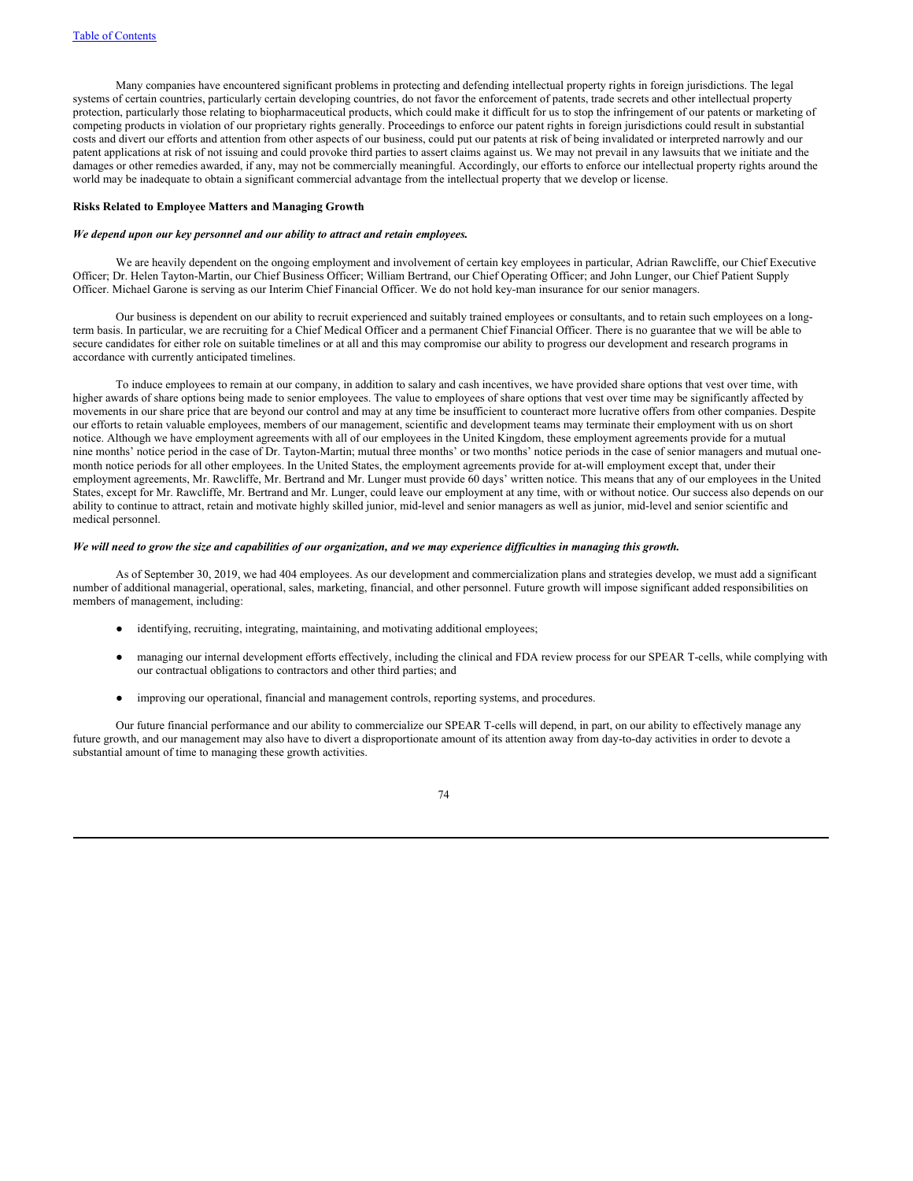Many companies have encountered significant problems in protecting and defending intellectual property rights in foreign jurisdictions. The legal systems of certain countries, particularly certain developing countries, do not favor the enforcement of patents, trade secrets and other intellectual property protection, particularly those relating to biopharmaceutical products, which could make it difficult for us to stop the infringement of our patents or marketing of competing products in violation of our proprietary rights generally. Proceedings to enforce our patent rights in foreign jurisdictions could result in substantial costs and divert our efforts and attention from other aspects of our business, could put our patents at risk of being invalidated or interpreted narrowly and our patent applications at risk of not issuing and could provoke third parties to assert claims against us. We may not prevail in any lawsuits that we initiate and the damages or other remedies awarded, if any, may not be commercially meaningful. Accordingly, our efforts to enforce our intellectual property rights around the world may be inadequate to obtain a significant commercial advantage from the intellectual property that we develop or license.

**Risks Related to Employee Matters and Managing Growth**

***We depend upon our key personnel and our ability to attract and retain employees.***

We are heavily dependent on the ongoing employment and involvement of certain key employees in particular, Adrian Rawcliffe, our Chief Executive Officer; Dr. Helen Tayton-Martin, our Chief Business Officer; William Bertrand, our Chief Operating Officer; and John Lunger, our Chief Patient Supply Officer. Michael Garone is serving as our Interim Chief Financial Officer. We do not hold key-man insurance for our senior managers.

Our business is dependent on our ability to recruit experienced and suitably trained employees or consultants, and to retain such employees on a long-term basis. In particular, we are recruiting for a Chief Medical Officer and a permanent Chief Financial Officer. There is no guarantee that we will be able to secure candidates for either role on suitable timelines or at all and this may compromise our ability to progress our development and research programs in accordance with currently anticipated timelines.

To induce employees to remain at our company, in addition to salary and cash incentives, we have provided share options that vest over time, with higher awards of share options being made to senior employees. The value to employees of share options that vest over time may be significantly affected by movements in our share price that are beyond our control and may at any time be insufficient to counteract more lucrative offers from other companies. Despite our efforts to retain valuable employees, members of our management, scientific and development teams may terminate their employment with us on short notice. Although we have employment agreements with all of our employees in the United Kingdom, these employment agreements provide for a mutual nine months' notice period in the case of Dr. Tayton-Martin; mutual three months' or two months' notice periods in the case of senior managers and mutual one-month notice periods for all other employees. In the United States, the employment agreements provide for at-will employment except that, under their employment agreements, Mr. Rawcliffe, Mr. Bertrand and Mr. Lunger must provide 60 days' written notice. This means that any of our employees in the United States, except for Mr. Rawcliffe, Mr. Bertrand and Mr. Lunger, could leave our employment at any time, with or without notice. Our success also depends on our ability to continue to attract, retain and motivate highly skilled junior, mid-level and senior managers as well as junior, mid-level and senior scientific and medical personnel.

***We will need to grow the size and capabilities of our organization, and we may experience difficulties in managing this growth.***

As of September 30, 2019, we had 404 employees. As our development and commercialization plans and strategies develop, we must add a significant number of additional managerial, operational, sales, marketing, financial, and other personnel. Future growth will impose significant added responsibilities on members of management, including:

- identifying, recruiting, integrating, maintaining, and motivating additional employees;
- managing our internal development efforts effectively, including the clinical and FDA review process for our SPEAR T-cells, while complying with our contractual obligations to contractors and other third parties; and
- improving our operational, financial and management controls, reporting systems, and procedures.

Our future financial performance and our ability to commercialize our SPEAR T-cells will depend, in part, on our ability to effectively manage any future growth, and our management may also have to divert a disproportionate amount of its attention away from day-to-day activities in order to devote a substantial amount of time to managing these growth activities.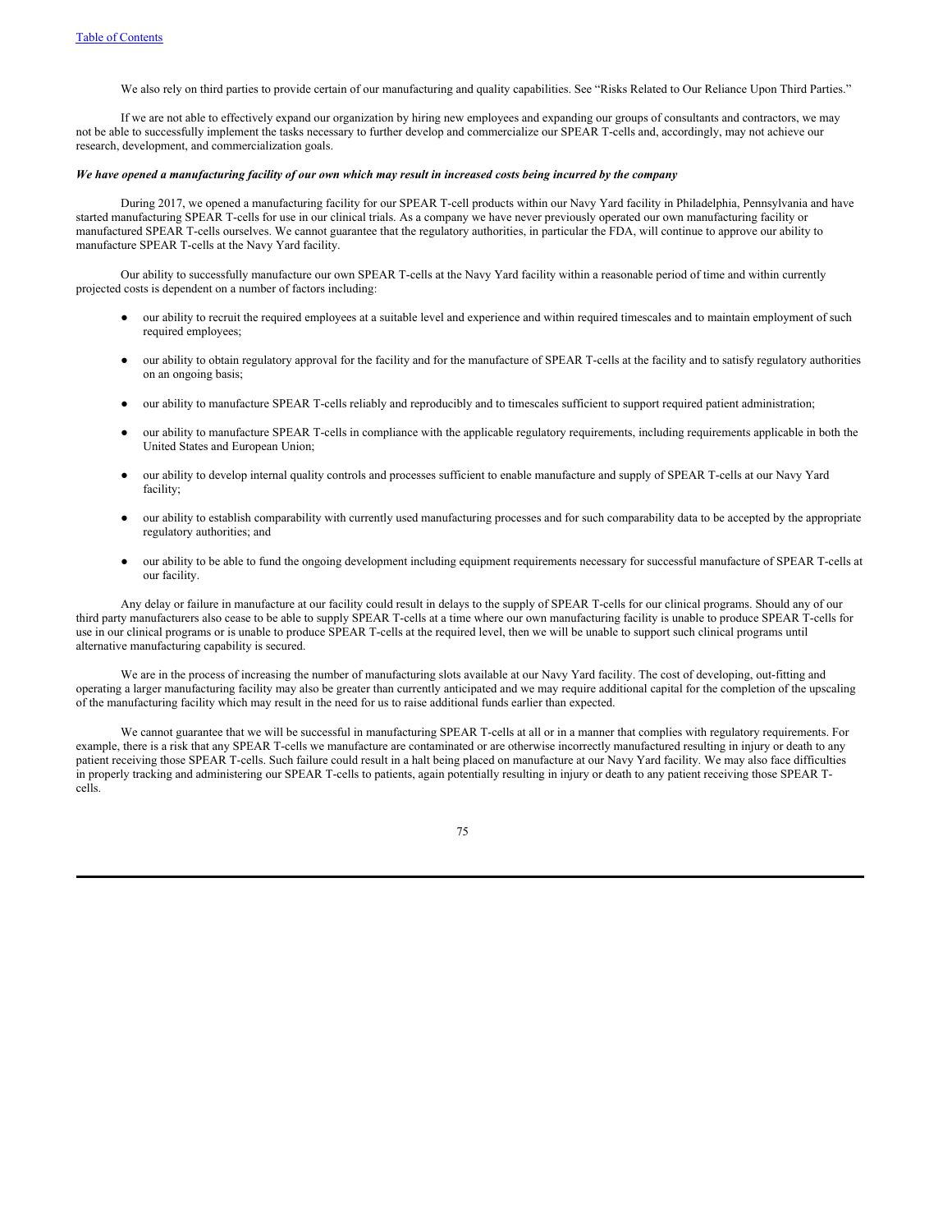We also rely on third parties to provide certain of our manufacturing and quality capabilities. See "Risks Related to Our Reliance Upon Third Parties."

If we are not able to effectively expand our organization by hiring new employees and expanding our groups of consultants and contractors, we may not be able to successfully implement the tasks necessary to further develop and commercialize our SPEAR T-cells and, accordingly, may not achieve our research, development, and commercialization goals.

***We have opened a manufacturing facility of our own which may result in increased costs being incurred by the company***

During 2017, we opened a manufacturing facility for our SPEAR T-cell products within our Navy Yard facility in Philadelphia, Pennsylvania and have started manufacturing SPEAR T-cells for use in our clinical trials. As a company we have never previously operated our own manufacturing facility or manufactured SPEAR T-cells ourselves. We cannot guarantee that the regulatory authorities, in particular the FDA, will continue to approve our ability to manufacture SPEAR T-cells at the Navy Yard facility.

Our ability to successfully manufacture our own SPEAR T-cells at the Navy Yard facility within a reasonable period of time and within currently projected costs is dependent on a number of factors including:

- our ability to recruit the required employees at a suitable level and experience and within required timescales and to maintain employment of such required employees;
- our ability to obtain regulatory approval for the facility and for the manufacture of SPEAR T-cells at the facility and to satisfy regulatory authorities on an ongoing basis;
- our ability to manufacture SPEAR T-cells reliably and reproducibly and to timescales sufficient to support required patient administration;
- our ability to manufacture SPEAR T-cells in compliance with the applicable regulatory requirements, including requirements applicable in both the United States and European Union;
- our ability to develop internal quality controls and processes sufficient to enable manufacture and supply of SPEAR T-cells at our Navy Yard facility;
- our ability to establish comparability with currently used manufacturing processes and for such comparability data to be accepted by the appropriate regulatory authorities; and
- our ability to be able to fund the ongoing development including equipment requirements necessary for successful manufacture of SPEAR T-cells at our facility.

Any delay or failure in manufacture at our facility could result in delays to the supply of SPEAR T-cells for our clinical programs. Should any of our third party manufacturers also cease to be able to supply SPEAR T-cells at a time where our own manufacturing facility is unable to produce SPEAR T-cells for use in our clinical programs or is unable to produce SPEAR T-cells at the required level, then we will be unable to support such clinical programs until alternative manufacturing capability is secured.

We are in the process of increasing the number of manufacturing slots available at our Navy Yard facility. The cost of developing, out-fitting and operating a larger manufacturing facility may also be greater than currently anticipated and we may require additional capital for the completion of the upscaling of the manufacturing facility which may result in the need for us to raise additional funds earlier than expected.

We cannot guarantee that we will be successful in manufacturing SPEAR T-cells at all or in a manner that complies with regulatory requirements. For example, there is a risk that any SPEAR T-cells we manufacture are contaminated or are otherwise incorrectly manufactured resulting in injury or death to any patient receiving those SPEAR T-cells. Such failure could result in a halt being placed on manufacture at our Navy Yard facility. We may also face difficulties in properly tracking and administering our SPEAR T-cells to patients, again potentially resulting in injury or death to any patient receiving those SPEAR T-cells.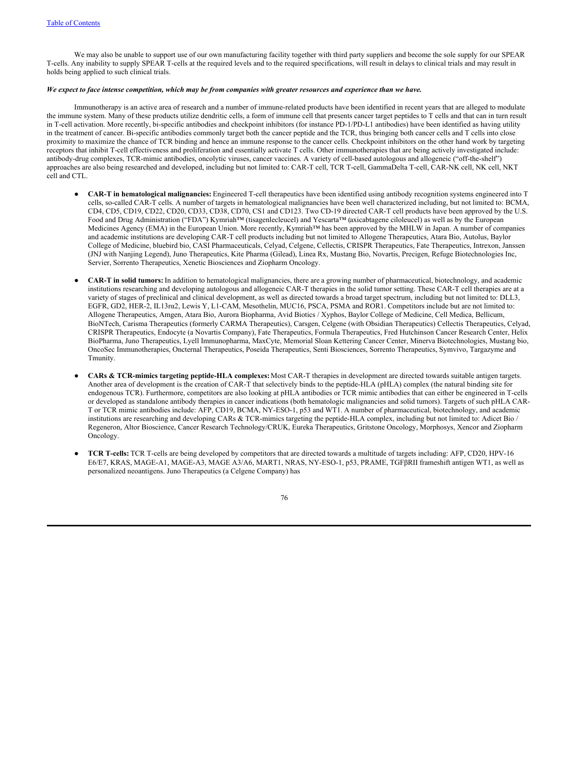We may also be unable to support use of our own manufacturing facility together with third party suppliers and become the sole supply for our SPEAR T-cells. Any inability to supply SPEAR T-cells at the required levels and to the required specifications, will result in delays to clinical trials and may result in holds being applied to such clinical trials.

***We expect to face intense competition, which may be from companies with greater resources and experience than we have.***

Immunotherapy is an active area of research and a number of immune-related products have been identified in recent years that are alleged to modulate the immune system. Many of these products utilize dendritic cells, a form of immune cell that presents cancer target peptides to T cells and that can in turn result in T-cell activation. More recently, bi-specific antibodies and checkpoint inhibitors (for instance PD-1/PD-L1 antibodies) have been identified as having utility in the treatment of cancer. Bi-specific antibodies commonly target both the cancer peptide and the TCR, thus bringing both cancer cells and T cells into close proximity to maximize the chance of TCR binding and hence an immune response to the cancer cells. Checkpoint inhibitors on the other hand work by targeting receptors that inhibit T-cell effectiveness and proliferation and essentially activate T cells. Other immunotherapies that are being actively investigated include: antibody-drug complexes, TCR-mimic antibodies, oncolytic viruses, cancer vaccines. A variety of cell-based autologous and allogeneic ("off-the-shelf") approaches are also being researched and developed, including but not limited to: CAR-T cell, TCR T-cell, GammaDelta T-cell, CAR-NK cell, NK cell, NKT cell and CTL.

- **CAR-T in hematological malignancies:** Engineered T-cell therapeutics have been identified using antibody recognition systems engineered into T cells, so-called CAR-T cells. A number of targets in hematological malignancies have been well characterized including, but not limited to: BCMA, CD4, CD5, CD19, CD22, CD20, CD33, CD38, CD70, CS1 and CD123. Two CD-19 directed CAR-T cell products have been approved by the U.S. Food and Drug Administration ("FDA") Kymriah™ (tisagenlecleucel) and Yescarta™ (axicabtagene ciloleucel) as well as by the European Medicines Agency (EMA) in the European Union. More recently, Kymriah™ has been approved by the MHLW in Japan. A number of companies and academic institutions are developing CAR-T cell products including but not limited to Allogene Therapeutics, Atara Bio, Autolus, Baylor College of Medicine, bluebird bio, CASI Pharmaceuticals, Celyad, Celgene, Cellectis, CRISPR Therapeutics, Fate Therapeutics, Intrexon, Janssen (JNJ with Nanjing Legend), Juno Therapeutics, Kite Pharma (Gilead), Linea Rx, Mustang Bio, Novartis, Precigen, Refuge Biotechnologies Inc, Servier, Sorrento Therapeutics, Xenetic Biosciences and Ziopharm Oncology.

- **CAR-T in solid tumors:** In addition to hematological malignancies, there are a growing number of pharmaceutical, biotechnology, and academic institutions researching and developing autologous and allogeneic CAR-T therapies in the solid tumor setting. These CAR-T cell therapies are at a variety of stages of preclinical and clinical development, as well as directed towards a broad target spectrum, including but not limited to: DLL3, EGFR, GD2, HER-2, IL13rα2, Lewis Y, L1-CAM, Mesothelin, MUC16, PSCA, PSMA and ROR1. Competitors include but are not limited to: Allogene Therapeutics, Amgen, Atara Bio, Aurora Biopharma, Avid Biotics / Xyphos, Baylor College of Medicine, Cell Medica, Bellicum, BioNTech, Carisma Therapeutics (formerly CARMA Therapeutics), Carsgen, Celgene (with Obsidian Therapeutics) Cellectis Therapeutics, Celyad, CRISPR Therapeutics, Endocyte (a Novartis Company), Fate Therapeutics, Formula Therapeutics, Fred Hutchinson Cancer Research Center, Helix BioPharma, Juno Therapeutics, Lyell Immunopharma, MaxCyte, Memorial Sloan Kettering Cancer Center, Minerva Biotechnologies, Mustang bio, OncoSec Immunotherapies, Oncternal Therapeutics, Poseida Therapeutics, Senti Biosciences, Sorrento Therapeutics, Symvivo, Targazyme and Tmunity.

- **CARs & TCR-mimics targeting peptide-HLA complexes:** Most CAR-T therapies in development are directed towards suitable antigen targets. Another area of development is the creation of CAR-T that selectively binds to the peptide-HLA (pHLA) complex (the natural binding site for endogenous TCR). Furthermore, competitors are also looking at pHLA antibodies or TCR mimic antibodies that can either be engineered in T-cells or developed as standalone antibody therapies in cancer indications (both hematologic malignancies and solid tumors). Targets of such pHLA CAR-T or TCR mimic antibodies include: AFP, CD19, BCMA, NY-ESO-1, p53 and WT1. A number of pharmaceutical, biotechnology, and academic institutions are researching and developing CARs & TCR-mimics targeting the peptide-HLA complex, including but not limited to: Adicet Bio / Regeneron, Altor Bioscience, Cancer Research Technology/CRUK, Eureka Therapeutics, Gritstone Oncology, Morphosys, Xencor and Ziopharm Oncology.

- **TCR T-cells:** TCR T-cells are being developed by competitors that are directed towards a multitude of targets including: AFP, CD20, HPV-16 E6/E7, KRAS, MAGE-A1, MAGE-A3, MAGE A3/A6, MART1, NRAS, NY-ESO-1, p53, PRAME, TGFβRII frameshift antigen WT1, as well as personalized neoantigens. Juno Therapeutics (a Celgene Company) has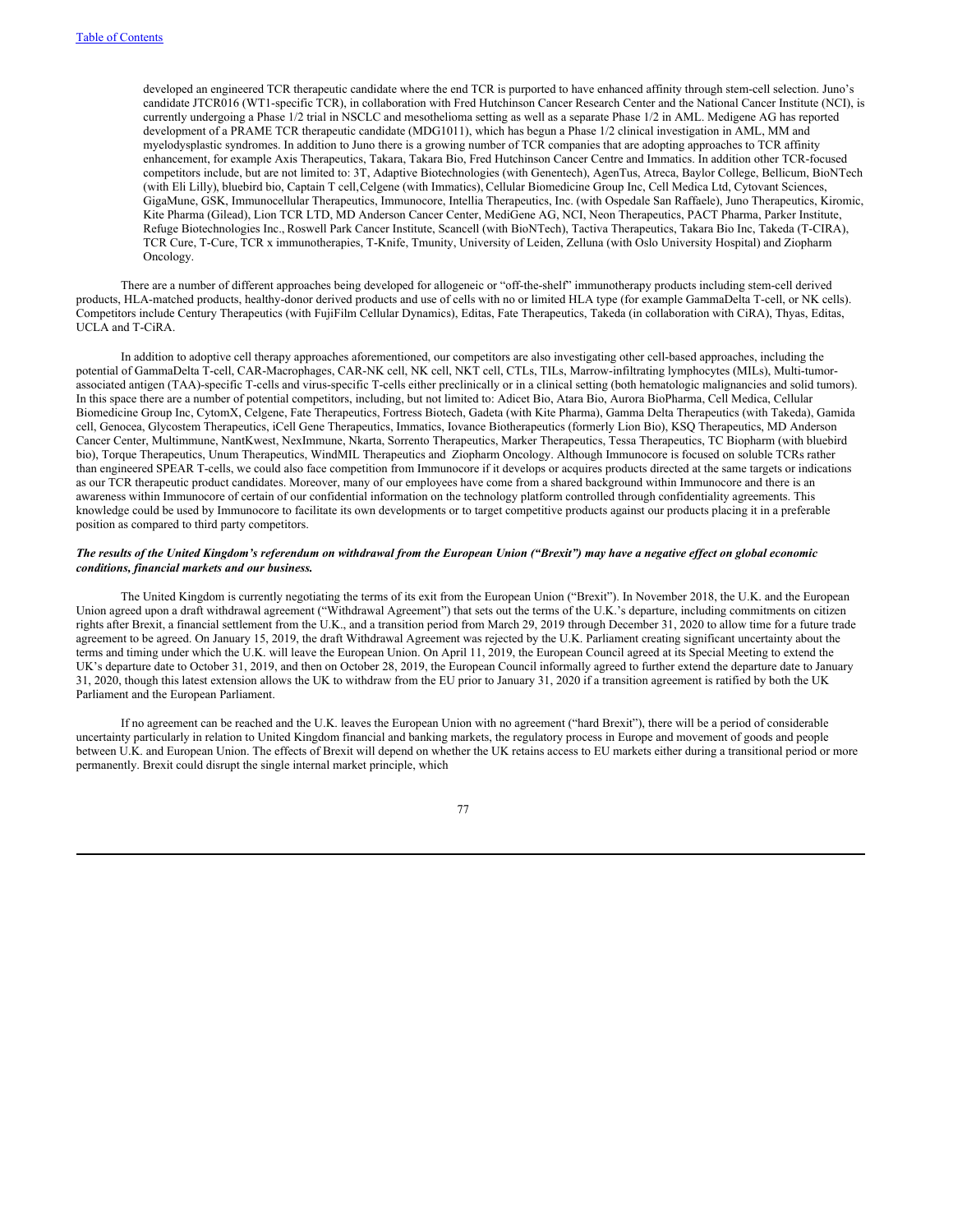developed an engineered TCR therapeutic candidate where the end TCR is purported to have enhanced affinity through stem-cell selection. Juno's candidate JTCR016 (WT1-specific TCR), in collaboration with Fred Hutchinson Cancer Research Center and the National Cancer Institute (NCI), is currently undergoing a Phase 1/2 trial in NSCLC and mesothelioma setting as well as a separate Phase 1/2 in AML. Medigene AG has reported development of a PRAME TCR therapeutic candidate (MDG1011), which has begun a Phase 1/2 clinical investigation in AML, MM and myelodysplastic syndromes. In addition to Juno there is a growing number of TCR companies that are adopting approaches to TCR affinity enhancement, for example Axis Therapeutics, Takara, Takara Bio, Fred Hutchinson Cancer Centre and Immatics. In addition other TCR-focused competitors include, but are not limited to: 3T, Adaptive Biotechnologies (with Genentech), AgenTus, Atreca, Baylor College, Bellicum, BioNTech (with Eli Lilly), bluebird bio, Captain T cell,Celgene (with Immatics), Cellular Biomedicine Group Inc, Cell Medica Ltd, Cytovant Sciences, GigaMune, GSK, Immunocellular Therapeutics, Immunocore, Intellia Therapeutics, Inc. (with Ospedale San Raffaele), Juno Therapeutics, Kiromic, Kite Pharma (Gilead), Lion TCR LTD, MD Anderson Cancer Center, MediGene AG, NCI, Neon Therapeutics, PACT Pharma, Parker Institute, Refuge Biotechnologies Inc., Roswell Park Cancer Institute, Scancell (with BioNTech), Tactiva Therapeutics, Takara Bio Inc, Takeda (T-CIRA), TCR Cure, T-Cure, TCR x immunotherapies, T-Knife, Tmunity, University of Leiden, Zelluna (with Oslo University Hospital) and Ziopharm Oncology.

There are a number of different approaches being developed for allogeneic or "off-the-shelf" immunotherapy products including stem-cell derived products, HLA-matched products, healthy-donor derived products and use of cells with no or limited HLA type (for example GammaDelta T-cell, or NK cells). Competitors include Century Therapeutics (with FujiFilm Cellular Dynamics), Editas, Fate Therapeutics, Takeda (in collaboration with CiRA), Thyas, Editas, UCLA and T-CiRA.

In addition to adoptive cell therapy approaches aforementioned, our competitors are also investigating other cell-based approaches, including the potential of GammaDelta T-cell, CAR-Macrophages, CAR-NK cell, NK cell, NKT cell, CTLs, TILs, Marrow-infiltrating lymphocytes (MILs), Multi-tumor-associated antigen (TAA)-specific T-cells and virus-specific T-cells either preclinically or in a clinical setting (both hematologic malignancies and solid tumors). In this space there are a number of potential competitors, including, but not limited to: Adicet Bio, Atara Bio, Aurora BioPharma, Cell Medica, Cellular Biomedicine Group Inc, CytomX, Celgene, Fate Therapeutics, Fortress Biotech, Gadeta (with Kite Pharma), Gamma Delta Therapeutics (with Takeda), Gamida cell, Genocea, Glycostem Therapeutics, iCell Gene Therapeutics, Immatics, Iovance Biotherapeutics (formerly Lion Bio), KSQ Therapeutics, MD Anderson Cancer Center, Multimmune, NantKwest, NexImmune, Nkarta, Sorrento Therapeutics, Marker Therapeutics, Tessa Therapeutics, TC Biopharm (with bluebird bio), Torque Therapeutics, Unum Therapeutics, WindMIL Therapeutics and Ziopharm Oncology. Although Immunocore is focused on soluble TCRs rather than engineered SPEAR T-cells, we could also face competition from Immunocore if it develops or acquires products directed at the same targets or indications as our TCR therapeutic product candidates. Moreover, many of our employees have come from a shared background within Immunocore and there is an awareness within Immunocore of certain of our confidential information on the technology platform controlled through confidentiality agreements. This knowledge could be used by Immunocore to facilitate its own developments or to target competitive products against our products placing it in a preferable position as compared to third party competitors.

***The results of the United Kingdom's referendum on withdrawal from the European Union ("Brexit") may have a negative effect on global economic conditions, financial markets and our business.***

The United Kingdom is currently negotiating the terms of its exit from the European Union ("Brexit"). In November 2018, the U.K. and the European Union agreed upon a draft withdrawal agreement ("Withdrawal Agreement") that sets out the terms of the U.K.'s departure, including commitments on citizen rights after Brexit, a financial settlement from the U.K., and a transition period from March 29, 2019 through December 31, 2020 to allow time for a future trade agreement to be agreed. On January 15, 2019, the draft Withdrawal Agreement was rejected by the U.K. Parliament creating significant uncertainty about the terms and timing under which the U.K. will leave the European Union. On April 11, 2019, the European Council agreed at its Special Meeting to extend the UK's departure date to October 31, 2019, and then on October 28, 2019, the European Council informally agreed to further extend the departure date to January 31, 2020, though this latest extension allows the UK to withdraw from the EU prior to January 31, 2020 if a transition agreement is ratified by both the UK Parliament and the European Parliament.

If no agreement can be reached and the U.K. leaves the European Union with no agreement ("hard Brexit"), there will be a period of considerable uncertainty particularly in relation to United Kingdom financial and banking markets, the regulatory process in Europe and movement of goods and people between U.K. and European Union. The effects of Brexit will depend on whether the UK retains access to EU markets either during a transitional period or more permanently. Brexit could disrupt the single internal market principle, which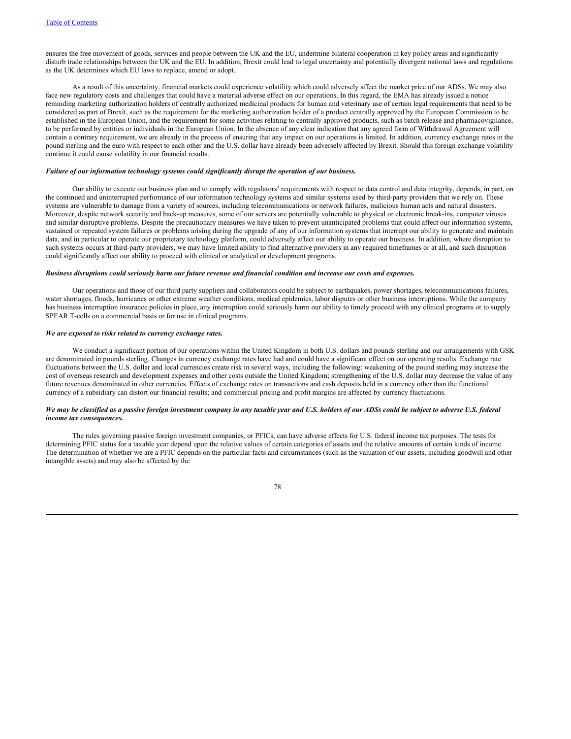ensures the free movement of goods, services and people between the UK and the EU, undermine bilateral cooperation in key policy areas and significantly disturb trade relationships between the UK and the EU. In addition, Brexit could lead to legal uncertainty and potentially divergent national laws and regulations as the UK determines which EU laws to replace, amend or adopt.

As a result of this uncertainty, financial markets could experience volatility which could adversely affect the market price of our ADSs. We may also face new regulatory costs and challenges that could have a material adverse effect on our operations. In this regard, the EMA has already issued a notice reminding marketing authorization holders of centrally authorized medicinal products for human and veterinary use of certain legal requirements that need to be considered as part of Brexit, such as the requirement for the marketing authorization holder of a product centrally approved by the European Commission to be established in the European Union, and the requirement for some activities relating to centrally approved products, such as batch release and pharmacovigilance, to be performed by entities or individuals in the European Union. In the absence of any clear indication that any agreed form of Withdrawal Agreement will contain a contrary requirement, we are already in the process of ensuring that any impact on our operations is limited. In addition, currency exchange rates in the pound sterling and the euro with respect to each other and the U.S. dollar have already been adversely affected by Brexit. Should this foreign exchange volatility continue it could cause volatility in our financial results.

***Failure of our information technology systems could significantly disrupt the operation of our business.***

Our ability to execute our business plan and to comply with regulators' requirements with respect to data control and data integrity, depends, in part, on the continued and uninterrupted performance of our information technology systems and similar systems used by third-party providers that we rely on. These systems are vulnerable to damage from a variety of sources, including telecommunications or network failures, malicious human acts and natural disasters. Moreover, despite network security and back-up measures, some of our servers are potentially vulnerable to physical or electronic break-ins, computer viruses and similar disruptive problems. Despite the precautionary measures we have taken to prevent unanticipated problems that could affect our information systems, sustained or repeated system failures or problems arising during the upgrade of any of our information systems that interrupt our ability to generate and maintain data, and in particular to operate our proprietary technology platform, could adversely affect our ability to operate our business. In addition, where disruption to such systems occurs at third-party providers, we may have limited ability to find alternative providers in any required timeframes or at all, and such disruption could significantly affect our ability to proceed with clinical or analytical or development programs.

***Business disruptions could seriously harm our future revenue and financial condition and increase our costs and expenses.***

Our operations and those of our third party suppliers and collaborators could be subject to earthquakes, power shortages, telecommunications failures, water shortages, floods, hurricanes or other extreme weather conditions, medical epidemics, labor disputes or other business interruptions. While the company has business interruption insurance policies in place, any interruption could seriously harm our ability to timely proceed with any clinical programs or to supply SPEAR T-cells on a commercial basis or for use in clinical programs.

***We are exposed to risks related to currency exchange rates.***

We conduct a significant portion of our operations within the United Kingdom in both U.S. dollars and pounds sterling and our arrangements with GSK are denominated in pounds sterling. Changes in currency exchange rates have had and could have a significant effect on our operating results. Exchange rate fluctuations between the U.S. dollar and local currencies create risk in several ways, including the following: weakening of the pound sterling may increase the cost of overseas research and development expenses and other costs outside the United Kingdom; strengthening of the U.S. dollar may decrease the value of any future revenues denominated in other currencies. Effects of exchange rates on transactions and cash deposits held in a currency other than the functional currency of a subsidiary can distort our financial results; and commercial pricing and profit margins are affected by currency fluctuations.

***We may be classified as a passive foreign investment company in any taxable year and U.S. holders of our ADSs could be subject to adverse U.S. federal income tax consequences.***

The rules governing passive foreign investment companies, or PFICs, can have adverse effects for U.S. federal income tax purposes. The tests for determining PFIC status for a taxable year depend upon the relative values of certain categories of assets and the relative amounts of certain kinds of income. The determination of whether we are a PFIC depends on the particular facts and circumstances (such as the valuation of our assets, including goodwill and other intangible assets) and may also be affected by the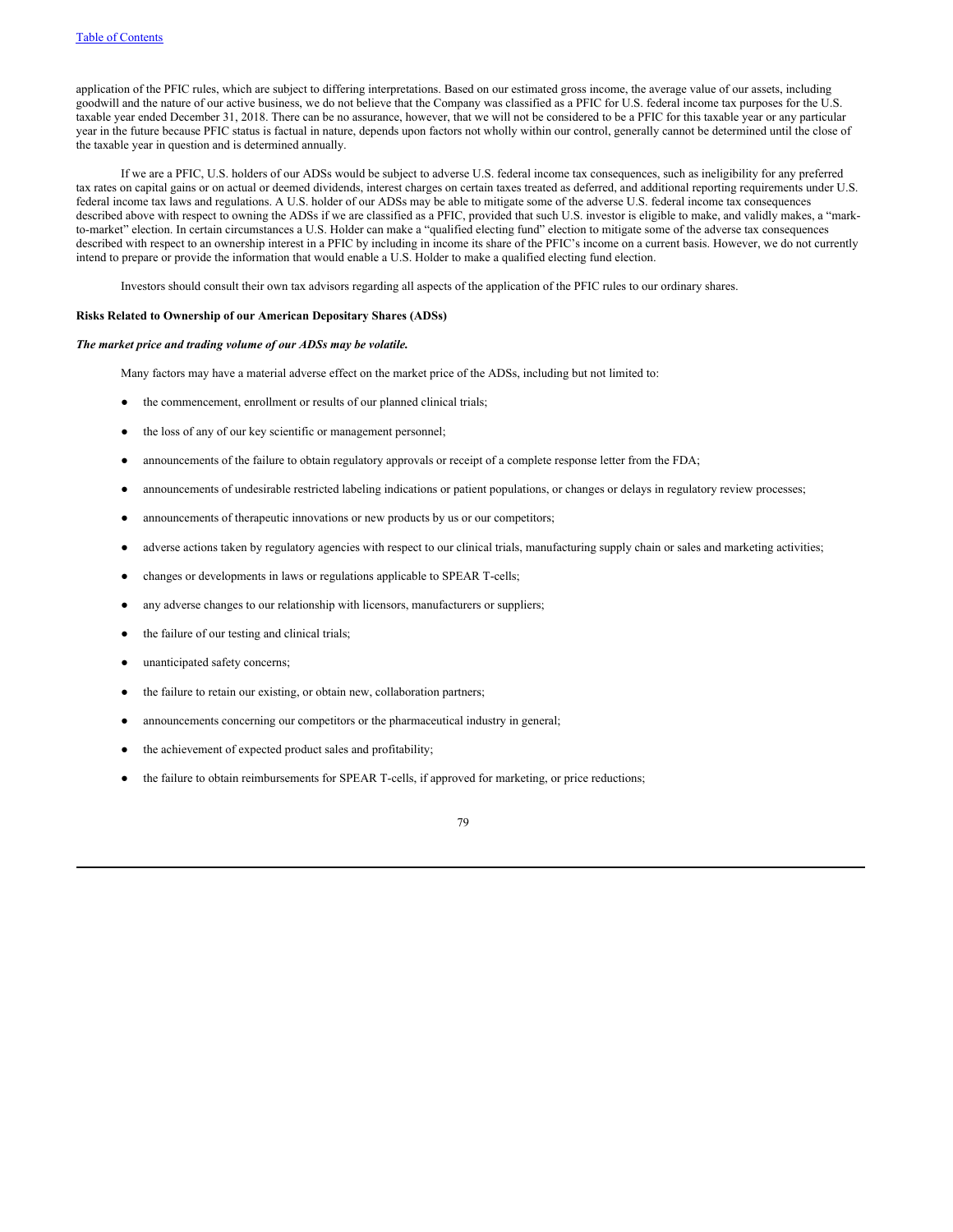application of the PFIC rules, which are subject to differing interpretations. Based on our estimated gross income, the average value of our assets, including goodwill and the nature of our active business, we do not believe that the Company was classified as a PFIC for U.S. federal income tax purposes for the U.S. taxable year ended December 31, 2018. There can be no assurance, however, that we will not be considered to be a PFIC for this taxable year or any particular year in the future because PFIC status is factual in nature, depends upon factors not wholly within our control, generally cannot be determined until the close of the taxable year in question and is determined annually.

If we are a PFIC, U.S. holders of our ADSs would be subject to adverse U.S. federal income tax consequences, such as ineligibility for any preferred tax rates on capital gains or on actual or deemed dividends, interest charges on certain taxes treated as deferred, and additional reporting requirements under U.S. federal income tax laws and regulations. A U.S. holder of our ADSs may be able to mitigate some of the adverse U.S. federal income tax consequences described above with respect to owning the ADSs if we are classified as a PFIC, provided that such U.S. investor is eligible to make, and validly makes, a "mark-to-market" election. In certain circumstances a U.S. Holder can make a "qualified electing fund" election to mitigate some of the adverse tax consequences described with respect to an ownership interest in a PFIC by including in income its share of the PFIC's income on a current basis. However, we do not currently intend to prepare or provide the information that would enable a U.S. Holder to make a qualified electing fund election.

Investors should consult their own tax advisors regarding all aspects of the application of the PFIC rules to our ordinary shares.

**Risks Related to Ownership of our American Depositary Shares (ADSs)**

***The market price and trading volume of our ADSs may be volatile.***

Many factors may have a material adverse effect on the market price of the ADSs, including but not limited to:

- the commencement, enrollment or results of our planned clinical trials;
- the loss of any of our key scientific or management personnel;
- announcements of the failure to obtain regulatory approvals or receipt of a complete response letter from the FDA;
- announcements of undesirable restricted labeling indications or patient populations, or changes or delays in regulatory review processes;
- announcements of therapeutic innovations or new products by us or our competitors;
- adverse actions taken by regulatory agencies with respect to our clinical trials, manufacturing supply chain or sales and marketing activities;
- changes or developments in laws or regulations applicable to SPEAR T-cells;
- any adverse changes to our relationship with licensors, manufacturers or suppliers;
- the failure of our testing and clinical trials;
- unanticipated safety concerns;
- the failure to retain our existing, or obtain new, collaboration partners;
- announcements concerning our competitors or the pharmaceutical industry in general;
- the achievement of expected product sales and profitability;
- the failure to obtain reimbursements for SPEAR T-cells, if approved for marketing, or price reductions;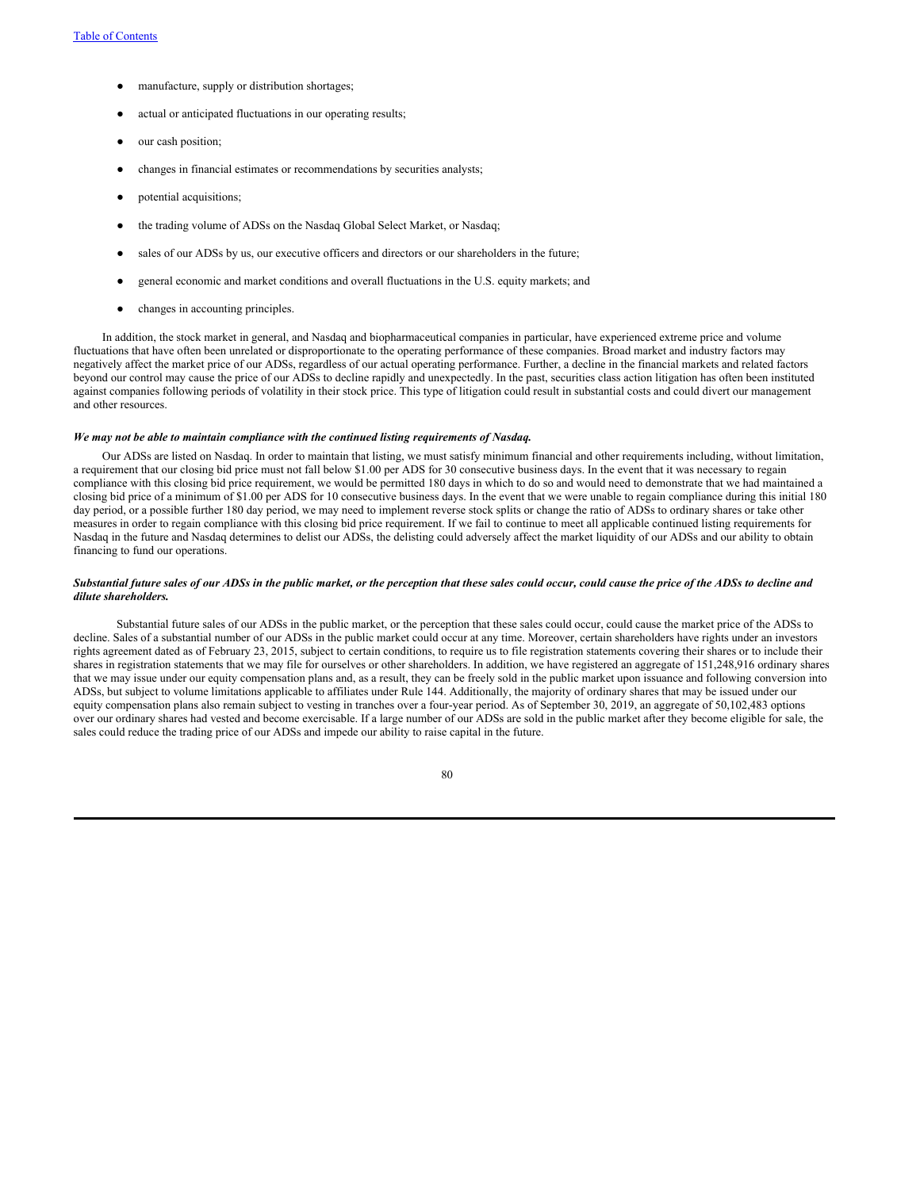- manufacture, supply or distribution shortages;
- actual or anticipated fluctuations in our operating results;
- our cash position;
- changes in financial estimates or recommendations by securities analysts;
- potential acquisitions;
- the trading volume of ADSs on the Nasdaq Global Select Market, or Nasdaq;
- sales of our ADSs by us, our executive officers and directors or our shareholders in the future;
- general economic and market conditions and overall fluctuations in the U.S. equity markets; and
- changes in accounting principles.

In addition, the stock market in general, and Nasdaq and biopharmaceutical companies in particular, have experienced extreme price and volume fluctuations that have often been unrelated or disproportionate to the operating performance of these companies. Broad market and industry factors may negatively affect the market price of our ADSs, regardless of our actual operating performance. Further, a decline in the financial markets and related factors beyond our control may cause the price of our ADSs to decline rapidly and unexpectedly. In the past, securities class action litigation has often been instituted against companies following periods of volatility in their stock price. This type of litigation could result in substantial costs and could divert our management and other resources.

***We may not be able to maintain compliance with the continued listing requirements of Nasdaq.***

Our ADSs are listed on Nasdaq. In order to maintain that listing, we must satisfy minimum financial and other requirements including, without limitation, a requirement that our closing bid price must not fall below $1.00 per ADS for 30 consecutive business days. In the event that it was necessary to regain compliance with this closing bid price requirement, we would be permitted 180 days in which to do so and would need to demonstrate that we had maintained a closing bid price of a minimum of $1.00 per ADS for 10 consecutive business days. In the event that we were unable to regain compliance during this initial 180 day period, or a possible further 180 day period, we may need to implement reverse stock splits or change the ratio of ADSs to ordinary shares or take other measures in order to regain compliance with this closing bid price requirement. If we fail to continue to meet all applicable continued listing requirements for Nasdaq in the future and Nasdaq determines to delist our ADSs, the delisting could adversely affect the market liquidity of our ADSs and our ability to obtain financing to fund our operations.

***Substantial future sales of our ADSs in the public market, or the perception that these sales could occur, could cause the price of the ADSs to decline and dilute shareholders.***

Substantial future sales of our ADSs in the public market, or the perception that these sales could occur, could cause the market price of the ADSs to decline. Sales of a substantial number of our ADSs in the public market could occur at any time. Moreover, certain shareholders have rights under an investors rights agreement dated as of February 23, 2015, subject to certain conditions, to require us to file registration statements covering their shares or to include their shares in registration statements that we may file for ourselves or other shareholders. In addition, we have registered an aggregate of 151,248,916 ordinary shares that we may issue under our equity compensation plans and, as a result, they can be freely sold in the public market upon issuance and following conversion into ADSs, but subject to volume limitations applicable to affiliates under Rule 144. Additionally, the majority of ordinary shares that may be issued under our equity compensation plans also remain subject to vesting in tranches over a four-year period. As of September 30, 2019, an aggregate of 50,102,483 options over our ordinary shares had vested and become exercisable. If a large number of our ADSs are sold in the public market after they become eligible for sale, the sales could reduce the trading price of our ADSs and impede our ability to raise capital in the future.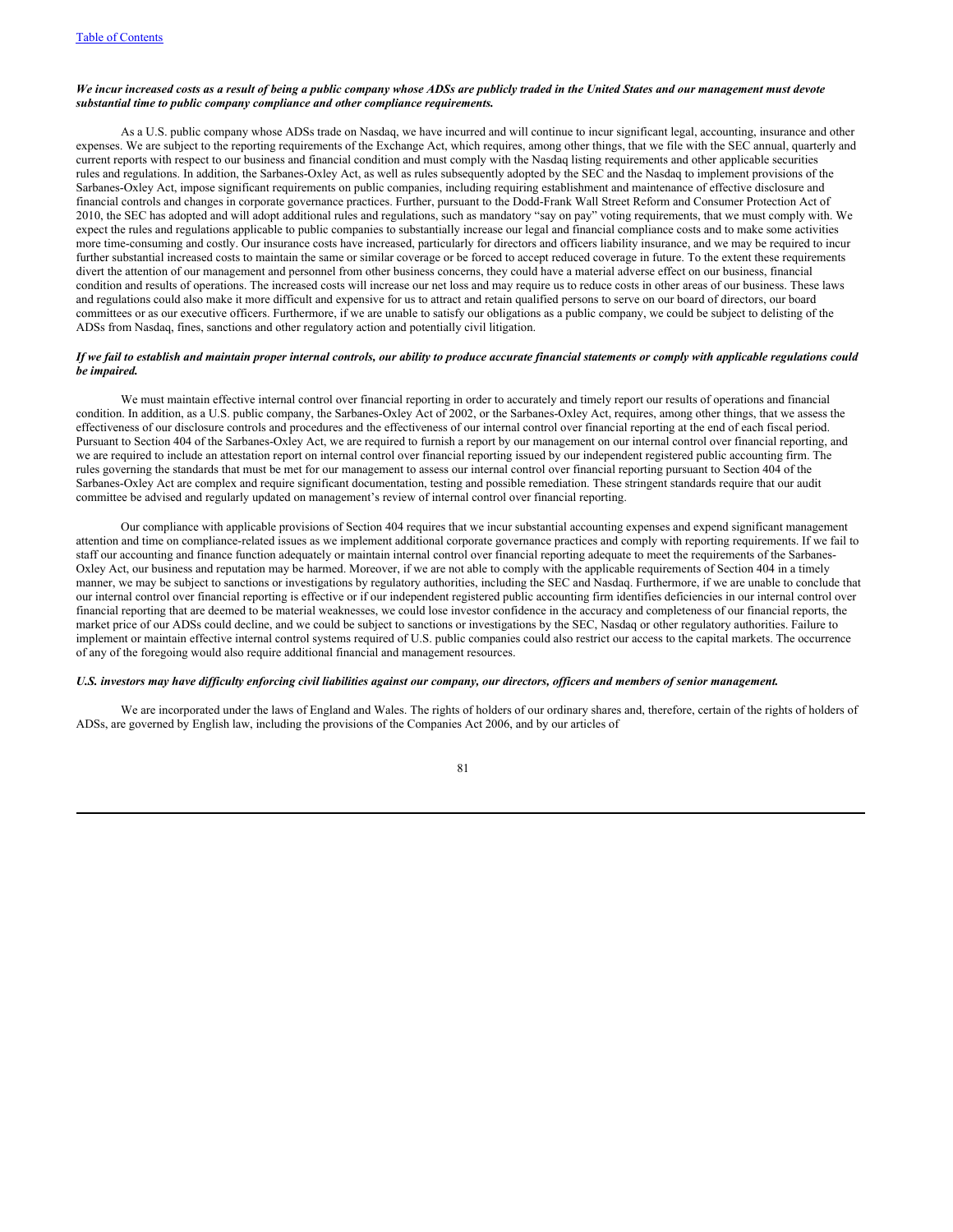***We incur increased costs as a result of being a public company whose ADSs are publicly traded in the United States and our management must devote substantial time to public company compliance and other compliance requirements.***

As a U.S. public company whose ADSs trade on Nasdaq, we have incurred and will continue to incur significant legal, accounting, insurance and other expenses. We are subject to the reporting requirements of the Exchange Act, which requires, among other things, that we file with the SEC annual, quarterly and current reports with respect to our business and financial condition and must comply with the Nasdaq listing requirements and other applicable securities rules and regulations. In addition, the Sarbanes-Oxley Act, as well as rules subsequently adopted by the SEC and the Nasdaq to implement provisions of the Sarbanes-Oxley Act, impose significant requirements on public companies, including requiring establishment and maintenance of effective disclosure and financial controls and changes in corporate governance practices. Further, pursuant to the Dodd-Frank Wall Street Reform and Consumer Protection Act of 2010, the SEC has adopted and will adopt additional rules and regulations, such as mandatory "say on pay" voting requirements, that we must comply with. We expect the rules and regulations applicable to public companies to substantially increase our legal and financial compliance costs and to make some activities more time-consuming and costly. Our insurance costs have increased, particularly for directors and officers liability insurance, and we may be required to incur further substantial increased costs to maintain the same or similar coverage or be forced to accept reduced coverage in future. To the extent these requirements divert the attention of our management and personnel from other business concerns, they could have a material adverse effect on our business, financial condition and results of operations. The increased costs will increase our net loss and may require us to reduce costs in other areas of our business. These laws and regulations could also make it more difficult and expensive for us to attract and retain qualified persons to serve on our board of directors, our board committees or as our executive officers. Furthermore, if we are unable to satisfy our obligations as a public company, we could be subject to delisting of the ADSs from Nasdaq, fines, sanctions and other regulatory action and potentially civil litigation.

***If we fail to establish and maintain proper internal controls, our ability to produce accurate financial statements or comply with applicable regulations could be impaired.***

We must maintain effective internal control over financial reporting in order to accurately and timely report our results of operations and financial condition. In addition, as a U.S. public company, the Sarbanes-Oxley Act of 2002, or the Sarbanes-Oxley Act, requires, among other things, that we assess the effectiveness of our disclosure controls and procedures and the effectiveness of our internal control over financial reporting at the end of each fiscal period. Pursuant to Section 404 of the Sarbanes-Oxley Act, we are required to furnish a report by our management on our internal control over financial reporting, and we are required to include an attestation report on internal control over financial reporting issued by our independent registered public accounting firm. The rules governing the standards that must be met for our management to assess our internal control over financial reporting pursuant to Section 404 of the Sarbanes-Oxley Act are complex and require significant documentation, testing and possible remediation. These stringent standards require that our audit committee be advised and regularly updated on management's review of internal control over financial reporting.

Our compliance with applicable provisions of Section 404 requires that we incur substantial accounting expenses and expend significant management attention and time on compliance-related issues as we implement additional corporate governance practices and comply with reporting requirements. If we fail to staff our accounting and finance function adequately or maintain internal control over financial reporting adequate to meet the requirements of the Sarbanes-Oxley Act, our business and reputation may be harmed. Moreover, if we are not able to comply with the applicable requirements of Section 404 in a timely manner, we may be subject to sanctions or investigations by regulatory authorities, including the SEC and Nasdaq. Furthermore, if we are unable to conclude that our internal control over financial reporting is effective or if our independent registered public accounting firm identifies deficiencies in our internal control over financial reporting that are deemed to be material weaknesses, we could lose investor confidence in the accuracy and completeness of our financial reports, the market price of our ADSs could decline, and we could be subject to sanctions or investigations by the SEC, Nasdaq or other regulatory authorities. Failure to implement or maintain effective internal control systems required of U.S. public companies could also restrict our access to the capital markets. The occurrence of any of the foregoing would also require additional financial and management resources.

***U.S. investors may have difficulty enforcing civil liabilities against our company, our directors, officers and members of senior management.***

We are incorporated under the laws of England and Wales. The rights of holders of our ordinary shares and, therefore, certain of the rights of holders of ADSs, are governed by English law, including the provisions of the Companies Act 2006, and by our articles of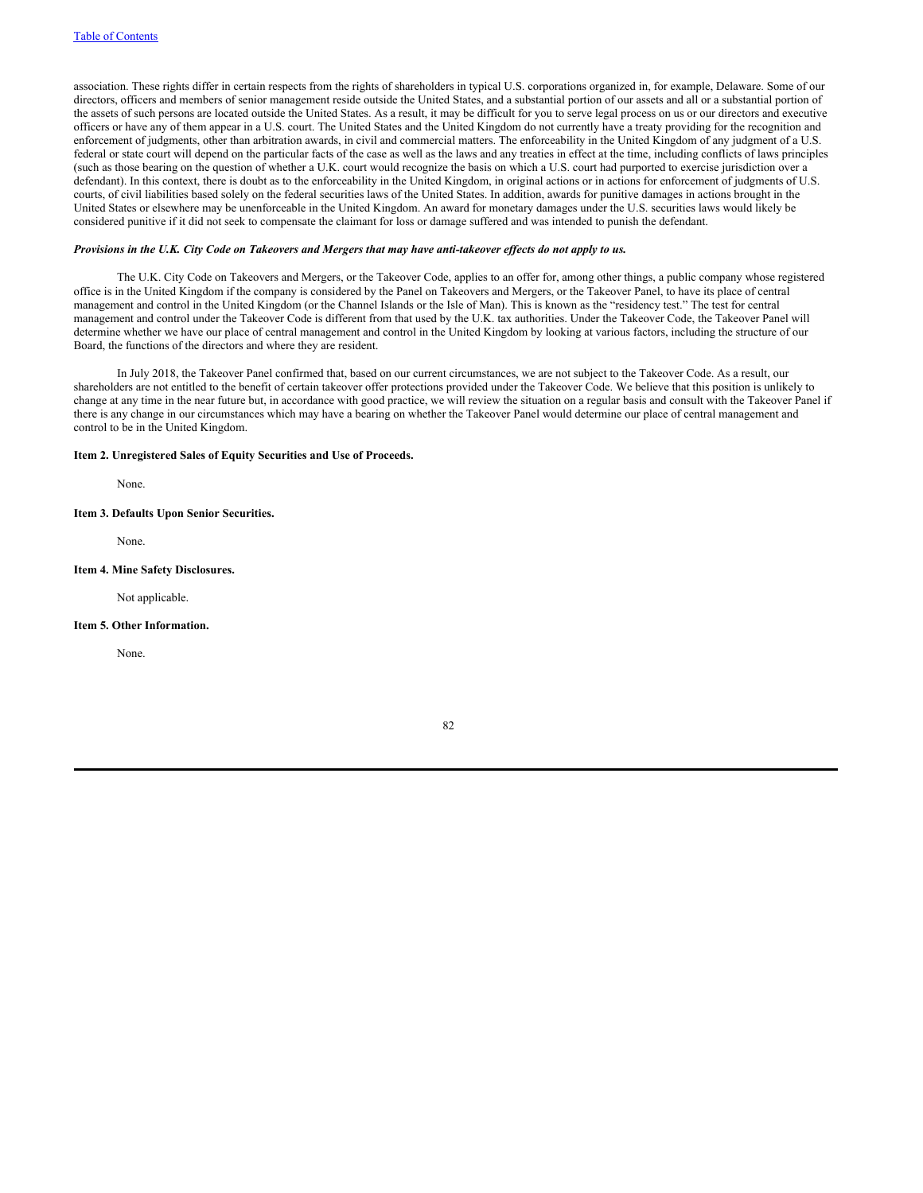association. These rights differ in certain respects from the rights of shareholders in typical U.S. corporations organized in, for example, Delaware. Some of our directors, officers and members of senior management reside outside the United States, and a substantial portion of our assets and all or a substantial portion of the assets of such persons are located outside the United States. As a result, it may be difficult for you to serve legal process on us or our directors and executive officers or have any of them appear in a U.S. court. The United States and the United Kingdom do not currently have a treaty providing for the recognition and enforcement of judgments, other than arbitration awards, in civil and commercial matters. The enforceability in the United Kingdom of any judgment of a U.S. federal or state court will depend on the particular facts of the case as well as the laws and any treaties in effect at the time, including conflicts of laws principles (such as those bearing on the question of whether a U.K. court would recognize the basis on which a U.S. court had purported to exercise jurisdiction over a defendant). In this context, there is doubt as to the enforceability in the United Kingdom, in original actions or in actions for enforcement of judgments of U.S. courts, of civil liabilities based solely on the federal securities laws of the United States. In addition, awards for punitive damages in actions brought in the United States or elsewhere may be unenforceable in the United Kingdom. An award for monetary damages under the U.S. securities laws would likely be considered punitive if it did not seek to compensate the claimant for loss or damage suffered and was intended to punish the defendant.

***Provisions in the U.K. City Code on Takeovers and Mergers that may have anti-takeover effects do not apply to us.***

The U.K. City Code on Takeovers and Mergers, or the Takeover Code, applies to an offer for, among other things, a public company whose registered office is in the United Kingdom if the company is considered by the Panel on Takeovers and Mergers, or the Takeover Panel, to have its place of central management and control in the United Kingdom (or the Channel Islands or the Isle of Man). This is known as the "residency test." The test for central management and control under the Takeover Code is different from that used by the U.K. tax authorities. Under the Takeover Code, the Takeover Panel will determine whether we have our place of central management and control in the United Kingdom by looking at various factors, including the structure of our Board, the functions of the directors and where they are resident.

In July 2018, the Takeover Panel confirmed that, based on our current circumstances, we are not subject to the Takeover Code. As a result, our shareholders are not entitled to the benefit of certain takeover offer protections provided under the Takeover Code. We believe that this position is unlikely to change at any time in the near future but, in accordance with good practice, we will review the situation on a regular basis and consult with the Takeover Panel if there is any change in our circumstances which may have a bearing on whether the Takeover Panel would determine our place of central management and control to be in the United Kingdom.

**Item 2. Unregistered Sales of Equity Securities and Use of Proceeds.**

None.

**Item 3. Defaults Upon Senior Securities.**

None.

**Item 4. Mine Safety Disclosures.**

Not applicable.

**Item 5. Other Information.**

None.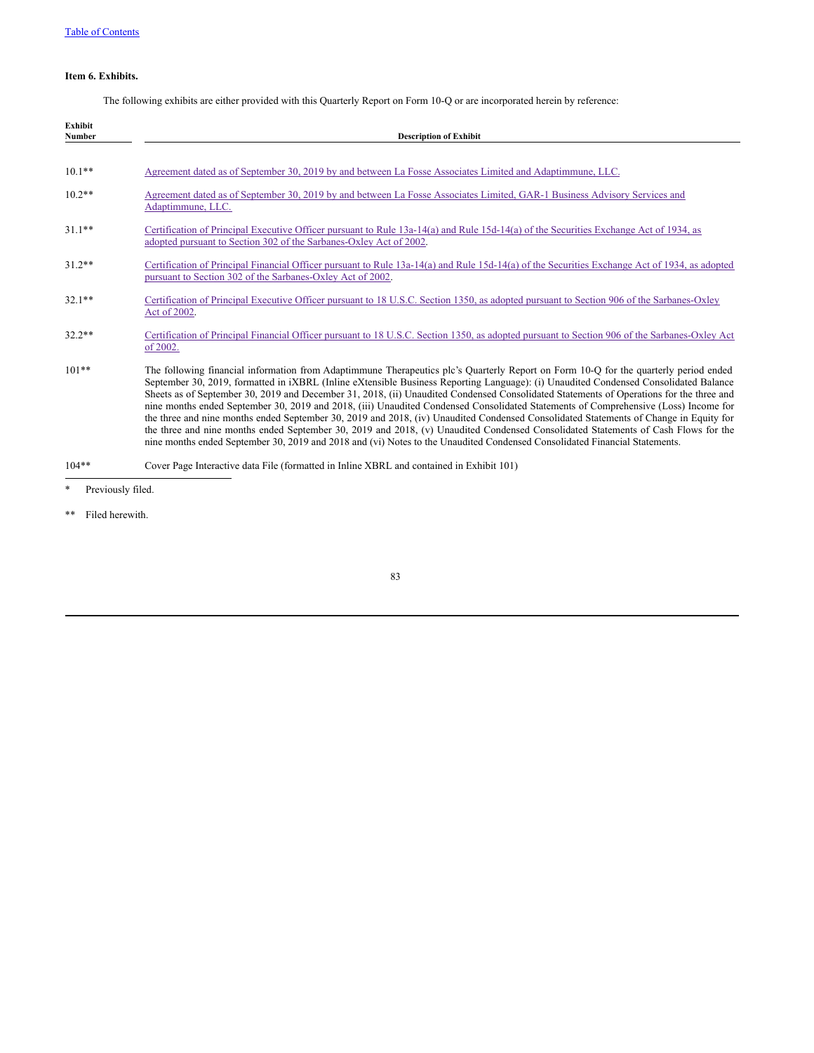[Table of Contents](#)

**Item 6. Exhibits.**

The following exhibits are either provided with this Quarterly Report on Form 10-Q or are incorporated herein by reference:

| Exhibit Number | Description of Exhibit |
|---|---|
| 10.1** | [Agreement dated as of September 30, 2019 by and between La Fosse Associates Limited and Adaptimmune, LLC.](#) |
| 10.2** | [Agreement dated as of September 30, 2019 by and between La Fosse Associates Limited, GAR-1 Business Advisory Services and Adaptimmune, LLC.](#) |
| 31.1** | [Certification of Principal Executive Officer pursuant to Rule 13a-14(a) and Rule 15d-14(a) of the Securities Exchange Act of 1934, as adopted pursuant to Section 302 of the Sarbanes-Oxley Act of 2002](#). |
| 31.2** | [Certification of Principal Financial Officer pursuant to Rule 13a-14(a) and Rule 15d-14(a) of the Securities Exchange Act of 1934, as adopted pursuant to Section 302 of the Sarbanes-Oxley Act of 2002](#). |
| 32.1** | [Certification of Principal Executive Officer pursuant to 18 U.S.C. Section 1350, as adopted pursuant to Section 906 of the Sarbanes-Oxley Act of 2002](#). |
| 32.2** | [Certification of Principal Financial Officer pursuant to 18 U.S.C. Section 1350, as adopted pursuant to Section 906 of the Sarbanes-Oxley Act of 2002.](#) |
| 101** | The following financial information from Adaptimmune Therapeutics plc's Quarterly Report on Form 10-Q for the quarterly period ended September 30, 2019, formatted in iXBRL (Inline eXtensible Business Reporting Language): (i) Unaudited Condensed Consolidated Balance Sheets as of September 30, 2019 and December 31, 2018, (ii) Unaudited Condensed Consolidated Statements of Operations for the three and nine months ended September 30, 2019 and 2018, (iii) Unaudited Condensed Consolidated Statements of Comprehensive (Loss) Income for the three and nine months ended September 30, 2019 and 2018, (iv) Unaudited Condensed Consolidated Statements of Change in Equity for the three and nine months ended September 30, 2019 and 2018, (v) Unaudited Condensed Consolidated Statements of Cash Flows for the nine months ended September 30, 2019 and 2018 and (vi) Notes to the Unaudited Condensed Consolidated Financial Statements. |
| 104** | Cover Page Interactive data File (formatted in Inline XBRL and contained in Exhibit 101) |

\* Previously filed.

** Filed herewith.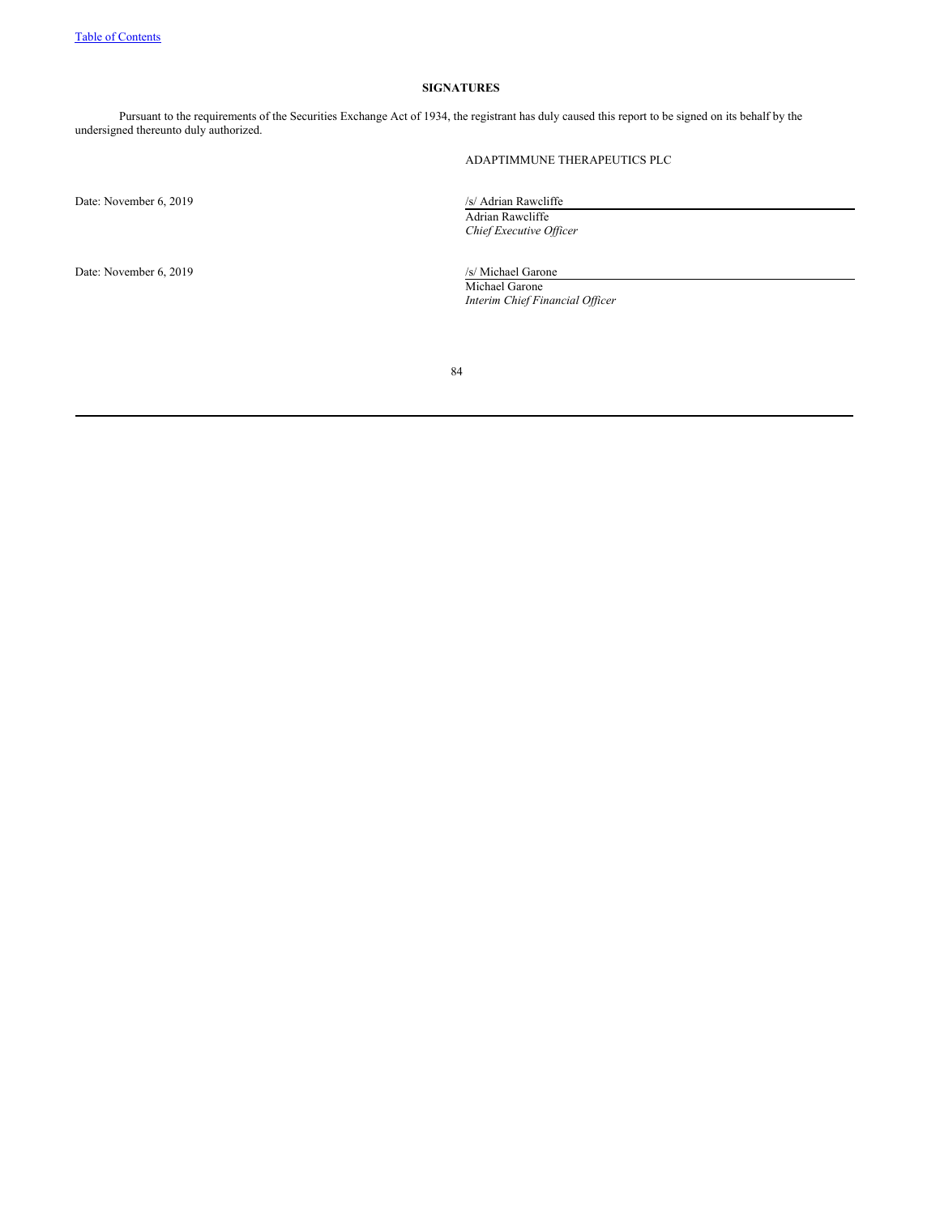## SIGNATURES

Pursuant to the requirements of the Securities Exchange Act of 1934, the registrant has duly caused this report to be signed on its behalf by the undersigned thereunto duly authorized.

ADAPTIMMUNE THERAPEUTICS PLC

Date: November 6, 2019

/s/ Adrian Rawcliffe
Adrian Rawcliffe
*Chief Executive Officer*

Date: November 6, 2019

/s/ Michael Garone
Michael Garone
*Interim Chief Financial Officer*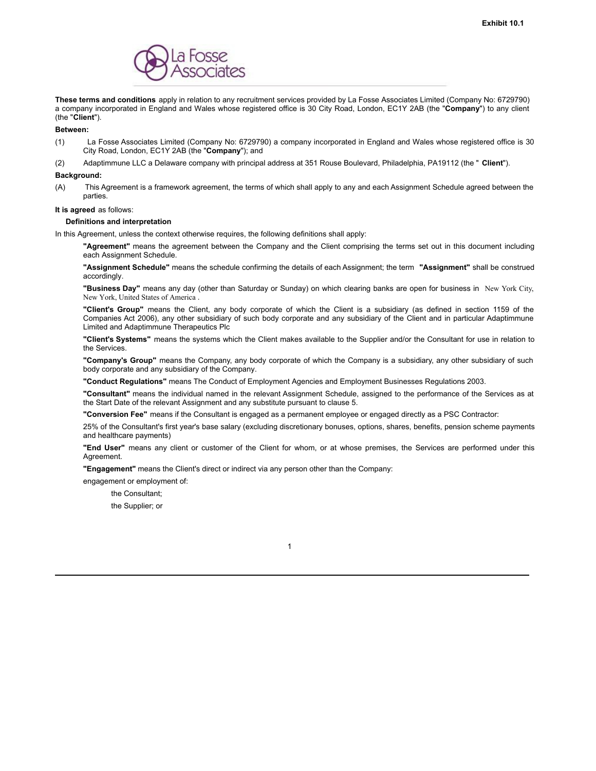**Exhibit 10.1**

La Fosse Associates

**These terms and conditions** apply in relation to any recruitment services provided by La Fosse Associates Limited (Company No: 6729790) a company incorporated in England and Wales whose registered office is 30 City Road, London, EC1Y 2AB (the "**Company**") to any client (the "**Client**").

**Between:**

(1) La Fosse Associates Limited (Company No: 6729790) a company incorporated in England and Wales whose registered office is 30 City Road, London, EC1Y 2AB (the "**Company**"); and

(2) Adaptimmune LLC a Delaware company with principal address at 351 Rouse Boulevard, Philadelphia, PA19112 (the " **Client**").

**Background:**

(A) This Agreement is a framework agreement, the terms of which shall apply to any and each Assignment Schedule agreed between the parties.

**It is agreed** as follows:

**Definitions and interpretation**

In this Agreement, unless the context otherwise requires, the following definitions shall apply:

**"Agreement"** means the agreement between the Company and the Client comprising the terms set out in this document including each Assignment Schedule.

**"Assignment Schedule"** means the schedule confirming the details of each Assignment; the term **"Assignment"** shall be construed accordingly.

**"Business Day"** means any day (other than Saturday or Sunday) on which clearing banks are open for business in New York City, New York, United States of America .

**"Client's Group"** means the Client, any body corporate of which the Client is a subsidiary (as defined in section 1159 of the Companies Act 2006), any other subsidiary of such body corporate and any subsidiary of the Client and in particular Adaptimmune Limited and Adaptimmune Therapeutics Plc

**"Client's Systems"** means the systems which the Client makes available to the Supplier and/or the Consultant for use in relation to the Services.

**"Company's Group"** means the Company, any body corporate of which the Company is a subsidiary, any other subsidiary of such body corporate and any subsidiary of the Company.

**"Conduct Regulations"** means The Conduct of Employment Agencies and Employment Businesses Regulations 2003.

**"Consultant"** means the individual named in the relevant Assignment Schedule, assigned to the performance of the Services as at the Start Date of the relevant Assignment and any substitute pursuant to clause 5.

**"Conversion Fee"** means if the Consultant is engaged as a permanent employee or engaged directly as a PSC Contractor:

25% of the Consultant's first year's base salary (excluding discretionary bonuses, options, shares, benefits, pension scheme payments and healthcare payments)

**"End User"** means any client or customer of the Client for whom, or at whose premises, the Services are performed under this Agreement.

**"Engagement"** means the Client's direct or indirect via any person other than the Company:

engagement or employment of:

the Consultant;

the Supplier; or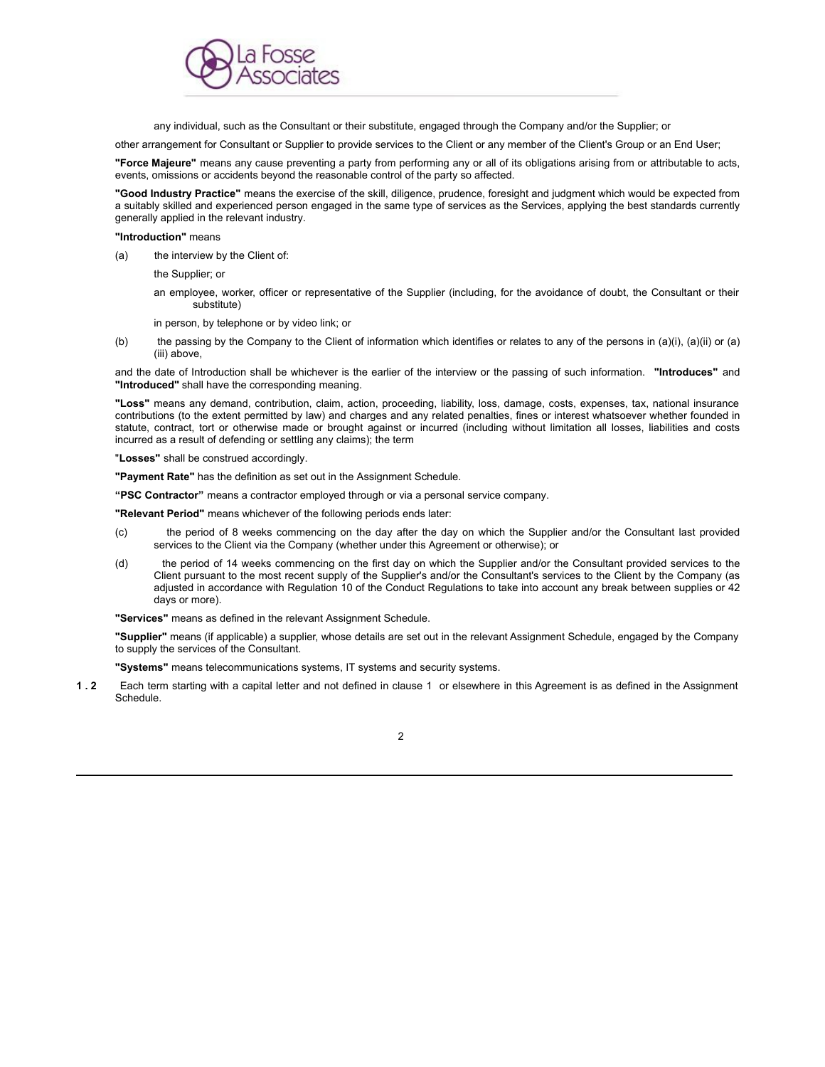any individual, such as the Consultant or their substitute, engaged through the Company and/or the Supplier; or

other arrangement for Consultant or Supplier to provide services to the Client or any member of the Client's Group or an End User;

**"Force Majeure"** means any cause preventing a party from performing any or all of its obligations arising from or attributable to acts, events, omissions or accidents beyond the reasonable control of the party so affected.

**"Good Industry Practice"** means the exercise of the skill, diligence, prudence, foresight and judgment which would be expected from a suitably skilled and experienced person engaged in the same type of services as the Services, applying the best standards currently generally applied in the relevant industry.

**"Introduction"** means

(a) the interview by the Client of:

the Supplier; or

an employee, worker, officer or representative of the Supplier (including, for the avoidance of doubt, the Consultant or their substitute)

in person, by telephone or by video link; or

(b) the passing by the Company to the Client of information which identifies or relates to any of the persons in (a)(i), (a)(ii) or (a)(iii) above,

and the date of Introduction shall be whichever is the earlier of the interview or the passing of such information. **"Introduces"** and **"Introduced"** shall have the corresponding meaning.

**"Loss"** means any demand, contribution, claim, action, proceeding, liability, loss, damage, costs, expenses, tax, national insurance contributions (to the extent permitted by law) and charges and any related penalties, fines or interest whatsoever whether founded in statute, contract, tort or otherwise made or brought against or incurred (including without limitation all losses, liabilities and costs incurred as a result of defending or settling any claims); the term

"**Losses"** shall be construed accordingly.

**"Payment Rate"** has the definition as set out in the Assignment Schedule.

**"PSC Contractor"** means a contractor employed through or via a personal service company.

**"Relevant Period"** means whichever of the following periods ends later:

(c) the period of 8 weeks commencing on the day after the day on which the Supplier and/or the Consultant last provided services to the Client via the Company (whether under this Agreement or otherwise); or

(d) the period of 14 weeks commencing on the first day on which the Supplier and/or the Consultant provided services to the Client pursuant to the most recent supply of the Supplier's and/or the Consultant's services to the Client by the Company (as adjusted in accordance with Regulation 10 of the Conduct Regulations to take into account any break between supplies or 42 days or more).

**"Services"** means as defined in the relevant Assignment Schedule.

**"Supplier"** means (if applicable) a supplier, whose details are set out in the relevant Assignment Schedule, engaged by the Company to supply the services of the Consultant.

**"Systems"** means telecommunications systems, IT systems and security systems.

**1.2** Each term starting with a capital letter and not defined in clause 1 or elsewhere in this Agreement is as defined in the Assignment Schedule.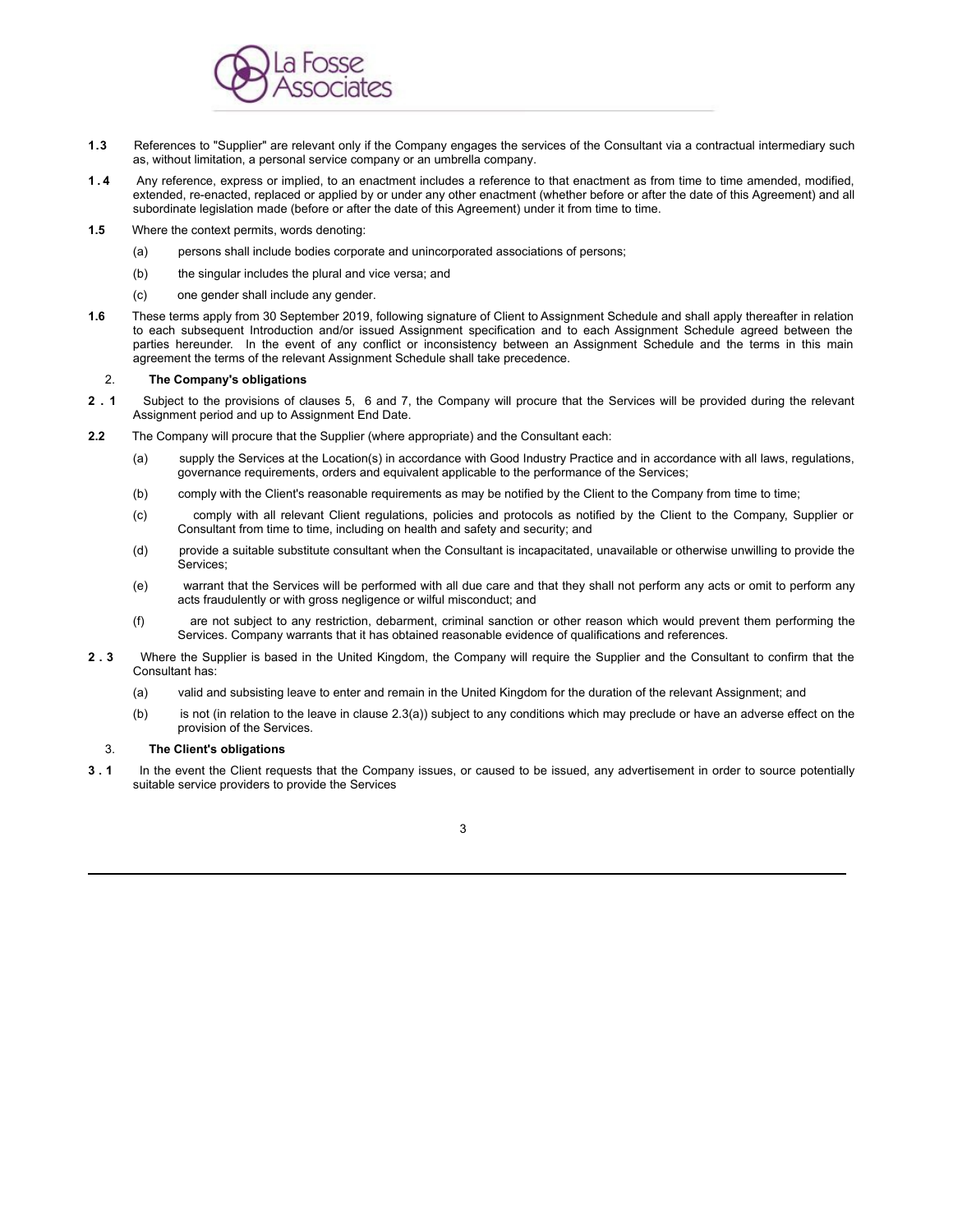**1.3** References to "Supplier" are relevant only if the Company engages the services of the Consultant via a contractual intermediary such as, without limitation, a personal service company or an umbrella company.

**1.4** Any reference, express or implied, to an enactment includes a reference to that enactment as from time to time amended, modified, extended, re-enacted, replaced or applied by or under any other enactment (whether before or after the date of this Agreement) and all subordinate legislation made (before or after the date of this Agreement) under it from time to time.

**1.5** Where the context permits, words denoting:

(a) persons shall include bodies corporate and unincorporated associations of persons;

(b) the singular includes the plural and vice versa; and

(c) one gender shall include any gender.

**1.6** These terms apply from 30 September 2019, following signature of Client to Assignment Schedule and shall apply thereafter in relation to each subsequent Introduction and/or issued Assignment specification and to each Assignment Schedule agreed between the parties hereunder. In the event of any conflict or inconsistency between an Assignment Schedule and the terms in this main agreement the terms of the relevant Assignment Schedule shall take precedence.

## 2. The Company's obligations

**2.1** Subject to the provisions of clauses 5, 6 and 7, the Company will procure that the Services will be provided during the relevant Assignment period and up to Assignment End Date.

**2.2** The Company will procure that the Supplier (where appropriate) and the Consultant each:

(a) supply the Services at the Location(s) in accordance with Good Industry Practice and in accordance with all laws, regulations, governance requirements, orders and equivalent applicable to the performance of the Services;

(b) comply with the Client's reasonable requirements as may be notified by the Client to the Company from time to time;

(c) comply with all relevant Client regulations, policies and protocols as notified by the Client to the Company, Supplier or Consultant from time to time, including on health and safety and security; and

(d) provide a suitable substitute consultant when the Consultant is incapacitated, unavailable or otherwise unwilling to provide the Services;

(e) warrant that the Services will be performed with all due care and that they shall not perform any acts or omit to perform any acts fraudulently or with gross negligence or wilful misconduct; and

(f) are not subject to any restriction, debarment, criminal sanction or other reason which would prevent them performing the Services. Company warrants that it has obtained reasonable evidence of qualifications and references.

**2.3** Where the Supplier is based in the United Kingdom, the Company will require the Supplier and the Consultant to confirm that the Consultant has:

(a) valid and subsisting leave to enter and remain in the United Kingdom for the duration of the relevant Assignment; and

(b) is not (in relation to the leave in clause 2.3(a)) subject to any conditions which may preclude or have an adverse effect on the provision of the Services.

## 3. The Client's obligations

**3.1** In the event the Client requests that the Company issues, or caused to be issued, any advertisement in order to source potentially suitable service providers to provide the Services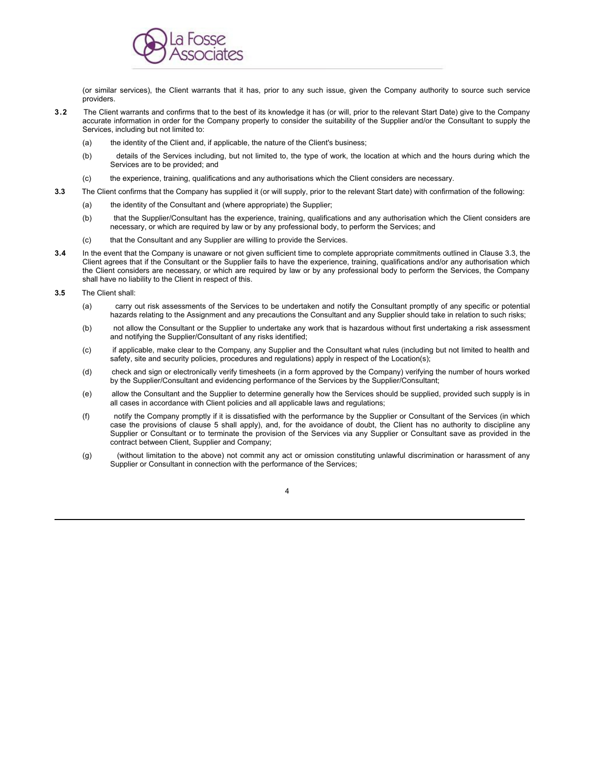(or similar services), the Client warrants that it has, prior to any such issue, given the Company authority to source such service providers.

**3.2** The Client warrants and confirms that to the best of its knowledge it has (or will, prior to the relevant Start Date) give to the Company accurate information in order for the Company properly to consider the suitability of the Supplier and/or the Consultant to supply the Services, including but not limited to:

(a) the identity of the Client and, if applicable, the nature of the Client's business;

(b) details of the Services including, but not limited to, the type of work, the location at which and the hours during which the Services are to be provided; and

(c) the experience, training, qualifications and any authorisations which the Client considers are necessary.

**3.3** The Client confirms that the Company has supplied it (or will supply, prior to the relevant Start date) with confirmation of the following:

(a) the identity of the Consultant and (where appropriate) the Supplier;

(b) that the Supplier/Consultant has the experience, training, qualifications and any authorisation which the Client considers are necessary, or which are required by law or by any professional body, to perform the Services; and

(c) that the Consultant and any Supplier are willing to provide the Services.

**3.4** In the event that the Company is unaware or not given sufficient time to complete appropriate commitments outlined in Clause 3.3, the Client agrees that if the Consultant or the Supplier fails to have the experience, training, qualifications and/or any authorisation which the Client considers are necessary, or which are required by law or by any professional body to perform the Services, the Company shall have no liability to the Client in respect of this.

**3.5** The Client shall:

(a) carry out risk assessments of the Services to be undertaken and notify the Consultant promptly of any specific or potential hazards relating to the Assignment and any precautions the Consultant and any Supplier should take in relation to such risks;

(b) not allow the Consultant or the Supplier to undertake any work that is hazardous without first undertaking a risk assessment and notifying the Supplier/Consultant of any risks identified;

(c) if applicable, make clear to the Company, any Supplier and the Consultant what rules (including but not limited to health and safety, site and security policies, procedures and regulations) apply in respect of the Location(s);

(d) check and sign or electronically verify timesheets (in a form approved by the Company) verifying the number of hours worked by the Supplier/Consultant and evidencing performance of the Services by the Supplier/Consultant;

(e) allow the Consultant and the Supplier to determine generally how the Services should be supplied, provided such supply is in all cases in accordance with Client policies and all applicable laws and regulations;

(f) notify the Company promptly if it is dissatisfied with the performance by the Supplier or Consultant of the Services (in which case the provisions of clause 5 shall apply), and, for the avoidance of doubt, the Client has no authority to discipline any Supplier or Consultant or to terminate the provision of the Services via any Supplier or Consultant save as provided in the contract between Client, Supplier and Company;

(g) (without limitation to the above) not commit any act or omission constituting unlawful discrimination or harassment of any Supplier or Consultant in connection with the performance of the Services;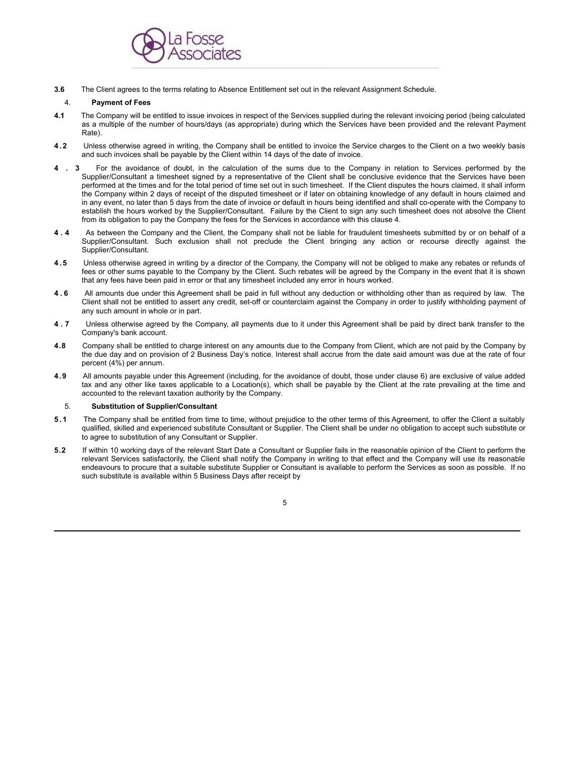**3.6** The Client agrees to the terms relating to Absence Entitlement set out in the relevant Assignment Schedule.

## 4. Payment of Fees

**4.1** The Company will be entitled to issue invoices in respect of the Services supplied during the relevant invoicing period (being calculated as a multiple of the number of hours/days (as appropriate) during which the Services have been provided and the relevant Payment Rate).

**4.2** Unless otherwise agreed in writing, the Company shall be entitled to invoice the Service charges to the Client on a two weekly basis and such invoices shall be payable by the Client within 14 days of the date of invoice.

**4.3** For the avoidance of doubt, in the calculation of the sums due to the Company in relation to Services performed by the Supplier/Consultant a timesheet signed by a representative of the Client shall be conclusive evidence that the Services have been performed at the times and for the total period of time set out in such timesheet. If the Client disputes the hours claimed, it shall inform the Company within 2 days of receipt of the disputed timesheet or if later on obtaining knowledge of any default in hours claimed and in any event, no later than 5 days from the date of invoice or default in hours being identified and shall co-operate with the Company to establish the hours worked by the Supplier/Consultant. Failure by the Client to sign any such timesheet does not absolve the Client from its obligation to pay the Company the fees for the Services in accordance with this clause 4.

**4.4** As between the Company and the Client, the Company shall not be liable for fraudulent timesheets submitted by or on behalf of a Supplier/Consultant. Such exclusion shall not preclude the Client bringing any action or recourse directly against the Supplier/Consultant.

**4.5** Unless otherwise agreed in writing by a director of the Company, the Company will not be obliged to make any rebates or refunds of fees or other sums payable to the Company by the Client. Such rebates will be agreed by the Company in the event that it is shown that any fees have been paid in error or that any timesheet included any error in hours worked.

**4.6** All amounts due under this Agreement shall be paid in full without any deduction or withholding other than as required by law. The Client shall not be entitled to assert any credit, set-off or counterclaim against the Company in order to justify withholding payment of any such amount in whole or in part.

**4.7** Unless otherwise agreed by the Company, all payments due to it under this Agreement shall be paid by direct bank transfer to the Company's bank account.

**4.8** Company shall be entitled to charge interest on any amounts due to the Company from Client, which are not paid by the Company by the due day and on provision of 2 Business Day's notice. Interest shall accrue from the date said amount was due at the rate of four percent (4%) per annum.

**4.9** All amounts payable under this Agreement (including, for the avoidance of doubt, those under clause 6) are exclusive of value added tax and any other like taxes applicable to a Location(s), which shall be payable by the Client at the rate prevailing at the time and accounted to the relevant taxation authority by the Company.

## 5. Substitution of Supplier/Consultant

**5.1** The Company shall be entitled from time to time, without prejudice to the other terms of this Agreement, to offer the Client a suitably qualified, skilled and experienced substitute Consultant or Supplier. The Client shall be under no obligation to accept such substitute or to agree to substitution of any Consultant or Supplier.

**5.2** If within 10 working days of the relevant Start Date a Consultant or Supplier fails in the reasonable opinion of the Client to perform the relevant Services satisfactorily, the Client shall notify the Company in writing to that effect and the Company will use its reasonable endeavours to procure that a suitable substitute Supplier or Consultant is available to perform the Services as soon as possible. If no such substitute is available within 5 Business Days after receipt by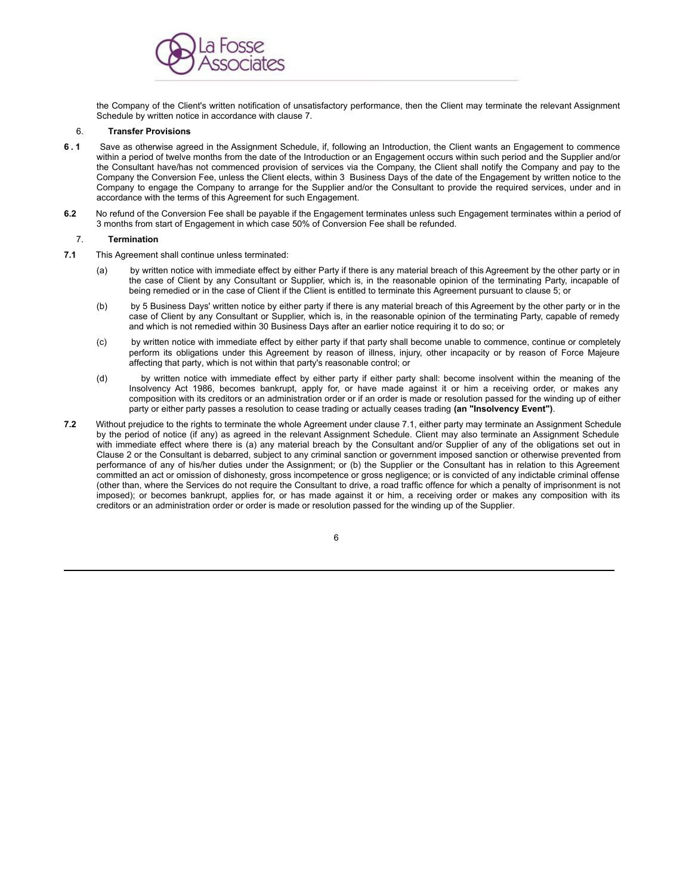the Company of the Client's written notification of unsatisfactory performance, then the Client may terminate the relevant Assignment Schedule by written notice in accordance with clause 7.

6. **Transfer Provisions**

**6 . 1** Save as otherwise agreed in the Assignment Schedule, if, following an Introduction, the Client wants an Engagement to commence within a period of twelve months from the date of the Introduction or an Engagement occurs within such period and the Supplier and/or the Consultant have/has not commenced provision of services via the Company, the Client shall notify the Company and pay to the Company the Conversion Fee, unless the Client elects, within 3 Business Days of the date of the Engagement by written notice to the Company to engage the Company to arrange for the Supplier and/or the Consultant to provide the required services, under and in accordance with the terms of this Agreement for such Engagement.

**6.2** No refund of the Conversion Fee shall be payable if the Engagement terminates unless such Engagement terminates within a period of 3 months from start of Engagement in which case 50% of Conversion Fee shall be refunded.

7. **Termination**

**7.1** This Agreement shall continue unless terminated:

(a) by written notice with immediate effect by either Party if there is any material breach of this Agreement by the other party or in the case of Client by any Consultant or Supplier, which is, in the reasonable opinion of the terminating Party, incapable of being remedied or in the case of Client if the Client is entitled to terminate this Agreement pursuant to clause 5; or

(b) by 5 Business Days' written notice by either party if there is any material breach of this Agreement by the other party or in the case of Client by any Consultant or Supplier, which is, in the reasonable opinion of the terminating Party, capable of remedy and which is not remedied within 30 Business Days after an earlier notice requiring it to do so; or

(c) by written notice with immediate effect by either party if that party shall become unable to commence, continue or completely perform its obligations under this Agreement by reason of illness, injury, other incapacity or by reason of Force Majeure affecting that party, which is not within that party's reasonable control; or

(d) by written notice with immediate effect by either party if either party shall: become insolvent within the meaning of the Insolvency Act 1986, becomes bankrupt, apply for, or have made against it or him a receiving order, or makes any composition with its creditors or an administration order or if an order is made or resolution passed for the winding up of either party or either party passes a resolution to cease trading or actually ceases trading **(an "Insolvency Event")**.

**7.2** Without prejudice to the rights to terminate the whole Agreement under clause 7.1, either party may terminate an Assignment Schedule by the period of notice (if any) as agreed in the relevant Assignment Schedule. Client may also terminate an Assignment Schedule with immediate effect where there is (a) any material breach by the Consultant and/or Supplier of any of the obligations set out in Clause 2 or the Consultant is debarred, subject to any criminal sanction or government imposed sanction or otherwise prevented from performance of any of his/her duties under the Assignment; or (b) the Supplier or the Consultant has in relation to this Agreement committed an act or omission of dishonesty, gross incompetence or gross negligence; or is convicted of any indictable criminal offense (other than, where the Services do not require the Consultant to drive, a road traffic offence for which a penalty of imprisonment is not imposed); or becomes bankrupt, applies for, or has made against it or him, a receiving order or makes any composition with its creditors or an administration order or order is made or resolution passed for the winding up of the Supplier.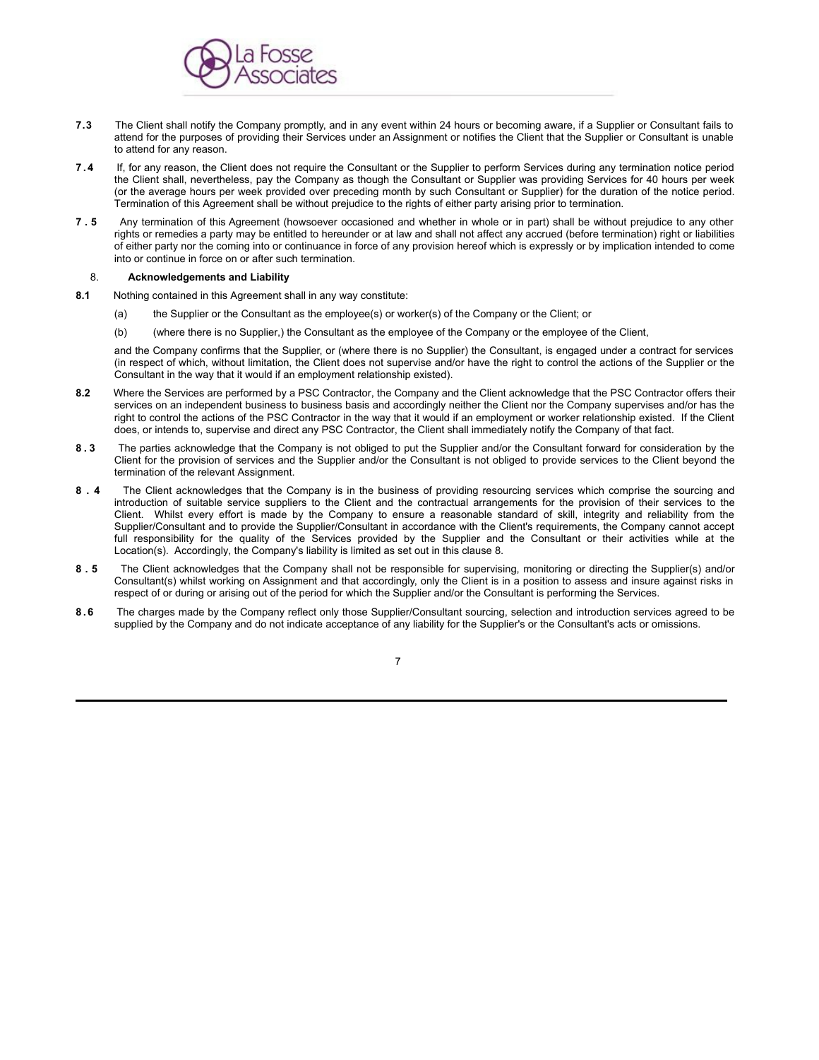**7.3** The Client shall notify the Company promptly, and in any event within 24 hours or becoming aware, if a Supplier or Consultant fails to attend for the purposes of providing their Services under an Assignment or notifies the Client that the Supplier or Consultant is unable to attend for any reason.

**7.4** If, for any reason, the Client does not require the Consultant or the Supplier to perform Services during any termination notice period the Client shall, nevertheless, pay the Company as though the Consultant or Supplier was providing Services for 40 hours per week (or the average hours per week provided over preceding month by such Consultant or Supplier) for the duration of the notice period. Termination of this Agreement shall be without prejudice to the rights of either party arising prior to termination.

**7.5** Any termination of this Agreement (howsoever occasioned and whether in whole or in part) shall be without prejudice to any other rights or remedies a party may be entitled to hereunder or at law and shall not affect any accrued (before termination) right or liabilities of either party nor the coming into or continuance in force of any provision hereof which is expressly or by implication intended to come into or continue in force on or after such termination.

## 8. Acknowledgements and Liability

**8.1** Nothing contained in this Agreement shall in any way constitute:

(a) the Supplier or the Consultant as the employee(s) or worker(s) of the Company or the Client; or

(b) (where there is no Supplier,) the Consultant as the employee of the Company or the employee of the Client,

and the Company confirms that the Supplier, or (where there is no Supplier) the Consultant, is engaged under a contract for services (in respect of which, without limitation, the Client does not supervise and/or have the right to control the actions of the Supplier or the Consultant in the way that it would if an employment relationship existed).

**8.2** Where the Services are performed by a PSC Contractor, the Company and the Client acknowledge that the PSC Contractor offers their services on an independent business to business basis and accordingly neither the Client nor the Company supervises and/or has the right to control the actions of the PSC Contractor in the way that it would if an employment or worker relationship existed. If the Client does, or intends to, supervise and direct any PSC Contractor, the Client shall immediately notify the Company of that fact.

**8.3** The parties acknowledge that the Company is not obliged to put the Supplier and/or the Consultant forward for consideration by the Client for the provision of services and the Supplier and/or the Consultant is not obliged to provide services to the Client beyond the termination of the relevant Assignment.

**8.4** The Client acknowledges that the Company is in the business of providing resourcing services which comprise the sourcing and introduction of suitable service suppliers to the Client and the contractual arrangements for the provision of their services to the Client. Whilst every effort is made by the Company to ensure a reasonable standard of skill, integrity and reliability from the Supplier/Consultant and to provide the Supplier/Consultant in accordance with the Client's requirements, the Company cannot accept full responsibility for the quality of the Services provided by the Supplier and the Consultant or their activities while at the Location(s). Accordingly, the Company's liability is limited as set out in this clause 8.

**8.5** The Client acknowledges that the Company shall not be responsible for supervising, monitoring or directing the Supplier(s) and/or Consultant(s) whilst working on Assignment and that accordingly, only the Client is in a position to assess and insure against risks in respect of or during or arising out of the period for which the Supplier and/or the Consultant is performing the Services.

**8.6** The charges made by the Company reflect only those Supplier/Consultant sourcing, selection and introduction services agreed to be supplied by the Company and do not indicate acceptance of any liability for the Supplier's or the Consultant's acts or omissions.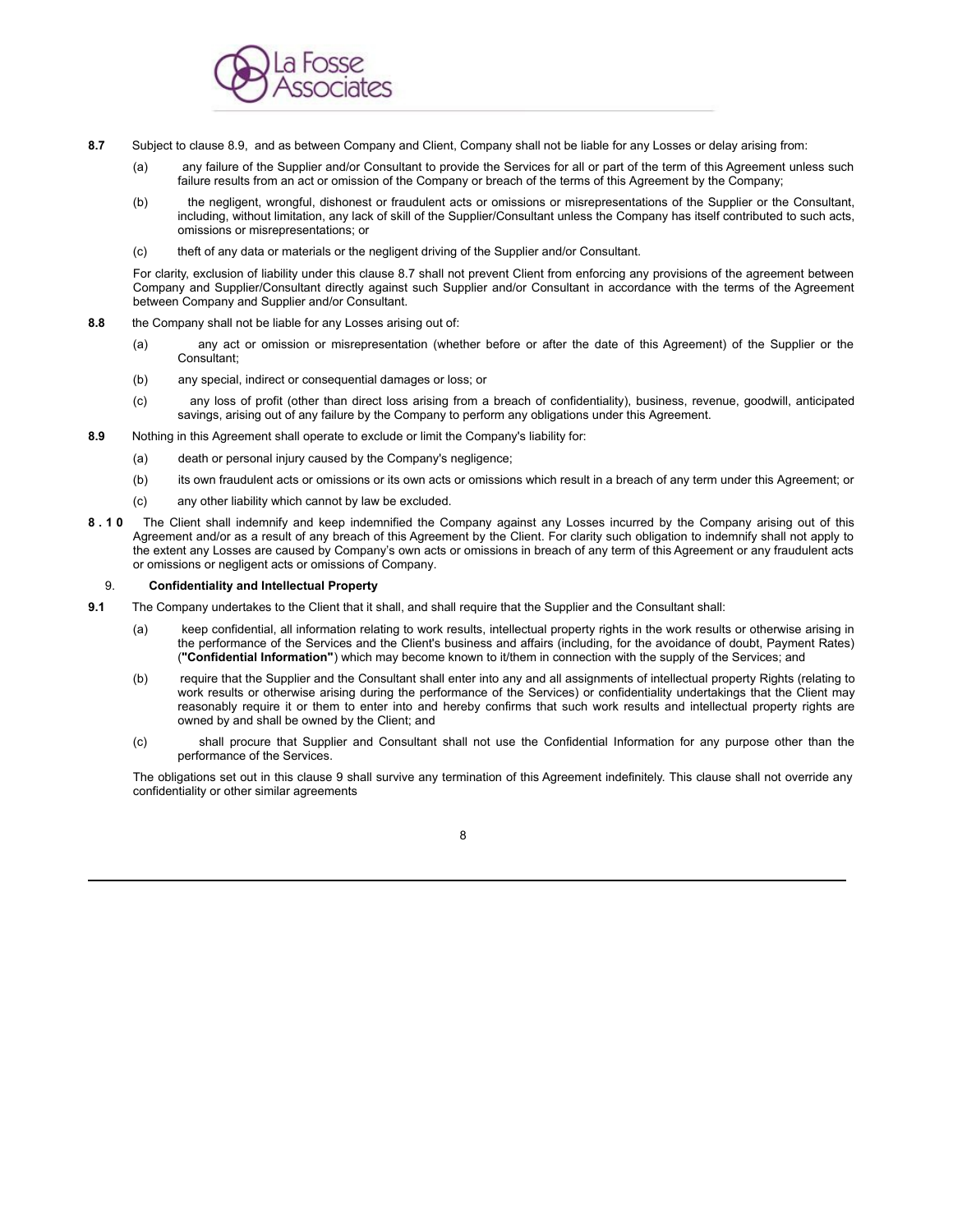**8.7** Subject to clause 8.9, and as between Company and Client, Company shall not be liable for any Losses or delay arising from:

(a) any failure of the Supplier and/or Consultant to provide the Services for all or part of the term of this Agreement unless such failure results from an act or omission of the Company or breach of the terms of this Agreement by the Company;

(b) the negligent, wrongful, dishonest or fraudulent acts or omissions or misrepresentations of the Supplier or the Consultant, including, without limitation, any lack of skill of the Supplier/Consultant unless the Company has itself contributed to such acts, omissions or misrepresentations; or

(c) theft of any data or materials or the negligent driving of the Supplier and/or Consultant.

For clarity, exclusion of liability under this clause 8.7 shall not prevent Client from enforcing any provisions of the agreement between Company and Supplier/Consultant directly against such Supplier and/or Consultant in accordance with the terms of the Agreement between Company and Supplier and/or Consultant.

**8.8** the Company shall not be liable for any Losses arising out of:

(a) any act or omission or misrepresentation (whether before or after the date of this Agreement) of the Supplier or the Consultant;

(b) any special, indirect or consequential damages or loss; or

(c) any loss of profit (other than direct loss arising from a breach of confidentiality), business, revenue, goodwill, anticipated savings, arising out of any failure by the Company to perform any obligations under this Agreement.

**8.9** Nothing in this Agreement shall operate to exclude or limit the Company's liability for:

(a) death or personal injury caused by the Company's negligence;

(b) its own fraudulent acts or omissions or its own acts or omissions which result in a breach of any term under this Agreement; or

(c) any other liability which cannot by law be excluded.

**8.10** The Client shall indemnify and keep indemnified the Company against any Losses incurred by the Company arising out of this Agreement and/or as a result of any breach of this Agreement by the Client. For clarity such obligation to indemnify shall not apply to the extent any Losses are caused by Company's own acts or omissions in breach of any term of this Agreement or any fraudulent acts or omissions or negligent acts or omissions of Company.

## 9. Confidentiality and Intellectual Property

**9.1** The Company undertakes to the Client that it shall, and shall require that the Supplier and the Consultant shall:

(a) keep confidential, all information relating to work results, intellectual property rights in the work results or otherwise arising in the performance of the Services and the Client's business and affairs (including, for the avoidance of doubt, Payment Rates) (**"Confidential Information"**) which may become known to it/them in connection with the supply of the Services; and

(b) require that the Supplier and the Consultant shall enter into any and all assignments of intellectual property Rights (relating to work results or otherwise arising during the performance of the Services) or confidentiality undertakings that the Client may reasonably require it or them to enter into and hereby confirms that such work results and intellectual property rights are owned by and shall be owned by the Client; and

(c) shall procure that Supplier and Consultant shall not use the Confidential Information for any purpose other than the performance of the Services.

The obligations set out in this clause 9 shall survive any termination of this Agreement indefinitely. This clause shall not override any confidentiality or other similar agreements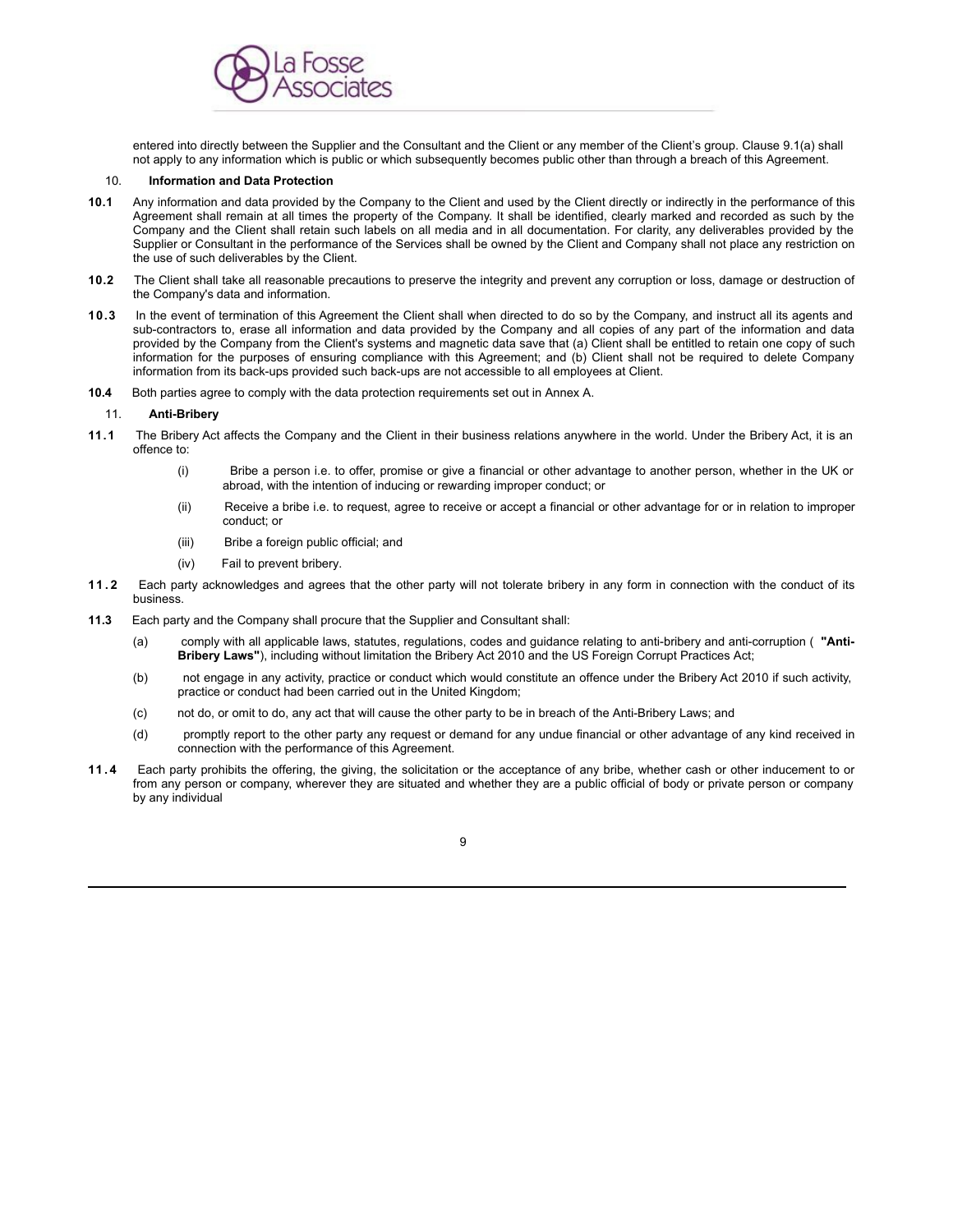entered into directly between the Supplier and the Consultant and the Client or any member of the Client's group. Clause 9.1(a) shall not apply to any information which is public or which subsequently becomes public other than through a breach of this Agreement.

10. **Information and Data Protection**

**10.1** Any information and data provided by the Company to the Client and used by the Client directly or indirectly in the performance of this Agreement shall remain at all times the property of the Company. It shall be identified, clearly marked and recorded as such by the Company and the Client shall retain such labels on all media and in all documentation. For clarity, any deliverables provided by the Supplier or Consultant in the performance of the Services shall be owned by the Client and Company shall not place any restriction on the use of such deliverables by the Client.

**10.2** The Client shall take all reasonable precautions to preserve the integrity and prevent any corruption or loss, damage or destruction of the Company's data and information.

**10.3** In the event of termination of this Agreement the Client shall when directed to do so by the Company, and instruct all its agents and sub-contractors to, erase all information and data provided by the Company and all copies of any part of the information and data provided by the Company from the Client's systems and magnetic data save that (a) Client shall be entitled to retain one copy of such information for the purposes of ensuring compliance with this Agreement; and (b) Client shall not be required to delete Company information from its back-ups provided such back-ups are not accessible to all employees at Client.

**10.4** Both parties agree to comply with the data protection requirements set out in Annex A.

11. **Anti-Bribery**

**11.1** The Bribery Act affects the Company and the Client in their business relations anywhere in the world. Under the Bribery Act, it is an offence to:

(i) Bribe a person i.e. to offer, promise or give a financial or other advantage to another person, whether in the UK or abroad, with the intention of inducing or rewarding improper conduct; or

(ii) Receive a bribe i.e. to request, agree to receive or accept a financial or other advantage for or in relation to improper conduct; or

(iii) Bribe a foreign public official; and

(iv) Fail to prevent bribery.

**11.2** Each party acknowledges and agrees that the other party will not tolerate bribery in any form in connection with the conduct of its business.

**11.3** Each party and the Company shall procure that the Supplier and Consultant shall:

(a) comply with all applicable laws, statutes, regulations, codes and guidance relating to anti-bribery and anti-corruption ( **"Anti-Bribery Laws"**), including without limitation the Bribery Act 2010 and the US Foreign Corrupt Practices Act;

(b) not engage in any activity, practice or conduct which would constitute an offence under the Bribery Act 2010 if such activity, practice or conduct had been carried out in the United Kingdom;

(c) not do, or omit to do, any act that will cause the other party to be in breach of the Anti-Bribery Laws; and

(d) promptly report to the other party any request or demand for any undue financial or other advantage of any kind received in connection with the performance of this Agreement.

**11.4** Each party prohibits the offering, the giving, the solicitation or the acceptance of any bribe, whether cash or other inducement to or from any person or company, wherever they are situated and whether they are a public official of body or private person or company by any individual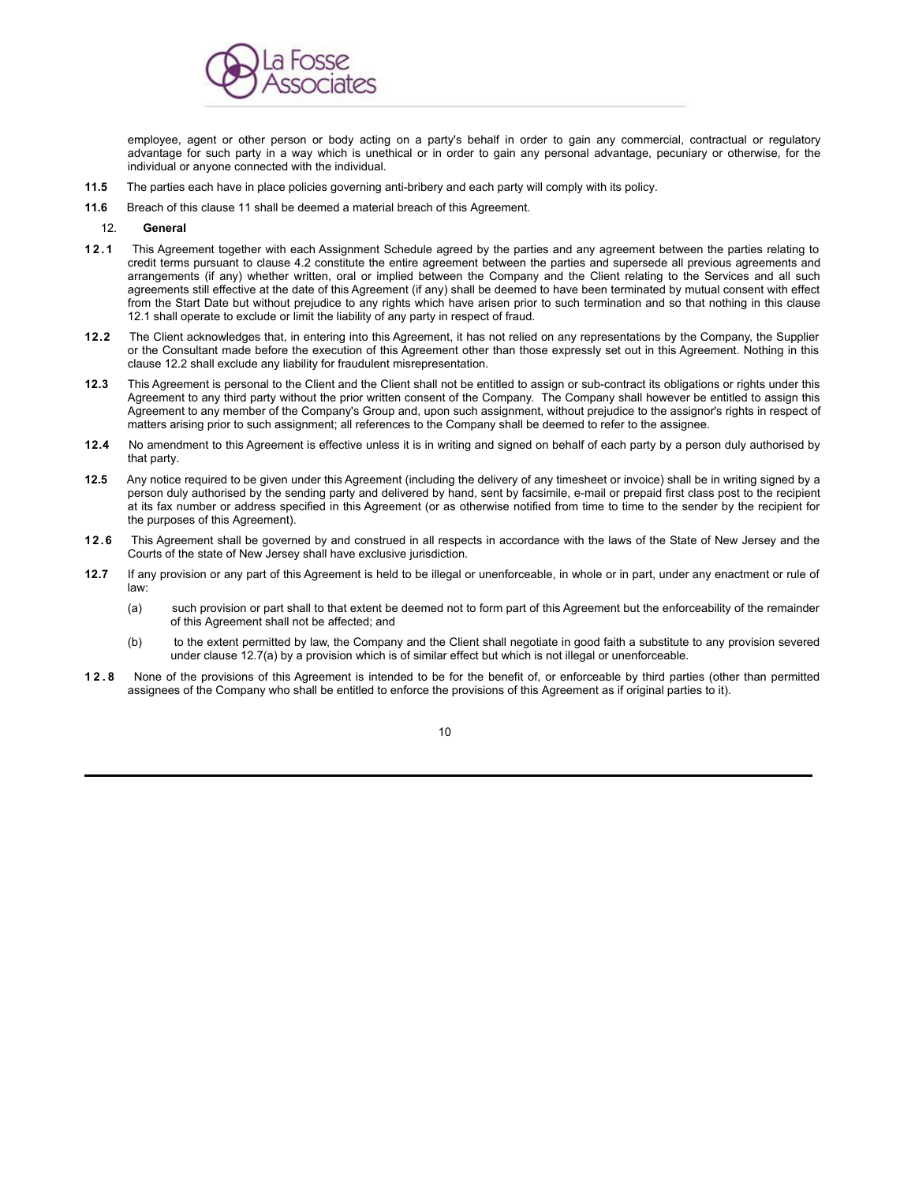employee, agent or other person or body acting on a party's behalf in order to gain any commercial, contractual or regulatory advantage for such party in a way which is unethical or in order to gain any personal advantage, pecuniary or otherwise, for the individual or anyone connected with the individual.

**11.5** The parties each have in place policies governing anti-bribery and each party will comply with its policy.

**11.6** Breach of this clause 11 shall be deemed a material breach of this Agreement.

12. **General**

**12.1** This Agreement together with each Assignment Schedule agreed by the parties and any agreement between the parties relating to credit terms pursuant to clause 4.2 constitute the entire agreement between the parties and supersede all previous agreements and arrangements (if any) whether written, oral or implied between the Company and the Client relating to the Services and all such agreements still effective at the date of this Agreement (if any) shall be deemed to have been terminated by mutual consent with effect from the Start Date but without prejudice to any rights which have arisen prior to such termination and so that nothing in this clause 12.1 shall operate to exclude or limit the liability of any party in respect of fraud.

**12.2** The Client acknowledges that, in entering into this Agreement, it has not relied on any representations by the Company, the Supplier or the Consultant made before the execution of this Agreement other than those expressly set out in this Agreement. Nothing in this clause 12.2 shall exclude any liability for fraudulent misrepresentation.

**12.3** This Agreement is personal to the Client and the Client shall not be entitled to assign or sub-contract its obligations or rights under this Agreement to any third party without the prior written consent of the Company. The Company shall however be entitled to assign this Agreement to any member of the Company's Group and, upon such assignment, without prejudice to the assignor's rights in respect of matters arising prior to such assignment; all references to the Company shall be deemed to refer to the assignee.

**12.4** No amendment to this Agreement is effective unless it is in writing and signed on behalf of each party by a person duly authorised by that party.

**12.5** Any notice required to be given under this Agreement (including the delivery of any timesheet or invoice) shall be in writing signed by a person duly authorised by the sending party and delivered by hand, sent by facsimile, e-mail or prepaid first class post to the recipient at its fax number or address specified in this Agreement (or as otherwise notified from time to time to the sender by the recipient for the purposes of this Agreement).

**12.6** This Agreement shall be governed by and construed in all respects in accordance with the laws of the State of New Jersey and the Courts of the state of New Jersey shall have exclusive jurisdiction.

**12.7** If any provision or any part of this Agreement is held to be illegal or unenforceable, in whole or in part, under any enactment or rule of law:

(a) such provision or part shall to that extent be deemed not to form part of this Agreement but the enforceability of the remainder of this Agreement shall not be affected; and

(b) to the extent permitted by law, the Company and the Client shall negotiate in good faith a substitute to any provision severed under clause 12.7(a) by a provision which is of similar effect but which is not illegal or unenforceable.

**12.8** None of the provisions of this Agreement is intended to be for the benefit of, or enforceable by third parties (other than permitted assignees of the Company who shall be entitled to enforce the provisions of this Agreement as if original parties to it).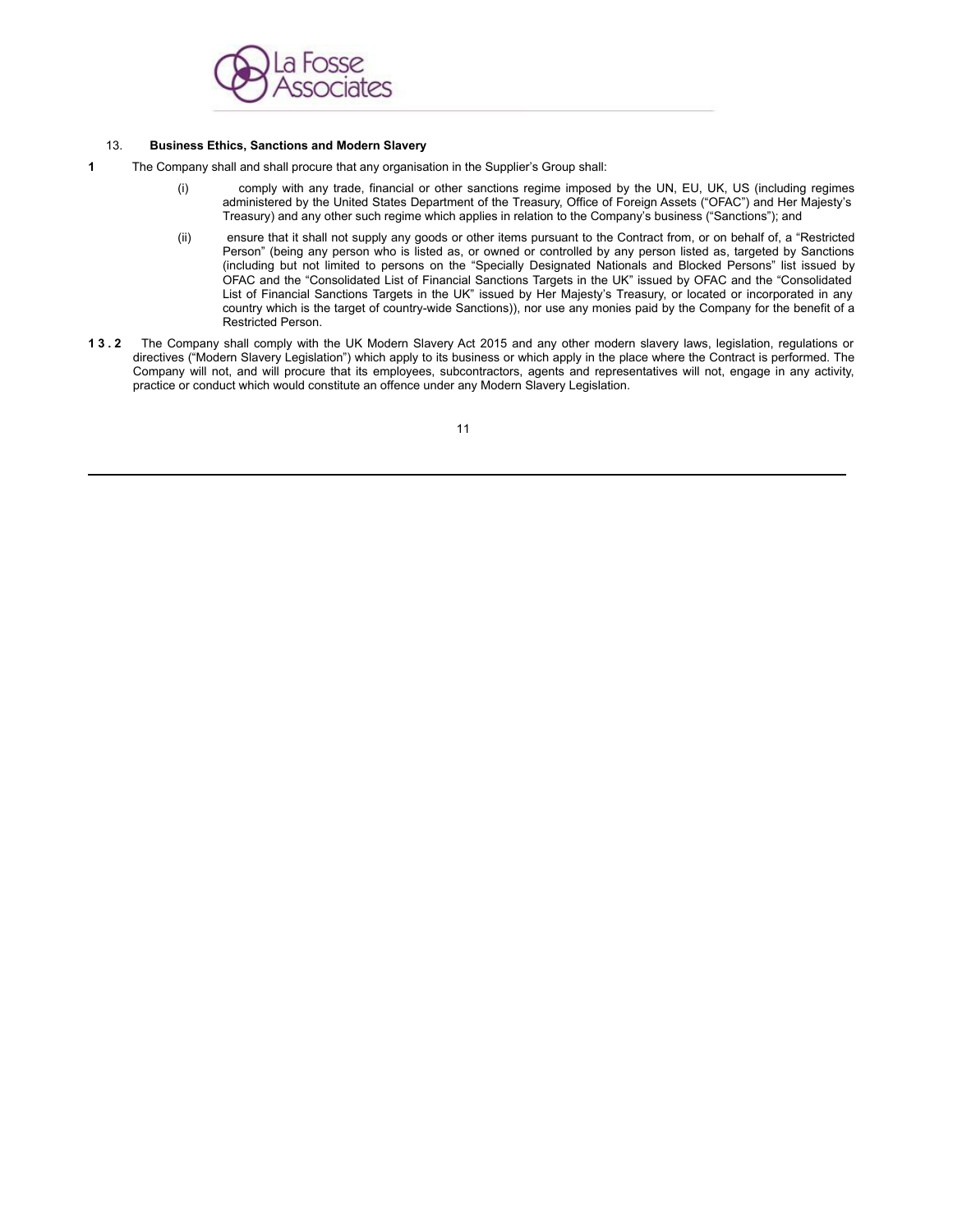13. **Business Ethics, Sanctions and Modern Slavery**

**1** The Company shall and shall procure that any organisation in the Supplier's Group shall:

(i) comply with any trade, financial or other sanctions regime imposed by the UN, EU, UK, US (including regimes administered by the United States Department of the Treasury, Office of Foreign Assets ("OFAC") and Her Majesty's Treasury) and any other such regime which applies in relation to the Company's business ("Sanctions"); and

(ii) ensure that it shall not supply any goods or other items pursuant to the Contract from, or on behalf of, a "Restricted Person" (being any person who is listed as, or owned or controlled by any person listed as, targeted by Sanctions (including but not limited to persons on the "Specially Designated Nationals and Blocked Persons" list issued by OFAC and the "Consolidated List of Financial Sanctions Targets in the UK" issued by OFAC and the "Consolidated List of Financial Sanctions Targets in the UK" issued by Her Majesty's Treasury, or located or incorporated in any country which is the target of country-wide Sanctions)), nor use any monies paid by the Company for the benefit of a Restricted Person.

**13.2** The Company shall comply with the UK Modern Slavery Act 2015 and any other modern slavery laws, legislation, regulations or directives ("Modern Slavery Legislation") which apply to its business or which apply in the place where the Contract is performed. The Company will not, and will procure that its employees, subcontractors, agents and representatives will not, engage in any activity, practice or conduct which would constitute an offence under any Modern Slavery Legislation.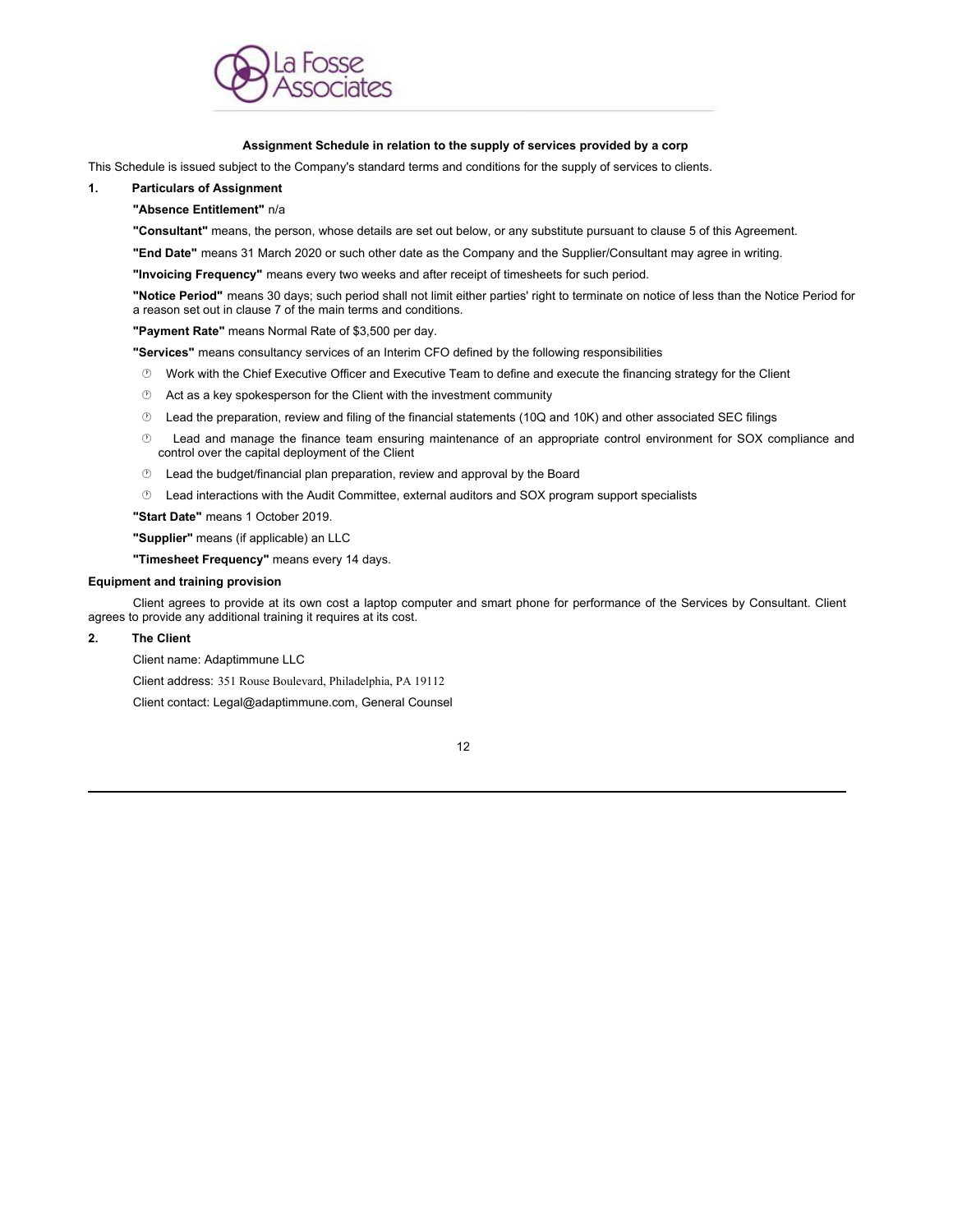**Assignment Schedule in relation to the supply of services provided by a corp**

This Schedule is issued subject to the Company's standard terms and conditions for the supply of services to clients.

**1. Particulars of Assignment**

**"Absence Entitlement"** n/a

**"Consultant"** means, the person, whose details are set out below, or any substitute pursuant to clause 5 of this Agreement.

**"End Date"** means 31 March 2020 or such other date as the Company and the Supplier/Consultant may agree in writing.

**"Invoicing Frequency"** means every two weeks and after receipt of timesheets for such period.

**"Notice Period"** means 30 days; such period shall not limit either parties' right to terminate on notice of less than the Notice Period for a reason set out in clause 7 of the main terms and conditions.

**"Payment Rate"** means Normal Rate of $3,500 per day.

**"Services"** means consultancy services of an Interim CFO defined by the following responsibilities

- Work with the Chief Executive Officer and Executive Team to define and execute the financing strategy for the Client
- Act as a key spokesperson for the Client with the investment community
- Lead the preparation, review and filing of the financial statements (10Q and 10K) and other associated SEC filings
- Lead and manage the finance team ensuring maintenance of an appropriate control environment for SOX compliance and control over the capital deployment of the Client
- Lead the budget/financial plan preparation, review and approval by the Board
- Lead interactions with the Audit Committee, external auditors and SOX program support specialists

**"Start Date"** means 1 October 2019.

**"Supplier"** means (if applicable) an LLC

**"Timesheet Frequency"** means every 14 days.

**Equipment and training provision**

Client agrees to provide at its own cost a laptop computer and smart phone for performance of the Services by Consultant. Client agrees to provide any additional training it requires at its cost.

**2. The Client**

Client name: Adaptimmune LLC

Client address: 351 Rouse Boulevard, Philadelphia, PA 19112

Client contact: Legal@adaptimmune.com, General Counsel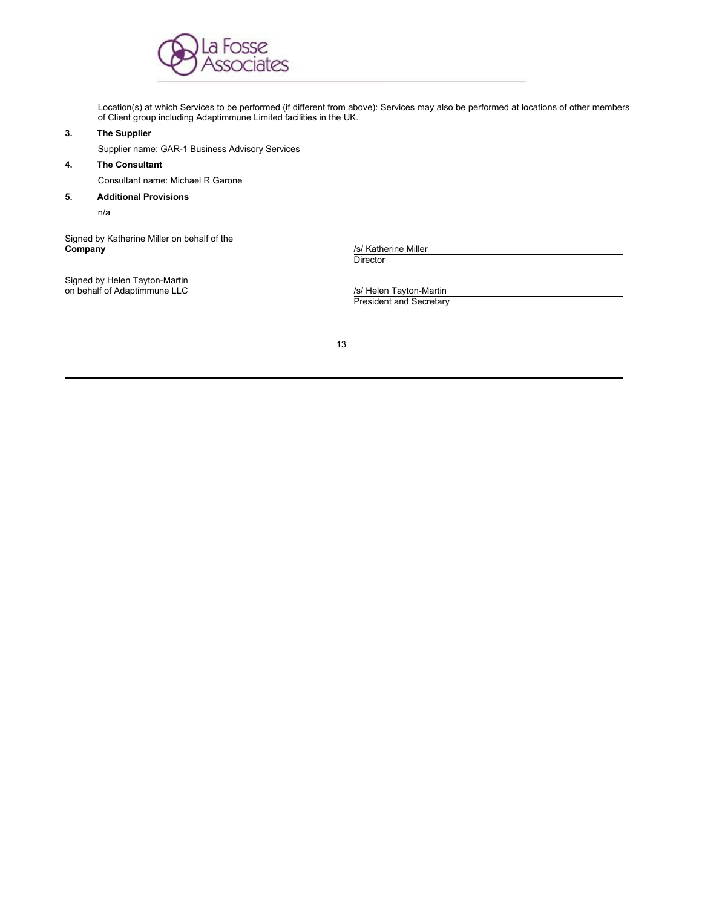Location(s) at which Services to be performed (if different from above): Services may also be performed at locations of other members of Client group including Adaptimmune Limited facilities in the UK.

**3. The Supplier**

Supplier name: GAR-1 Business Advisory Services

**4. The Consultant**

Consultant name: Michael R Garone

**5. Additional Provisions**

n/a

| | |
|---|---|
| Signed by Katherine Miller on behalf of the **Company** | /s/ Katherine Miller<br>Director |
| Signed by Helen Tayton-Martin on behalf of Adaptimmune LLC | /s/ Helen Tayton-Martin<br>President and Secretary |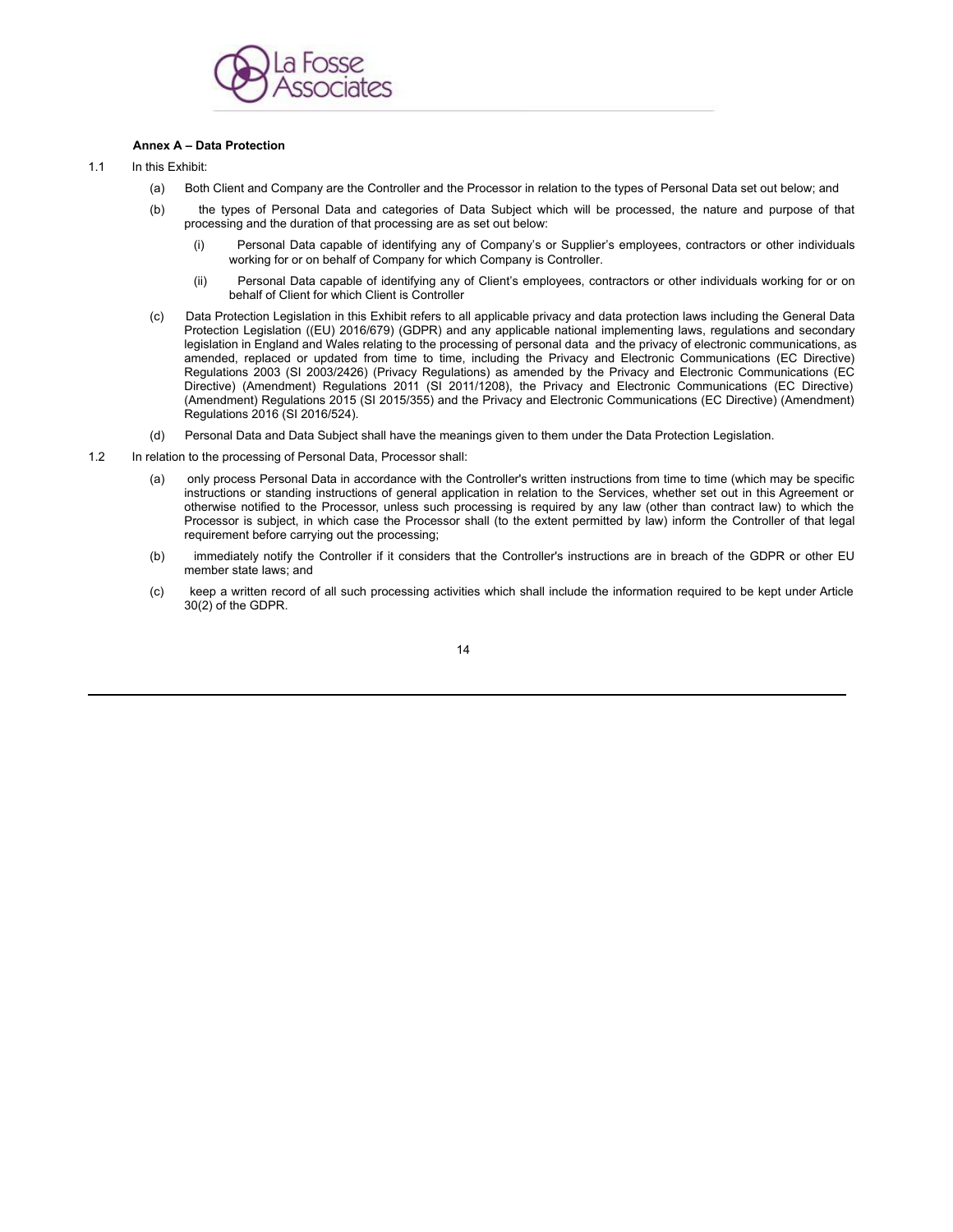**Annex A – Data Protection**

1.1 In this Exhibit:

(a) Both Client and Company are the Controller and the Processor in relation to the types of Personal Data set out below; and

(b) the types of Personal Data and categories of Data Subject which will be processed, the nature and purpose of that processing and the duration of that processing are as set out below:

(i) Personal Data capable of identifying any of Company's or Supplier's employees, contractors or other individuals working for or on behalf of Company for which Company is Controller.

(ii) Personal Data capable of identifying any of Client's employees, contractors or other individuals working for or on behalf of Client for which Client is Controller

(c) Data Protection Legislation in this Exhibit refers to all applicable privacy and data protection laws including the General Data Protection Legislation ((EU) 2016/679) (GDPR) and any applicable national implementing laws, regulations and secondary legislation in England and Wales relating to the processing of personal data and the privacy of electronic communications, as amended, replaced or updated from time to time, including the Privacy and Electronic Communications (EC Directive) Regulations 2003 (SI 2003/2426) (Privacy Regulations) as amended by the Privacy and Electronic Communications (EC Directive) (Amendment) Regulations 2011 (SI 2011/1208), the Privacy and Electronic Communications (EC Directive) (Amendment) Regulations 2015 (SI 2015/355) and the Privacy and Electronic Communications (EC Directive) (Amendment) Regulations 2016 (SI 2016/524).

(d) Personal Data and Data Subject shall have the meanings given to them under the Data Protection Legislation.

1.2 In relation to the processing of Personal Data, Processor shall:

(a) only process Personal Data in accordance with the Controller's written instructions from time to time (which may be specific instructions or standing instructions of general application in relation to the Services, whether set out in this Agreement or otherwise notified to the Processor, unless such processing is required by any law (other than contract law) to which the Processor is subject, in which case the Processor shall (to the extent permitted by law) inform the Controller of that legal requirement before carrying out the processing;

(b) immediately notify the Controller if it considers that the Controller's instructions are in breach of the GDPR or other EU member state laws; and

(c) keep a written record of all such processing activities which shall include the information required to be kept under Article 30(2) of the GDPR.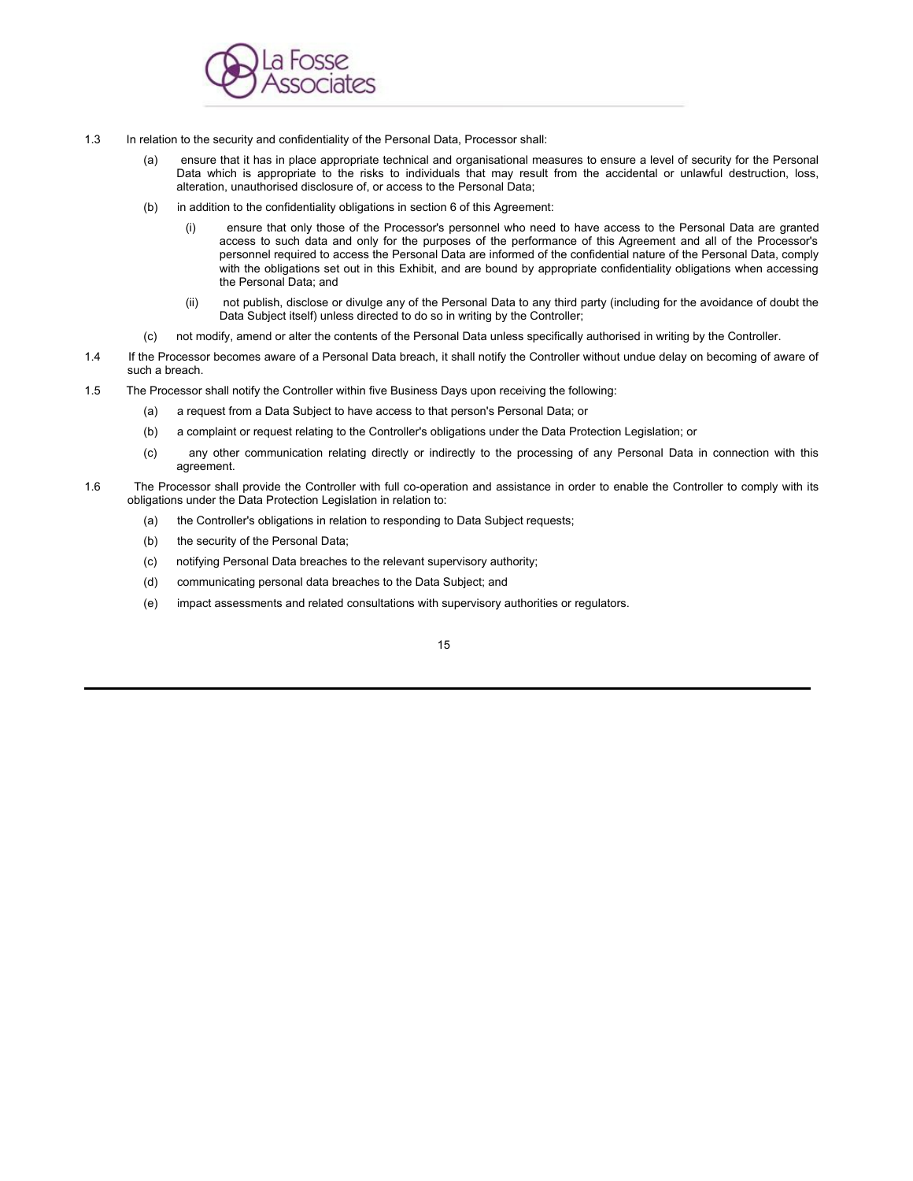1.3 In relation to the security and confidentiality of the Personal Data, Processor shall:

(a) ensure that it has in place appropriate technical and organisational measures to ensure a level of security for the Personal Data which is appropriate to the risks to individuals that may result from the accidental or unlawful destruction, loss, alteration, unauthorised disclosure of, or access to the Personal Data;

(b) in addition to the confidentiality obligations in section 6 of this Agreement:

(i) ensure that only those of the Processor's personnel who need to have access to the Personal Data are granted access to such data and only for the purposes of the performance of this Agreement and all of the Processor's personnel required to access the Personal Data are informed of the confidential nature of the Personal Data, comply with the obligations set out in this Exhibit, and are bound by appropriate confidentiality obligations when accessing the Personal Data; and

(ii) not publish, disclose or divulge any of the Personal Data to any third party (including for the avoidance of doubt the Data Subject itself) unless directed to do so in writing by the Controller;

(c) not modify, amend or alter the contents of the Personal Data unless specifically authorised in writing by the Controller.

1.4 If the Processor becomes aware of a Personal Data breach, it shall notify the Controller without undue delay on becoming of aware of such a breach.

1.5 The Processor shall notify the Controller within five Business Days upon receiving the following:

(a) a request from a Data Subject to have access to that person's Personal Data; or

(b) a complaint or request relating to the Controller's obligations under the Data Protection Legislation; or

(c) any other communication relating directly or indirectly to the processing of any Personal Data in connection with this agreement.

1.6 The Processor shall provide the Controller with full co-operation and assistance in order to enable the Controller to comply with its obligations under the Data Protection Legislation in relation to:

(a) the Controller's obligations in relation to responding to Data Subject requests;

(b) the security of the Personal Data;

(c) notifying Personal Data breaches to the relevant supervisory authority;

(d) communicating personal data breaches to the Data Subject; and

(e) impact assessments and related consultations with supervisory authorities or regulators.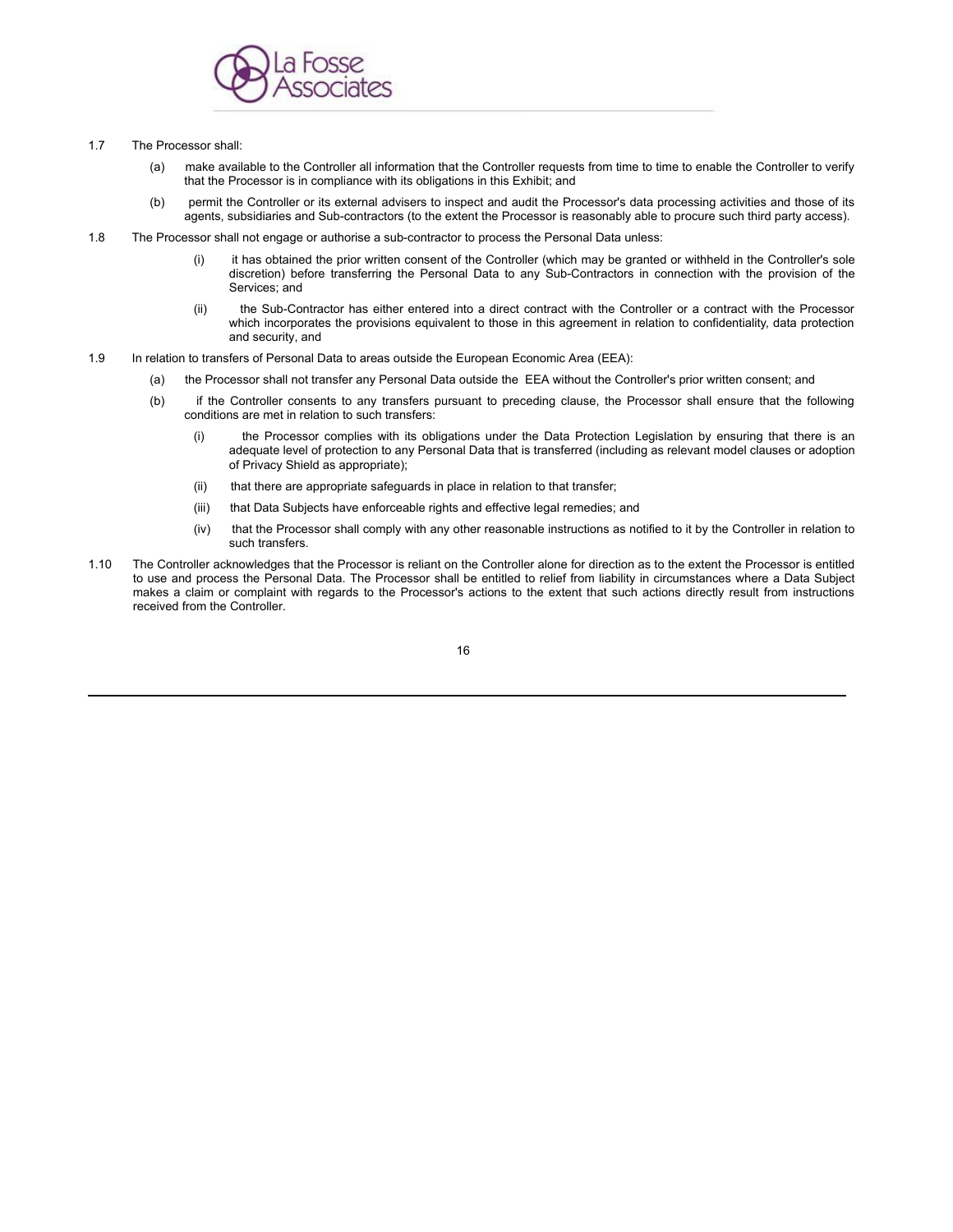1.7 The Processor shall:

(a) make available to the Controller all information that the Controller requests from time to time to enable the Controller to verify that the Processor is in compliance with its obligations in this Exhibit; and

(b) permit the Controller or its external advisers to inspect and audit the Processor's data processing activities and those of its agents, subsidiaries and Sub-contractors (to the extent the Processor is reasonably able to procure such third party access).

1.8 The Processor shall not engage or authorise a sub-contractor to process the Personal Data unless:

(i) it has obtained the prior written consent of the Controller (which may be granted or withheld in the Controller's sole discretion) before transferring the Personal Data to any Sub-Contractors in connection with the provision of the Services; and

(ii) the Sub-Contractor has either entered into a direct contract with the Controller or a contract with the Processor which incorporates the provisions equivalent to those in this agreement in relation to confidentiality, data protection and security, and

1.9 In relation to transfers of Personal Data to areas outside the European Economic Area (EEA):

(a) the Processor shall not transfer any Personal Data outside the EEA without the Controller's prior written consent; and

(b) if the Controller consents to any transfers pursuant to preceding clause, the Processor shall ensure that the following conditions are met in relation to such transfers:

(i) the Processor complies with its obligations under the Data Protection Legislation by ensuring that there is an adequate level of protection to any Personal Data that is transferred (including as relevant model clauses or adoption of Privacy Shield as appropriate);

(ii) that there are appropriate safeguards in place in relation to that transfer;

(iii) that Data Subjects have enforceable rights and effective legal remedies; and

(iv) that the Processor shall comply with any other reasonable instructions as notified to it by the Controller in relation to such transfers.

1.10 The Controller acknowledges that the Processor is reliant on the Controller alone for direction as to the extent the Processor is entitled to use and process the Personal Data. The Processor shall be entitled to relief from liability in circumstances where a Data Subject makes a claim or complaint with regards to the Processor's actions to the extent that such actions directly result from instructions received from the Controller.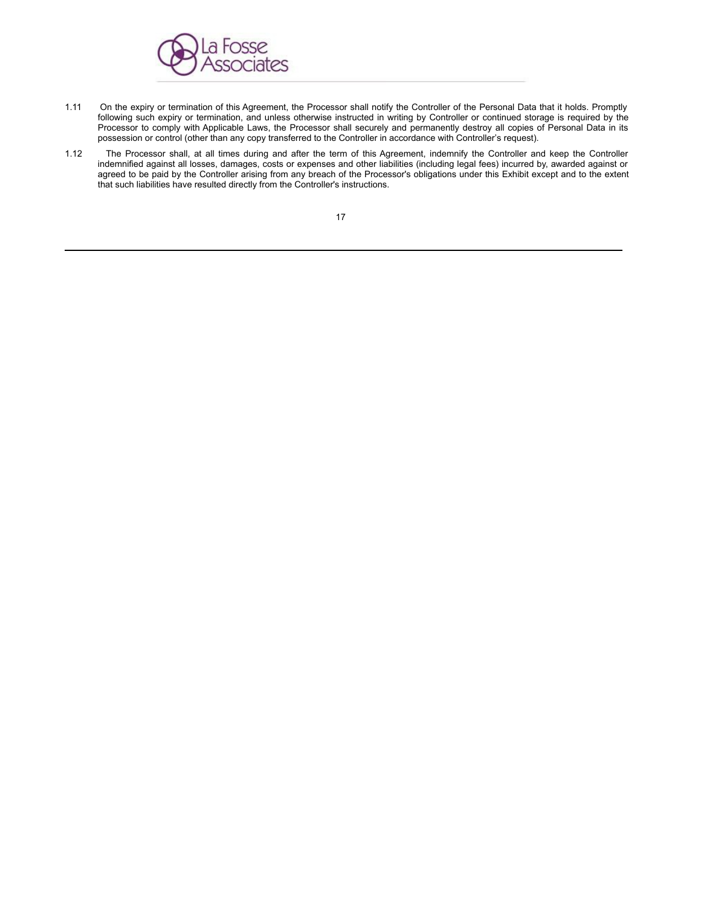1.11 On the expiry or termination of this Agreement, the Processor shall notify the Controller of the Personal Data that it holds. Promptly following such expiry or termination, and unless otherwise instructed in writing by Controller or continued storage is required by the Processor to comply with Applicable Laws, the Processor shall securely and permanently destroy all copies of Personal Data in its possession or control (other than any copy transferred to the Controller in accordance with Controller's request).

1.12 The Processor shall, at all times during and after the term of this Agreement, indemnify the Controller and keep the Controller indemnified against all losses, damages, costs or expenses and other liabilities (including legal fees) incurred by, awarded against or agreed to be paid by the Controller arising from any breach of the Processor's obligations under this Exhibit except and to the extent that such liabilities have resulted directly from the Controller's instructions.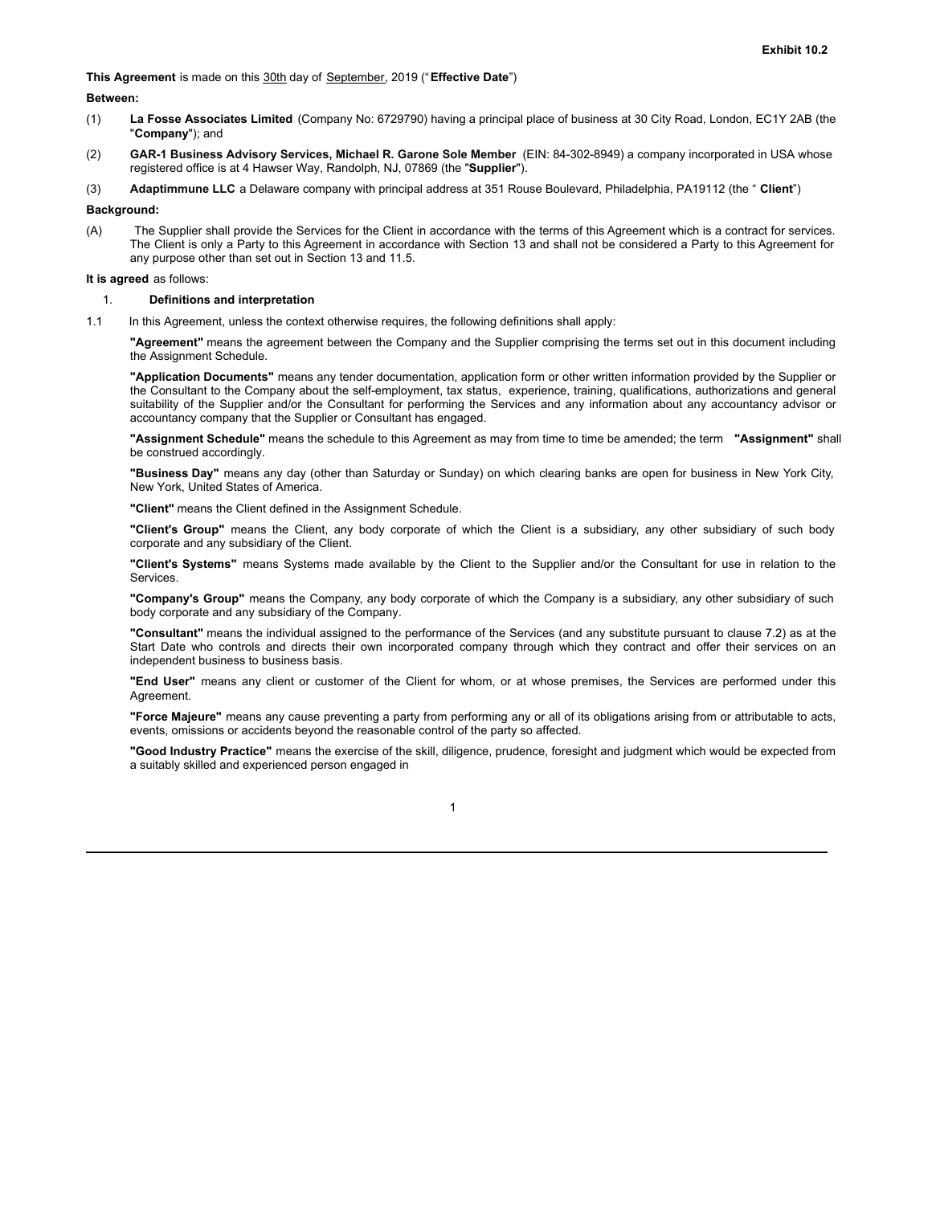**Exhibit 10.2**

**This Agreement** is made on this 30th day of September, 2019 ("**Effective Date**")

**Between:**

(1) **La Fosse Associates Limited** (Company No: 6729790) having a principal place of business at 30 City Road, London, EC1Y 2AB (the "**Company**"); and

(2) **GAR-1 Business Advisory Services, Michael R. Garone Sole Member** (EIN: 84-302-8949) a company incorporated in USA whose registered office is at 4 Hawser Way, Randolph, NJ, 07869 (the "**Supplier**").

(3) **Adaptimmune LLC** a Delaware company with principal address at 351 Rouse Boulevard, Philadelphia, PA19112 (the " **Client**")

**Background:**

(A) The Supplier shall provide the Services for the Client in accordance with the terms of this Agreement which is a contract for services. The Client is only a Party to this Agreement in accordance with Section 13 and shall not be considered a Party to this Agreement for any purpose other than set out in Section 13 and 11.5.

**It is agreed** as follows:

1. **Definitions and interpretation**

1.1 In this Agreement, unless the context otherwise requires, the following definitions shall apply:

**"Agreement"** means the agreement between the Company and the Supplier comprising the terms set out in this document including the Assignment Schedule.

**"Application Documents"** means any tender documentation, application form or other written information provided by the Supplier or the Consultant to the Company about the self-employment, tax status, experience, training, qualifications, authorizations and general suitability of the Supplier and/or the Consultant for performing the Services and any information about any accountancy advisor or accountancy company that the Supplier or Consultant has engaged.

**"Assignment Schedule"** means the schedule to this Agreement as may from time to time be amended; the term **"Assignment"** shall be construed accordingly.

**"Business Day"** means any day (other than Saturday or Sunday) on which clearing banks are open for business in New York City, New York, United States of America.

**"Client"** means the Client defined in the Assignment Schedule.

**"Client's Group"** means the Client, any body corporate of which the Client is a subsidiary, any other subsidiary of such body corporate and any subsidiary of the Client.

**"Client's Systems"** means Systems made available by the Client to the Supplier and/or the Consultant for use in relation to the Services.

**"Company's Group"** means the Company, any body corporate of which the Company is a subsidiary, any other subsidiary of such body corporate and any subsidiary of the Company.

**"Consultant"** means the individual assigned to the performance of the Services (and any substitute pursuant to clause 7.2) as at the Start Date who controls and directs their own incorporated company through which they contract and offer their services on an independent business to business basis.

**"End User"** means any client or customer of the Client for whom, or at whose premises, the Services are performed under this Agreement.

**"Force Majeure"** means any cause preventing a party from performing any or all of its obligations arising from or attributable to acts, events, omissions or accidents beyond the reasonable control of the party so affected.

**"Good Industry Practice"** means the exercise of the skill, diligence, prudence, foresight and judgment which would be expected from a suitably skilled and experienced person engaged in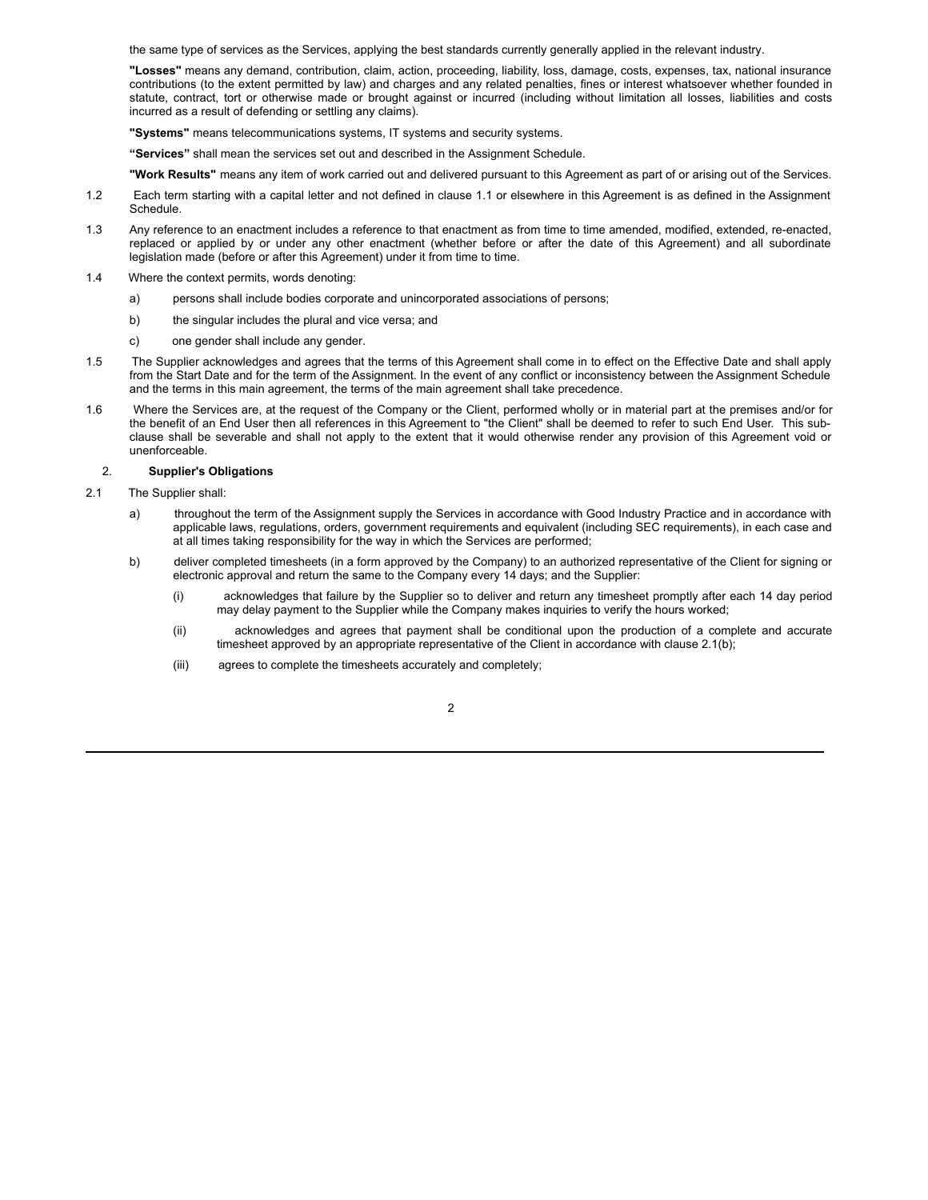the same type of services as the Services, applying the best standards currently generally applied in the relevant industry.

**"Losses"** means any demand, contribution, claim, action, proceeding, liability, loss, damage, costs, expenses, tax, national insurance contributions (to the extent permitted by law) and charges and any related penalties, fines or interest whatsoever whether founded in statute, contract, tort or otherwise made or brought against or incurred (including without limitation all losses, liabilities and costs incurred as a result of defending or settling any claims).

**"Systems"** means telecommunications systems, IT systems and security systems.

**"Services"** shall mean the services set out and described in the Assignment Schedule.

**"Work Results"** means any item of work carried out and delivered pursuant to this Agreement as part of or arising out of the Services.

1.2 Each term starting with a capital letter and not defined in clause 1.1 or elsewhere in this Agreement is as defined in the Assignment Schedule.

1.3 Any reference to an enactment includes a reference to that enactment as from time to time amended, modified, extended, re-enacted, replaced or applied by or under any other enactment (whether before or after the date of this Agreement) and all subordinate legislation made (before or after this Agreement) under it from time to time.

1.4 Where the context permits, words denoting:

a) persons shall include bodies corporate and unincorporated associations of persons;

b) the singular includes the plural and vice versa; and

c) one gender shall include any gender.

1.5 The Supplier acknowledges and agrees that the terms of this Agreement shall come in to effect on the Effective Date and shall apply from the Start Date and for the term of the Assignment. In the event of any conflict or inconsistency between the Assignment Schedule and the terms in this main agreement, the terms of the main agreement shall take precedence.

1.6 Where the Services are, at the request of the Company or the Client, performed wholly or in material part at the premises and/or for the benefit of an End User then all references in this Agreement to "the Client" shall be deemed to refer to such End User. This sub-clause shall be severable and shall not apply to the extent that it would otherwise render any provision of this Agreement void or unenforceable.

## 2. Supplier's Obligations

2.1 The Supplier shall:

a) throughout the term of the Assignment supply the Services in accordance with Good Industry Practice and in accordance with applicable laws, regulations, orders, government requirements and equivalent (including SEC requirements), in each case and at all times taking responsibility for the way in which the Services are performed;

b) deliver completed timesheets (in a form approved by the Company) to an authorized representative of the Client for signing or electronic approval and return the same to the Company every 14 days; and the Supplier:

(i) acknowledges that failure by the Supplier so to deliver and return any timesheet promptly after each 14 day period may delay payment to the Supplier while the Company makes inquiries to verify the hours worked;

(ii) acknowledges and agrees that payment shall be conditional upon the production of a complete and accurate timesheet approved by an appropriate representative of the Client in accordance with clause 2.1(b);

(iii) agrees to complete the timesheets accurately and completely;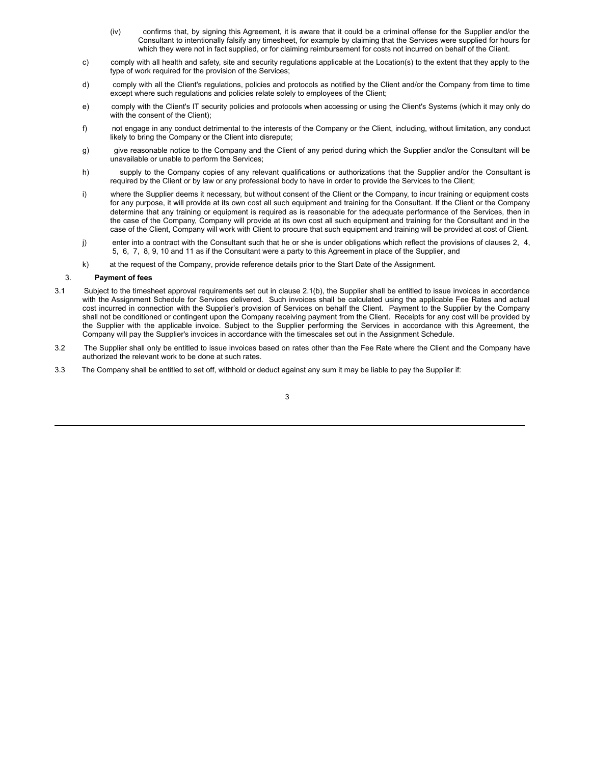(iv) confirms that, by signing this Agreement, it is aware that it could be a criminal offense for the Supplier and/or the Consultant to intentionally falsify any timesheet, for example by claiming that the Services were supplied for hours for which they were not in fact supplied, or for claiming reimbursement for costs not incurred on behalf of the Client.

c) comply with all health and safety, site and security regulations applicable at the Location(s) to the extent that they apply to the type of work required for the provision of the Services;

d) comply with all the Client's regulations, policies and protocols as notified by the Client and/or the Company from time to time except where such regulations and policies relate solely to employees of the Client;

e) comply with the Client's IT security policies and protocols when accessing or using the Client's Systems (which it may only do with the consent of the Client);

f) not engage in any conduct detrimental to the interests of the Company or the Client, including, without limitation, any conduct likely to bring the Company or the Client into disrepute;

g) give reasonable notice to the Company and the Client of any period during which the Supplier and/or the Consultant will be unavailable or unable to perform the Services;

h) supply to the Company copies of any relevant qualifications or authorizations that the Supplier and/or the Consultant is required by the Client or by law or any professional body to have in order to provide the Services to the Client;

i) where the Supplier deems it necessary, but without consent of the Client or the Company, to incur training or equipment costs for any purpose, it will provide at its own cost all such equipment and training for the Consultant. If the Client or the Company determine that any training or equipment is required as is reasonable for the adequate performance of the Services, then in the case of the Company, Company will provide at its own cost all such equipment and training for the Consultant and in the case of the Client, Company will work with Client to procure that such equipment and training will be provided at cost of Client.

j) enter into a contract with the Consultant such that he or she is under obligations which reflect the provisions of clauses 2, 4, 5, 6, 7, 8, 9, 10 and 11 as if the Consultant were a party to this Agreement in place of the Supplier, and

k) at the request of the Company, provide reference details prior to the Start Date of the Assignment.

3. **Payment of fees**

3.1 Subject to the timesheet approval requirements set out in clause 2.1(b), the Supplier shall be entitled to issue invoices in accordance with the Assignment Schedule for Services delivered. Such invoices shall be calculated using the applicable Fee Rates and actual cost incurred in connection with the Supplier's provision of Services on behalf the Client. Payment to the Supplier by the Company shall not be conditioned or contingent upon the Company receiving payment from the Client. Receipts for any cost will be provided by the Supplier with the applicable invoice. Subject to the Supplier performing the Services in accordance with this Agreement, the Company will pay the Supplier's invoices in accordance with the timescales set out in the Assignment Schedule.

3.2 The Supplier shall only be entitled to issue invoices based on rates other than the Fee Rate where the Client and the Company have authorized the relevant work to be done at such rates.

3.3 The Company shall be entitled to set off, withhold or deduct against any sum it may be liable to pay the Supplier if: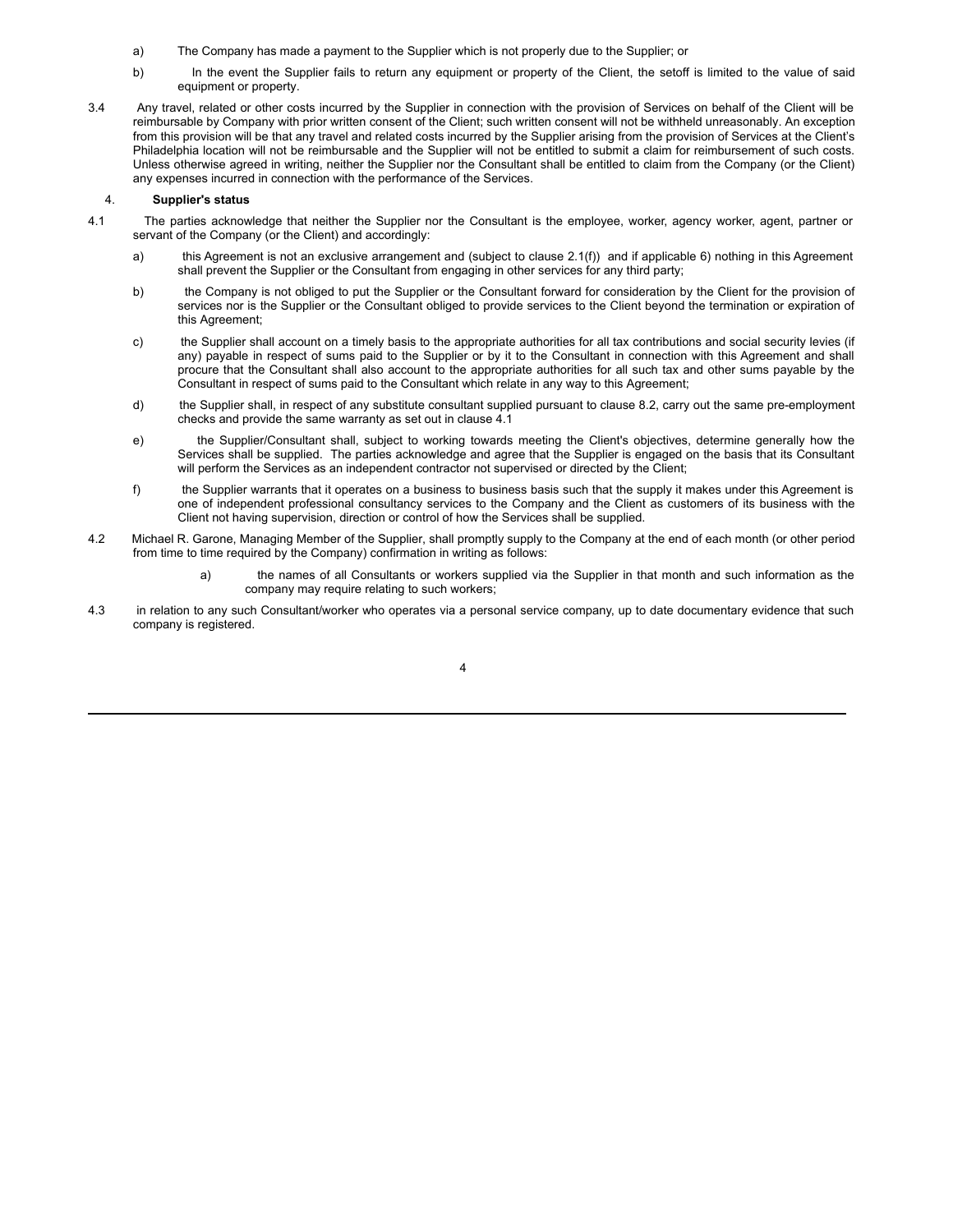a) The Company has made a payment to the Supplier which is not properly due to the Supplier; or

b) In the event the Supplier fails to return any equipment or property of the Client, the setoff is limited to the value of said equipment or property.

3.4 Any travel, related or other costs incurred by the Supplier in connection with the provision of Services on behalf of the Client will be reimbursable by Company with prior written consent of the Client; such written consent will not be withheld unreasonably. An exception from this provision will be that any travel and related costs incurred by the Supplier arising from the provision of Services at the Client's Philadelphia location will not be reimbursable and the Supplier will not be entitled to submit a claim for reimbursement of such costs. Unless otherwise agreed in writing, neither the Supplier nor the Consultant shall be entitled to claim from the Company (or the Client) any expenses incurred in connection with the performance of the Services.

## 4. Supplier's status

4.1 The parties acknowledge that neither the Supplier nor the Consultant is the employee, worker, agency worker, agent, partner or servant of the Company (or the Client) and accordingly:

a) this Agreement is not an exclusive arrangement and (subject to clause 2.1(f)) and if applicable 6) nothing in this Agreement shall prevent the Supplier or the Consultant from engaging in other services for any third party;

b) the Company is not obliged to put the Supplier or the Consultant forward for consideration by the Client for the provision of services nor is the Supplier or the Consultant obliged to provide services to the Client beyond the termination or expiration of this Agreement;

c) the Supplier shall account on a timely basis to the appropriate authorities for all tax contributions and social security levies (if any) payable in respect of sums paid to the Supplier or by it to the Consultant in connection with this Agreement and shall procure that the Consultant shall also account to the appropriate authorities for all such tax and other sums payable by the Consultant in respect of sums paid to the Consultant which relate in any way to this Agreement;

d) the Supplier shall, in respect of any substitute consultant supplied pursuant to clause 8.2, carry out the same pre-employment checks and provide the same warranty as set out in clause 4.1

e) the Supplier/Consultant shall, subject to working towards meeting the Client's objectives, determine generally how the Services shall be supplied. The parties acknowledge and agree that the Supplier is engaged on the basis that its Consultant will perform the Services as an independent contractor not supervised or directed by the Client;

f) the Supplier warrants that it operates on a business to business basis such that the supply it makes under this Agreement is one of independent professional consultancy services to the Company and the Client as customers of its business with the Client not having supervision, direction or control of how the Services shall be supplied.

4.2 Michael R. Garone, Managing Member of the Supplier, shall promptly supply to the Company at the end of each month (or other period from time to time required by the Company) confirmation in writing as follows:

a) the names of all Consultants or workers supplied via the Supplier in that month and such information as the company may require relating to such workers;

4.3 in relation to any such Consultant/worker who operates via a personal service company, up to date documentary evidence that such company is registered.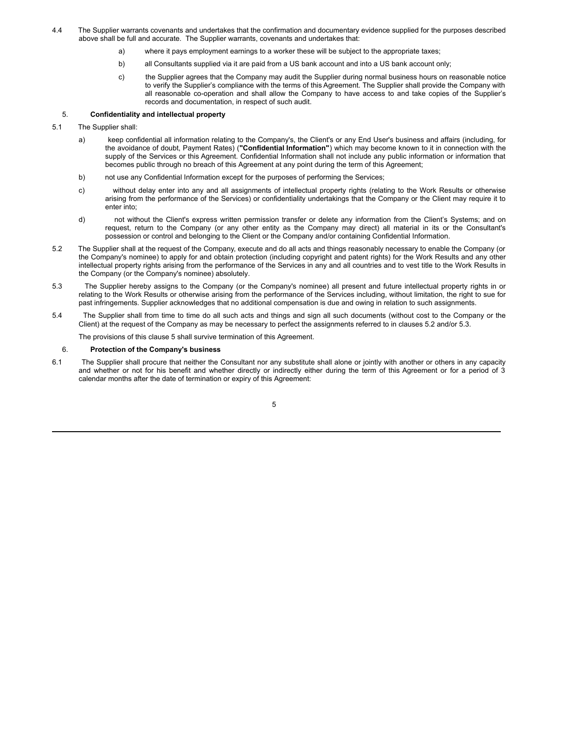4.4 The Supplier warrants covenants and undertakes that the confirmation and documentary evidence supplied for the purposes described above shall be full and accurate. The Supplier warrants, covenants and undertakes that:

a) where it pays employment earnings to a worker these will be subject to the appropriate taxes;

b) all Consultants supplied via it are paid from a US bank account and into a US bank account only;

c) the Supplier agrees that the Company may audit the Supplier during normal business hours on reasonable notice to verify the Supplier's compliance with the terms of this Agreement. The Supplier shall provide the Company with all reasonable co-operation and shall allow the Company to have access to and take copies of the Supplier's records and documentation, in respect of such audit.

5. **Confidentiality and intellectual property**

5.1 The Supplier shall:

a) keep confidential all information relating to the Company's, the Client's or any End User's business and affairs (including, for the avoidance of doubt, Payment Rates) (**"Confidential Information"**) which may become known to it in connection with the supply of the Services or this Agreement. Confidential Information shall not include any public information or information that becomes public through no breach of this Agreement at any point during the term of this Agreement;

b) not use any Confidential Information except for the purposes of performing the Services;

c) without delay enter into any and all assignments of intellectual property rights (relating to the Work Results or otherwise arising from the performance of the Services) or confidentiality undertakings that the Company or the Client may require it to enter into;

d) not without the Client's express written permission transfer or delete any information from the Client's Systems; and on request, return to the Company (or any other entity as the Company may direct) all material in its or the Consultant's possession or control and belonging to the Client or the Company and/or containing Confidential Information.

5.2 The Supplier shall at the request of the Company, execute and do all acts and things reasonably necessary to enable the Company (or the Company's nominee) to apply for and obtain protection (including copyright and patent rights) for the Work Results and any other intellectual property rights arising from the performance of the Services in any and all countries and to vest title to the Work Results in the Company (or the Company's nominee) absolutely.

5.3 The Supplier hereby assigns to the Company (or the Company's nominee) all present and future intellectual property rights in or relating to the Work Results or otherwise arising from the performance of the Services including, without limitation, the right to sue for past infringements. Supplier acknowledges that no additional compensation is due and owing in relation to such assignments.

5.4 The Supplier shall from time to time do all such acts and things and sign all such documents (without cost to the Company or the Client) at the request of the Company as may be necessary to perfect the assignments referred to in clauses 5.2 and/or 5.3.

The provisions of this clause 5 shall survive termination of this Agreement.

6. **Protection of the Company's business**

6.1 The Supplier shall procure that neither the Consultant nor any substitute shall alone or jointly with another or others in any capacity and whether or not for his benefit and whether directly or indirectly either during the term of this Agreement or for a period of 3 calendar months after the date of termination or expiry of this Agreement: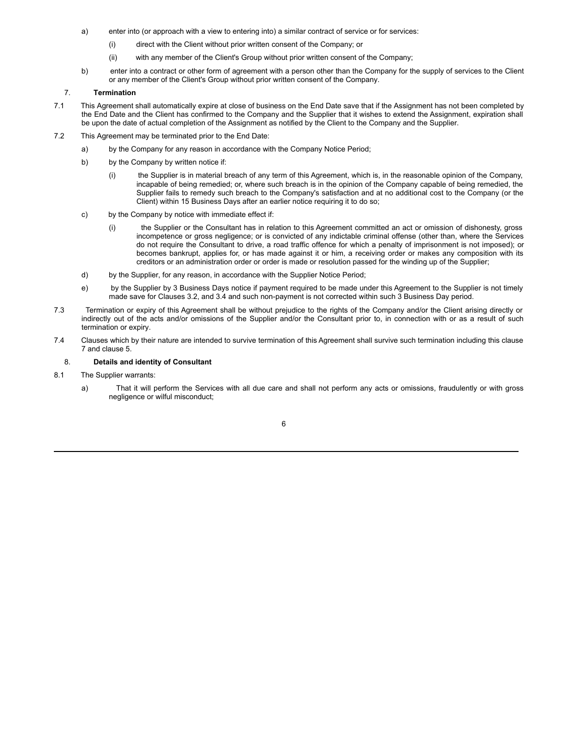a) enter into (or approach with a view to entering into) a similar contract of service or for services:

   (i) direct with the Client without prior written consent of the Company; or

   (ii) with any member of the Client's Group without prior written consent of the Company;

b) enter into a contract or other form of agreement with a person other than the Company for the supply of services to the Client or any member of the Client's Group without prior written consent of the Company.

### 7. Termination

7.1 This Agreement shall automatically expire at close of business on the End Date save that if the Assignment has not been completed by the End Date and the Client has confirmed to the Company and the Supplier that it wishes to extend the Assignment, expiration shall be upon the date of actual completion of the Assignment as notified by the Client to the Company and the Supplier.

7.2 This Agreement may be terminated prior to the End Date:

a) by the Company for any reason in accordance with the Company Notice Period;

b) by the Company by written notice if:

   (i) the Supplier is in material breach of any term of this Agreement, which is, in the reasonable opinion of the Company, incapable of being remedied; or, where such breach is in the opinion of the Company capable of being remedied, the Supplier fails to remedy such breach to the Company's satisfaction and at no additional cost to the Company (or the Client) within 15 Business Days after an earlier notice requiring it to do so;

c) by the Company by notice with immediate effect if:

   (i) the Supplier or the Consultant has in relation to this Agreement committed an act or omission of dishonesty, gross incompetence or gross negligence; or is convicted of any indictable criminal offense (other than, where the Services do not require the Consultant to drive, a road traffic offence for which a penalty of imprisonment is not imposed); or becomes bankrupt, applies for, or has made against it or him, a receiving order or makes any composition with its creditors or an administration order or order is made or resolution passed for the winding up of the Supplier;

d) by the Supplier, for any reason, in accordance with the Supplier Notice Period;

e) by the Supplier by 3 Business Days notice if payment required to be made under this Agreement to the Supplier is not timely made save for Clauses 3.2, and 3.4 and such non-payment is not corrected within such 3 Business Day period.

7.3 Termination or expiry of this Agreement shall be without prejudice to the rights of the Company and/or the Client arising directly or indirectly out of the acts and/or omissions of the Supplier and/or the Consultant prior to, in connection with or as a result of such termination or expiry.

7.4 Clauses which by their nature are intended to survive termination of this Agreement shall survive such termination including this clause 7 and clause 5.

### 8. Details and identity of Consultant

8.1 The Supplier warrants:

a) That it will perform the Services with all due care and shall not perform any acts or omissions, fraudulently or with gross negligence or wilful misconduct;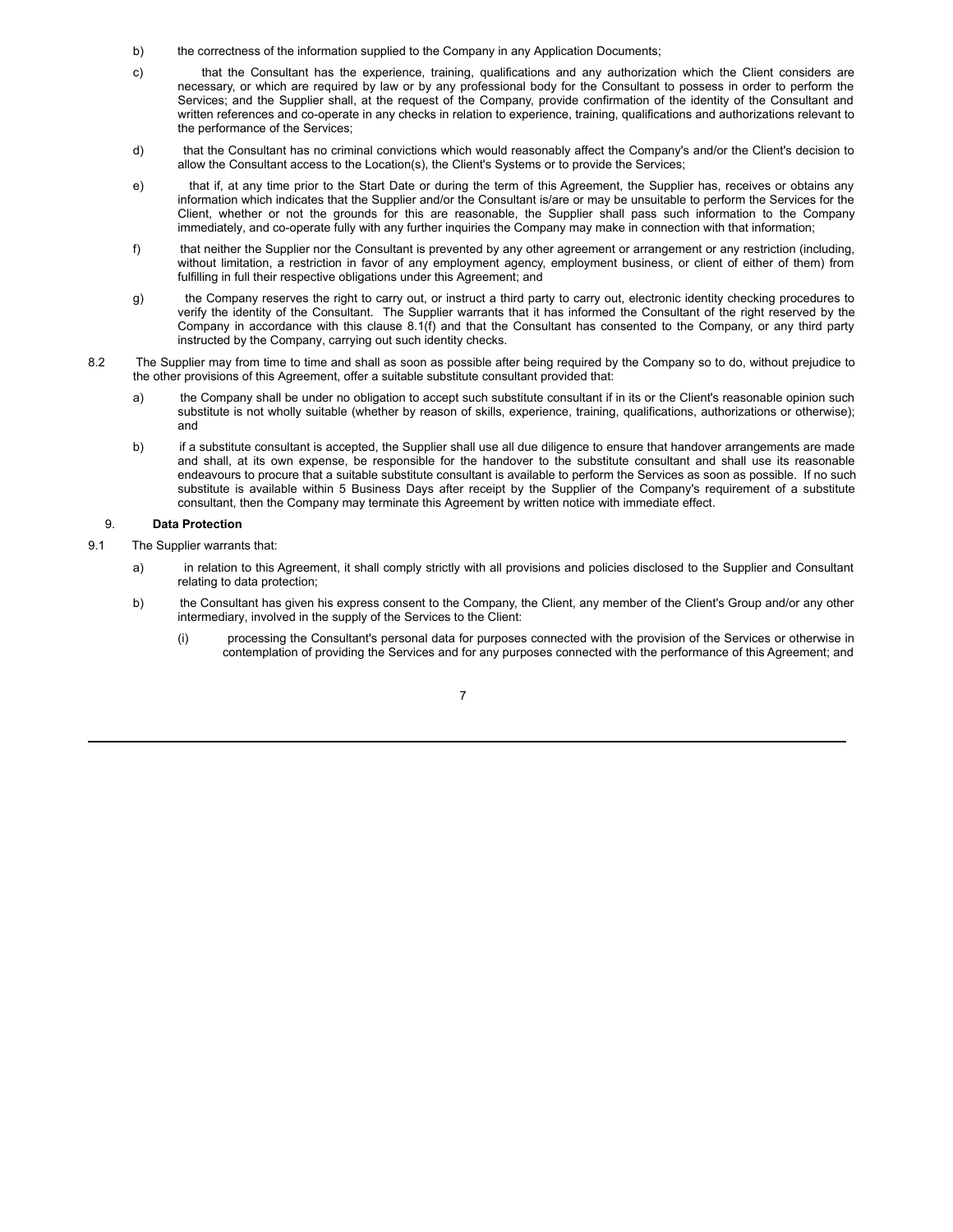b) the correctness of the information supplied to the Company in any Application Documents;

c) that the Consultant has the experience, training, qualifications and any authorization which the Client considers are necessary, or which are required by law or by any professional body for the Consultant to possess in order to perform the Services; and the Supplier shall, at the request of the Company, provide confirmation of the identity of the Consultant and written references and co-operate in any checks in relation to experience, training, qualifications and authorizations relevant to the performance of the Services;

d) that the Consultant has no criminal convictions which would reasonably affect the Company's and/or the Client's decision to allow the Consultant access to the Location(s), the Client's Systems or to provide the Services;

e) that if, at any time prior to the Start Date or during the term of this Agreement, the Supplier has, receives or obtains any information which indicates that the Supplier and/or the Consultant is/are or may be unsuitable to perform the Services for the Client, whether or not the grounds for this are reasonable, the Supplier shall pass such information to the Company immediately, and co-operate fully with any further inquiries the Company may make in connection with that information;

f) that neither the Supplier nor the Consultant is prevented by any other agreement or arrangement or any restriction (including, without limitation, a restriction in favor of any employment agency, employment business, or client of either of them) from fulfilling in full their respective obligations under this Agreement; and

g) the Company reserves the right to carry out, or instruct a third party to carry out, electronic identity checking procedures to verify the identity of the Consultant. The Supplier warrants that it has informed the Consultant of the right reserved by the Company in accordance with this clause 8.1(f) and that the Consultant has consented to the Company, or any third party instructed by the Company, carrying out such identity checks.

8.2 The Supplier may from time to time and shall as soon as possible after being required by the Company so to do, without prejudice to the other provisions of this Agreement, offer a suitable substitute consultant provided that:

a) the Company shall be under no obligation to accept such substitute consultant if in its or the Client's reasonable opinion such substitute is not wholly suitable (whether by reason of skills, experience, training, qualifications, authorizations or otherwise); and

b) if a substitute consultant is accepted, the Supplier shall use all due diligence to ensure that handover arrangements are made and shall, at its own expense, be responsible for the handover to the substitute consultant and shall use its reasonable endeavours to procure that a suitable substitute consultant is available to perform the Services as soon as possible. If no such substitute is available within 5 Business Days after receipt by the Supplier of the Company's requirement of a substitute consultant, then the Company may terminate this Agreement by written notice with immediate effect.

## 9. Data Protection

9.1 The Supplier warrants that:

a) in relation to this Agreement, it shall comply strictly with all provisions and policies disclosed to the Supplier and Consultant relating to data protection;

b) the Consultant has given his express consent to the Company, the Client, any member of the Client's Group and/or any other intermediary, involved in the supply of the Services to the Client:

(i) processing the Consultant's personal data for purposes connected with the provision of the Services or otherwise in contemplation of providing the Services and for any purposes connected with the performance of this Agreement; and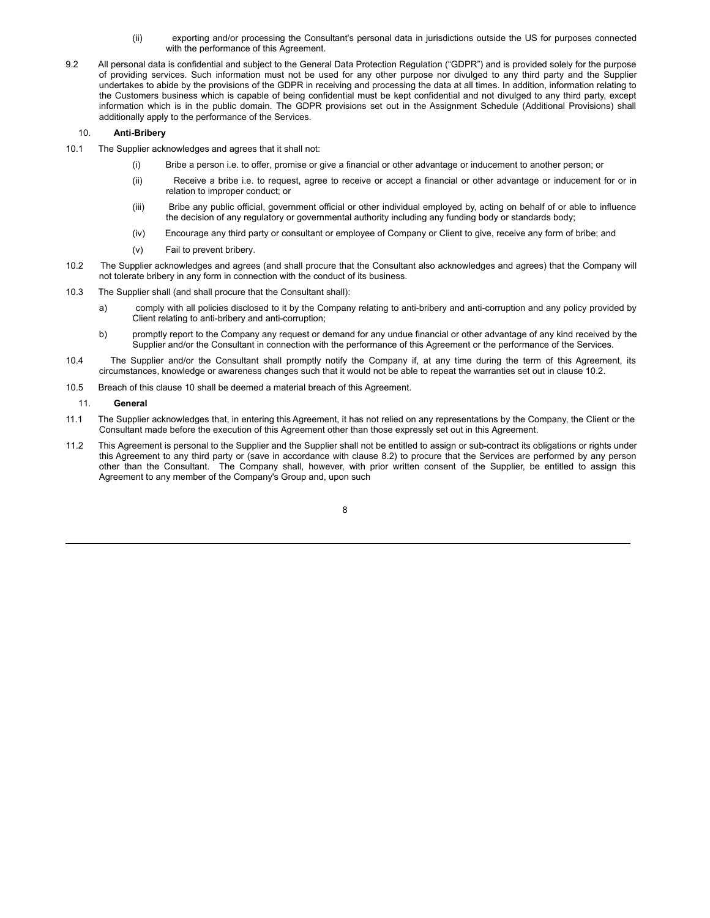(ii) exporting and/or processing the Consultant's personal data in jurisdictions outside the US for purposes connected with the performance of this Agreement.

9.2 All personal data is confidential and subject to the General Data Protection Regulation ("GDPR") and is provided solely for the purpose of providing services. Such information must not be used for any other purpose nor divulged to any third party and the Supplier undertakes to abide by the provisions of the GDPR in receiving and processing the data at all times. In addition, information relating to the Customers business which is capable of being confidential must be kept confidential and not divulged to any third party, except information which is in the public domain. The GDPR provisions set out in the Assignment Schedule (Additional Provisions) shall additionally apply to the performance of the Services.

10. **Anti-Bribery**

10.1 The Supplier acknowledges and agrees that it shall not:

(i) Bribe a person i.e. to offer, promise or give a financial or other advantage or inducement to another person; or

(ii) Receive a bribe i.e. to request, agree to receive or accept a financial or other advantage or inducement for or in relation to improper conduct; or

(iii) Bribe any public official, government official or other individual employed by, acting on behalf of or able to influence the decision of any regulatory or governmental authority including any funding body or standards body;

(iv) Encourage any third party or consultant or employee of Company or Client to give, receive any form of bribe; and

(v) Fail to prevent bribery.

10.2 The Supplier acknowledges and agrees (and shall procure that the Consultant also acknowledges and agrees) that the Company will not tolerate bribery in any form in connection with the conduct of its business.

10.3 The Supplier shall (and shall procure that the Consultant shall):

a) comply with all policies disclosed to it by the Company relating to anti-bribery and anti-corruption and any policy provided by Client relating to anti-bribery and anti-corruption;

b) promptly report to the Company any request or demand for any undue financial or other advantage of any kind received by the Supplier and/or the Consultant in connection with the performance of this Agreement or the performance of the Services.

10.4 The Supplier and/or the Consultant shall promptly notify the Company if, at any time during the term of this Agreement, its circumstances, knowledge or awareness changes such that it would not be able to repeat the warranties set out in clause 10.2.

10.5 Breach of this clause 10 shall be deemed a material breach of this Agreement.

11. **General**

11.1 The Supplier acknowledges that, in entering this Agreement, it has not relied on any representations by the Company, the Client or the Consultant made before the execution of this Agreement other than those expressly set out in this Agreement.

11.2 This Agreement is personal to the Supplier and the Supplier shall not be entitled to assign or sub-contract its obligations or rights under this Agreement to any third party or (save in accordance with clause 8.2) to procure that the Services are performed by any person other than the Consultant. The Company shall, however, with prior written consent of the Supplier, be entitled to assign this Agreement to any member of the Company's Group and, upon such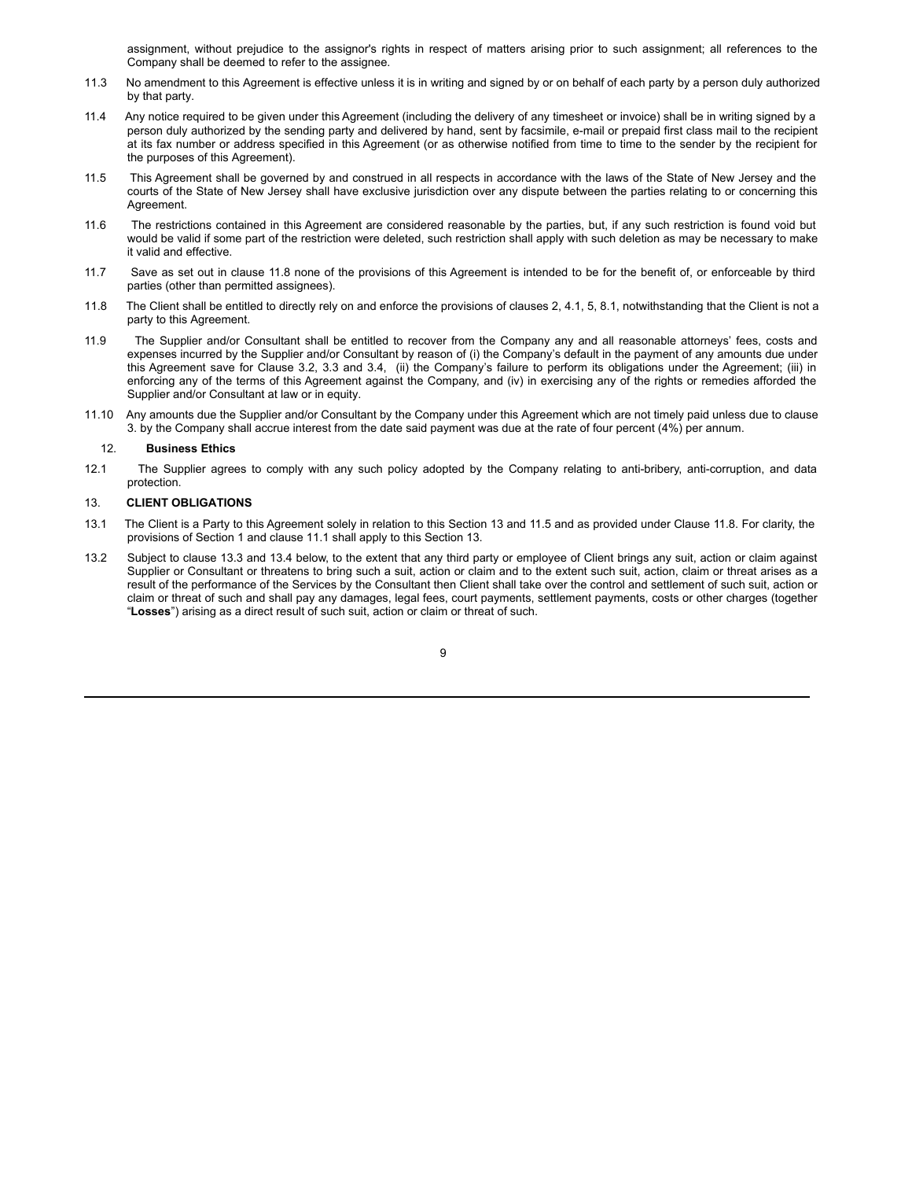assignment, without prejudice to the assignor's rights in respect of matters arising prior to such assignment; all references to the Company shall be deemed to refer to the assignee.

11.3 No amendment to this Agreement is effective unless it is in writing and signed by or on behalf of each party by a person duly authorized by that party.

11.4 Any notice required to be given under this Agreement (including the delivery of any timesheet or invoice) shall be in writing signed by a person duly authorized by the sending party and delivered by hand, sent by facsimile, e-mail or prepaid first class mail to the recipient at its fax number or address specified in this Agreement (or as otherwise notified from time to time to the sender by the recipient for the purposes of this Agreement).

11.5 This Agreement shall be governed by and construed in all respects in accordance with the laws of the State of New Jersey and the courts of the State of New Jersey shall have exclusive jurisdiction over any dispute between the parties relating to or concerning this Agreement.

11.6 The restrictions contained in this Agreement are considered reasonable by the parties, but, if any such restriction is found void but would be valid if some part of the restriction were deleted, such restriction shall apply with such deletion as may be necessary to make it valid and effective.

11.7 Save as set out in clause 11.8 none of the provisions of this Agreement is intended to be for the benefit of, or enforceable by third parties (other than permitted assignees).

11.8 The Client shall be entitled to directly rely on and enforce the provisions of clauses 2, 4.1, 5, 8.1, notwithstanding that the Client is not a party to this Agreement.

11.9 The Supplier and/or Consultant shall be entitled to recover from the Company any and all reasonable attorneys' fees, costs and expenses incurred by the Supplier and/or Consultant by reason of (i) the Company's default in the payment of any amounts due under this Agreement save for Clause 3.2, 3.3 and 3.4, (ii) the Company's failure to perform its obligations under the Agreement; (iii) in enforcing any of the terms of this Agreement against the Company, and (iv) in exercising any of the rights or remedies afforded the Supplier and/or Consultant at law or in equity.

11.10 Any amounts due the Supplier and/or Consultant by the Company under this Agreement which are not timely paid unless due to clause 3. by the Company shall accrue interest from the date said payment was due at the rate of four percent (4%) per annum.

## 12. Business Ethics

12.1 The Supplier agrees to comply with any such policy adopted by the Company relating to anti-bribery, anti-corruption, and data protection.

## 13. CLIENT OBLIGATIONS

13.1 The Client is a Party to this Agreement solely in relation to this Section 13 and 11.5 and as provided under Clause 11.8. For clarity, the provisions of Section 1 and clause 11.1 shall apply to this Section 13.

13.2 Subject to clause 13.3 and 13.4 below, to the extent that any third party or employee of Client brings any suit, action or claim against Supplier or Consultant or threatens to bring such a suit, action or claim and to the extent such suit, action, claim or threat arises as a result of the performance of the Services by the Consultant then Client shall take over the control and settlement of such suit, action or claim or threat of such and shall pay any damages, legal fees, court payments, settlement payments, costs or other charges (together "**Losses**") arising as a direct result of such suit, action or claim or threat of such.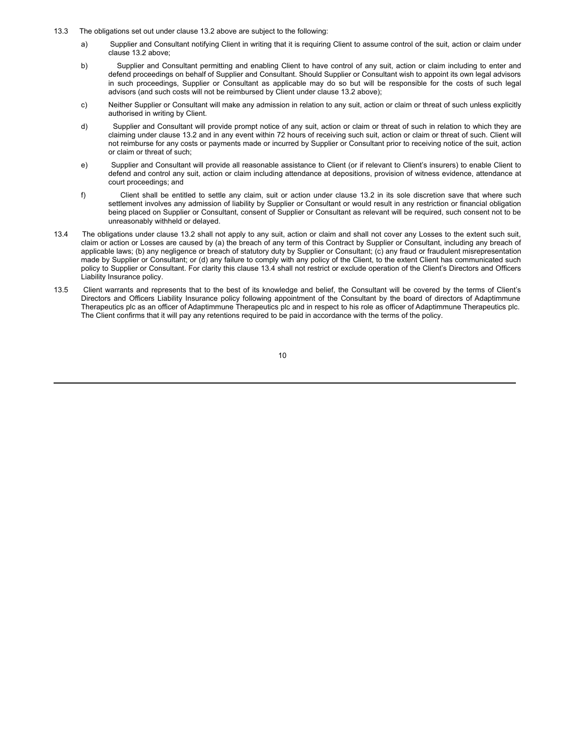13.3 The obligations set out under clause 13.2 above are subject to the following:

a) Supplier and Consultant notifying Client in writing that it is requiring Client to assume control of the suit, action or claim under clause 13.2 above;

b) Supplier and Consultant permitting and enabling Client to have control of any suit, action or claim including to enter and defend proceedings on behalf of Supplier and Consultant. Should Supplier or Consultant wish to appoint its own legal advisors in such proceedings, Supplier or Consultant as applicable may do so but will be responsible for the costs of such legal advisors (and such costs will not be reimbursed by Client under clause 13.2 above);

c) Neither Supplier or Consultant will make any admission in relation to any suit, action or claim or threat of such unless explicitly authorised in writing by Client.

d) Supplier and Consultant will provide prompt notice of any suit, action or claim or threat of such in relation to which they are claiming under clause 13.2 and in any event within 72 hours of receiving such suit, action or claim or threat of such. Client will not reimburse for any costs or payments made or incurred by Supplier or Consultant prior to receiving notice of the suit, action or claim or threat of such;

e) Supplier and Consultant will provide all reasonable assistance to Client (or if relevant to Client's insurers) to enable Client to defend and control any suit, action or claim including attendance at depositions, provision of witness evidence, attendance at court proceedings; and

f) Client shall be entitled to settle any claim, suit or action under clause 13.2 in its sole discretion save that where such settlement involves any admission of liability by Supplier or Consultant or would result in any restriction or financial obligation being placed on Supplier or Consultant, consent of Supplier or Consultant as relevant will be required, such consent not to be unreasonably withheld or delayed.

13.4 The obligations under clause 13.2 shall not apply to any suit, action or claim and shall not cover any Losses to the extent such suit, claim or action or Losses are caused by (a) the breach of any term of this Contract by Supplier or Consultant, including any breach of applicable laws; (b) any negligence or breach of statutory duty by Supplier or Consultant; (c) any fraud or fraudulent misrepresentation made by Supplier or Consultant; or (d) any failure to comply with any policy of the Client, to the extent Client has communicated such policy to Supplier or Consultant. For clarity this clause 13.4 shall not restrict or exclude operation of the Client's Directors and Officers Liability Insurance policy.

13.5 Client warrants and represents that to the best of its knowledge and belief, the Consultant will be covered by the terms of Client's Directors and Officers Liability Insurance policy following appointment of the Consultant by the board of directors of Adaptimmune Therapeutics plc as an officer of Adaptimmune Therapeutics plc and in respect to his role as officer of Adaptimmune Therapeutics plc. The Client confirms that it will pay any retentions required to be paid in accordance with the terms of the policy.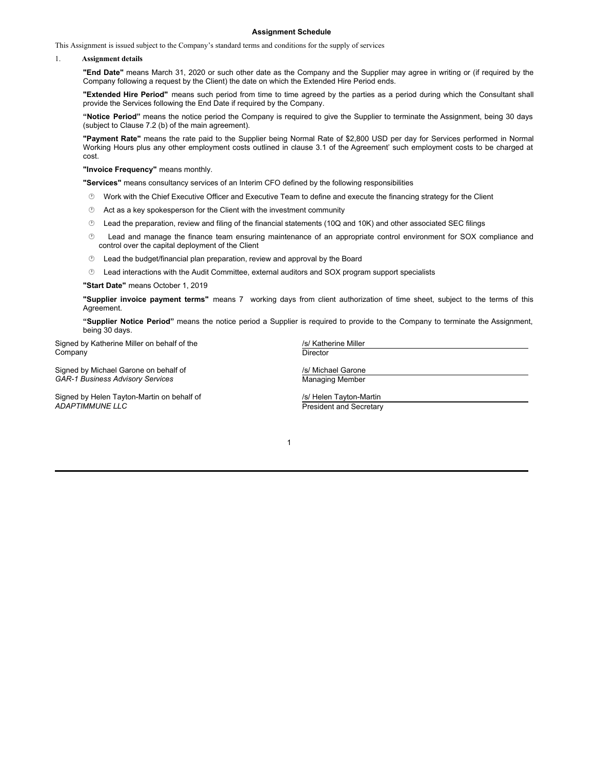## Assignment Schedule

This Assignment is issued subject to the Company's standard terms and conditions for the supply of services

1. **Assignment details**

**"End Date"** means March 31, 2020 or such other date as the Company and the Supplier may agree in writing or (if required by the Company following a request by the Client) the date on which the Extended Hire Period ends.

**"Extended Hire Period"** means such period from time to time agreed by the parties as a period during which the Consultant shall provide the Services following the End Date if required by the Company.

**"Notice Period"** means the notice period the Company is required to give the Supplier to terminate the Assignment, being 30 days (subject to Clause 7.2 (b) of the main agreement).

**"Payment Rate"** means the rate paid to the Supplier being Normal Rate of $2,800 USD per day for Services performed in Normal Working Hours plus any other employment costs outlined in clause 3.1 of the Agreement' such employment costs to be charged at cost.

**"Invoice Frequency"** means monthly.

**"Services"** means consultancy services of an Interim CFO defined by the following responsibilities

- Work with the Chief Executive Officer and Executive Team to define and execute the financing strategy for the Client
- Act as a key spokesperson for the Client with the investment community
- Lead the preparation, review and filing of the financial statements (10Q and 10K) and other associated SEC filings
- Lead and manage the finance team ensuring maintenance of an appropriate control environment for SOX compliance and control over the capital deployment of the Client
- Lead the budget/financial plan preparation, review and approval by the Board
- Lead interactions with the Audit Committee, external auditors and SOX program support specialists

**"Start Date"** means October 1, 2019

**"Supplier invoice payment terms"** means 7 working days from client authorization of time sheet, subject to the terms of this Agreement.

**"Supplier Notice Period"** means the notice period a Supplier is required to provide to the Company to terminate the Assignment, being 30 days.

Signed by Katherine Miller on behalf of the Company

/s/ Katherine Miller
Director

Signed by Michael Garone on behalf of *GAR-1 Business Advisory Services*

/s/ Michael Garone
Managing Member

Signed by Helen Tayton-Martin on behalf of *ADAPTIMMUNE LLC*

/s/ Helen Tayton-Martin
President and Secretary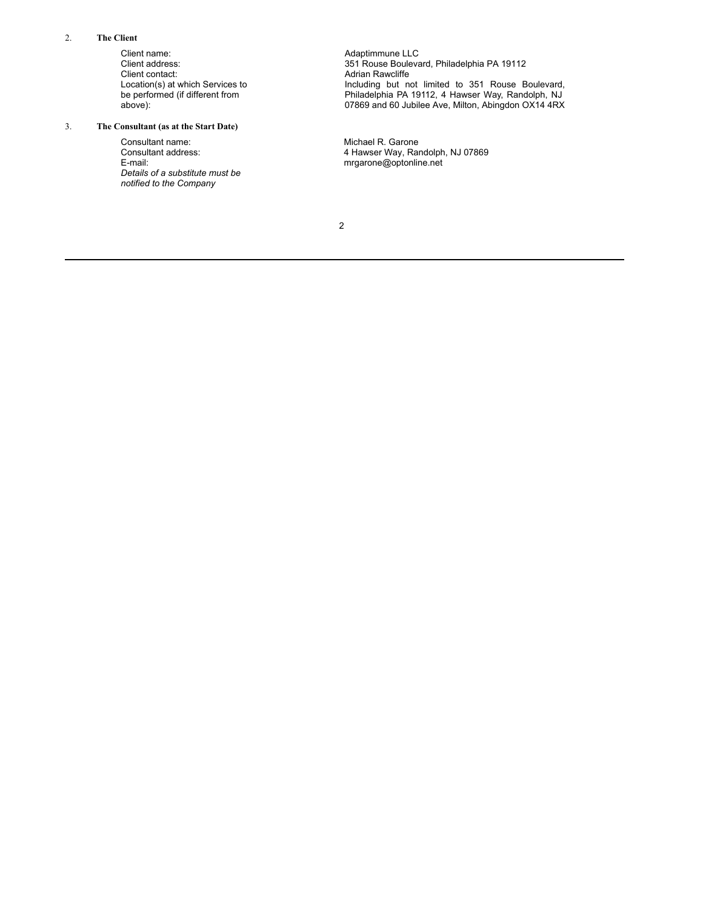2. **The Client**

| | |
|---|---|
| Client name: | Adaptimmune LLC |
| Client address: | 351 Rouse Boulevard, Philadelphia PA 19112 |
| Client contact: | Adrian Rawcliffe |
| Location(s) at which Services to be performed (if different from above): | Including but not limited to 351 Rouse Boulevard, Philadelphia PA 19112, 4 Hawser Way, Randolph, NJ 07869 and 60 Jubilee Ave, Milton, Abingdon OX14 4RX |

3. **The Consultant (as at the Start Date)**

| | |
|---|---|
| Consultant name: | Michael R. Garone |
| Consultant address: | 4 Hawser Way, Randolph, NJ 07869 |
| E-mail: | mrgarone@optonline.net |
| *Details of a substitute must be notified to the Company* | |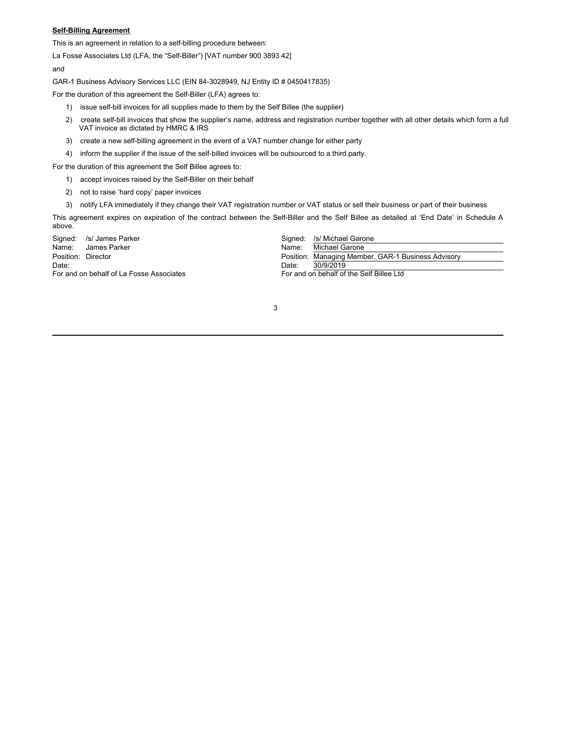**Self-Billing Agreement**

This is an agreement in relation to a self-billing procedure between:

La Fosse Associates Ltd (LFA, the "Self-Biller") [VAT number 900 3893 42]

and

GAR-1 Business Advisory Services LLC (EIN 84-3028949, NJ Entity ID # 0450417835)

For the duration of this agreement the Self-Biller (LFA) agrees to:

1) issue self-bill invoices for all supplies made to them by the Self Billee (the supplier)
2) create self-bill invoices that show the supplier's name, address and registration number together with all other details which form a full VAT invoice as dictated by HMRC & IRS
3) create a new self-billing agreement in the event of a VAT number change for either party
4) inform the supplier if the issue of the self-billed invoices will be outsourced to a third party.

For the duration of this agreement the Self Billee agrees to:

1) accept invoices raised by the Self-Biller on their behalf
2) not to raise 'hard copy' paper invoices
3) notify LFA immediately if they change their VAT registration number or VAT status or sell their business or part of their business

This agreement expires on expiration of the contract between the Self-Biller and the Self Billee as detailed at 'End Date' in Schedule A above.

Signed: /s/ James Parker
Name: James Parker
Position: Director
Date:
For and on behalf of La Fosse Associates

Signed: /s/ Michael Garone
Name: Michael Garone
Position: Managing Member, GAR-1 Business Advisory
Date: 30/9/2019
For and on behalf of the Self Billee Ltd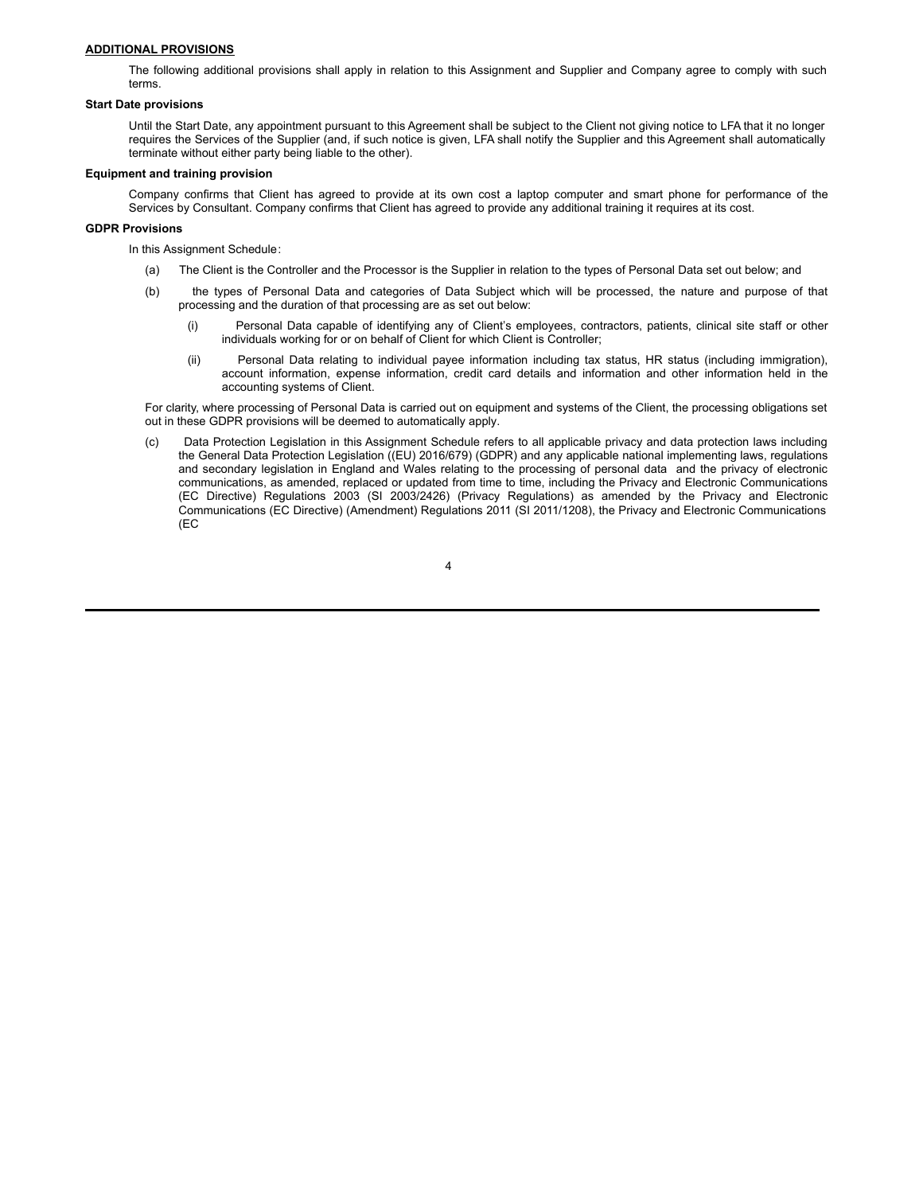**ADDITIONAL PROVISIONS**

The following additional provisions shall apply in relation to this Assignment and Supplier and Company agree to comply with such terms.

**Start Date provisions**

Until the Start Date, any appointment pursuant to this Agreement shall be subject to the Client not giving notice to LFA that it no longer requires the Services of the Supplier (and, if such notice is given, LFA shall notify the Supplier and this Agreement shall automatically terminate without either party being liable to the other).

**Equipment and training provision**

Company confirms that Client has agreed to provide at its own cost a laptop computer and smart phone for performance of the Services by Consultant. Company confirms that Client has agreed to provide any additional training it requires at its cost.

**GDPR Provisions**

In this Assignment Schedule:

(a) The Client is the Controller and the Processor is the Supplier in relation to the types of Personal Data set out below; and

(b) the types of Personal Data and categories of Data Subject which will be processed, the nature and purpose of that processing and the duration of that processing are as set out below:

   (i) Personal Data capable of identifying any of Client's employees, contractors, patients, clinical site staff or other individuals working for or on behalf of Client for which Client is Controller;

   (ii) Personal Data relating to individual payee information including tax status, HR status (including immigration), account information, expense information, credit card details and information and other information held in the accounting systems of Client.

For clarity, where processing of Personal Data is carried out on equipment and systems of the Client, the processing obligations set out in these GDPR provisions will be deemed to automatically apply.

(c) Data Protection Legislation in this Assignment Schedule refers to all applicable privacy and data protection laws including the General Data Protection Legislation ((EU) 2016/679) (GDPR) and any applicable national implementing laws, regulations and secondary legislation in England and Wales relating to the processing of personal data and the privacy of electronic communications, as amended, replaced or updated from time to time, including the Privacy and Electronic Communications (EC Directive) Regulations 2003 (SI 2003/2426) (Privacy Regulations) as amended by the Privacy and Electronic Communications (EC Directive) (Amendment) Regulations 2011 (SI 2011/1208), the Privacy and Electronic Communications (EC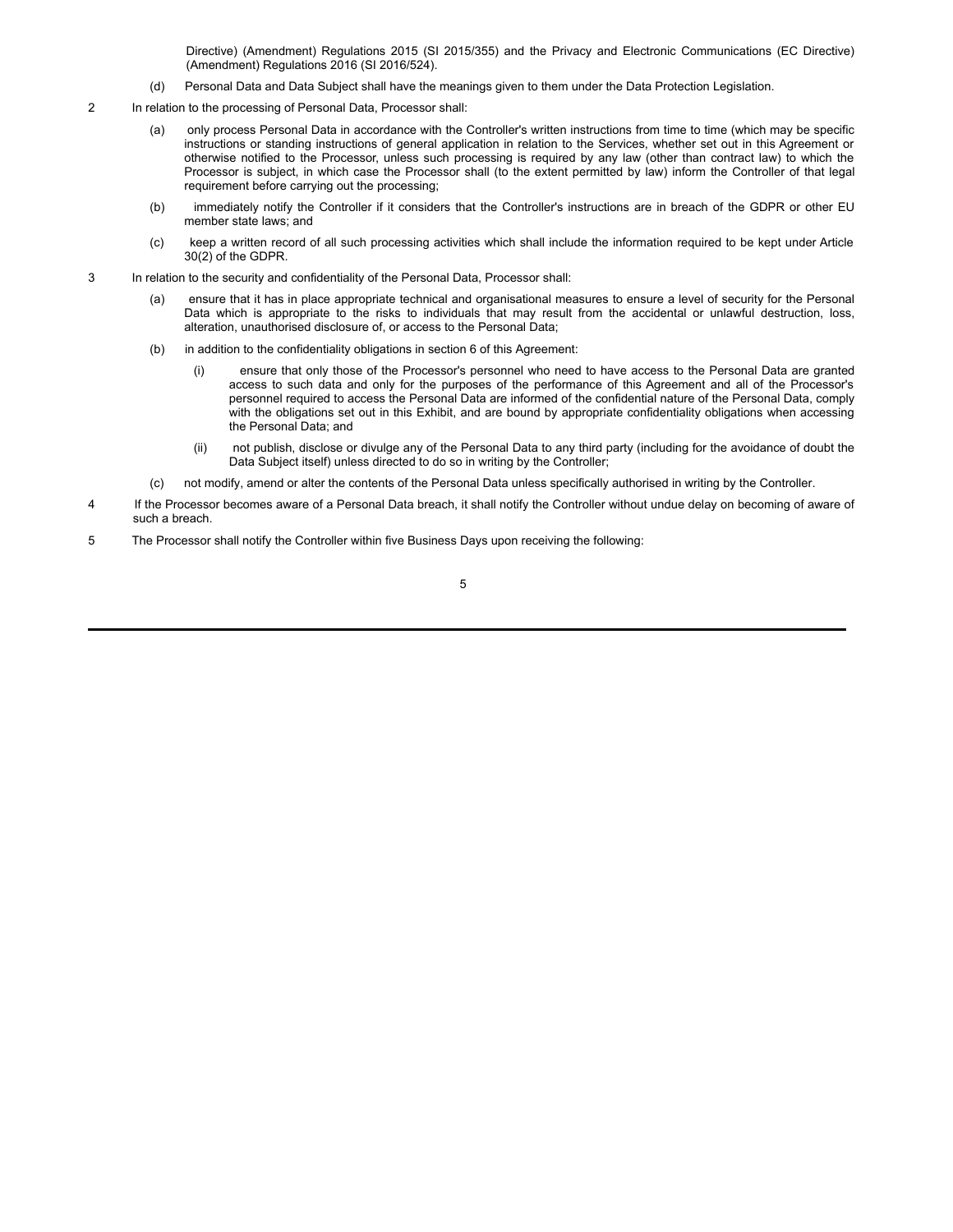Directive) (Amendment) Regulations 2015 (SI 2015/355) and the Privacy and Electronic Communications (EC Directive) (Amendment) Regulations 2016 (SI 2016/524).

(d) Personal Data and Data Subject shall have the meanings given to them under the Data Protection Legislation.

2 In relation to the processing of Personal Data, Processor shall:

(a) only process Personal Data in accordance with the Controller's written instructions from time to time (which may be specific instructions or standing instructions of general application in relation to the Services, whether set out in this Agreement or otherwise notified to the Processor, unless such processing is required by any law (other than contract law) to which the Processor is subject, in which case the Processor shall (to the extent permitted by law) inform the Controller of that legal requirement before carrying out the processing;

(b) immediately notify the Controller if it considers that the Controller's instructions are in breach of the GDPR or other EU member state laws; and

(c) keep a written record of all such processing activities which shall include the information required to be kept under Article 30(2) of the GDPR.

3 In relation to the security and confidentiality of the Personal Data, Processor shall:

(a) ensure that it has in place appropriate technical and organisational measures to ensure a level of security for the Personal Data which is appropriate to the risks to individuals that may result from the accidental or unlawful destruction, loss, alteration, unauthorised disclosure of, or access to the Personal Data;

(b) in addition to the confidentiality obligations in section 6 of this Agreement:

(i) ensure that only those of the Processor's personnel who need to have access to the Personal Data are granted access to such data and only for the purposes of the performance of this Agreement and all of the Processor's personnel required to access the Personal Data are informed of the confidential nature of the Personal Data, comply with the obligations set out in this Exhibit, and are bound by appropriate confidentiality obligations when accessing the Personal Data; and

(ii) not publish, disclose or divulge any of the Personal Data to any third party (including for the avoidance of doubt the Data Subject itself) unless directed to do so in writing by the Controller;

(c) not modify, amend or alter the contents of the Personal Data unless specifically authorised in writing by the Controller.

4 If the Processor becomes aware of a Personal Data breach, it shall notify the Controller without undue delay on becoming of aware of such a breach.

5 The Processor shall notify the Controller within five Business Days upon receiving the following: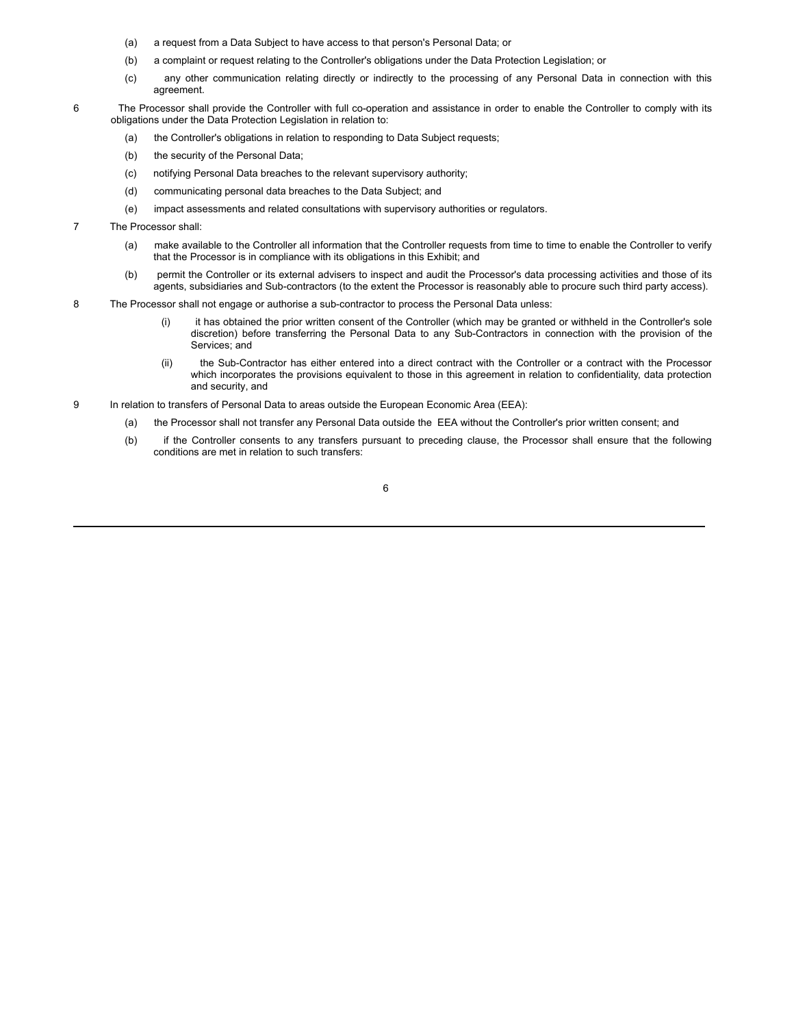(a) a request from a Data Subject to have access to that person's Personal Data; or

(b) a complaint or request relating to the Controller's obligations under the Data Protection Legislation; or

(c) any other communication relating directly or indirectly to the processing of any Personal Data in connection with this agreement.

6 The Processor shall provide the Controller with full co-operation and assistance in order to enable the Controller to comply with its obligations under the Data Protection Legislation in relation to:

(a) the Controller's obligations in relation to responding to Data Subject requests;

(b) the security of the Personal Data;

(c) notifying Personal Data breaches to the relevant supervisory authority;

(d) communicating personal data breaches to the Data Subject; and

(e) impact assessments and related consultations with supervisory authorities or regulators.

7 The Processor shall:

(a) make available to the Controller all information that the Controller requests from time to time to enable the Controller to verify that the Processor is in compliance with its obligations in this Exhibit; and

(b) permit the Controller or its external advisers to inspect and audit the Processor's data processing activities and those of its agents, subsidiaries and Sub-contractors (to the extent the Processor is reasonably able to procure such third party access).

8 The Processor shall not engage or authorise a sub-contractor to process the Personal Data unless:

(i) it has obtained the prior written consent of the Controller (which may be granted or withheld in the Controller's sole discretion) before transferring the Personal Data to any Sub-Contractors in connection with the provision of the Services; and

(ii) the Sub-Contractor has either entered into a direct contract with the Controller or a contract with the Processor which incorporates the provisions equivalent to those in this agreement in relation to confidentiality, data protection and security, and

9 In relation to transfers of Personal Data to areas outside the European Economic Area (EEA):

(a) the Processor shall not transfer any Personal Data outside the EEA without the Controller's prior written consent; and

(b) if the Controller consents to any transfers pursuant to preceding clause, the Processor shall ensure that the following conditions are met in relation to such transfers: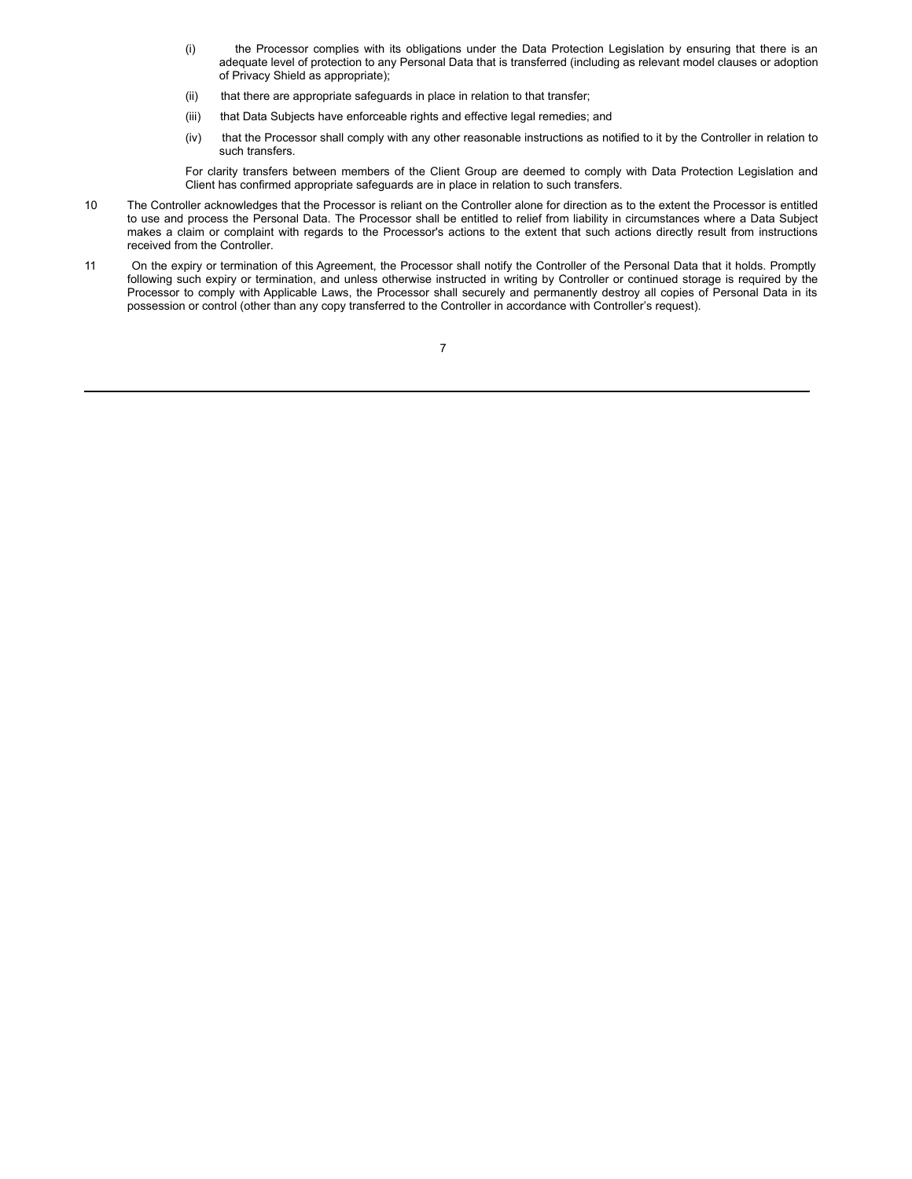(i) the Processor complies with its obligations under the Data Protection Legislation by ensuring that there is an adequate level of protection to any Personal Data that is transferred (including as relevant model clauses or adoption of Privacy Shield as appropriate);

(ii) that there are appropriate safeguards in place in relation to that transfer;

(iii) that Data Subjects have enforceable rights and effective legal remedies; and

(iv) that the Processor shall comply with any other reasonable instructions as notified to it by the Controller in relation to such transfers.

For clarity transfers between members of the Client Group are deemed to comply with Data Protection Legislation and Client has confirmed appropriate safeguards are in place in relation to such transfers.

10 The Controller acknowledges that the Processor is reliant on the Controller alone for direction as to the extent the Processor is entitled to use and process the Personal Data. The Processor shall be entitled to relief from liability in circumstances where a Data Subject makes a claim or complaint with regards to the Processor's actions to the extent that such actions directly result from instructions received from the Controller.

11 On the expiry or termination of this Agreement, the Processor shall notify the Controller of the Personal Data that it holds. Promptly following such expiry or termination, and unless otherwise instructed in writing by Controller or continued storage is required by the Processor to comply with Applicable Laws, the Processor shall securely and permanently destroy all copies of Personal Data in its possession or control (other than any copy transferred to the Controller in accordance with Controller's request).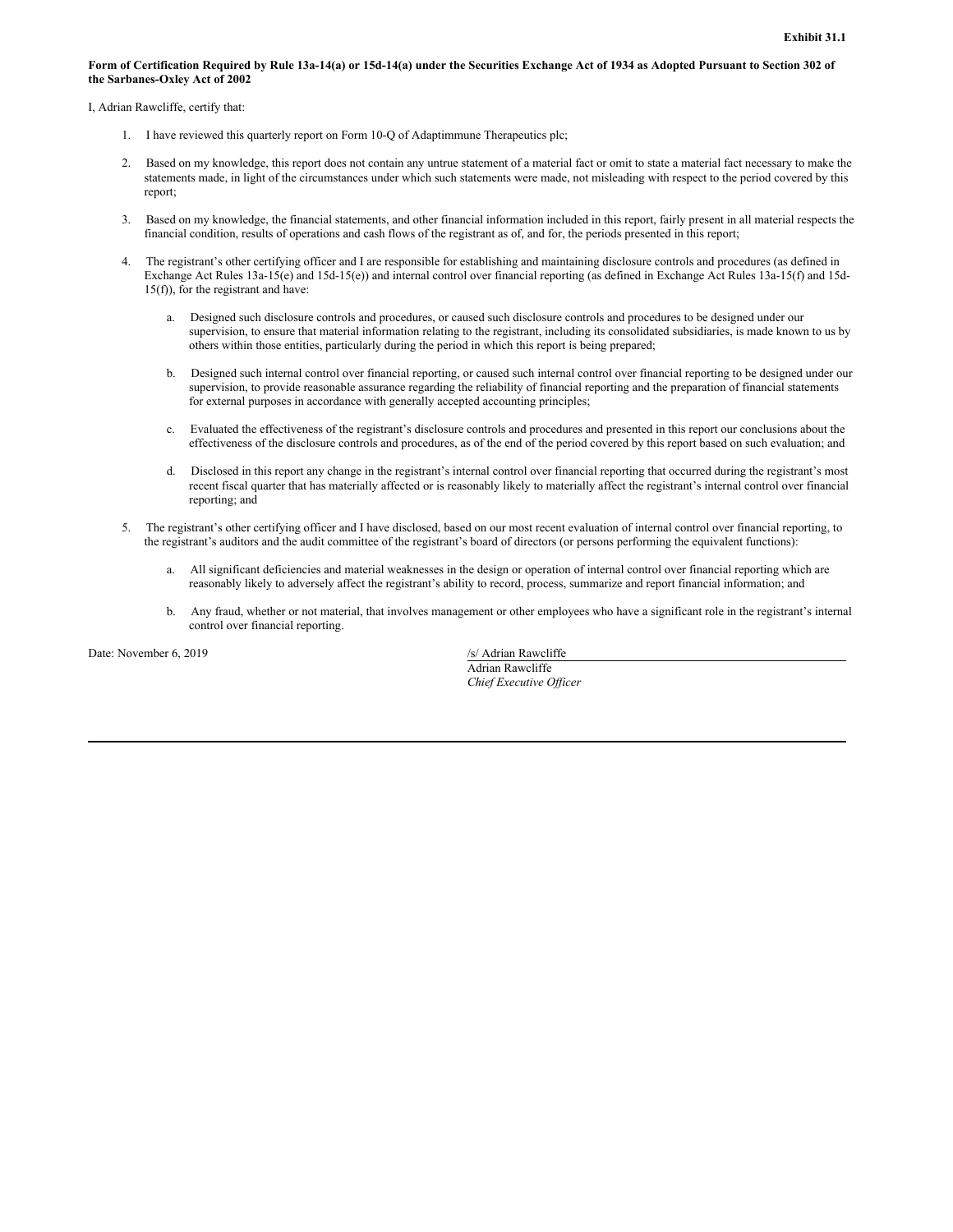**Exhibit 31.1**

**Form of Certification Required by Rule 13a-14(a) or 15d-14(a) under the Securities Exchange Act of 1934 as Adopted Pursuant to Section 302 of the Sarbanes-Oxley Act of 2002**

I, Adrian Rawcliffe, certify that:

1. I have reviewed this quarterly report on Form 10-Q of Adaptimmune Therapeutics plc;

2. Based on my knowledge, this report does not contain any untrue statement of a material fact or omit to state a material fact necessary to make the statements made, in light of the circumstances under which such statements were made, not misleading with respect to the period covered by this report;

3. Based on my knowledge, the financial statements, and other financial information included in this report, fairly present in all material respects the financial condition, results of operations and cash flows of the registrant as of, and for, the periods presented in this report;

4. The registrant's other certifying officer and I are responsible for establishing and maintaining disclosure controls and procedures (as defined in Exchange Act Rules 13a-15(e) and 15d-15(e)) and internal control over financial reporting (as defined in Exchange Act Rules 13a-15(f) and 15d-15(f)), for the registrant and have:

   a. Designed such disclosure controls and procedures, or caused such disclosure controls and procedures to be designed under our supervision, to ensure that material information relating to the registrant, including its consolidated subsidiaries, is made known to us by others within those entities, particularly during the period in which this report is being prepared;

   b. Designed such internal control over financial reporting, or caused such internal control over financial reporting to be designed under our supervision, to provide reasonable assurance regarding the reliability of financial reporting and the preparation of financial statements for external purposes in accordance with generally accepted accounting principles;

   c. Evaluated the effectiveness of the registrant's disclosure controls and procedures and presented in this report our conclusions about the effectiveness of the disclosure controls and procedures, as of the end of the period covered by this report based on such evaluation; and

   d. Disclosed in this report any change in the registrant's internal control over financial reporting that occurred during the registrant's most recent fiscal quarter that has materially affected or is reasonably likely to materially affect the registrant's internal control over financial reporting; and

5. The registrant's other certifying officer and I have disclosed, based on our most recent evaluation of internal control over financial reporting, to the registrant's auditors and the audit committee of the registrant's board of directors (or persons performing the equivalent functions):

   a. All significant deficiencies and material weaknesses in the design or operation of internal control over financial reporting which are reasonably likely to adversely affect the registrant's ability to record, process, summarize and report financial information; and

   b. Any fraud, whether or not material, that involves management or other employees who have a significant role in the registrant's internal control over financial reporting.

Date: November 6, 2019

/s/ Adrian Rawcliffe
Adrian Rawcliffe
*Chief Executive Officer*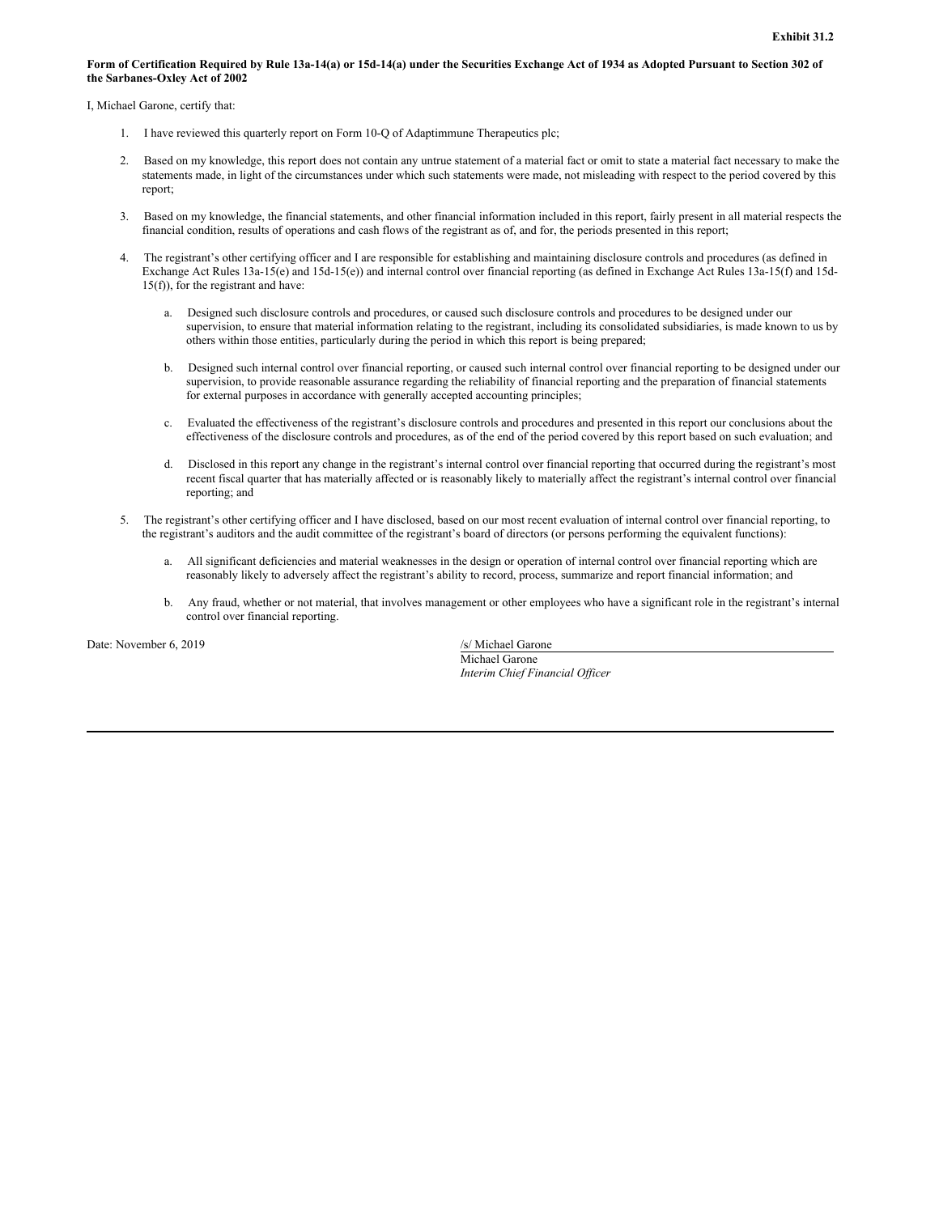**Exhibit 31.2**

**Form of Certification Required by Rule 13a-14(a) or 15d-14(a) under the Securities Exchange Act of 1934 as Adopted Pursuant to Section 302 of the Sarbanes-Oxley Act of 2002**

I, Michael Garone, certify that:

1. I have reviewed this quarterly report on Form 10-Q of Adaptimmune Therapeutics plc;

2. Based on my knowledge, this report does not contain any untrue statement of a material fact or omit to state a material fact necessary to make the statements made, in light of the circumstances under which such statements were made, not misleading with respect to the period covered by this report;

3. Based on my knowledge, the financial statements, and other financial information included in this report, fairly present in all material respects the financial condition, results of operations and cash flows of the registrant as of, and for, the periods presented in this report;

4. The registrant's other certifying officer and I are responsible for establishing and maintaining disclosure controls and procedures (as defined in Exchange Act Rules 13a-15(e) and 15d-15(e)) and internal control over financial reporting (as defined in Exchange Act Rules 13a-15(f) and 15d-15(f)), for the registrant and have:

   a. Designed such disclosure controls and procedures, or caused such disclosure controls and procedures to be designed under our supervision, to ensure that material information relating to the registrant, including its consolidated subsidiaries, is made known to us by others within those entities, particularly during the period in which this report is being prepared;

   b. Designed such internal control over financial reporting, or caused such internal control over financial reporting to be designed under our supervision, to provide reasonable assurance regarding the reliability of financial reporting and the preparation of financial statements for external purposes in accordance with generally accepted accounting principles;

   c. Evaluated the effectiveness of the registrant's disclosure controls and procedures and presented in this report our conclusions about the effectiveness of the disclosure controls and procedures, as of the end of the period covered by this report based on such evaluation; and

   d. Disclosed in this report any change in the registrant's internal control over financial reporting that occurred during the registrant's most recent fiscal quarter that has materially affected or is reasonably likely to materially affect the registrant's internal control over financial reporting; and

5. The registrant's other certifying officer and I have disclosed, based on our most recent evaluation of internal control over financial reporting, to the registrant's auditors and the audit committee of the registrant's board of directors (or persons performing the equivalent functions):

   a. All significant deficiencies and material weaknesses in the design or operation of internal control over financial reporting which are reasonably likely to adversely affect the registrant's ability to record, process, summarize and report financial information; and

   b. Any fraud, whether or not material, that involves management or other employees who have a significant role in the registrant's internal control over financial reporting.

Date: November 6, 2019

/s/ Michael Garone

Michael Garone

*Interim Chief Financial Officer*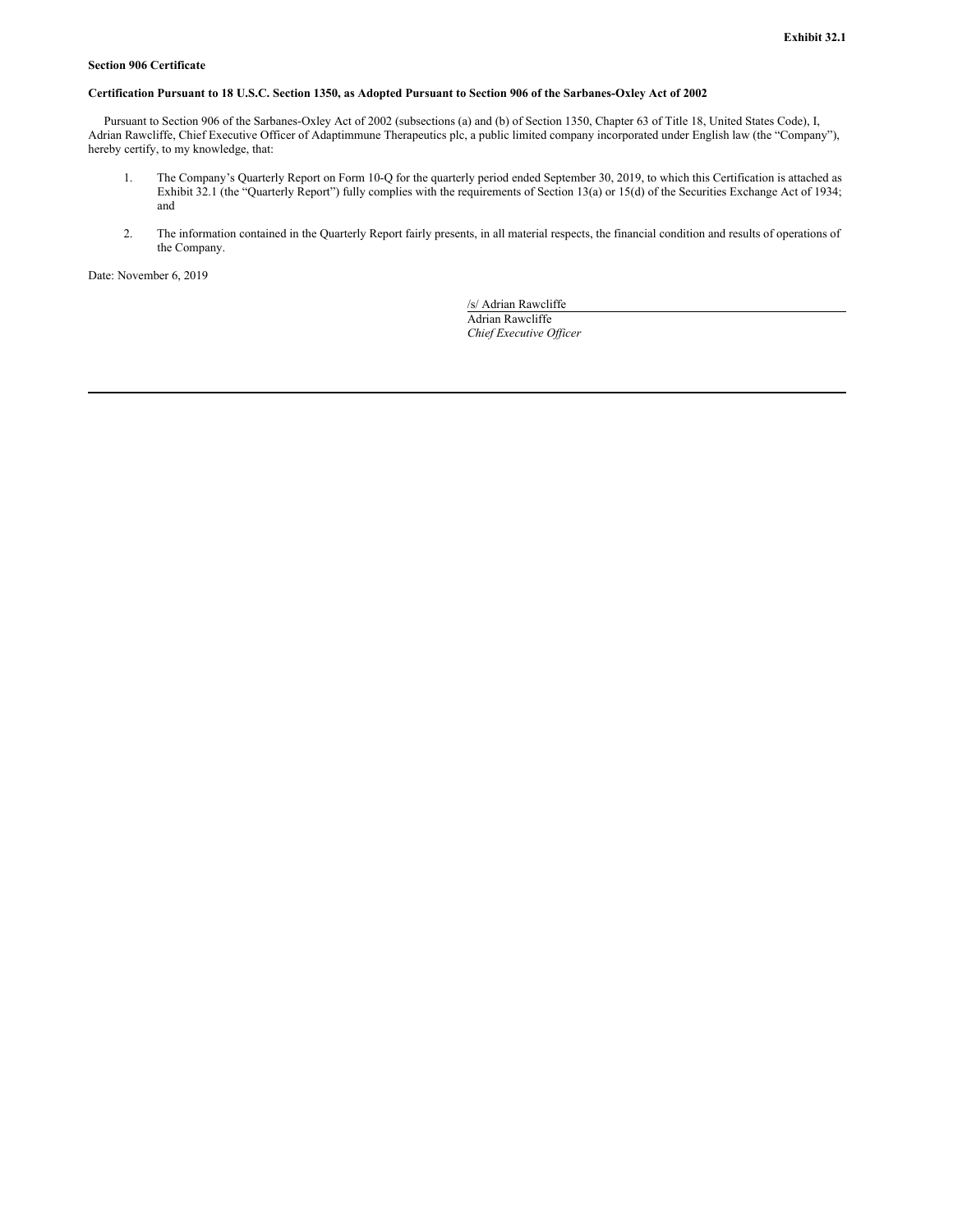**Exhibit 32.1**

**Section 906 Certificate**

**Certification Pursuant to 18 U.S.C. Section 1350, as Adopted Pursuant to Section 906 of the Sarbanes-Oxley Act of 2002**

Pursuant to Section 906 of the Sarbanes-Oxley Act of 2002 (subsections (a) and (b) of Section 1350, Chapter 63 of Title 18, United States Code), I, Adrian Rawcliffe, Chief Executive Officer of Adaptimmune Therapeutics plc, a public limited company incorporated under English law (the "Company"), hereby certify, to my knowledge, that:

1. The Company's Quarterly Report on Form 10-Q for the quarterly period ended September 30, 2019, to which this Certification is attached as Exhibit 32.1 (the "Quarterly Report") fully complies with the requirements of Section 13(a) or 15(d) of the Securities Exchange Act of 1934; and

2. The information contained in the Quarterly Report fairly presents, in all material respects, the financial condition and results of operations of the Company.

Date: November 6, 2019

/s/ Adrian Rawcliffe
Adrian Rawcliffe
*Chief Executive Officer*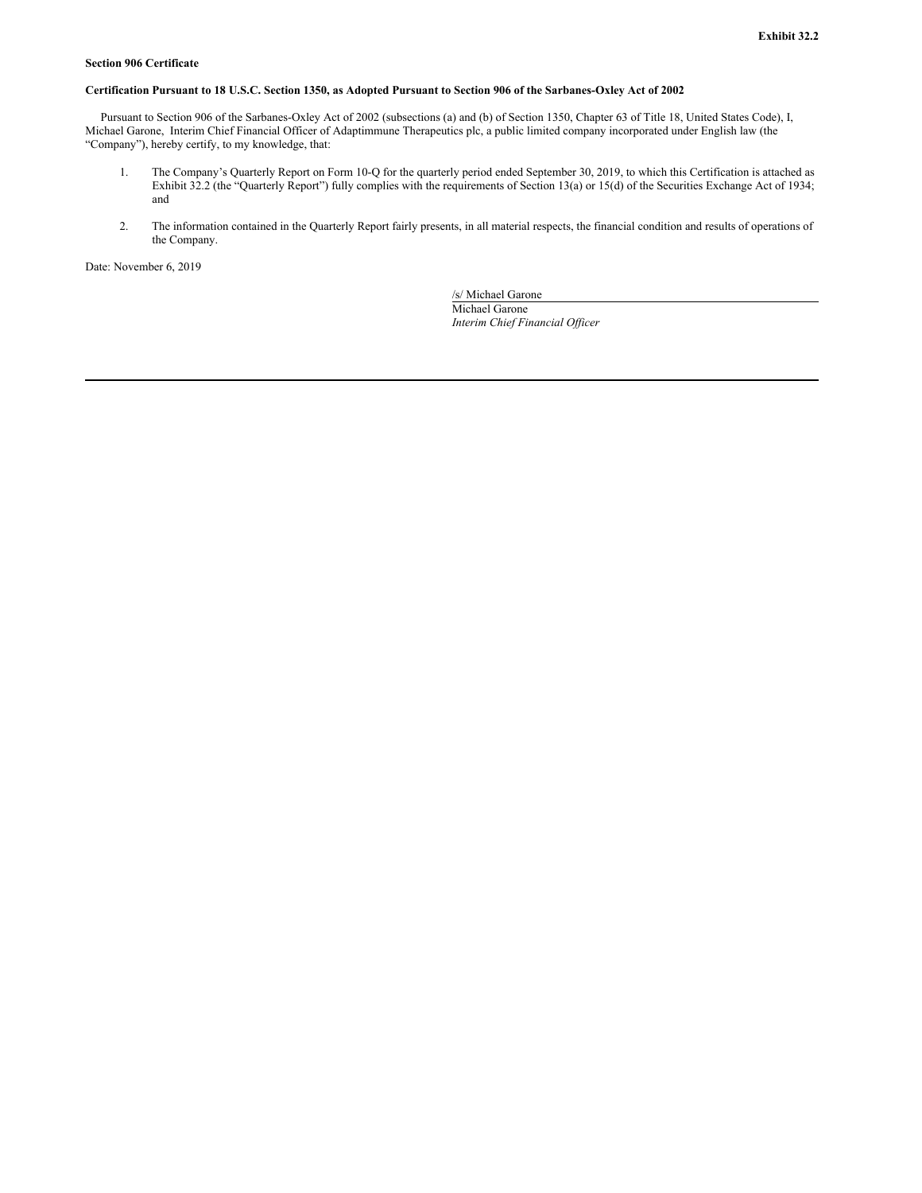**Exhibit 32.2**

**Section 906 Certificate**

**Certification Pursuant to 18 U.S.C. Section 1350, as Adopted Pursuant to Section 906 of the Sarbanes-Oxley Act of 2002**

Pursuant to Section 906 of the Sarbanes-Oxley Act of 2002 (subsections (a) and (b) of Section 1350, Chapter 63 of Title 18, United States Code), I, Michael Garone, Interim Chief Financial Officer of Adaptimmune Therapeutics plc, a public limited company incorporated under English law (the "Company"), hereby certify, to my knowledge, that:

1. The Company's Quarterly Report on Form 10-Q for the quarterly period ended September 30, 2019, to which this Certification is attached as Exhibit 32.2 (the "Quarterly Report") fully complies with the requirements of Section 13(a) or 15(d) of the Securities Exchange Act of 1934; and

2. The information contained in the Quarterly Report fairly presents, in all material respects, the financial condition and results of operations of the Company.

Date: November 6, 2019

/s/ Michael Garone
Michael Garone
*Interim Chief Financial Officer*